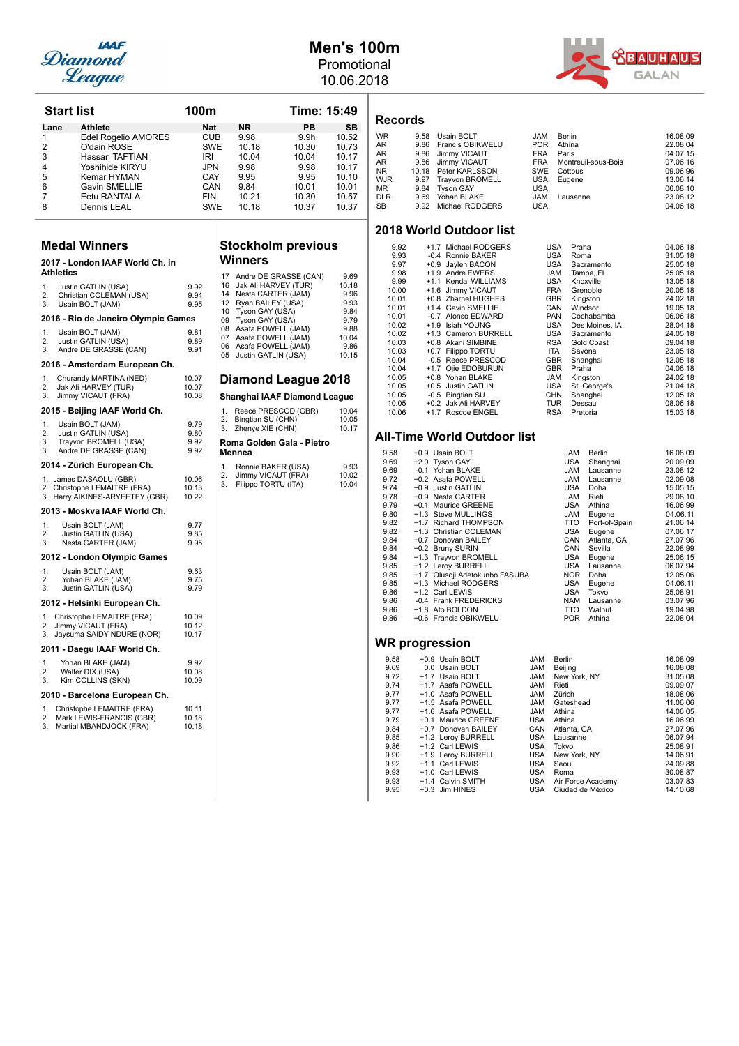# Men's 100m

Promotional

10.06.2018

## Start list

**100m** — **Time: 15:49**

| Lane | Athlete | Nat | NR | PB | SB |
|---|---|---|---|---|---|
| 1 | Edel Rogelio AMORES | CUB | 9.98 | 9.9h | 10.52 |
| 2 | O'dain ROSE | SWE | 10.18 | 10.30 | 10.73 |
| 3 | Hassan TAFTIAN | IRI | 10.04 | 10.04 | 10.17 |
| 4 | Yoshihide KIRYU | JPN | 9.98 | 9.98 | 10.17 |
| 5 | Kemar HYMAN | CAY | 9.95 | 9.95 | 10.10 |
| 6 | Gavin SMELLIE | CAN | 9.84 | 10.01 | 10.01 |
| 7 | Eetu RANTALA | FIN | 10.21 | 10.30 | 10.57 |
| 8 | Dennis LEAL | SWE | 10.18 | 10.37 | 10.37 |

## Medal Winners

### 2017 - London IAAF World Ch. in Athletics

1. Justin GATLIN (USA) 9.92
2. Christian COLEMAN (USA) 9.94
3. Usain BOLT (JAM) 9.95

### 2016 - Rio de Janeiro Olympic Games

1. Usain BOLT (JAM) 9.81
2. Justin GATLIN (USA) 9.89
3. Andre DE GRASSE (CAN) 9.91

### 2016 - Amsterdam European Ch.

1. Churandy MARTINA (NED) 10.07
2. Jak Ali HARVEY (TUR) 10.07
3. Jimmy VICAUT (FRA) 10.08

### 2015 - Beijing IAAF World Ch.

1. Usain BOLT (JAM) 9.79
2. Justin GATLIN (USA) 9.80
3. Trayvon BROMELL (USA) 9.92
3. Andre DE GRASSE (CAN) 9.92

### 2014 - Zürich European Ch.

1. James DASAOLU (GBR) 10.06
2. Christophe LEMAITRE (FRA) 10.13
3. Harry AIKINES-ARYEETEY (GBR) 10.22

### 2013 - Moskva IAAF World Ch.

1. Usain BOLT (JAM) 9.77
2. Justin GATLIN (USA) 9.85
3. Nesta CARTER (JAM) 9.95

### 2012 - London Olympic Games

1. Usain BOLT (JAM) 9.63
2. Yohan BLAKE (JAM) 9.75
3. Justin GATLIN (USA) 9.79

### 2012 - Helsinki European Ch.

1. Christophe LEMAITRE (FRA) 10.09
2. Jimmy VICAUT (FRA) 10.12
3. Jaysuma SAIDY NDURE (NOR) 10.17

### 2011 - Daegu IAAF World Ch.

1. Yohan BLAKE (JAM) 9.92
2. Walter DIX (USA) 10.08
3. Kim COLLINS (SKN) 10.09

### 2010 - Barcelona European Ch.

1. Christophe LEMAITRE (FRA) 10.11
2. Mark LEWIS-FRANCIS (GBR) 10.18
3. Martial MBANDJOCK (FRA) 10.18

## Stockholm previous Winners

| Year | Athlete | Time |
|---|---|---|
| 17 | Andre DE GRASSE (CAN) | 9.69 |
| 16 | Jak Ali HARVEY (TUR) | 10.18 |
| 14 | Nesta CARTER (JAM) | 9.96 |
| 12 | Ryan BAILEY (USA) | 9.93 |
| 10 | Tyson GAY (USA) | 9.84 |
| 09 | Tyson GAY (USA) | 9.79 |
| 08 | Asafa POWELL (JAM) | 9.88 |
| 07 | Asafa POWELL (JAM) | 10.04 |
| 06 | Asafa POWELL (JAM) | 9.86 |
| 05 | Justin GATLIN (USA) | 10.15 |

## Diamond League 2018

### Shanghai IAAF Diamond League

1. Reece PRESCOD (GBR) 10.04
2. Bingtian SU (CHN) 10.05
3. Zhenye XIE (CHN) 10.17

### Roma Golden Gala - Pietro Mennea

1. Ronnie BAKER (USA) 9.93
2. Jimmy VICAUT (FRA) 10.02
3. Filippo TORTU (ITA) 10.04

## Records

| | | Athlete | Nat | Venue | Date |
|---|---|---|---|---|---|
| WR | 9.58 | Usain BOLT | JAM | Berlin | 16.08.09 |
| AR | 9.86 | Francis OBIKWELU | POR | Athina | 22.08.04 |
| AR | 9.86 | Jimmy VICAUT | FRA | Paris | 04.07.15 |
| AR | 9.86 | Jimmy VICAUT | FRA | Montreuil-sous-Bois | 07.06.16 |
| NR | 10.18 | Peter KARLSSON | SWE | Cottbus | 09.06.96 |
| WJR | 9.97 | Trayvon BROMELL | USA | Eugene | 13.06.14 |
| MR | 9.84 | Tyson GAY | USA | | 06.08.10 |
| DLR | 9.69 | Yohan BLAKE | JAM | Lausanne | 23.08.12 |
| SB | 9.92 | Michael RODGERS | USA | | 04.06.18 |

## 2018 World Outdoor list

| Time | Wind | Athlete | Nat | Venue | Date |
|---|---|---|---|---|---|
| 9.92 | +1.7 | Michael RODGERS | USA | Praha | 04.06.18 |
| 9.93 | -0.4 | Ronnie BAKER | USA | Roma | 31.05.18 |
| 9.97 | +0.9 | Jaylen BACON | USA | Sacramento | 25.05.18 |
| 9.98 | +1.9 | Andre EWERS | JAM | Tampa, FL | 25.05.18 |
| 9.99 | +1.1 | Kendal WILLIAMS | USA | Knoxville | 13.05.18 |
| 10.00 | +1.6 | Jimmy VICAUT | FRA | Grenoble | 20.05.18 |
| 10.01 | +0.8 | Zharnel HUGHES | GBR | Kingston | 24.02.18 |
| 10.01 | +1.4 | Gavin SMELLIE | CAN | Windsor | 19.05.18 |
| 10.01 | -0.7 | Alonso EDWARD | PAN | Cochabamba | 06.06.18 |
| 10.02 | +1.9 | Isiah YOUNG | USA | Des Moines, IA | 28.04.18 |
| 10.02 | +1.3 | Cameron BURRELL | USA | Sacramento | 24.05.18 |
| 10.03 | +0.8 | Akani SIMBINE | RSA | Gold Coast | 09.04.18 |
| 10.03 | +0.7 | Filippo TORTU | ITA | Savona | 23.05.18 |
| 10.04 | -0.5 | Reece PRESCOD | GBR | Shanghai | 12.05.18 |
| 10.04 | +1.7 | Ojie EDOBURUN | GBR | Praha | 04.06.18 |
| 10.05 | +0.8 | Yohan BLAKE | JAM | Kingston | 24.02.18 |
| 10.05 | +0.5 | Justin GATLIN | USA | St. George's | 21.04.18 |
| 10.05 | -0.5 | Bingtian SU | CHN | Shanghai | 12.05.18 |
| 10.05 | +0.2 | Jak Ali HARVEY | TUR | Dessau | 08.06.18 |
| 10.06 | +1.7 | Roscoe ENGEL | RSA | Pretoria | 15.03.18 |

## All-Time World Outdoor list

| Time | Wind | Athlete | Nat | Venue | Date |
|---|---|---|---|---|---|
| 9.58 | +0.9 | Usain BOLT | JAM | Berlin | 16.08.09 |
| 9.69 | +2.0 | Tyson GAY | USA | Shanghai | 20.09.09 |
| 9.69 | -0.1 | Yohan BLAKE | JAM | Lausanne | 23.08.12 |
| 9.72 | +0.2 | Asafa POWELL | JAM | Lausanne | 02.09.08 |
| 9.74 | +0.9 | Justin GATLIN | USA | Doha | 15.05.15 |
| 9.78 | +0.9 | Nesta CARTER | JAM | Rieti | 29.08.10 |
| 9.79 | +0.1 | Maurice GREENE | USA | Athina | 16.06.99 |
| 9.80 | +1.3 | Steve MULLINGS | JAM | Eugene | 04.06.11 |
| 9.82 | +1.7 | Richard THOMPSON | TTO | Port-of-Spain | 21.06.14 |
| 9.82 | +1.3 | Christian COLEMAN | USA | Eugene | 07.06.17 |
| 9.84 | +0.7 | Donovan BAILEY | CAN | Atlanta, GA | 27.07.96 |
| 9.84 | +0.2 | Bruny SURIN | CAN | Sevilla | 22.08.99 |
| 9.84 | +1.3 | Trayvon BROMELL | USA | Eugene | 25.06.15 |
| 9.85 | +1.2 | Leroy BURRELL | USA | Lausanne | 06.07.94 |
| 9.85 | +1.7 | Olusoji Adetokunbo FASUBA | NGR | Doha | 12.05.06 |
| 9.85 | +1.3 | Michael RODGERS | USA | Eugene | 04.06.11 |
| 9.86 | +1.2 | Carl LEWIS | USA | Tokyo | 25.08.91 |
| 9.86 | -0.4 | Frank FREDERICKS | NAM | Lausanne | 03.07.96 |
| 9.86 | +1.8 | Ato BOLDON | TTO | Walnut | 19.04.98 |
| 9.86 | +0.6 | Francis OBIKWELU | POR | Athina | 22.08.04 |

## WR progression

| Time | Wind | Athlete | Nat | Venue | Date |
|---|---|---|---|---|---|
| 9.58 | +0.9 | Usain BOLT | JAM | Berlin | 16.08.09 |
| 9.69 | 0.0 | Usain BOLT | JAM | Beijing | 16.08.08 |
| 9.72 | +1.7 | Usain BOLT | JAM | New York, NY | 31.05.08 |
| 9.74 | +1.7 | Asafa POWELL | JAM | Rieti | 09.09.07 |
| 9.77 | +1.0 | Asafa POWELL | JAM | Zürich | 18.08.06 |
| 9.77 | +1.5 | Asafa POWELL | JAM | Gateshead | 11.06.06 |
| 9.77 | +1.6 | Asafa POWELL | JAM | Athina | 14.06.05 |
| 9.79 | +0.1 | Maurice GREENE | USA | Athina | 16.06.99 |
| 9.84 | +0.7 | Donovan BAILEY | CAN | Atlanta, GA | 27.07.96 |
| 9.85 | +1.2 | Leroy BURRELL | USA | Lausanne | 06.07.94 |
| 9.86 | +1.2 | Carl LEWIS | USA | Tokyo | 25.08.91 |
| 9.90 | +1.9 | Leroy BURRELL | USA | New York, NY | 14.06.91 |
| 9.92 | +1.1 | Carl LEWIS | USA | Seoul | 24.09.88 |
| 9.93 | +1.0 | Carl LEWIS | USA | Roma | 30.08.87 |
| 9.93 | +1.4 | Calvin SMITH | USA | Air Force Academy | 03.07.83 |
| 9.95 | +0.3 | Jim HINES | USA | Ciudad de México | 14.10.68 |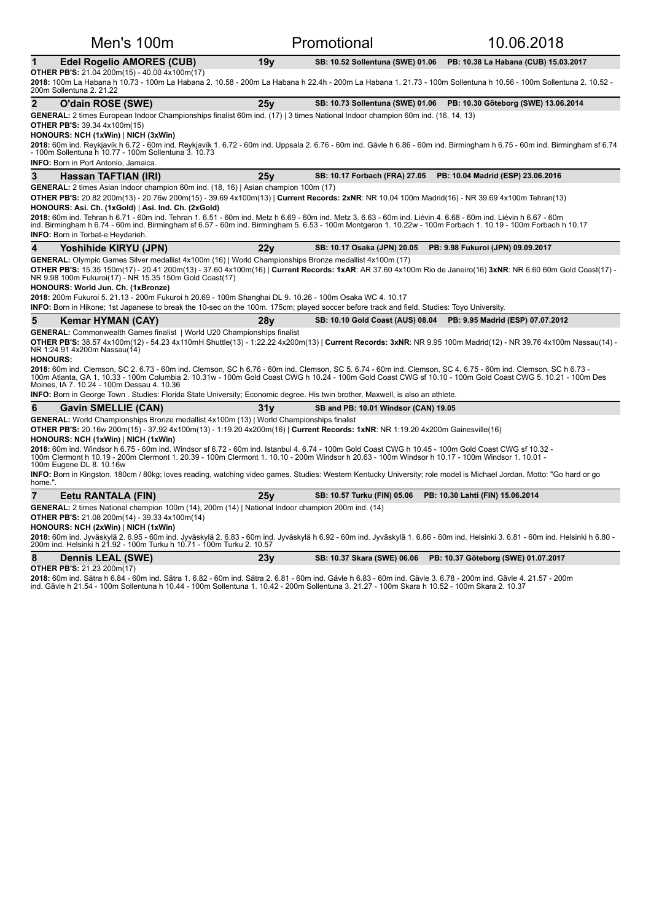# Men's 100m — Promotional — 10.06.2018

## 1 Edel Rogelio AMORES (CUB) — 19y — SB: 10.52 Sollentuna (SWE) 01.06 — PB: 10.38 La Habana (CUB) 15.03.2017

**OTHER PB'S:** 21.04 200m(15) - 40.00 4x100m(17)

**2018:** 100m La Habana h 10.73 - 100m La Habana 2. 10.58 - 200m La Habana h 22.4h - 200m La Habana 1. 21.73 - 100m Sollentuna h 10.56 - 100m Sollentuna 2. 10.52 - 200m Sollentuna 2. 21.22

## 2 O'dain ROSE (SWE) — 25y — SB: 10.73 Sollentuna (SWE) 01.06 — PB: 10.30 Göteborg (SWE) 13.06.2014

**GENERAL:** 2 times European Indoor Championships finalist 60m ind. (17) | 3 times National Indoor champion 60m ind. (16, 14, 13)

**OTHER PB'S:** 39.34 4x100m(15)

**HONOURS: NCH (1xWin) | NICH (3xWin)**

**2018:** 60m ind. Reykjavík h 6.72 - 60m ind. Reykjavík 1. 6.72 - 60m ind. Uppsala 2. 6.76 - 60m ind. Gävle h 6.86 - 60m ind. Birmingham h 6.75 - 60m ind. Birmingham sf 6.74 - 100m Sollentuna h 10.77 - 100m Sollentuna 3. 10.73

**INFO:** Born in Port Antonio, Jamaica.

## 3 Hassan TAFTIAN (IRI) — 25y — SB: 10.17 Forbach (FRA) 27.05 — PB: 10.04 Madrid (ESP) 23.06.2016

**GENERAL:** 2 times Asian Indoor champion 60m ind. (18, 16) | Asian champion 100m (17)

**OTHER PB'S:** 20.82 200m(13) - 20.76w 200m(15) - 39.69 4x100m(13) | **Current Records: 2xNR**: NR 10.04 100m Madrid(16) - NR 39.69 4x100m Tehran(13)

**HONOURS: Asi. Ch. (1xGold) | Asi. Ind. Ch. (2xGold)**

**2018:** 60m ind. Tehran h 6.71 - 60m ind. Tehran 1. 6.51 - 60m ind. Metz h 6.69 - 60m ind. Metz 3. 6.63 - 60m ind. Liévin 4. 6.68 - 60m ind. Liévin h 6.67 - 60m ind. Birmingham h 6.74 - 60m ind. Birmingham sf 6.57 - 60m ind. Birmingham 5. 6.53 - 100m Montgeron 1. 10.22w - 100m Forbach 1. 10.19 - 100m Forbach h 10.17

**INFO:** Born in Torbat-e Heydarieh.

## 4 Yoshihide KIRYU (JPN) — 22y — SB: 10.17 Osaka (JPN) 20.05 — PB: 9.98 Fukuroi (JPN) 09.09.2017

**GENERAL:** Olympic Games Silver medallist 4x100m (16) | World Championships Bronze medallist 4x100m (17)

**OTHER PB'S:** 15.35 150m(17) - 20.41 200m(13) - 37.60 4x100m(16) | **Current Records: 1xAR**: AR 37.60 4x100m Rio de Janeiro(16) **3xNR**: NR 6.60 60m Gold Coast(17) - NR 9.98 100m Fukuroi(17) - NR 15.35 150m Gold Coast(17)

**HONOURS: World Jun. Ch. (1xBronze)**

**2018:** 200m Fukuroi 5. 21.13 - 200m Fukuroi h 20.69 - 100m Shanghai DL 9. 10.26 - 100m Osaka WC 4. 10.17

**INFO:** Born in Hikone; 1st Japanese to break the 10-sec on the 100m. 175cm; played soccer before track and field. Studies: Toyo University.

## 5 Kemar HYMAN (CAY) — 28y — SB: 10.10 Gold Coast (AUS) 08.04 — PB: 9.95 Madrid (ESP) 07.07.2012

**GENERAL:** Commonwealth Games finalist | World U20 Championships finalist

**OTHER PB'S:** 38.57 4x100m(12) - 54.23 4x110mH Shuttle(13) - 1:22.22 4x200m(13) | **Current Records: 3xNR**: NR 9.95 100m Madrid(12) - NR 39.76 4x100m Nassau(14) - NR 1:24.91 4x200m Nassau(14)

**HONOURS:**

**2018:** 60m ind. Clemson, SC 2. 6.73 - 60m ind. Clemson, SC h 6.76 - 60m ind. Clemson, SC 5. 6.74 - 60m ind. Clemson, SC 4. 6.75 - 60m ind. Clemson, SC h 6.73 - 100m Atlanta, GA 1. 10.33 - 100m Columbia 2. 10.31w - 100m Gold Coast CWG h 10.24 - 100m Gold Coast CWG sf 10.10 - 100m Gold Coast CWG 5. 10.21 - 100m Des Moines, IA 7. 10.24 - 100m Dessau 4. 10.36

**INFO:** Born in George Town . Studies: Florida State University; Economic degree. His twin brother, Maxwell, is also an athlete.

## 6 Gavin SMELLIE (CAN) — 31y — SB and PB: 10.01 Windsor (CAN) 19.05

**GENERAL:** World Championships Bronze medallist 4x100m (13) | World Championships finalist

**OTHER PB'S:** 20.16w 200m(15) - 37.92 4x100m(13) - 1:19.20 4x200m(16) | **Current Records: 1xNR**: NR 1:19.20 4x200m Gainesville(16)

**HONOURS: NCH (1xWin) | NICH (1xWin)**

**2018:** 60m ind. Windsor h 6.75 - 60m ind. Windsor sf 6.72 - 60m ind. Istanbul 4. 6.74 - 100m Gold Coast CWG h 10.45 - 100m Gold Coast CWG sf 10.32 - 100m Clermont h 10.19 - 200m Clermont 1. 20.39 - 100m Clermont 1. 10.10 - 200m Windsor h 20.63 - 100m Windsor h 10.17 - 100m Windsor 1. 10.01 - 100m Eugene DL 8. 10.16w

**INFO:** Born in Kingston. 180cm / 80kg; loves reading, watching video games. Studies: Western Kentucky University; role model is Michael Jordan. Motto: "Go hard or go home.".

## 7 Eetu RANTALA (FIN) — 25y — SB: 10.57 Turku (FIN) 05.06 — PB: 10.30 Lahti (FIN) 15.06.2014

**GENERAL:** 2 times National champion 100m (14), 200m (14) | National Indoor champion 200m ind. (14)

**OTHER PB'S:** 21.08 200m(14) - 39.33 4x100m(14)

**HONOURS: NCH (2xWin) | NICH (1xWin)**

**2018:** 60m ind. Jyväskylä 2. 6.95 - 60m ind. Jyväskylä 2. 6.83 - 60m ind. Jyväskylä h 6.92 - 60m ind. Jyväskylä 1. 6.86 - 60m ind. Helsinki 3. 6.81 - 60m ind. Helsinki h 6.80 - 200m ind. Helsinki h 21.92 - 100m Turku h 10.71 - 100m Turku 2. 10.57

## 8 Dennis LEAL (SWE) — 23y — SB: 10.37 Skara (SWE) 06.06 — PB: 10.37 Göteborg (SWE) 01.07.2017

**OTHER PB'S:** 21.23 200m(17)

**2018:** 60m ind. Sätra h 6.84 - 60m ind. Sätra 1. 6.82 - 60m ind. Sätra 2. 6.81 - 60m ind. Gävle h 6.83 - 60m ind. Gävle 3. 6.78 - 200m ind. Gävle 4. 21.57 - 200m ind. Gävle h 21.54 - 100m Sollentuna h 10.44 - 100m Sollentuna 1. 10.42 - 200m Sollentuna 3. 21.27 - 100m Skara h 10.52 - 100m Skara 2. 10.37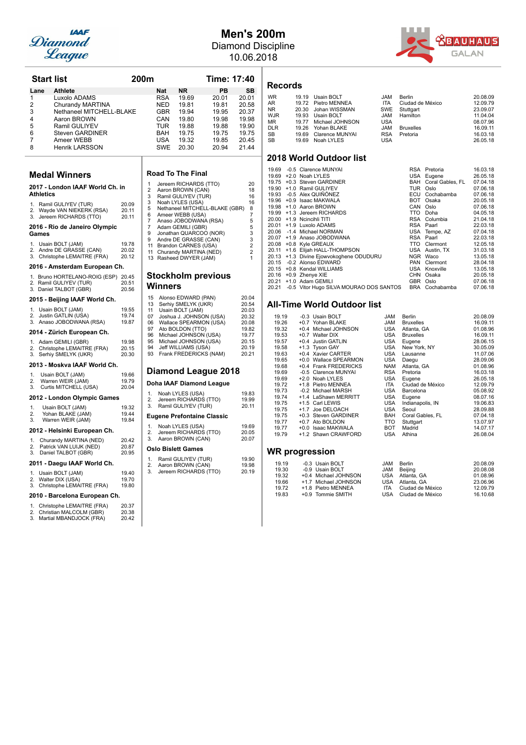# Men's 200m

Diamond Discipline

10.06.2018

## Start list

**200m** — **Time: 17:40**

| Lane | Athlete | Nat | NR | PB | SB |
|---|---|---|---|---|---|
| 1 | Luxolo ADAMS | RSA | 19.69 | 20.01 | 20.01 |
| 2 | Churandy MARTINA | NED | 19.81 | 19.81 | 20.58 |
| 3 | Nethaneel MITCHELL-BLAKE | GBR | 19.94 | 19.95 | 20.37 |
| 4 | Aaron BROWN | CAN | 19.80 | 19.98 | 19.98 |
| 5 | Ramil GULIYEV | TUR | 19.88 | 19.88 | 19.90 |
| 6 | Steven GARDINER | BAH | 19.75 | 19.75 | 19.75 |
| 7 | Ameer WEBB | USA | 19.32 | 19.85 | 20.45 |
| 8 | Henrik LARSSON | SWE | 20.30 | 20.94 | 21.44 |

## Records

| | | | | | |
|---|---|---|---|---|---|
| WR | 19.19 | Usain BOLT | JAM | Berlin | 20.08.09 |
| AR | 19.72 | Pietro MENNEA | ITA | Ciudad de México | 12.09.79 |
| NR | 20.30 | Johan WISSMAN | SWE | Stuttgart | 23.09.07 |
| WJR | 19.93 | Usain BOLT | JAM | Hamilton | 11.04.04 |
| MR | 19.77 | Michael JOHNSON | USA | | 08.07.96 |
| DLR | 19.26 | Yohan BLAKE | JAM | Bruxelles | 16.09.11 |
| SB | 19.69 | Clarence MUNYAI | RSA | Pretoria | 16.03.18 |
| SB | 19.69 | Noah LYLES | USA | | 26.05.18 |

## 2018 World Outdoor list

| | | | | | |
|---|---|---|---|---|---|
| 19.69 | -0.5 | Clarence MUNYAI | RSA | Pretoria | 16.03.18 |
| 19.69 | +2.0 | Noah LYLES | USA | Eugene | 26.05.18 |
| 19.75 | +0.3 | Steven GARDINER | BAH | Coral Gables, FL | 07.04.18 |
| 19.90 | +1.0 | Ramil GULIYEV | TUR | Oslo | 07.06.18 |
| 19.93 | -0.5 | Alex QUIÑÓNEZ | ECU | Cochabamba | 07.06.18 |
| 19.96 | +0.9 | Isaac MAKWALA | BOT | Osaka | 20.05.18 |
| 19.98 | +1.0 | Aaron BROWN | CAN | Oslo | 07.06.18 |
| 19.99 | +1.3 | Jereem RICHARDS | TTO | Doha | 04.05.18 |
| 20.00 | +1.9 | Ncincihli TITI | RSA | Columbia | 21.04.18 |
| 20.01 | +1.9 | Luxolo ADAMS | RSA | Paarl | 22.03.18 |
| 20.06 | -1.4 | Michael NORMAN | USA | Tempe, AZ | 07.04.18 |
| 20.07 | +1.9 | Anaso JOBODWANA | RSA | Paarl | 22.03.18 |
| 20.08 | +0.8 | Kyle GREAUX | TTO | Clermont | 12.05.18 |
| 20.11 | +1.6 | Elijah HALL-THOMPSON | USA | Austin, TX | 31.03.18 |
| 20.13 | +1.3 | Divine Ejowvokoghene ODUDURU | NGR | Waco | 13.05.18 |
| 20.15 | -0.2 | Alonso EDWARD | PAN | Clermont | 28.04.18 |
| 20.15 | +0.8 | Kendal WILLIAMS | USA | Knoxville | 13.05.18 |
| 20.16 | +0.9 | Zhenye XIE | CHN | Osaka | 20.05.18 |
| 20.21 | +1.0 | Adam GEMILI | GBR | Oslo | 07.06.18 |
| 20.21 | -0.5 | Vitor Hugo SILVA MOURAO DOS SANTOS | BRA | Cochabamba | 07.06.18 |

## All-Time World Outdoor list

| | | | | | |
|---|---|---|---|---|---|
| 19.19 | -0.3 | Usain BOLT | JAM | Berlin | 20.08.09 |
| 19.26 | +0.7 | Yohan BLAKE | JAM | Bruxelles | 16.09.11 |
| 19.32 | +0.4 | Michael JOHNSON | USA | Atlanta, GA | 01.08.96 |
| 19.53 | +0.7 | Walter DIX | USA | Bruxelles | 16.09.11 |
| 19.57 | +0.4 | Justin GATLIN | USA | Eugene | 28.06.15 |
| 19.58 | +1.3 | Tyson GAY | USA | New York, NY | 30.05.09 |
| 19.63 | +0.4 | Xavier CARTER | USA | Lausanne | 11.07.06 |
| 19.65 | +0.0 | Wallace SPEARMON | USA | Daegu | 28.09.06 |
| 19.68 | +0.4 | Frank FREDERICKS | NAM | Atlanta, GA | 01.08.96 |
| 19.69 | -0.5 | Clarence MUNYAI | RSA | Pretoria | 16.03.18 |
| 19.69 | +2.0 | Noah LYLES | USA | Eugene | 26.05.18 |
| 19.72 | +1.8 | Pietro MENNEA | ITA | Ciudad de México | 12.09.79 |
| 19.73 | -0.2 | Michael MARSH | USA | Barcelona | 05.08.92 |
| 19.74 | +1.4 | LaShawn MERRITT | USA | Eugene | 08.07.16 |
| 19.75 | +1.5 | Carl LEWIS | USA | Indianapolis, IN | 19.06.83 |
| 19.75 | +1.7 | Joe DELOACH | USA | Seoul | 28.09.88 |
| 19.75 | +0.3 | Steven GARDINER | BAH | Coral Gables, FL | 07.04.18 |
| 19.77 | +0.7 | Ato BOLDON | TTO | Stuttgart | 13.07.97 |
| 19.77 | +0.0 | Isaac MAKWALA | BOT | Madrid | 14.07.17 |
| 19.79 | +1.2 | Shawn CRAWFORD | USA | Athina | 26.08.04 |

## WR progression

| | | | | | |
|---|---|---|---|---|---|
| 19.19 | -0.3 | Usain BOLT | JAM | Berlin | 20.08.09 |
| 19.30 | -0.9 | Usain BOLT | JAM | Beijing | 20.08.08 |
| 19.32 | +0.4 | Michael JOHNSON | USA | Atlanta, GA | 01.08.96 |
| 19.66 | +1.7 | Michael JOHNSON | USA | Atlanta, GA | 23.06.96 |
| 19.72 | +1.8 | Pietro MENNEA | ITA | Ciudad de México | 12.09.79 |
| 19.83 | +0.9 | Tommie SMITH | USA | Ciudad de México | 16.10.68 |

## Medal Winners

### 2017 - London IAAF World Ch. in Athletics

1. Ramil GULIYEV (TUR) 20.09
2. Wayde VAN NIEKERK (RSA) 20.11
3. Jereem RICHARDS (TTO) 20.11

### 2016 - Rio de Janeiro Olympic Games

1. Usain BOLT (JAM) 19.78
2. Andre DE GRASSE (CAN) 20.02
3. Christophe LEMAITRE (FRA) 20.12

### 2016 - Amsterdam European Ch.

1. Bruno HORTELANO-ROIG (ESP) 20.45
2. Ramil GULIYEV (TUR) 20.51
3. Daniel TALBOT (GBR) 20.56

### 2015 - Beijing IAAF World Ch.

1. Usain BOLT (JAM) 19.55
2. Justin GATLIN (USA) 19.74
3. Anaso JOBODWANA (RSA) 19.87

### 2014 - Zürich European Ch.

1. Adam GEMILI (GBR) 19.98
2. Christophe LEMAITRE (FRA) 20.15
3. Serhiy SMELYK (UKR) 20.30

### 2013 - Moskva IAAF World Ch.

1. Usain BOLT (JAM) 19.66
2. Warren WEIR (JAM) 19.79
3. Curtis MITCHELL (USA) 20.04

### 2012 - London Olympic Games

1. Usain BOLT (JAM) 19.32
2. Yohan BLAKE (JAM) 19.44
3. Warren WEIR (JAM) 19.84

### 2012 - Helsinki European Ch.

1. Churandy MARTINA (NED) 20.42
2. Patrick VAN LUIJK (NED) 20.87
3. Daniel TALBOT (GBR) 20.95

### 2011 - Daegu IAAF World Ch.

1. Usain BOLT (JAM) 19.40
2. Walter DIX (USA) 19.70
3. Christophe LEMAITRE (FRA) 19.80

### 2010 - Barcelona European Ch.

1. Christophe LEMAITRE (FRA) 20.37
2. Christian MALCOLM (GBR) 20.38
3. Martial MBANDJOCK (FRA) 20.42

## Road To The Final

| | | |
|---|---|---|
| 1 | Jereem RICHARDS (TTO) | 20 |
| 2 | Aaron BROWN (CAN) | 18 |
| 3 | Ramil GULIYEV (TUR) | 16 |
| 3 | Noah LYLES (USA) | 16 |
| 5 | Nethaneel MITCHELL-BLAKE (GBR) | 8 |
| 6 | Ameer WEBB (USA) | 7 |
| 7 | Anaso JOBODWANA (RSA) | 5 |
| 7 | Adam GEMILI (GBR) | 5 |
| 9 | Jonathan QUARCOO (NOR) | 3 |
| 9 | Andre DE GRASSE (CAN) | 3 |
| 11 | Brandon CARNES (USA) | 2 |
| 11 | Churandy MARTINA (NED) | 2 |
| 13 | Rasheed DWYER (JAM) | 1 |

## Stockholm previous Winners

| | | |
|---|---|---|
| 15 | Alonso EDWARD (PAN) | 20.04 |
| 13 | Serhiy SMELYK (UKR) | 20.54 |
| 11 | Usain BOLT (JAM) | 20.03 |
| 07 | Joshua J. JOHNSON (USA) | 20.32 |
| 06 | Wallace SPEARMON (USA) | 20.08 |
| 97 | Ato BOLDON (TTO) | 19.82 |
| 96 | Michael JOHNSON (USA) | 19.77 |
| 95 | Michael JOHNSON (USA) | 20.15 |
| 94 | Jeff WILLIAMS (USA) | 20.19 |
| 93 | Frank FREDERICKS (NAM) | 20.21 |

## Diamond League 2018

### Doha IAAF Diamond League

1. Noah LYLES (USA) 19.83
2. Jereem RICHARDS (TTO) 19.99
3. Ramil GULIYEV (TUR) 20.11

### Eugene Prefontaine Classic

1. Noah LYLES (USA) 19.69
2. Jereem RICHARDS (TTO) 20.05
3. Aaron BROWN (CAN) 20.07

### Oslo Bislett Games

1. Ramil GULIYEV (TUR) 19.90
2. Aaron BROWN (CAN) 19.98
3. Jereem RICHARDS (TTO) 20.19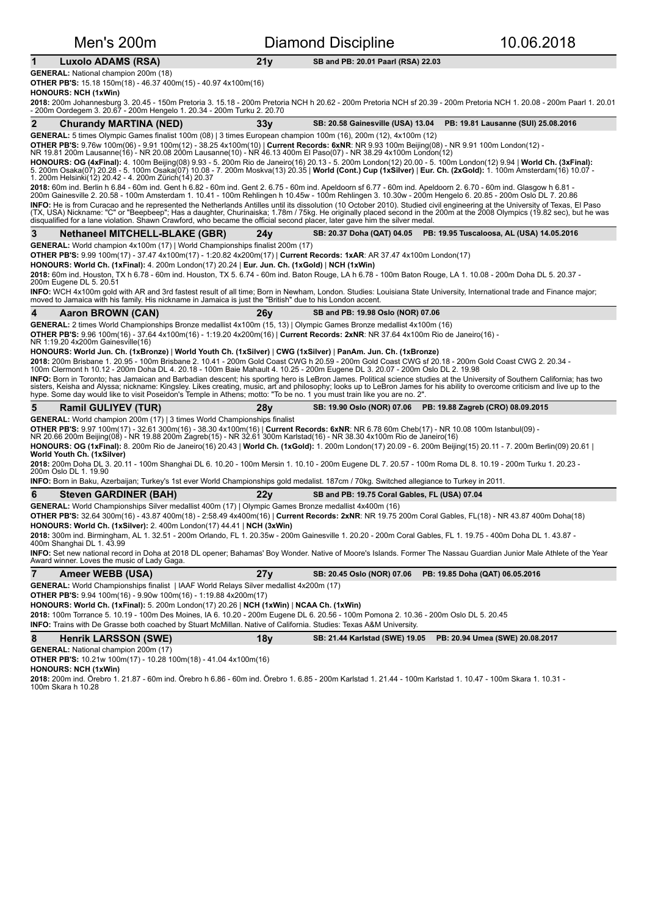# Men's 200m — Diamond Discipline — 10.06.2018

## 1 Luxolo ADAMS (RSA) — 21y — SB and PB: 20.01 Paarl (RSA) 22.03

**GENERAL:** National champion 200m (18)

**OTHER PB'S:** 15.18 150m(18) - 46.37 400m(15) - 40.97 4x100m(16)

**HONOURS: NCH (1xWin)**

**2018:** 200m Johannesburg 3. 20.45 - 150m Pretoria 3. 15.18 - 200m Pretoria NCH h 20.62 - 200m Pretoria NCH sf 20.39 - 200m Pretoria NCH 1. 20.08 - 200m Paarl 1. 20.01 - 200m Oordegem 3. 20.67 - 200m Hengelo 1. 20.34 - 200m Turku 2. 20.70

## 2 Churandy MARTINA (NED) — 33y — SB: 20.58 Gainesville (USA) 13.04 — PB: 19.81 Lausanne (SUI) 25.08.2016

**GENERAL:** 5 times Olympic Games finalist 100m (08) | 3 times European champion 100m (16), 200m (12), 4x100m (12)

**OTHER PB'S:** 9.76w 100m(06) - 9.91 100m(12) - 38.25 4x100m(10) | **Current Records: 6xNR**: NR 9.93 100m Beijing(08) - NR 9.91 100m London(12) - NR 19.81 200m Lausanne(16) - NR 20.08 200m Lausanne(10) - NR 46.13 400m El Paso(07) - NR 38.29 4x100m London(12)

**HONOURS: OG (4xFinal):** 4. 100m Beijing(08) 9.93 - 5. 200m Rio de Janeiro(16) 20.13 - 5. 200m London(12) 20.00 - 5. 100m London(12) 9.94 | **World Ch. (3xFinal):** 5. 200m Osaka(07) 20.28 - 5. 100m Osaka(07) 10.08 - 7. 200m Moskva(13) 20.35 | **World (Cont.) Cup (1xSilver)** | **Eur. Ch. (2xGold):** 1. 100m Amsterdam(16) 10.07 - 1. 200m Helsinki(12) 20.42 - 4. 200m Zürich(14) 20.37

**2018:** 60m ind. Berlin h 6.84 - 60m ind. Gent h 6.82 - 60m ind. Gent 2. 6.75 - 60m ind. Apeldoorn sf 6.77 - 60m ind. Apeldoorn 2. 6.70 - 60m ind. Glasgow h 6.81 - 200m Gainesville 2. 20.58 - 100m Amsterdam 1. 10.41 - 100m Rehlingen h 10.45w - 100m Rehlingen 3. 10.30w - 200m Hengelo 6. 20.85 - 200m Oslo DL 7. 20.86

**INFO:** He is from Curacao and he represented the Netherlands Antilles until its dissolution (10 October 2010). Studied civil engineering at the University of Texas, El Paso (TX, USA) Nickname: "C" or "Beepbeep"; Has a daughter, Churinaiska; 1.78m / 75kg. He originally placed second in the 200m at the 2008 Olympics (19.82 sec), but he was disqualified for a lane violation. Shawn Crawford, who became the official second placer, later gave him the silver medal.

## 3 Nethaneel MITCHELL-BLAKE (GBR) — 24y — SB: 20.37 Doha (QAT) 04.05 — PB: 19.95 Tuscaloosa, AL (USA) 14.05.2016

**GENERAL:** World champion 4x100m (17) | World Championships finalist 200m (17)

**OTHER PB'S:** 9.99 100m(17) - 37.47 4x100m(17) - 1:20.82 4x200m(17) | **Current Records: 1xAR**: AR 37.47 4x100m London(17)

**HONOURS: World Ch. (1xFinal):** 4. 200m London(17) 20.24 | **Eur. Jun. Ch. (1xGold)** | **NCH (1xWin)**

**2018:** 60m ind. Houston, TX h 6.78 - 60m ind. Houston, TX 5. 6.74 - 60m ind. Baton Rouge, LA h 6.78 - 100m Baton Rouge, LA 1. 10.08 - 200m Doha DL 5. 20.37 - 200m Eugene DL 5. 20.51

**INFO:** WCH 4x100m gold with AR and 3rd fastest result of all time; Born in Newham, London. Studies: Louisiana State University, International trade and Finance major; moved to Jamaica with his family. His nickname in Jamaica is just the "British" due to his London accent.

## 4 Aaron BROWN (CAN) — 26y — SB and PB: 19.98 Oslo (NOR) 07.06

**GENERAL:** 2 times World Championships Bronze medallist 4x100m (15, 13) | Olympic Games Bronze medallist 4x100m (16)

**OTHER PB'S:** 9.96 100m(16) - 37.64 4x100m(16) - 1:19.20 4x200m(16) | **Current Records: 2xNR**: NR 37.64 4x100m Rio de Janeiro(16) - NR 1:19.20 4x200m Gainesville(16)

**HONOURS: World Jun. Ch. (1xBronze)** | **World Youth Ch. (1xSilver)** | **CWG (1xSilver)** | **PanAm. Jun. Ch. (1xBronze)**

**2018:** 200m Brisbane 1. 20.95 - 100m Brisbane 2. 10.41 - 200m Gold Coast CWG h 20.59 - 200m Gold Coast CWG sf 20.18 - 200m Gold Coast CWG 2. 20.34 - 100m Clermont h 10.12 - 200m Doha DL 4. 20.18 - 100m Baie Mahault 4. 10.25 - 200m Eugene DL 3. 20.07 - 200m Oslo DL 2. 19.98

**INFO:** Born in Toronto; has Jamaican and Barbadian descent; his sporting hero is LeBron James. Political science studies at the University of Southern California; has two sisters, Keisha and Alyssa; nickname: Kingsley. Likes creating, music, art and philosophy; looks up to LeBron James for his ability to overcome criticism and live up to the hype. Some day would like to visit Poseidon's Temple in Athens; motto: "To be no. 1 you must train like you are no. 2".

## 5 Ramil GULIYEV (TUR) — 28y — SB: 19.90 Oslo (NOR) 07.06 — PB: 19.88 Zagreb (CRO) 08.09.2015

**GENERAL:** World champion 200m (17) | 3 times World Championships finalist

**OTHER PB'S:** 9.97 100m(17) - 32.61 300m(16) - 38.30 4x100m(16) | **Current Records: 6xNR**: NR 6.78 60m Cheb(17) - NR 10.08 100m Istanbul(09) - NR 20.66 200m Beijing(08) - NR 19.88 200m Zagreb(15) - NR 32.61 300m Karlstad(16) - NR 38.30 4x100m Rio de Janeiro(16)

**HONOURS: OG (1xFinal):** 8. 200m Rio de Janeiro(16) 20.43 | **World Ch. (1xGold):** 1. 200m London(17) 20.09 - 6. 200m Beijing(15) 20.11 - 7. 200m Berlin(09) 20.61 | **World Youth Ch. (1xSilver)**

**2018:** 200m Doha DL 3. 20.11 - 100m Shanghai DL 6. 10.20 - 100m Mersin 1. 10.10 - 200m Eugene DL 7. 20.57 - 100m Roma DL 8. 10.19 - 200m Turku 1. 20.23 - 200m Oslo DL 1. 19.90

**INFO:** Born in Baku, Azerbaijan; Turkey's 1st ever World Championships gold medalist. 187cm / 70kg. Switched allegiance to Turkey in 2011.

## 6 Steven GARDINER (BAH) — 22y — SB and PB: 19.75 Coral Gables, FL (USA) 07.04

**GENERAL:** World Championships Silver medallist 400m (17) | Olympic Games Bronze medallist 4x400m (16)

**OTHER PB'S:** 32.64 300m(16) - 43.87 400m(18) - 2:58.49 4x400m(16) | **Current Records: 2xNR**: NR 19.75 200m Coral Gables, FL(18) - NR 43.87 400m Doha(18)

**HONOURS: World Ch. (1xSilver):** 2. 400m London(17) 44.41 | **NCH (3xWin)**

**2018:** 300m ind. Birmingham, AL 1. 32.51 - 200m Orlando, FL 1. 20.35w - 200m Gainesville 1. 20.20 - 200m Coral Gables, FL 1. 19.75 - 400m Doha DL 1. 43.87 - 400m Shanghai DL 1. 43.99

**INFO:** Set new national record in Doha at 2018 DL opener; Bahamas' Boy Wonder. Native of Moore's Islands. Former The Nassau Guardian Junior Male Athlete of the Year Award winner. Loves the music of Lady Gaga.

## 7 Ameer WEBB (USA) — 27y — SB: 20.45 Oslo (NOR) 07.06 — PB: 19.85 Doha (QAT) 06.05.2016

**GENERAL:** World Championships finalist | IAAF World Relays Silver medallist 4x200m (17)

**OTHER PB'S:** 9.94 100m(16) - 9.90w 100m(16) - 1:19.88 4x200m(17)

**HONOURS: World Ch. (1xFinal):** 5. 200m London(17) 20.26 | **NCH (1xWin)** | **NCAA Ch. (1xWin)**

**2018:** 100m Torrance 5. 10.19 - 100m Des Moines, IA 6. 10.20 - 200m Eugene DL 6. 20.56 - 100m Pomona 2. 10.36 - 200m Oslo DL 5. 20.45

**INFO:** Trains with De Grasse both coached by Stuart McMillan. Native of California. Studies: Texas A&M University.

## 8 Henrik LARSSON (SWE) — 18y — SB: 21.44 Karlstad (SWE) 19.05 — PB: 20.94 Umea (SWE) 20.08.2017

**GENERAL:** National champion 200m (17)

**OTHER PB'S:** 10.21w 100m(17) - 10.28 100m(18) - 41.04 4x100m(16)

**HONOURS: NCH (1xWin)**

**2018:** 200m ind. Örebro 1. 21.87 - 60m ind. Örebro h 6.86 - 60m ind. Örebro 1. 6.85 - 200m Karlstad 1. 21.44 - 100m Karlstad 1. 10.47 - 100m Skara 1. 10.31 - 100m Skara h 10.28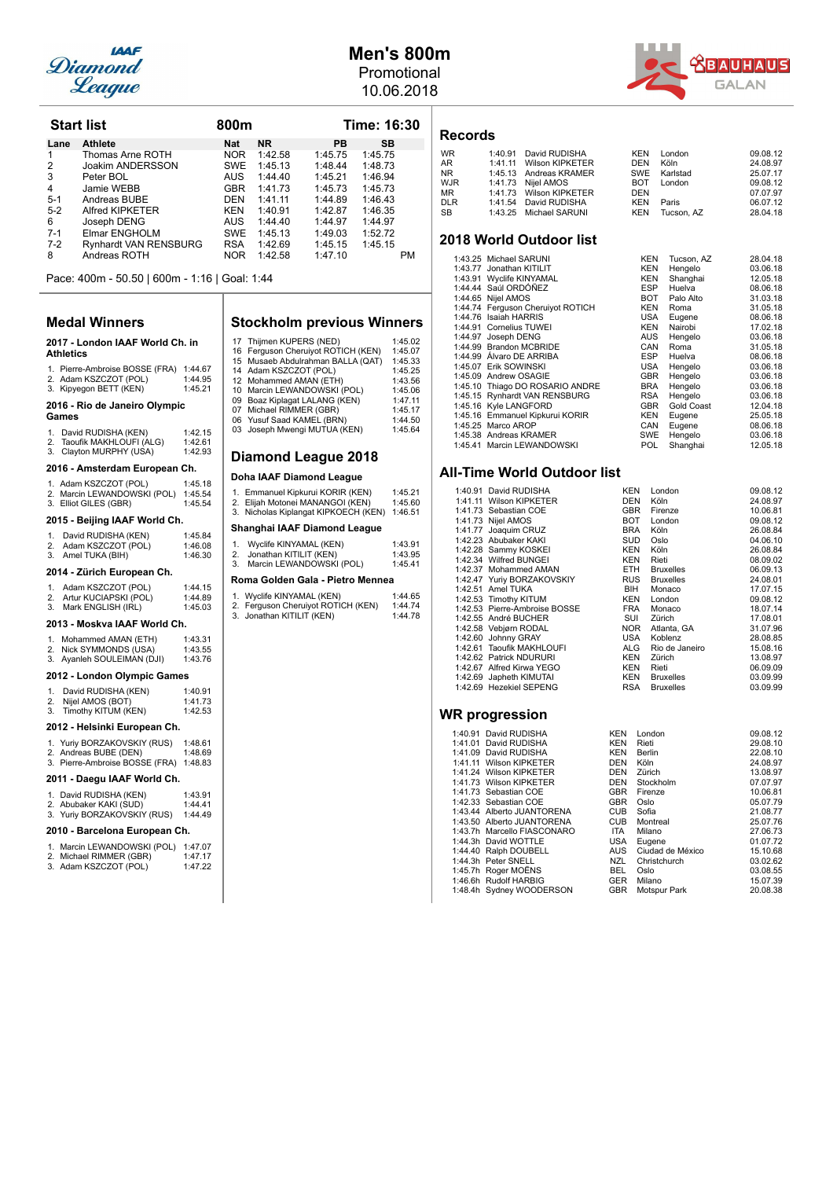# Men's 800m

Promotional
10.06.2018

## Start list

**800m** — **Time: 16:30**

| Lane | Athlete | Nat | NR | PB | SB |
|---|---|---|---|---|---|
| 1 | Thomas Arne ROTH | NOR | 1:42.58 | 1:45.75 | 1:45.75 |
| 2 | Joakim ANDERSSON | SWE | 1:45.13 | 1:48.44 | 1:48.73 |
| 3 | Peter BOL | AUS | 1:44.40 | 1:45.21 | 1:46.94 |
| 4 | Jamie WEBB | GBR | 1:41.73 | 1:45.73 | 1:45.73 |
| 5-1 | Andreas BUBE | DEN | 1:41.11 | 1:44.89 | 1:46.43 |
| 5-2 | Alfred KIPKETER | KEN | 1:40.91 | 1:42.87 | 1:46.35 |
| 6 | Joseph DENG | AUS | 1:44.40 | 1:44.97 | 1:44.97 |
| 7-1 | Elmar ENGHOLM | SWE | 1:45.13 | 1:49.03 | 1:52.72 |
| 7-2 | Rynhardt VAN RENSBURG | RSA | 1:42.69 | 1:45.15 | 1:45.15 |
| 8 | Andreas ROTH | NOR | 1:42.58 | 1:47.10 | PM |

Pace: 400m - 50.50 | 600m - 1:16 | Goal: 1:44

## Medal Winners

**2017 - London IAAF World Ch. in Athletics**

1. Pierre-Ambroise BOSSE (FRA) 1:44.67
2. Adam KSZCZOT (POL) 1:44.95
3. Kipyegon BETT (KEN) 1:45.21

**2016 - Rio de Janeiro Olympic Games**

1. David RUDISHA (KEN) 1:42.15
2. Taoufik MAKHLOUFI (ALG) 1:42.61
3. Clayton MURPHY (USA) 1:42.93

**2016 - Amsterdam European Ch.**

1. Adam KSZCZOT (POL) 1:45.18
2. Marcin LEWANDOWSKI (POL) 1:45.54
3. Elliot GILES (GBR) 1:45.54

**2015 - Beijing IAAF World Ch.**

1. David RUDISHA (KEN) 1:45.84
2. Adam KSZCZOT (POL) 1:46.08
3. Amel TUKA (BIH) 1:46.30

**2014 - Zürich European Ch.**

1. Adam KSZCZOT (POL) 1:44.15
2. Artur KUCIAPSKI (POL) 1:44.89
3. Mark ENGLISH (IRL) 1:45.03

**2013 - Moskva IAAF World Ch.**

1. Mohammed AMAN (ETH) 1:43.31
2. Nick SYMMONDS (USA) 1:43.55
3. Ayanleh SOULEIMAN (DJI) 1:43.76

**2012 - London Olympic Games**

1. David RUDISHA (KEN) 1:40.91
2. Nijel AMOS (BOT) 1:41.73
3. Timothy KITUM (KEN) 1:42.53

**2012 - Helsinki European Ch.**

1. Yuriy BORZAKOVSKIY (RUS) 1:48.61
2. Andreas BUBE (DEN) 1:48.69
3. Pierre-Ambroise BOSSE (FRA) 1:48.83

**2011 - Daegu IAAF World Ch.**

1. David RUDISHA (KEN) 1:43.91
2. Abubaker KAKI (SUD) 1:44.41
3. Yuriy BORZAKOVSKIY (RUS) 1:44.49

**2010 - Barcelona European Ch.**

1. Marcin LEWANDOWSKI (POL) 1:47.07
2. Michael RIMMER (GBR) 1:47.17
3. Adam KSZCZOT (POL) 1:47.22

## Stockholm previous Winners

| | | |
|---|---|---|
| 17 | Thijmen KUPERS (NED) | 1:45.02 |
| 16 | Ferguson Cheruiyot ROTICH (KEN) | 1:45.07 |
| 15 | Musaeb Abdulrahman BALLA (QAT) | 1:45.33 |
| 14 | Adam KSZCZOT (POL) | 1:45.25 |
| 12 | Mohammed AMAN (ETH) | 1:43.56 |
| 10 | Marcin LEWANDOWSKI (POL) | 1:45.06 |
| 09 | Boaz Kiplagat LALANG (KEN) | 1:47.11 |
| 07 | Michael RIMMER (GBR) | 1:45.17 |
| 06 | Yusuf Saad KAMEL (BRN) | 1:44.50 |
| 03 | Joseph Mwengi MUTUA (KEN) | 1:45.64 |

## Diamond League 2018

**Doha IAAF Diamond League**

1. Emmanuel Kipkurui KORIR (KEN) 1:45.21
2. Elijah Motonei MANANGOI (KEN) 1:45.60
3. Nicholas Kiplangat KIPKOECH (KEN) 1:46.51

**Shanghai IAAF Diamond League**

1. Wyclife KINYAMAL (KEN) 1:43.91
2. Jonathan KITILIT (KEN) 1:43.95
3. Marcin LEWANDOWSKI (POL) 1:45.41

**Roma Golden Gala - Pietro Mennea**

1. Wyclife KINYAMAL (KEN) 1:44.65
2. Ferguson Cheruiyot ROTICH (KEN) 1:44.74
3. Jonathan KITILIT (KEN) 1:44.78

## Records

| | | | | | |
|---|---|---|---|---|---|
| WR | 1:40.91 | David RUDISHA | KEN | London | 09.08.12 |
| AR | 1:41.11 | Wilson KIPKETER | DEN | Köln | 24.08.97 |
| NR | 1:45.13 | Andreas KRAMER | SWE | Karlstad | 25.07.17 |
| WJR | 1:41.73 | Nijel AMOS | BOT | London | 09.08.12 |
| MR | 1:41.73 | Wilson KIPKETER | DEN | | 07.07.97 |
| DLR | 1:41.54 | David RUDISHA | KEN | Paris | 06.07.12 |
| SB | 1:43.25 | Michael SARUNI | KEN | Tucson, AZ | 28.04.18 |

## 2018 World Outdoor list

| | | | | |
|---|---|---|---|---|
| 1:43.25 | Michael SARUNI | KEN | Tucson, AZ | 28.04.18 |
| 1:43.77 | Jonathan KITILIT | KEN | Hengelo | 03.06.18 |
| 1:43.91 | Wyclife KINYAMAL | KEN | Shanghai | 12.05.18 |
| 1:44.44 | Saúl ORDÓÑEZ | ESP | Huelva | 08.06.18 |
| 1:44.65 | Nijel AMOS | BOT | Palo Alto | 31.03.18 |
| 1:44.74 | Ferguson Cheruiyot ROTICH | KEN | Roma | 31.05.18 |
| 1:44.76 | Isaiah HARRIS | USA | Eugene | 08.06.18 |
| 1:44.91 | Cornelius TUWEI | KEN | Nairobi | 17.02.18 |
| 1:44.97 | Joseph DENG | AUS | Hengelo | 03.06.18 |
| 1:44.99 | Brandon MCBRIDE | CAN | Roma | 31.05.18 |
| 1:44.99 | Álvaro DE ARRIBA | ESP | Huelva | 08.06.18 |
| 1:45.07 | Erik SOWINSKI | USA | Hengelo | 03.06.18 |
| 1:45.09 | Andrew OSAGIE | GBR | Hengelo | 03.06.18 |
| 1:45.10 | Thiago DO ROSARIO ANDRE | BRA | Hengelo | 03.06.18 |
| 1:45.15 | Rynhardt VAN RENSBURG | RSA | Hengelo | 03.06.18 |
| 1:45.16 | Kyle LANGFORD | GBR | Gold Coast | 12.04.18 |
| 1:45.16 | Emmanuel Kipkurui KORIR | KEN | Eugene | 25.05.18 |
| 1:45.25 | Marco AROP | CAN | Eugene | 08.06.18 |
| 1:45.38 | Andreas KRAMER | SWE | Hengelo | 03.06.18 |
| 1:45.41 | Marcin LEWANDOWSKI | POL | Shanghai | 12.05.18 |

## All-Time World Outdoor list

| | | | | |
|---|---|---|---|---|
| 1:40.91 | David RUDISHA | KEN | London | 09.08.12 |
| 1:41.11 | Wilson KIPKETER | DEN | Köln | 24.08.97 |
| 1:41.73 | Sebastian COE | GBR | Firenze | 10.06.81 |
| 1:41.73 | Nijel AMOS | BOT | London | 09.08.12 |
| 1:41.77 | Joaquim CRUZ | BRA | Köln | 26.08.84 |
| 1:42.23 | Abubaker KAKI | SUD | Oslo | 04.06.10 |
| 1:42.28 | Sammy KOSKEI | KEN | Köln | 26.08.84 |
| 1:42.34 | Wilfred BUNGEI | KEN | Rieti | 08.09.02 |
| 1:42.37 | Mohammed AMAN | ETH | Bruxelles | 06.09.13 |
| 1:42.47 | Yuriy BORZAKOVSKIY | RUS | Bruxelles | 24.08.01 |
| 1:42.51 | Amel TUKA | BIH | Monaco | 17.07.15 |
| 1:42.53 | Timothy KITUM | KEN | London | 09.08.12 |
| 1:42.53 | Pierre-Ambroise BOSSE | FRA | Monaco | 18.07.14 |
| 1:42.55 | André BUCHER | SUI | Zürich | 17.08.01 |
| 1:42.58 | Vebjørn RODAL | NOR | Atlanta, GA | 31.07.96 |
| 1:42.60 | Johnny GRAY | USA | Koblenz | 28.08.85 |
| 1:42.61 | Taoufik MAKHLOUFI | ALG | Rio de Janeiro | 15.08.16 |
| 1:42.62 | Patrick NDURURI | KEN | Zürich | 13.08.97 |
| 1:42.67 | Alfred Kirwa YEGO | KEN | Rieti | 06.09.09 |
| 1:42.69 | Japheth KIMUTAI | KEN | Bruxelles | 03.09.99 |
| 1:42.69 | Hezekiel SEPENG | RSA | Bruxelles | 03.09.99 |

## WR progression

| | | | | |
|---|---|---|---|---|
| 1:40.91 | David RUDISHA | KEN | London | 09.08.12 |
| 1:41.01 | David RUDISHA | KEN | Rieti | 29.08.10 |
| 1:41.09 | David RUDISHA | KEN | Berlin | 22.08.10 |
| 1:41.11 | Wilson KIPKETER | DEN | Köln | 24.08.97 |
| 1:41.24 | Wilson KIPKETER | DEN | Zürich | 13.08.97 |
| 1:41.73 | Wilson KIPKETER | DEN | Stockholm | 07.07.97 |
| 1:41.73 | Sebastian COE | GBR | Firenze | 10.06.81 |
| 1:42.33 | Sebastian COE | GBR | Oslo | 05.07.79 |
| 1:43.44 | Alberto JUANTORENA | CUB | Sofia | 21.08.77 |
| 1:43.50 | Alberto JUANTORENA | CUB | Montreal | 25.07.76 |
| 1:43.7h | Marcello FIASCONARO | ITA | Milano | 27.06.73 |
| 1:44.3h | David WOTTLE | USA | Eugene | 01.07.72 |
| 1:44.40 | Ralph DOUBELL | AUS | Ciudad de México | 15.10.68 |
| 1:44.3h | Peter SNELL | NZL | Christchurch | 03.02.62 |
| 1:45.7h | Roger MOËNS | BEL | Oslo | 03.08.55 |
| 1:46.6h | Rudolf HARBIG | GER | Milano | 15.07.39 |
| 1:48.4h | Sydney WOODERSON | GBR | Motspur Park | 20.08.38 |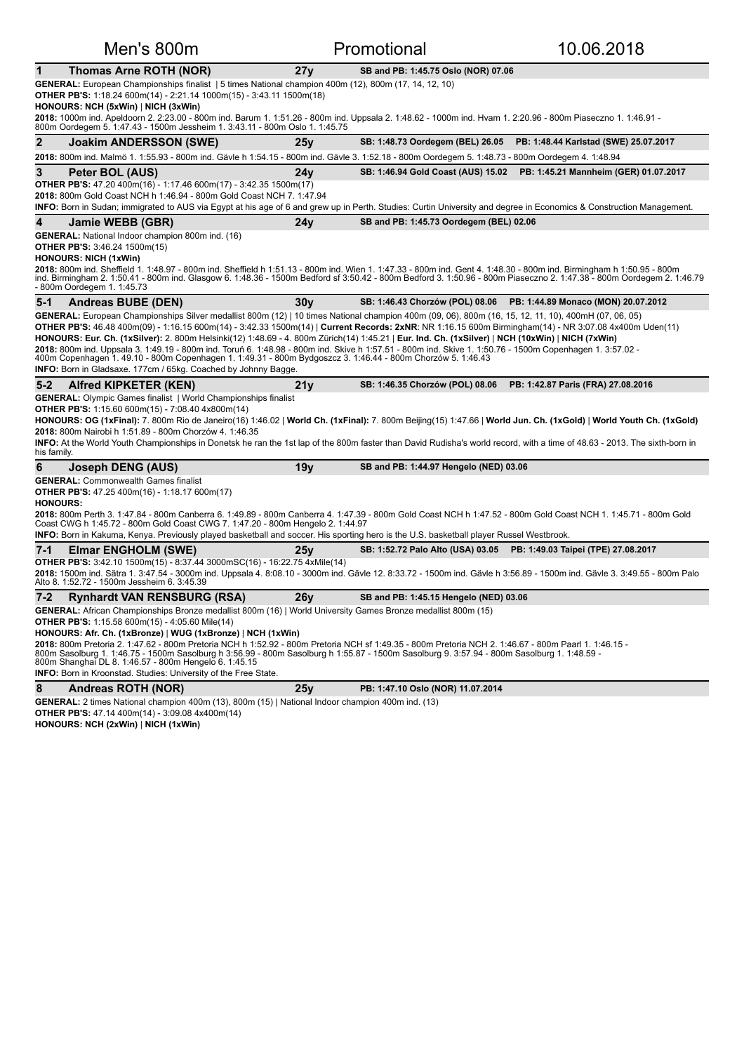# Men's 800m — Promotional — 10.06.2018

## 1 Thomas Arne ROTH (NOR) — 27y — SB and PB: 1:45.75 Oslo (NOR) 07.06

**GENERAL:** European Championships finalist | 5 times National champion 400m (12), 800m (17, 14, 12, 10)
**OTHER PB'S:** 1:18.24 600m(14) - 2:21.14 1000m(15) - 3:43.11 1500m(18)
**HONOURS: NCH (5xWin)** | **NICH (3xWin)**
**2018:** 1000m ind. Apeldoorn 2. 2:23.00 - 800m ind. Barum 1. 1:51.26 - 800m ind. Uppsala 2. 1:48.62 - 1000m ind. Hvam 1. 2:20.96 - 800m Piaseczno 1. 1:46.91 - 800m Oordegem 5. 1:47.43 - 1500m Jessheim 1. 3:43.11 - 800m Oslo 1. 1:45.75

## 2 Joakim ANDERSSON (SWE) — 25y — SB: 1:48.73 Oordegem (BEL) 26.05 — PB: 1:48.44 Karlstad (SWE) 25.07.2017

**2018:** 800m ind. Malmö 1. 1:55.93 - 800m ind. Gävle h 1:54.15 - 800m ind. Gävle 3. 1:52.18 - 800m Oordegem 5. 1:48.73 - 800m Oordegem 4. 1:48.94

## 3 Peter BOL (AUS) — 24y — SB: 1:46.94 Gold Coast (AUS) 15.02 — PB: 1:45.21 Mannheim (GER) 01.07.2017

**OTHER PB'S:** 47.20 400m(16) - 1:17.46 600m(17) - 3:42.35 1500m(17)
**2018:** 800m Gold Coast NCH h 1:46.94 - 800m Gold Coast NCH 7. 1:47.94
**INFO:** Born in Sudan; immigrated to AUS via Egypt at his age of 6 and grew up in Perth. Studies: Curtin University and degree in Economics & Construction Management.

## 4 Jamie WEBB (GBR) — 24y — SB and PB: 1:45.73 Oordegem (BEL) 02.06

**GENERAL:** National Indoor champion 800m ind. (16)
**OTHER PB'S:** 3:46.24 1500m(15)
**HONOURS: NICH (1xWin)**
**2018:** 800m ind. Sheffield 1. 1:48.97 - 800m ind. Sheffield h 1:51.13 - 800m ind. Wien 1. 1:47.33 - 800m ind. Gent 4. 1:48.30 - 800m ind. Birmingham h 1:50.95 - 800m ind. Birmingham 2. 1:50.41 - 800m ind. Glasgow 6. 1:48.36 - 1500m Bedford sf 3:50.42 - 800m Bedford 3. 1:50.96 - 800m Piaseczno 2. 1:47.38 - 800m Oordegem 2. 1:46.79 - 800m Oordegem 1. 1:45.73

## 5-1 Andreas BUBE (DEN) — 30y — SB: 1:46.43 Chorzów (POL) 08.06 — PB: 1:44.89 Monaco (MON) 20.07.2012

**GENERAL:** European Championships Silver medallist 800m (12) | 10 times National champion 400m (09, 06), 800m (16, 15, 12, 11, 10), 400mH (07, 06, 05)
**OTHER PB'S:** 46.48 400m(09) - 1:16.15 600m(14) - 3:42.33 1500m(14) | **Current Records: 2xNR**: NR 1:16.15 600m Birmingham(14) - NR 3:07.08 4x400m Uden(11)
**HONOURS: Eur. Ch. (1xSilver):** 2. 800m Helsinki(12) 1:48.69 - 4. 800m Zürich(14) 1:45.21 | **Eur. Ind. Ch. (1xSilver)** | **NCH (10xWin)** | **NICH (7xWin)**
**2018:** 800m ind. Uppsala 3. 1:49.19 - 800m ind. Toruń 6. 1:48.98 - 800m ind. Skive h 1:57.51 - 800m ind. Skive 1. 1:50.76 - 1500m Copenhagen 1. 3:57.02 - 400m Copenhagen 1. 49.10 - 800m Copenhagen 1. 1:49.31 - 800m Bydgoszcz 3. 1:46.44 - 800m Chorzów 5. 1:46.43
**INFO:** Born in Gladsaxe. 177cm / 65kg. Coached by Johnny Bagge.

## 5-2 Alfred KIPKETER (KEN) — 21y — SB: 1:46.35 Chorzów (POL) 08.06 — PB: 1:42.87 Paris (FRA) 27.08.2016

**GENERAL:** Olympic Games finalist | World Championships finalist
**OTHER PB'S:** 1:15.60 600m(15) - 7:08.40 4x800m(14)
**HONOURS: OG (1xFinal):** 7. 800m Rio de Janeiro(16) 1:46.02 | **World Ch. (1xFinal):** 7. 800m Beijing(15) 1:47.66 | **World Jun. Ch. (1xGold)** | **World Youth Ch. (1xGold)**
**2018:** 800m Nairobi h 1:51.89 - 800m Chorzów 4. 1:46.35
**INFO:** At the World Youth Championships in Donetsk he ran the 1st lap of the 800m faster than David Rudisha's world record, with a time of 48.63 - 2013. The sixth-born in his family.

## 6 Joseph DENG (AUS) — 19y — SB and PB: 1:44.97 Hengelo (NED) 03.06

**GENERAL:** Commonwealth Games finalist
**OTHER PB'S:** 47.25 400m(16) - 1:18.17 600m(17)
**HONOURS:**
**2018:** 800m Perth 3. 1:47.84 - 800m Canberra 6. 1:49.89 - 800m Canberra 4. 1:47.39 - 800m Gold Coast NCH h 1:47.52 - 800m Gold Coast NCH 1. 1:45.71 - 800m Gold Coast CWG h 1:45.72 - 800m Gold Coast CWG 7. 1:47.20 - 800m Hengelo 2. 1:44.97
**INFO:** Born in Kakuma, Kenya. Previously played basketball and soccer. His sporting hero is the U.S. basketball player Russel Westbrook.

## 7-1 Elmar ENGHOLM (SWE) — 25y — SB: 1:52.72 Palo Alto (USA) 03.05 — PB: 1:49.03 Taipei (TPE) 27.08.2017

**OTHER PB'S:** 3:42.10 1500m(15) - 8:37.44 3000mSC(16) - 16:22.75 4xMile(14)
**2018:** 1500m ind. Sätra 1. 3:47.54 - 3000m ind. Uppsala 4. 8:08.10 - 3000m ind. Gävle 12. 8:33.72 - 1500m ind. Gävle h 3:56.89 - 1500m ind. Gävle 3. 3:49.55 - 800m Palo Alto 8. 1:52.72 - 1500m Jessheim 6. 3:45.39

## 7-2 Rynhardt VAN RENSBURG (RSA) — 26y — SB and PB: 1:45.15 Hengelo (NED) 03.06

**GENERAL:** African Championships Bronze medallist 800m (16) | World University Games Bronze medallist 800m (15)
**OTHER PB'S:** 1:15.58 600m(15) - 4:05.60 Mile(14)
**HONOURS: Afr. Ch. (1xBronze)** | **WUG (1xBronze)** | **NCH (1xWin)**
**2018:** 800m Pretoria 2. 1:47.62 - 800m Pretoria NCH h 1:52.92 - 800m Pretoria NCH sf 1:49.35 - 800m Pretoria NCH 2. 1:46.67 - 800m Paarl 1. 1:46.15 - 800m Sasolburg 1. 1:46.75 - 1500m Sasolburg h 3:56.99 - 800m Sasolburg h 1:55.87 - 1500m Sasolburg 9. 3:57.94 - 800m Sasolburg 1. 1:48.59 - 800m Shanghai DL 8. 1:46.57 - 800m Hengelo 6. 1:45.15
**INFO:** Born in Kroonstad. Studies: University of the Free State.

## 8 Andreas ROTH (NOR) — 25y — PB: 1:47.10 Oslo (NOR) 11.07.2014

**GENERAL:** 2 times National champion 400m (13), 800m (15) | National Indoor champion 400m ind. (13)
**OTHER PB'S:** 47.14 400m(14) - 3:09.08 4x400m(14)
**HONOURS: NCH (2xWin)** | **NICH (1xWin)**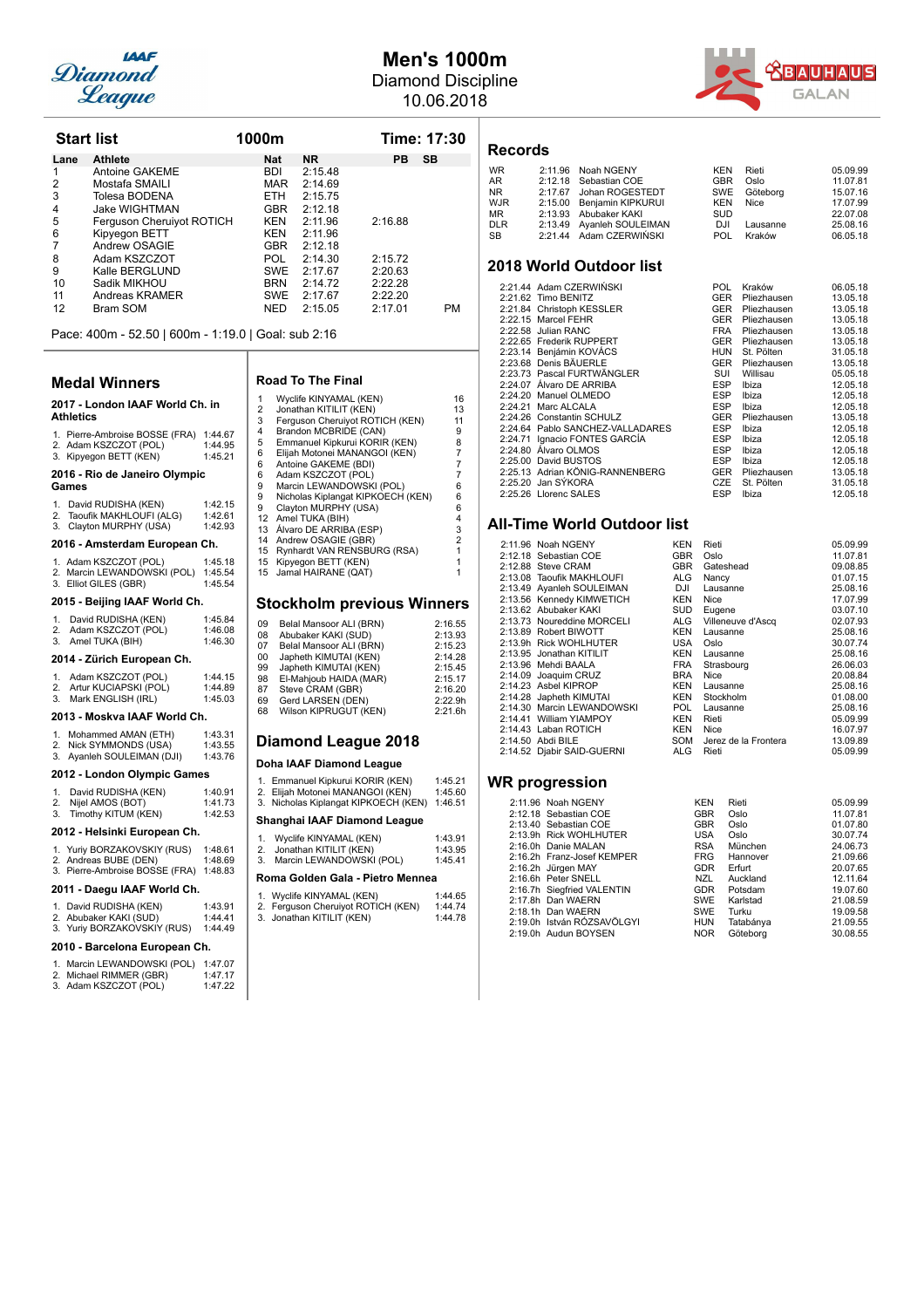# Men's 1000m

Diamond Discipline
10.06.2018

## Start list

1000m — Time: 17:30

| Lane | Athlete | Nat | NR | PB | SB |
|---|---|---|---|---|---|
| 1 | Antoine GAKEME | BDI | 2:15.48 | | |
| 2 | Mostafa SMAILI | MAR | 2:14.69 | | |
| 3 | Tolesa BODENA | ETH | 2:15.75 | | |
| 4 | Jake WIGHTMAN | GBR | 2:12.18 | | |
| 5 | Ferguson Cheruiyot ROTICH | KEN | 2:11.96 | 2:16.88 | |
| 6 | Kipyegon BETT | KEN | 2:11.96 | | |
| 7 | Andrew OSAGIE | GBR | 2:12.18 | | |
| 8 | Adam KSZCZOT | POL | 2:14.30 | 2:15.72 | |
| 9 | Kalle BERGLUND | SWE | 2:17.67 | 2:20.63 | |
| 10 | Sadik MIKHOU | BRN | 2:14.72 | 2:22.28 | |
| 11 | Andreas KRAMER | SWE | 2:17.67 | 2:22.20 | |
| 12 | Bram SOM | NED | 2:15.05 | 2:17.01 | PM |

Pace: 400m - 52.50 | 600m - 1:19.0 | Goal: sub 2:16

## Records

| | | | | | |
|---|---|---|---|---|---|
| WR | 2:11.96 | Noah NGENY | KEN | Rieti | 05.09.99 |
| AR | 2:12.18 | Sebastian COE | GBR | Oslo | 11.07.81 |
| NR | 2:17.67 | Johan ROGESTEDT | SWE | Göteborg | 15.07.16 |
| WJR | 2:15.00 | Benjamin KIPKURUI | KEN | Nice | 17.07.99 |
| MR | 2:13.93 | Abubaker KAKI | SUD | | 22.07.08 |
| DLR | 2:13.49 | Ayanleh SOULEIMAN | DJI | Lausanne | 25.08.16 |
| SB | 2:21.44 | Adam CZERWIŃSKI | POL | Kraków | 06.05.18 |

## 2018 World Outdoor list

| | | | | |
|---|---|---|---|---|
| 2:21.44 | Adam CZERWIŃSKI | POL | Kraków | 06.05.18 |
| 2:21.62 | Timo BENITZ | GER | Pliezhausen | 13.05.18 |
| 2:21.84 | Christoph KESSLER | GER | Pliezhausen | 13.05.18 |
| 2:22.15 | Marcel FEHR | GER | Pliezhausen | 13.05.18 |
| 2:22.58 | Julian RANC | FRA | Pliezhausen | 13.05.18 |
| 2:22.65 | Frederik RUPPERT | GER | Pliezhausen | 13.05.18 |
| 2:23.14 | Benjámin KOVÁCS | HUN | St. Pölten | 31.05.18 |
| 2:23.68 | Denis BÄUERLE | GER | Pliezhausen | 13.05.18 |
| 2:23.73 | Pascal FURTWÄNGLER | SUI | Willisau | 05.05.18 |
| 2:24.07 | Álvaro DE ARRIBA | ESP | Ibiza | 12.05.18 |
| 2:24.20 | Manuel OLMEDO | ESP | Ibiza | 12.05.18 |
| 2:24.21 | Marc ALCALA | ESP | Ibiza | 12.05.18 |
| 2:24.26 | Constantin SCHULZ | GER | Pliezhausen | 13.05.18 |
| 2:24.64 | Pablo SANCHEZ-VALLADARES | ESP | Ibiza | 12.05.18 |
| 2:24.71 | Ignacio FONTES GARCÍA | ESP | Ibiza | 12.05.18 |
| 2:24.80 | Álvaro OLMOS | ESP | Ibiza | 12.05.18 |
| 2:25.00 | David BUSTOS | ESP | Ibiza | 12.05.18 |
| 2:25.13 | Adrian KÖNIG-RANNENBERG | GER | Pliezhausen | 13.05.18 |
| 2:25.20 | Jan SÝKORA | CZE | St. Pölten | 31.05.18 |
| 2:25.26 | Llorenc SALES | ESP | Ibiza | 12.05.18 |

## All-Time World Outdoor list

| | | | | |
|---|---|---|---|---|
| 2:11.96 | Noah NGENY | KEN | Rieti | 05.09.99 |
| 2:12.18 | Sebastian COE | GBR | Oslo | 11.07.81 |
| 2:12.88 | Steve CRAM | GBR | Gateshead | 09.08.85 |
| 2:13.08 | Taoufik MAKHLOUFI | ALG | Nancy | 01.07.15 |
| 2:13.49 | Ayanleh SOULEIMAN | DJI | Lausanne | 25.08.16 |
| 2:13.56 | Kennedy KIMWETICH | KEN | Nice | 17.07.99 |
| 2:13.62 | Abubaker KAKI | SUD | Eugene | 03.07.10 |
| 2:13.73 | Noureddine MORCELI | ALG | Villeneuve d'Ascq | 02.07.93 |
| 2:13.89 | Robert BIWOTT | KEN | Lausanne | 25.08.16 |
| 2:13.9h | Rick WOHLHUTER | USA | Oslo | 30.07.74 |
| 2:13.95 | Jonathan KITILIT | KEN | Lausanne | 25.08.16 |
| 2:13.96 | Mehdi BAALA | FRA | Strasbourg | 26.06.03 |
| 2:14.09 | Joaquim CRUZ | BRA | Nice | 20.08.84 |
| 2:14.23 | Abdel KIPROP | KEN | Lausanne | 25.08.16 |
| 2:14.28 | Japheth KIMUTAI | KEN | Stockholm | 01.08.00 |
| 2:14.30 | Marcin LEWANDOWSKI | POL | Lausanne | 25.08.16 |
| 2:14.41 | William YIAMPOY | KEN | Rieti | 05.09.99 |
| 2:14.43 | Laban ROTICH | KEN | Nice | 16.07.97 |
| 2:14.50 | Abdi BILE | SOM | Jerez de la Frontera | 13.09.89 |
| 2:14.52 | Djabir SAID-GUERNI | ALG | Rieti | 05.09.99 |

## WR progression

| | | | | |
|---|---|---|---|---|
| 2:11.96 | Noah NGENY | KEN | Rieti | 05.09.99 |
| 2:12.18 | Sebastian COE | GBR | Oslo | 11.07.81 |
| 2:13.40 | Sebastian COE | GBR | Oslo | 01.07.80 |
| 2:13.9h | Rick WOHLHUTER | USA | Oslo | 30.07.74 |
| 2:16.0h | Danie MALAN | RSA | München | 24.06.73 |
| 2:16.2h | Franz-Josef KEMPER | FRG | Hannover | 21.09.66 |
| 2:16.2h | Jürgen MAY | GDR | Erfurt | 20.07.65 |
| 2:16.6h | Peter SNELL | NZL | Auckland | 12.11.64 |
| 2:16.7h | Siegfried VALENTIN | GDR | Potsdam | 19.07.60 |
| 2:17.8h | Dan WAERN | SWE | Karlstad | 21.08.59 |
| 2:18.1h | Dan WAERN | SWE | Turku | 19.09.58 |
| 2:19.0h | István RÓZSAVÖLGYI | HUN | Tatabánya | 21.09.55 |
| 2:19.0h | Audun BOYSEN | NOR | Göteborg | 30.08.55 |

## Medal Winners

### 2017 - London IAAF World Ch. in Athletics

1. Pierre-Ambroise BOSSE (FRA) 1:44.67
2. Adam KSZCZOT (POL) 1:44.95
3. Kipyegon BETT (KEN) 1:45.21

### 2016 - Rio de Janeiro Olympic Games

1. David RUDISHA (KEN) 1:42.15
2. Taoufik MAKHLOUFI (ALG) 1:42.61
3. Clayton MURPHY (USA) 1:42.93

### 2016 - Amsterdam European Ch.

1. Adam KSZCZOT (POL) 1:45.18
2. Marcin LEWANDOWSKI (POL) 1:45.54
3. Elliot GILES (GBR) 1:45.54

### 2015 - Beijing IAAF World Ch.

1. David RUDISHA (KEN) 1:45.84
2. Adam KSZCZOT (POL) 1:46.08
3. Amel TUKA (BIH) 1:46.30

### 2014 - Zürich European Ch.

1. Adam KSZCZOT (POL) 1:44.15
2. Artur KUCIAPSKI (POL) 1:44.89
3. Mark ENGLISH (IRL) 1:45.03

### 2013 - Moskva IAAF World Ch.

1. Mohammed AMAN (ETH) 1:43.31
2. Nick SYMMONDS (USA) 1:43.55
3. Ayanleh SOULEIMAN (DJI) 1:43.76

### 2012 - London Olympic Games

1. David RUDISHA (KEN) 1:40.91
2. Nijel AMOS (BOT) 1:41.73
3. Timothy KITUM (KEN) 1:42.53

### 2012 - Helsinki European Ch.

1. Yuriy BORZAKOVSKIY (RUS) 1:48.61
2. Andreas BUBE (DEN) 1:48.69
3. Pierre-Ambroise BOSSE (FRA) 1:48.83

### 2011 - Daegu IAAF World Ch.

1. David RUDISHA (KEN) 1:43.91
2. Abubaker KAKI (SUD) 1:44.41
3. Yuriy BORZAKOVSKIY (RUS) 1:44.49

### 2010 - Barcelona European Ch.

1. Marcin LEWANDOWSKI (POL) 1:47.07
2. Michael RIMMER (GBR) 1:47.17
3. Adam KSZCZOT (POL) 1:47.22

## Road To The Final

| | | |
|---|---|---|
| 1 | Wyclife KINYAMAL (KEN) | 16 |
| 2 | Jonathan KITILIT (KEN) | 13 |
| 3 | Ferguson Cheruiyot ROTICH (KEN) | 11 |
| 4 | Brandon MCBRIDE (CAN) | 9 |
| 5 | Emmanuel Kipkurui KORIR (KEN) | 8 |
| 6 | Elijah Motonei MANANGOI (KEN) | 7 |
| 6 | Adam KSZCZOT (POL) | 7 |
| 6 | Antoine GAKEME (BDI) | 7 |
| 9 | Marcin LEWANDOWSKI (POL) | 6 |
| 9 | Nicholas Kiplangat KIPKOECH (KEN) | 6 |
| 9 | Clayton MURPHY (USA) | 6 |
| 12 | Amel TUKA (BIH) | 4 |
| 13 | Álvaro DE ARRIBA (ESP) | 3 |
| 14 | Andrew OSAGIE (GBR) | 2 |
| 15 | Rynhardt VAN RENSBURG (RSA) | 1 |
| 15 | Kipyegon BETT (KEN) | 1 |
| 15 | Jamal HAIRANE (QAT) | 1 |

## Stockholm previous Winners

| | | |
|---|---|---|
| 09 | Belal Mansoor ALI (BRN) | 2:16.55 |
| 08 | Abubaker KAKI (SUD) | 2:13.93 |
| 07 | Belal Mansoor ALI (BRN) | 2:15.23 |
| 00 | Japheth KIMUTAI (KEN) | 2:14.28 |
| 99 | Japheth KIMUTAI (KEN) | 2:15.45 |
| 98 | El-Mahjoub HAIDA (MAR) | 2:15.17 |
| 87 | Steve CRAM (GBR) | 2:16.20 |
| 69 | Gerd LARSEN (DEN) | 2:22.9h |
| 68 | Wilson KIPRUGUT (KEN) | 2:21.6h |

## Diamond League 2018

### Doha IAAF Diamond League

1. Emmanuel Kipkurui KORIR (KEN) 1:45.21
2. Elijah Motonei MANANGOI (KEN) 1:45.60
3. Nicholas Kiplangat KIPKOECH (KEN) 1:46.51

### Shanghai IAAF Diamond League

1. Wyclife KINYAMAL (KEN) 1:43.91
2. Jonathan KITILIT (KEN) 1:43.95
3. Marcin LEWANDOWSKI (POL) 1:45.41

### Roma Golden Gala - Pietro Mennea

1. Wyclife KINYAMAL (KEN) 1:44.65
2. Ferguson Cheruiyot ROTICH (KEN) 1:44.74
3. Jonathan KITILIT (KEN) 1:44.78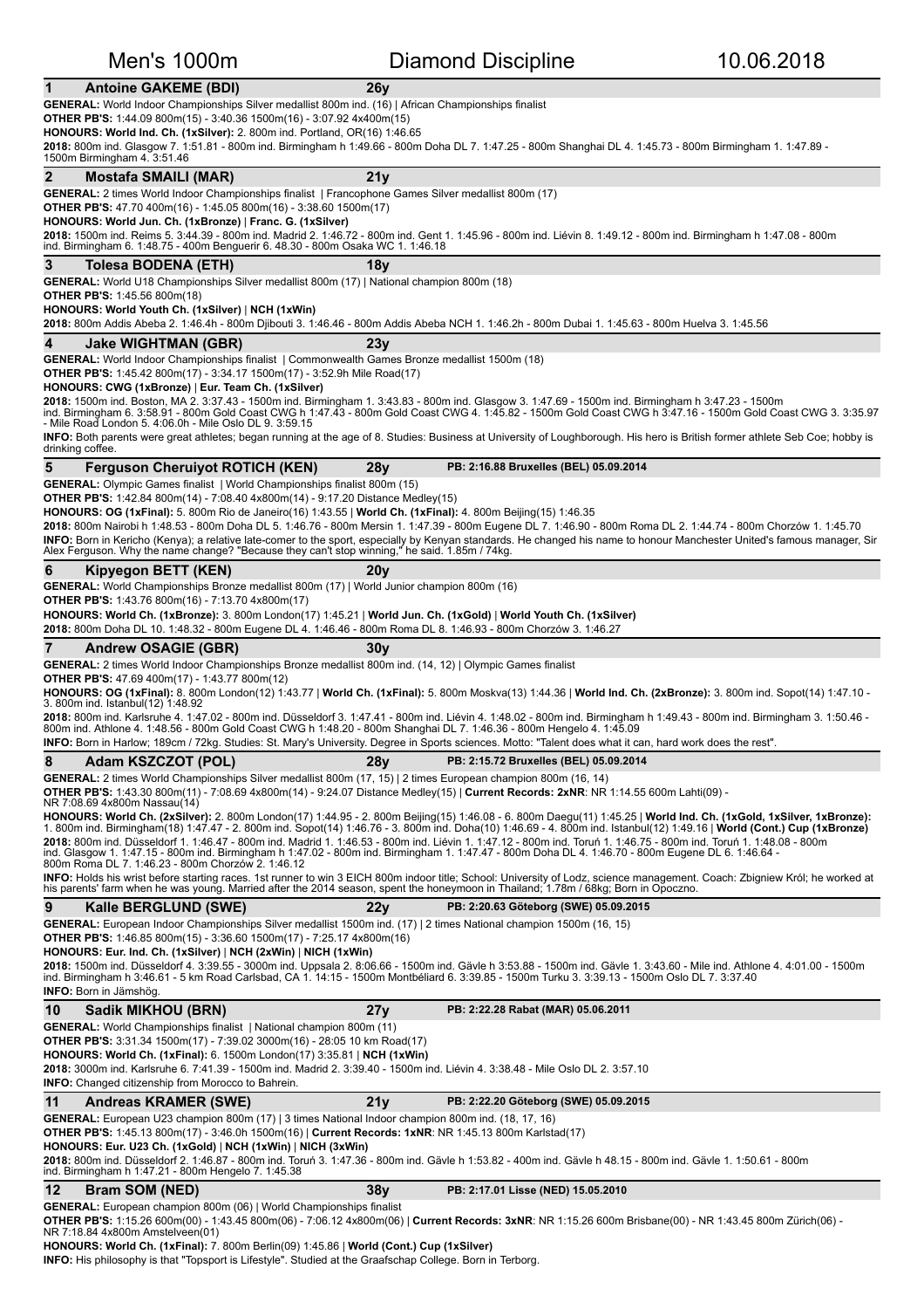# Men's 1000m — Diamond Discipline — 10.06.2018

## 1 Antoine GAKEME (BDI) — 26y

**GENERAL:** World Indoor Championships Silver medallist 800m ind. (16) | African Championships finalist
**OTHER PB'S:** 1:44.09 800m(15) - 3:40.36 1500m(16) - 3:07.92 4x400m(15)
**HONOURS: World Ind. Ch. (1xSilver):** 2. 800m ind. Portland, OR(16) 1:46.65
**2018:** 800m ind. Glasgow 7. 1:51.81 - 800m ind. Birmingham h 1:49.66 - 800m Doha DL 7. 1:47.25 - 800m Shanghai DL 4. 1:45.73 - 800m Birmingham 1. 1:47.89 - 1500m Birmingham 4. 3:51.46

## 2 Mostafa SMAILI (MAR) — 21y

**GENERAL:** 2 times World Indoor Championships finalist | Francophone Games Silver medallist 800m (17)
**OTHER PB'S:** 47.70 400m(16) - 1:45.05 800m(16) - 3:38.60 1500m(17)
**HONOURS: World Jun. Ch. (1xBronze) | Franc. G. (1xSilver)**
**2018:** 1500m ind. Reims 5. 3:44.39 - 800m ind. Madrid 2. 1:46.72 - 800m ind. Gent 1. 1:45.96 - 800m ind. Liévin 8. 1:49.12 - 800m ind. Birmingham h 1:47.08 - 800m ind. Birmingham 6. 1:48.75 - 400m Benguerir 6. 48.30 - 800m Osaka WC 1. 1:46.18

## 3 Tolesa BODENA (ETH) — 18y

**GENERAL:** World U18 Championships Silver medallist 800m (17) | National champion 800m (18)
**OTHER PB'S:** 1:45.56 800m(18)
**HONOURS: World Youth Ch. (1xSilver) | NCH (1xWin)**
**2018:** 800m Addis Ababa 2. 1:46.4h - 800m Djibouti 3. 1:46.46 - 800m Addis Abeba NCH 1. 1:46.2h - 800m Dubai 1. 1:45.63 - 800m Huelva 3. 1:45.56

## 4 Jake WIGHTMAN (GBR) — 23y

**GENERAL:** World Indoor Championships finalist | Commonwealth Games Bronze medallist 1500m (18)
**OTHER PB'S:** 1:45.42 800m(17) - 3:34.17 1500m(17) - 3:52.9h Mile Road(17)
**HONOURS: CWG (1xBronze) | Eur. Team Ch. (1xSilver)**
**2018:** 1500m ind. Boston, MA 2. 3:37.43 - 1500m ind. Birmingham 1. 3:43.83 - 800m ind. Glasgow 3. 1:47.69 - 1500m ind. Birmingham h 3:47.23 - 1500m ind. Birmingham 6. 3:58.91 - 800m Gold Coast CWG h 1:47.43 - 800m Gold Coast CWG 4. 1:45.82 - 1500m Gold Coast CWG h 3:47.16 - 1500m Gold Coast CWG 3. 3:35.97 - Mile Road London 5. 4:06.0h - Mile Oslo DL 9. 3:59.15
**INFO:** Both parents were great athletes; began running at the age of 8. Studies: Business at University of Loughborough. His hero is British former athlete Seb Coe; hobby is drinking coffee.

## 5 Ferguson Cheruiyot ROTICH (KEN) — 28y — PB: 2:16.88 Bruxelles (BEL) 05.09.2014

**GENERAL:** Olympic Games finalist | World Championships finalist 800m (15)
**OTHER PB'S:** 1:42.84 800m(14) - 7:08.40 4x800m(14) - 9:17.20 Distance Medley(15)
**HONOURS: OG (1xFinal):** 5. 800m Rio de Janeiro(16) 1:43.55 | **World Ch. (1xFinal):** 4. 800m Beijing(15) 1:46.35
**2018:** 800m Nairobi h 1:48.53 - 800m Doha DL 5. 1:46.76 - 800m Mersin 1. 1:47.39 - 800m Eugene DL 7. 1:46.90 - 800m Roma DL 2. 1:44.74 - 800m Chorzów 1. 1:45.70
**INFO:** Born in Kericho (Kenya); a relative late-comer to the sport, especially by Kenyan standards. He changed his name to honour Manchester United's famous manager, Sir Alex Ferguson. Why the name change? "Because they can't stop winning," he said. 1.85m / 74kg.

## 6 Kipyegon BETT (KEN) — 20y

**GENERAL:** World Championships Bronze medallist 800m (17) | World Junior champion 800m (16)
**OTHER PB'S:** 1:43.76 800m(16) - 7:13.70 4x800m(17)
**HONOURS: World Ch. (1xBronze):** 3. 800m London(17) 1:45.21 | **World Jun. Ch. (1xGold)** | **World Youth Ch. (1xSilver)**
**2018:** 800m Doha DL 10. 1:48.32 - 800m Eugene DL 4. 1:46.46 - 800m Roma DL 8. 1:46.93 - 800m Chorzów 3. 1:46.27

## 7 Andrew OSAGIE (GBR) — 30y

**GENERAL:** 2 times World Indoor Championships Bronze medallist 800m ind. (14, 12) | Olympic Games finalist
**OTHER PB'S:** 47.69 400m(17) - 1:43.77 800m(12)
**HONOURS: OG (1xFinal):** 8. 800m London(12) 1:43.77 | **World Ch. (1xFinal):** 5. 800m Moskva(13) 1:44.36 | **World Ind. Ch. (2xBronze):** 3. 800m ind. Sopot(14) 1:47.10 - 3. 800m ind. Istanbul(12) 1:48.92
**2018:** 800m ind. Karlsruhe 4. 1:47.02 - 800m ind. Düsseldorf 3. 1:47.41 - 800m ind. Liévin 1. 1:48.02 - 800m ind. Birmingham h 1:49.43 - 800m ind. Birmingham 3. 1:50.46 - 800m ind. Athlone 4. 1:48.56 - 800m Gold Coast CWG h 1:48.20 - 800m Shanghai DL 7. 1:46.36 - 800m Hengelo 4. 1:45.09
**INFO:** Born in Harlow; 189cm / 72kg. Studies: St. Mary's University. Degree in Sports sciences. Motto: "Talent does what it can, hard work does the rest".

## 8 Adam KSZCZOT (POL) — 28y — PB: 2:15.72 Bruxelles (BEL) 05.09.2014

**GENERAL:** 2 times World Championships Silver medallist 800m (17, 15) | 2 times European champion 800m (16, 14)
**OTHER PB'S:** 1:43.30 800m(11) - 7:08.69 4x800m(14) - 9:24.07 Distance Medley(15) | **Current Records: 2xNR**: NR 1:14.55 600m Lahti(09) - NR 7:08.69 4x800m Nassau(14)
**HONOURS: World Ch. (2xSilver):** 2. 800m London(17) 1:44.95 - 2. 800m Beijing(15) 1:46.08 - 6. 800m Daegu(11) 1:45.25 | **World Ind. Ch. (1xGold, 1xSilver, 1xBronze):** 1. 800m ind. Birmingham(18) 1:47.47 - 2. 800m ind. Sopot(14) 1:46.76 - 3. 800m ind. Doha(10) 1:46.69 - 4. 800m ind. Istanbul(12) 1:49.16 | **World (Cont.) Cup (1xBronze)**
**2018:** 800m ind. Düsseldorf 1. 1:46.47 - 800m ind. Madrid 1. 1:46.53 - 800m ind. Liévin 1. 1:47.12 - 800m ind. Toruń 1. 1:46.75 - 800m ind. Toruń 1. 1:48.08 - 800m ind. Glasgow 1. 1:47.15 - 800m ind. Birmingham h 1:47.02 - 800m ind. Birmingham 1. 1:47.47 - 800m Doha DL 4. 1:46.70 - 800m Eugene DL 6. 1:46.64 - 800m Roma DL 7. 1:46.23 - 800m Chorzów 2. 1:46.12
**INFO:** Holds his wrist before starting races. 1st runner to win 3 EICH 800m indoor title; School: University of Lodz, science management. Coach: Zbigniew Król; he worked at his parents' farm when he was young. Married after the 2014 season, spent the honeymoon in Thailand; 1.78m / 68kg; Born in Opoczno.

## 9 Kalle BERGLUND (SWE) — 22y — PB: 2:20.63 Göteborg (SWE) 05.09.2015

**GENERAL:** European Indoor Championships Silver medallist 1500m ind. (17) | 2 times National champion 1500m (16, 15)
**OTHER PB'S:** 1:46.85 800m(15) - 3:36.60 1500m(17) - 7:25.17 4x800m(16)
**HONOURS: Eur. Ind. Ch. (1xSilver) | NCH (2xWin) | NICH (1xWin)**
**2018:** 1500m ind. Düsseldorf 4. 3:39.55 - 3000m ind. Uppsala 2. 8:06.66 - 1500m ind. Gävle h 3:53.88 - 1500m ind. Gävle 1. 3:43.60 - Mile ind. Athlone 4. 4:01.00 - 1500m ind. Birmingham h 3:46.61 - 5 km Road Carlsbad, CA 1. 14:15 - 1500m Montbéliard 6. 3:39.85 - 1500m Turku 3. 3:39.13 - 1500m Oslo DL 7. 3:37.40
**INFO:** Born in Jämshög.

## 10 Sadik MIKHOU (BRN) — 27y — PB: 2:22.28 Rabat (MAR) 05.06.2011

**GENERAL:** World Championships finalist | National champion 800m (11)
**OTHER PB'S:** 3:31.34 1500m(17) - 7:39.02 3000m(16) - 28:05 10 km Road(17)
**HONOURS: World Ch. (1xFinal):** 6. 1500m London(17) 3:35.81 | **NCH (1xWin)**
**2018:** 3000m ind. Karlsruhe 6. 7:41.39 - 1500m ind. Madrid 2. 3:39.40 - 1500m ind. Liévin 4. 3:38.48 - Mile Oslo DL 2. 3:57.10
**INFO:** Changed citizenship from Morocco to Bahrein.

## 11 Andreas KRAMER (SWE) — 21y — PB: 2:22.20 Göteborg (SWE) 05.09.2015

**GENERAL:** European U23 champion 800m (17) | 3 times National Indoor champion 800m ind. (18, 17, 16)
**OTHER PB'S:** 1:45.13 800m(17) - 3:46.0h 1500m(16) | **Current Records: 1xNR**: NR 1:45.13 800m Karlstad(17)
**HONOURS: Eur. U23 Ch. (1xGold) | NCH (1xWin) | NICH (3xWin)**
**2018:** 800m ind. Düsseldorf 2. 1:46.87 - 800m ind. Toruń 3. 1:47.36 - 800m ind. Gävle h 1:53.82 - 400m ind. Gävle h 48.15 - 800m ind. Gävle 1. 1:50.61 - 800m ind. Birmingham h 1:47.21 - 800m Hengelo 1. 1:45.38

## 12 Bram SOM (NED) — 38y — PB: 2:17.01 Lisse (NED) 15.05.2010

**GENERAL:** European champion 800m (06) | World Championships finalist
**OTHER PB'S:** 1:15.26 600m(00) - 1:43.45 800m(06) - 7:06.12 4x800m(06) | **Current Records: 3xNR**: NR 1:15.26 600m Brisbane(00) - NR 1:43.45 800m Zürich(06) - NR 7:18.84 4x800m Amstelveen(01)
**HONOURS: World Ch. (1xFinal):** 7. 800m Berlin(09) 1:45.86 | **World (Cont.) Cup (1xSilver)**
**INFO:** His philosophy is that "Topsport is Lifestyle". Studied at the Graafschap College. Born in Terborg.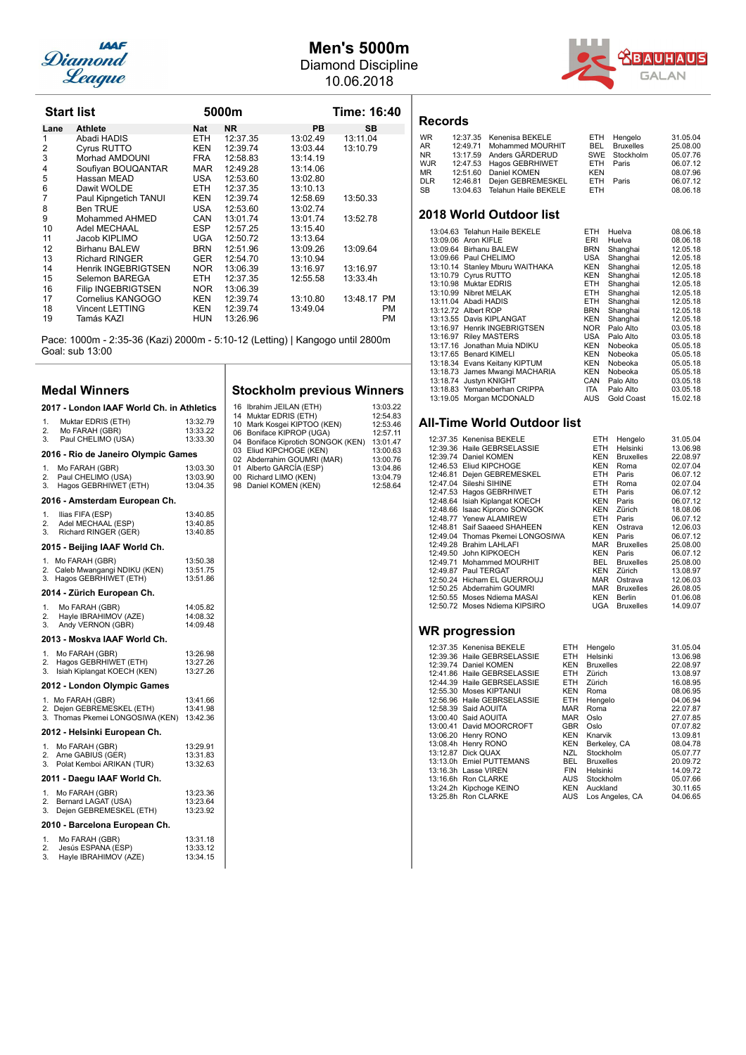# Men's 5000m

Diamond Discipline
10.06.2018

## Start list

**5000m** — **Time: 16:40**

| Lane | Athlete | Nat | NR | PB | SB |
|---|---|---|---|---|---|
| 1 | Abadi HADIS | ETH | 12:37.35 | 13:02.49 | 13:11.04 |
| 2 | Cyrus RUTTO | KEN | 12:39.74 | 13:03.44 | 13:10.79 |
| 3 | Morhad AMDOUNI | FRA | 12:58.83 | 13:14.19 | |
| 4 | Soufiyan BOUQANTAR | MAR | 12:49.28 | 13:14.06 | |
| 5 | Hassan MEAD | USA | 12:53.60 | 13:02.80 | |
| 6 | Dawit WOLDE | ETH | 12:37.35 | 13:10.13 | |
| 7 | Paul Kipngetich TANUI | KEN | 12:39.74 | 12:58.69 | 13:50.33 |
| 8 | Ben TRUE | USA | 12:53.60 | 13:02.74 | |
| 9 | Mohammed AHMED | CAN | 13:01.74 | 13:01.74 | 13:52.78 |
| 10 | Adel MECHAAL | ESP | 12:57.25 | 13:15.40 | |
| 11 | Jacob KIPLIMO | UGA | 12:50.72 | 13:13.64 | |
| 12 | Birhanu BALEW | BRN | 12:51.96 | 13:09.26 | 13:09.64 |
| 13 | Richard RINGER | GER | 12:54.70 | 13:10.94 | |
| 14 | Henrik INGEBRIGTSEN | NOR | 13:06.39 | 13:16.97 | 13:16.97 |
| 15 | Selemon BAREGA | ETH | 12:37.35 | 12:55.58 | 13:33.4h |
| 16 | Filip INGEBRIGTSEN | NOR | 13:06.39 | | |
| 17 | Cornelius KANGOGO | KEN | 12:39.74 | 13:10.80 | 13:48.17 PM |
| 18 | Vincent LETTING | KEN | 12:39.74 | 13:49.04 | PM |
| 19 | Tamás KAZI | HUN | 13:26.96 | | PM |

Pace: 1000m - 2:35-36 (Kazi) 2000m - 5:10-12 (Letting) | Kangogo until 2800m
Goal: sub 13:00

## Medal Winners

### 2017 - London IAAF World Ch. in Athletics

1. Muktar EDRIS (ETH) 13:32.79
2. Mo FARAH (GBR) 13:33.22
3. Paul CHELIMO (USA) 13:33.30

### 2016 - Rio de Janeiro Olympic Games

1. Mo FARAH (GBR) 13:03.30
2. Paul CHELIMO (USA) 13:03.90
3. Hagos GEBRHIWET (ETH) 13:04.35

### 2016 - Amsterdam European Ch.

1. Ilias FIFA (ESP) 13:40.85
2. Adel MECHAAL (ESP) 13:40.85
3. Richard RINGER (GER) 13:40.85

### 2015 - Beijing IAAF World Ch.

1. Mo FARAH (GBR) 13:50.38
2. Caleb Mwangangi NDIKU (KEN) 13:51.75
3. Hagos GEBRHIWET (ETH) 13:51.86

### 2014 - Zürich European Ch.

1. Mo FARAH (GBR) 14:05.82
2. Hayle IBRAHIMOV (AZE) 14:08.32
3. Andy VERNON (GBR) 14:09.48

### 2013 - Moskva IAAF World Ch.

1. Mo FARAH (GBR) 13:26.98
2. Hagos GEBRHIWET (ETH) 13:27.26
3. Isiah Kiplangat KOECH (KEN) 13:27.26

### 2012 - London Olympic Games

1. Mo FARAH (GBR) 13:41.66
2. Dejen GEBREMESKEL (ETH) 13:41.98
3. Thomas Pkemei LONGOSIWA (KEN) 13:42.36

### 2012 - Helsinki European Ch.

1. Mo FARAH (GBR) 13:29.91
2. Arne GABIUS (GER) 13:31.83
3. Polat Kemboi ARIKAN (TUR) 13:32.63

### 2011 - Daegu IAAF World Ch.

1. Mo FARAH (GBR) 13:23.36
2. Bernard LAGAT (USA) 13:23.64
3. Dejen GEBREMESKEL (ETH) 13:23.92

### 2010 - Barcelona European Ch.

1. Mo FARAH (GBR) 13:31.18
2. Jesús ESPANA (ESP) 13:33.12
3. Hayle IBRAHIMOV (AZE) 13:34.15

## Stockholm previous Winners

| Year | Athlete | Time |
|---|---|---|
| 16 | Ibrahim JEILAN (ETH) | 13:03.22 |
| 14 | Muktar EDRIS (ETH) | 12:54.83 |
| 10 | Mark Kosgei KIPTOO (KEN) | 12:53.46 |
| 06 | Boniface KIPROP (UGA) | 12:57.11 |
| 04 | Boniface Kiprotich SONGOK (KEN) | 13:01.47 |
| 03 | Eliud KIPCHOGE (KEN) | 13:00.63 |
| 02 | Abderrahim GOUMRI (MAR) | 13:00.76 |
| 01 | Alberto GARCÍA (ESP) | 13:04.86 |
| 00 | Richard LIMO (KEN) | 13:04.79 |
| 98 | Daniel KOMEN (KEN) | 12:58.64 |

## Records

| | Time | Athlete | Nat | Venue | Date |
|---|---|---|---|---|---|
| WR | 12:37.35 | Kenenisa BEKELE | ETH | Hengelo | 31.05.04 |
| AR | 12:49.71 | Mohammed MOURHIT | BEL | Bruxelles | 25.08.00 |
| NR | 13:17.59 | Anders GÄRDERUD | SWE | Stockholm | 05.07.76 |
| WJR | 12:47.53 | Hagos GEBRHIWET | ETH | Paris | 06.07.12 |
| MR | 12:51.60 | Daniel KOMEN | KEN | | 08.07.96 |
| DLR | 12:46.81 | Dejen GEBREMESKEL | ETH | Paris | 06.07.12 |
| SB | 13:04.63 | Telahun Haile BEKELE | ETH | | 08.06.18 |

## 2018 World Outdoor list

| Time | Athlete | Nat | Venue | Date |
|---|---|---|---|---|
| 13:04.63 | Telahun Haile BEKELE | ETH | Huelva | 08.06.18 |
| 13:09.06 | Aron KIFLE | ERI | Huelva | 08.06.18 |
| 13:09.64 | Birhanu BALEW | BRN | Shanghai | 12.05.18 |
| 13:09.66 | Paul CHELIMO | USA | Shanghai | 12.05.18 |
| 13:10.14 | Stanley Mburu WAITHAKA | KEN | Shanghai | 12.05.18 |
| 13:10.79 | Cyrus RUTTO | KEN | Shanghai | 12.05.18 |
| 13:10.98 | Muktar EDRIS | ETH | Shanghai | 12.05.18 |
| 13:10.99 | Nibret MELAK | ETH | Shanghai | 12.05.18 |
| 13:11.04 | Abadi HADIS | ETH | Shanghai | 12.05.18 |
| 13:12.72 | Albert ROP | BRN | Shanghai | 12.05.18 |
| 13:13.55 | Davis KIPLANGAT | KEN | Shanghai | 12.05.18 |
| 13:16.97 | Henrik INGEBRIGTSEN | NOR | Palo Alto | 03.05.18 |
| 13:16.97 | Riley MASTERS | USA | Palo Alto | 03.05.18 |
| 13:17.16 | Jonathan Muia NDIKU | KEN | Nobeoka | 05.05.18 |
| 13:17.65 | Benard KIMELI | KEN | Nobeoka | 05.05.18 |
| 13:18.34 | Evans Keitany KIPTUM | KEN | Nobeoka | 05.05.18 |
| 13:18.73 | James Mwangi MACHARIA | KEN | Nobeoka | 05.05.18 |
| 13:18.74 | Justyn KNIGHT | CAN | Palo Alto | 03.05.18 |
| 13:18.83 | Yemaneberhan CRIPPA | ITA | Palo Alto | 03.05.18 |
| 13:19.05 | Morgan MCDONALD | AUS | Gold Coast | 15.02.18 |

## All-Time World Outdoor list

| Time | Athlete | Nat | Venue | Date |
|---|---|---|---|---|
| 12:37.35 | Kenenisa BEKELE | ETH | Hengelo | 31.05.04 |
| 12:39.36 | Haile GEBRSELASSIE | ETH | Helsinki | 13.06.98 |
| 12:39.74 | Daniel KOMEN | KEN | Bruxelles | 22.08.97 |
| 12:46.53 | Eliud KIPCHOGE | KEN | Roma | 02.07.04 |
| 12:46.81 | Dejen GEBREMESKEL | ETH | Paris | 06.07.12 |
| 12:47.04 | Sileshi SIHINE | ETH | Roma | 02.07.04 |
| 12:47.53 | Hagos GEBRHIWET | ETH | Paris | 06.07.12 |
| 12:48.64 | Isiah Kiplangat KOECH | KEN | Paris | 06.07.12 |
| 12:48.66 | Isaac Kiprono SONGOK | KEN | Zürich | 18.08.06 |
| 12:48.77 | Yenew ALAMIREW | ETH | Paris | 06.07.12 |
| 12:48.81 | Saif Saaeed SHAHEEN | KEN | Ostrava | 12.06.03 |
| 12:49.04 | Thomas Pkemei LONGOSIWA | KEN | Paris | 06.07.12 |
| 12:49.28 | Brahim LAHLAFI | MAR | Bruxelles | 25.08.00 |
| 12:49.50 | John KIPKOECH | KEN | Paris | 06.07.12 |
| 12:49.71 | Mohammed MOURHIT | BEL | Bruxelles | 25.08.00 |
| 12:49.87 | Paul TERGAT | KEN | Zürich | 13.08.97 |
| 12:50.24 | Hicham EL GUERROUJ | MAR | Ostrava | 12.06.03 |
| 12:50.25 | Abderrahim GOUMRI | MAR | Bruxelles | 26.08.05 |
| 12:50.55 | Moses Ndiema MASAI | KEN | Berlin | 01.06.08 |
| 12:50.72 | Moses Ndiema KIPSIRO | UGA | Bruxelles | 14.09.07 |

## WR progression

| Time | Athlete | Nat | Venue | Date |
|---|---|---|---|---|
| 12:37.35 | Kenenisa BEKELE | ETH | Hengelo | 31.05.04 |
| 12:39.36 | Haile GEBRSELASSIE | ETH | Helsinki | 13.06.98 |
| 12:39.74 | Daniel KOMEN | KEN | Bruxelles | 22.08.97 |
| 12:41.86 | Haile GEBRSELASSIE | ETH | Zürich | 13.08.97 |
| 12:44.39 | Haile GEBRSELASSIE | ETH | Zürich | 16.08.95 |
| 12:55.30 | Moses KIPTANUI | KEN | Roma | 08.06.95 |
| 12:56.96 | Haile GEBRSELASSIE | ETH | Hengelo | 04.06.94 |
| 12:58.39 | Said AOUITA | MAR | Roma | 22.07.87 |
| 13:00.40 | Said AOUITA | MAR | Oslo | 27.07.85 |
| 13:00.41 | David MOORCROFT | GBR | Oslo | 07.07.82 |
| 13:06.20 | Henry RONO | KEN | Knarvik | 13.09.81 |
| 13:08.4h | Henry RONO | KEN | Berkeley, CA | 08.04.78 |
| 13:12.87 | Dick QUAX | NZL | Stockholm | 05.07.77 |
| 13:13.0h | Emiel PUTTEMANS | BEL | Bruxelles | 20.09.72 |
| 13:16.3h | Lasse VIREN | FIN | Helsinki | 14.09.72 |
| 13:16.6h | Ron CLARKE | AUS | Stockholm | 05.07.66 |
| 13:24.2h | Kipchoge KEINO | KEN | Auckland | 30.11.65 |
| 13:25.8h | Ron CLARKE | AUS | Los Angeles, CA | 04.06.65 |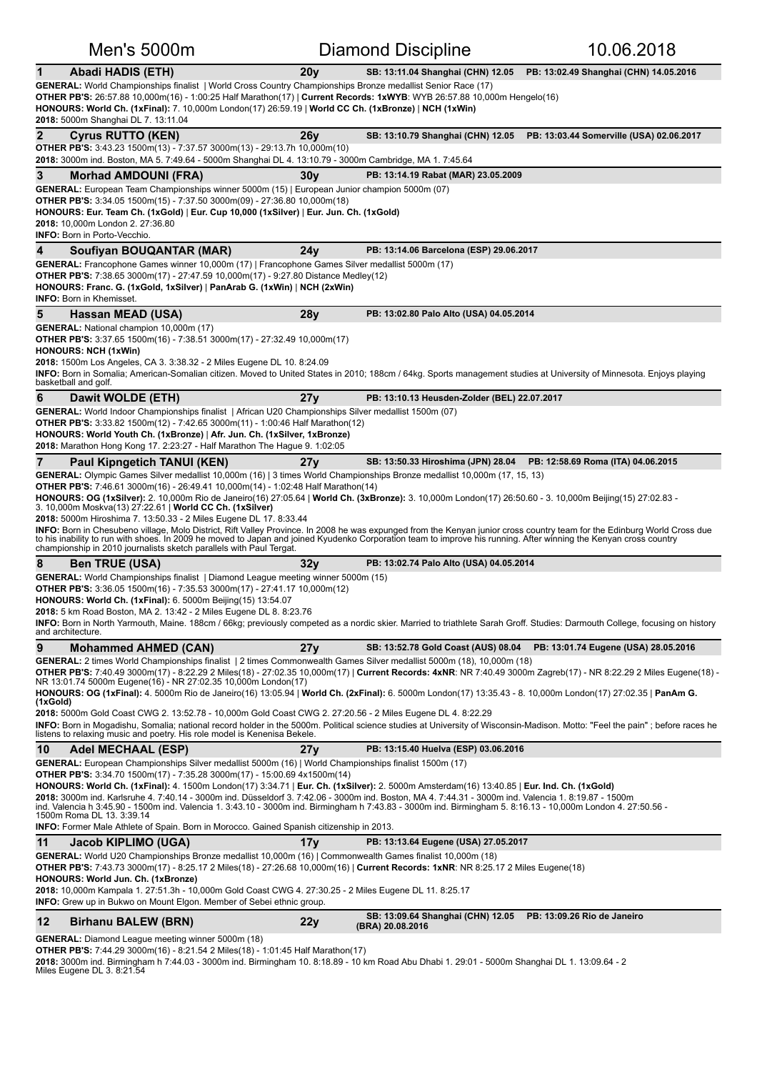# Men's 5000m — Diamond Discipline — 10.06.2018

## 1 Abadi HADIS (ETH) — 20y — SB: 13:11.04 Shanghai (CHN) 12.05 — PB: 13:02.49 Shanghai (CHN) 14.05.2016

**GENERAL:** World Championships finalist | World Cross Country Championships Bronze medallist Senior Race (17)
**OTHER PB'S:** 26:57.88 10,000m(16) - 1:00:25 Half Marathon(17) | **Current Records: 1xWYB**: WYB 26:57.88 10,000m Hengelo(16)
**HONOURS: World Ch. (1xFinal):** 7. 10,000m London(17) 26:59.19 | **World CC Ch. (1xBronze)** | **NCH (1xWin)**
**2018:** 5000m Shanghai DL 7. 13:11.04

## 2 Cyrus RUTTO (KEN) — 26y — SB: 13:10.79 Shanghai (CHN) 12.05 — PB: 13:03.44 Somerville (USA) 02.06.2017

**OTHER PB'S:** 3:43.23 1500m(13) - 7:37.57 3000m(13) - 29:13.7h 10,000m(10)
**2018:** 3000m ind. Boston, MA 5. 7:49.64 - 5000m Shanghai DL 4. 13:10.79 - 3000m Cambridge, MA 1. 7:45.64

## 3 Morhad AMDOUNI (FRA) — 30y — PB: 13:14.19 Rabat (MAR) 23.05.2009

**GENERAL:** European Team Championships winner 5000m (15) | European Junior champion 5000m (07)
**OTHER PB'S:** 3:34.05 1500m(15) - 7:37.50 3000m(09) - 27:36.80 10,000m(18)
**HONOURS: Eur. Team Ch. (1xGold)** | **Eur. Cup 10,000 (1xSilver)** | **Eur. Jun. Ch. (1xGold)**
**2018:** 10,000m London 2. 27:36.80
**INFO:** Born in Porto-Vecchio.

## 4 Soufiyan BOUQANTAR (MAR) — 24y — PB: 13:14.06 Barcelona (ESP) 29.06.2017

**GENERAL:** Francophone Games winner 10,000m (17) | Francophone Games Silver medallist 5000m (17)
**OTHER PB'S:** 7:38.65 3000m(17) - 27:47.59 10,000m(17) - 9:27.80 Distance Medley(12)
**HONOURS: Franc. G. (1xGold, 1xSilver)** | **PanArab G. (1xWin)** | **NCH (2xWin)**
**INFO:** Born in Khemisset.

## 5 Hassan MEAD (USA) — 28y — PB: 13:02.80 Palo Alto (USA) 04.05.2014

**GENERAL:** National champion 10,000m (17)
**OTHER PB'S:** 3:37.65 1500m(16) - 7:38.51 3000m(17) - 27:32.49 10,000m(17)
**HONOURS: NCH (1xWin)**
**2018:** 1500m Los Angeles, CA 3. 3:38.32 - 2 Miles Eugene DL 10. 8:24.09
**INFO:** Born in Somalia; American-Somalian citizen. Moved to United States in 2010; 188cm / 64kg. Sports management studies at University of Minnesota. Enjoys playing basketball and golf.

## 6 Dawit WOLDE (ETH) — 27y — PB: 13:10.13 Heusden-Zolder (BEL) 22.07.2017

**GENERAL:** World Indoor Championships finalist | African U20 Championships Silver medallist 1500m (07)
**OTHER PB'S:** 3:33.82 1500m(12) - 7:42.65 3000m(11) - 1:00:46 Half Marathon(12)
**HONOURS: World Youth Ch. (1xBronze)** | **Afr. Jun. Ch. (1xSilver, 1xBronze)**
**2018:** Marathon Hong Kong 17. 2:23:27 - Half Marathon The Hague 9. 1:02:05

## 7 Paul Kipngetich TANUI (KEN) — 27y — SB: 13:50.33 Hiroshima (JPN) 28.04 — PB: 12:58.69 Roma (ITA) 04.06.2015

**GENERAL:** Olympic Games Silver medallist 10,000m (16) | 3 times World Championships Bronze medallist 10,000m (17, 15, 13)
**OTHER PB'S:** 7:46.61 3000m(16) - 26:49.41 10,000m(14) - 1:02:48 Half Marathon(14)
**HONOURS: OG (1xSilver):** 2. 10,000m Rio de Janeiro(16) 27:05.64 | **World Ch. (3xBronze):** 3. 10,000m London(17) 26:50.60 - 3. 10,000m Beijing(15) 27:02.83 - 3. 10,000m Moskva(13) 27:22.61 | **World CC Ch. (1xSilver)**
**2018:** 5000m Hiroshima 7. 13:50.33 - 2 Miles Eugene DL 17. 8:33.44
**INFO:** Born in Chesubeno village, Molo District, Rift Valley Province. In 2008 he was expunged from the Kenyan junior cross country team for the Edinburg World Cross due to his inability to run with shoes. In 2009 he moved to Japan and joined Kyudenko Corporation team to improve his running. After winning the Kenyan cross country championship in 2010 journalists sketch parallels with Paul Tergat.

## 8 Ben TRUE (USA) — 32y — PB: 13:02.74 Palo Alto (USA) 04.05.2014

**GENERAL:** World Championships finalist | Diamond League meeting winner 5000m (15)
**OTHER PB'S:** 3:36.05 1500m(16) - 7:35.53 3000m(17) - 27:41.17 10,000m(12)
**HONOURS: World Ch. (1xFinal):** 6. 5000m Beijing(15) 13:54.07
**2018:** 5 km Road Boston, MA 2. 13:42 - 2 Miles Eugene DL 8. 8:23.76
**INFO:** Born in North Yarmouth, Maine. 188cm / 66kg; previously competed as a nordic skier. Married to triathlete Sarah Groff. Studies: Darmouth College, focusing on history and architecture.

## 9 Mohammed AHMED (CAN) — 27y — SB: 13:52.78 Gold Coast (AUS) 08.04 — PB: 13:01.74 Eugene (USA) 28.05.2016

**GENERAL:** 2 times World Championships finalist | 2 times Commonwealth Games Silver medallist 5000m (18), 10,000m (18)
**OTHER PB'S:** 7:40.49 3000m(17) - 8:22.29 2 Miles(18) - 27:02.35 10,000m(17) | **Current Records: 4xNR**: NR 7:40.49 3000m Zagreb(17) - NR 8:22.29 2 Miles Eugene(18) - NR 13:01.74 5000m Eugene(16) - NR 27:02.35 10,000m London(17)
**HONOURS: OG (1xFinal):** 4. 5000m Rio de Janeiro(16) 13:05.94 | **World Ch. (2xFinal):** 6. 5000m London(17) 13:35.43 - 8. 10,000m London(17) 27:02.35 | **PanAm G. (1xGold)**
**2018:** 5000m Gold Coast CWG 2. 13:52.78 - 10,000m Gold Coast CWG 2. 27:20.56 - 2 Miles Eugene DL 4. 8:22.29
**INFO:** Born in Mogadishu, Somalia; national record holder in the 5000m. Political science studies at University of Wisconsin-Madison. Motto: "Feel the pain" ; before races he listens to relaxing music and poetry. His role model is Kenenisa Bekele.

## 10 Adel MECHAAL (ESP) — 27y — PB: 13:15.40 Huelva (ESP) 03.06.2016

**GENERAL:** European Championships Silver medallist 5000m (16) | World Championships finalist 1500m (17)
**OTHER PB'S:** 3:34.70 1500m(17) - 7:35.28 3000m(17) - 15:00.69 4x1500m(14)
**HONOURS: World Ch. (1xFinal):** 4. 1500m London(17) 3:34.71 | **Eur. Ch. (1xSilver):** 2. 5000m Amsterdam(16) 13:40.85 | **Eur. Ind. Ch. (1xGold)**
**2018:** 3000m ind. Karlsruhe 4. 7:40.14 - 3000m ind. Düsseldorf 3. 7:42.06 - 3000m ind. Boston, MA 4. 7:44.31 - 3000m ind. Valencia 1. 8:19.87 - 1500m ind. Valencia h 3:45.90 - 1500m ind. Valencia 1. 3:43.10 - 3000m ind. Birmingham h 7:43.83 - 3000m ind. Birmingham 5. 8:16.13 - 10,000m London 4. 27:50.56 - 1500m Roma DL 13. 3:39.14
**INFO:** Former Male Athlete of Spain. Born in Morocco. Gained Spanish citizenship in 2013.

## 11 Jacob KIPLIMO (UGA) — 17y — PB: 13:13.64 Eugene (USA) 27.05.2017

**GENERAL:** World U20 Championships Bronze medallist 10,000m (16) | Commonwealth Games finalist 10,000m (18)
**OTHER PB'S:** 7:43.73 3000m(17) - 8:25.17 2 Miles(18) - 27:26.68 10,000m(16) | **Current Records: 1xNR**: NR 8:25.17 2 Miles Eugene(18)
**HONOURS: World Jun. Ch. (1xBronze)**
**2018:** 10,000m Kampala 1. 27:51.3h - 10,000m Gold Coast CWG 4. 27:30.25 - 2 Miles Eugene DL 11. 8:25.17
**INFO:** Grew up in Bukwo on Mount Elgon. Member of Sebei ethnic group.

## 12 Birhanu BALEW (BRN) — 22y — SB: 13:09.64 Shanghai (CHN) 12.05 — PB: 13:09.26 Rio de Janeiro (BRA) 20.08.2016

**GENERAL:** Diamond League meeting winner 5000m (18)
**OTHER PB'S:** 7:44.29 3000m(16) - 8:21.54 2 Miles(18) - 1:01:45 Half Marathon(17)
**2018:** 3000m ind. Birmingham h 7:44.03 - 3000m ind. Birmingham 10. 8:18.89 - 10 km Road Abu Dhabi 1. 29:01 - 5000m Shanghai DL 1. 13:09.64 - 2 Miles Eugene DL 3. 8:21.54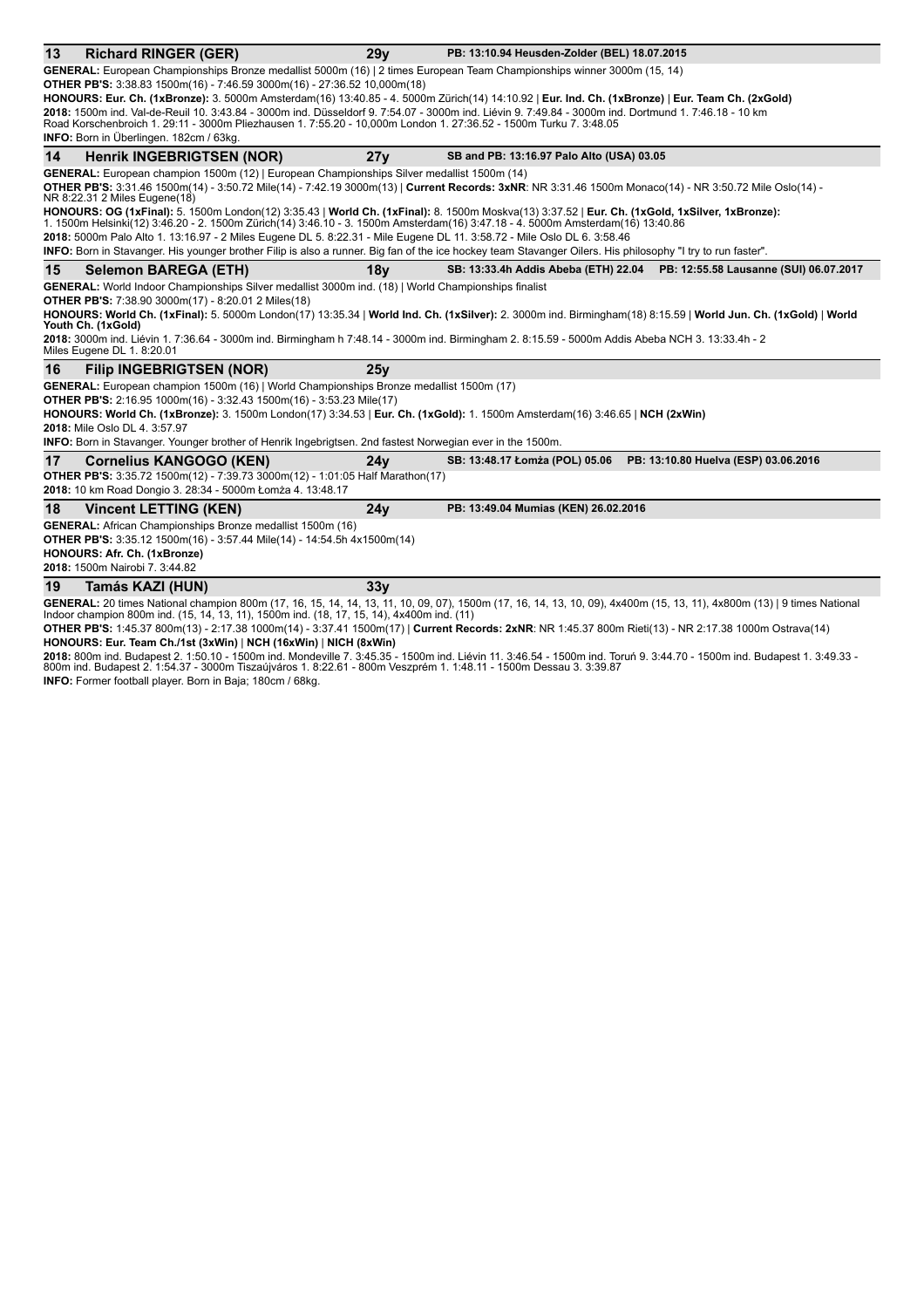## 13 Richard RINGER (GER) — 29y — PB: 13:10.94 Heusden-Zolder (BEL) 18.07.2015

**GENERAL:** European Championships Bronze medallist 5000m (16) | 2 times European Team Championships winner 3000m (15, 14)
**OTHER PB'S:** 3:38.83 1500m(16) - 7:46.59 3000m(16) - 27:36.52 10,000m(18)
**HONOURS: Eur. Ch. (1xBronze):** 3. 5000m Amsterdam(16) 13:40.85 - 4. 5000m Zürich(14) 14:10.92 | **Eur. Ind. Ch. (1xBronze)** | **Eur. Team Ch. (2xGold)**
**2018:** 1500m ind. Val-de-Reuil 10. 3:43.84 - 3000m ind. Düsseldorf 9. 7:54.07 - 3000m ind. Liévin 9. 7:49.84 - 3000m ind. Dortmund 1. 7:46.18 - 10 km Road Korschenbroich 1. 29:11 - 3000m Pliezhausen 1. 7:55.20 - 10,000m London 1. 27:36.52 - 1500m Turku 7. 3:48.05
**INFO:** Born in Überlingen. 182cm / 63kg.

## 14 Henrik INGEBRIGTSEN (NOR) — 27y — SB and PB: 13:16.97 Palo Alto (USA) 03.05

**GENERAL:** European champion 1500m (12) | European Championships Silver medallist 1500m (14)
**OTHER PB'S:** 3:31.46 1500m(14) - 3:50.72 Mile(14) - 7:42.19 3000m(13) | **Current Records: 3xNR**: NR 3:31.46 1500m Monaco(14) - NR 3:50.72 Mile Oslo(14) - NR 8:22.31 2 Miles Eugene(18)
**HONOURS: OG (1xFinal):** 5. 1500m London(12) 3:35.43 | **World Ch. (1xFinal):** 8. 1500m Moskva(13) 3:37.52 | **Eur. Ch. (1xGold, 1xSilver, 1xBronze):** 1. 1500m Helsinki(12) 3:46.20 - 2. 1500m Zürich(14) 3:46.10 - 3. 1500m Amsterdam(16) 3:47.18 - 4. 5000m Amsterdam(16) 13:40.86
**2018:** 5000m Palo Alto 1. 13:16.97 - 2 Miles Eugene DL 5. 8:22.31 - Mile Eugene DL 11. 3:58.72 - Mile Oslo DL 6. 3:58.46
**INFO:** Born in Stavanger. His younger brother Filip is also a runner. Big fan of the ice hockey team Stavanger Oilers. His philosophy "I try to run faster".

## 15 Selemon BAREGA (ETH) — 18y — SB: 13:33.4h Addis Abeba (ETH) 22.04 — PB: 12:55.58 Lausanne (SUI) 06.07.2017

**GENERAL:** World Indoor Championships Silver medallist 3000m ind. (18) | World Championships finalist
**OTHER PB'S:** 7:38.90 3000m(17) - 8:20.01 2 Miles(18)
**HONOURS: World Ch. (1xFinal):** 5. 5000m London(17) 13:35.34 | **World Ind. Ch. (1xSilver):** 2. 3000m ind. Birmingham(18) 8:15.59 | **World Jun. Ch. (1xGold)** | **World Youth Ch. (1xGold)**
**2018:** 3000m ind. Liévin 1. 7:36.64 - 3000m ind. Birmingham h 7:48.14 - 3000m ind. Birmingham 2. 8:15.59 - 5000m Addis Abeba NCH 3. 13:33.4h - 2 Miles Eugene DL 1. 8:20.01

## 16 Filip INGEBRIGTSEN (NOR) — 25y

**GENERAL:** European champion 1500m (16) | World Championships Bronze medallist 1500m (17)
**OTHER PB'S:** 2:16.95 1000m(16) - 3:32.43 1500m(16) - 3:53.23 Mile(17)
**HONOURS: World Ch. (1xBronze):** 3. 1500m London(17) 3:34.53 | **Eur. Ch. (1xGold):** 1. 1500m Amsterdam(16) 3:46.65 | **NCH (2xWin)**
**2018:** Mile Oslo DL 4. 3:57.97
**INFO:** Born in Stavanger. Younger brother of Henrik Ingebrigtsen. 2nd fastest Norwegian ever in the 1500m.

## 17 Cornelius KANGOGO (KEN) — 24y — SB: 13:48.17 Łomża (POL) 05.06 — PB: 13:10.80 Huelva (ESP) 03.06.2016

**OTHER PB'S:** 3:35.72 1500m(12) - 7:39.73 3000m(12) - 1:01:05 Half Marathon(17)
**2018:** 10 km Road Dongio 3. 28:34 - 5000m Łomża 4. 13:48.17

## 18 Vincent LETTING (KEN) — 24y — PB: 13:49.04 Mumias (KEN) 26.02.2016

**GENERAL:** African Championships Bronze medallist 1500m (16)
**OTHER PB'S:** 3:35.12 1500m(16) - 3:57.44 Mile(14) - 14:54.5h 4x1500m(14)
**HONOURS: Afr. Ch. (1xBronze)**
**2018:** 1500m Nairobi 7. 3:44.82

## 19 Tamás KAZI (HUN) — 33y

**GENERAL:** 20 times National champion 800m (17, 16, 15, 14, 14, 13, 11, 10, 09, 07), 1500m (17, 16, 14, 13, 10, 09), 4x400m (15, 13, 11), 4x800m (13) | 9 times National Indoor champion 800m ind. (15, 14, 13, 11), 1500m ind. (18, 17, 15, 14), 4x400m ind. (11)
**OTHER PB'S:** 1:45.37 800m(13) - 2:17.38 1000m(14) - 3:37.41 1500m(17) | **Current Records: 2xNR**: NR 1:45.37 800m Rieti(13) - NR 2:17.38 1000m Ostrava(14)
**HONOURS: Eur. Team Ch./1st (3xWin)** | **NCH (16xWin)** | **NICH (8xWin)**
**2018:** 800m ind. Budapest 2. 1:50.10 - 1500m ind. Mondeville 7. 3:45.35 - 1500m ind. Liévin 11. 3:46.54 - 1500m ind. Toruń 9. 3:44.70 - 1500m ind. Budapest 1. 3:49.33 - 800m ind. Budapest 2. 1:54.37 - 3000m Tiszaújváros 1. 8:22.61 - 800m Veszprém 1. 1:48.11 - 1500m Dessau 3. 3:39.87
**INFO:** Former football player. Born in Baja; 180cm / 68kg.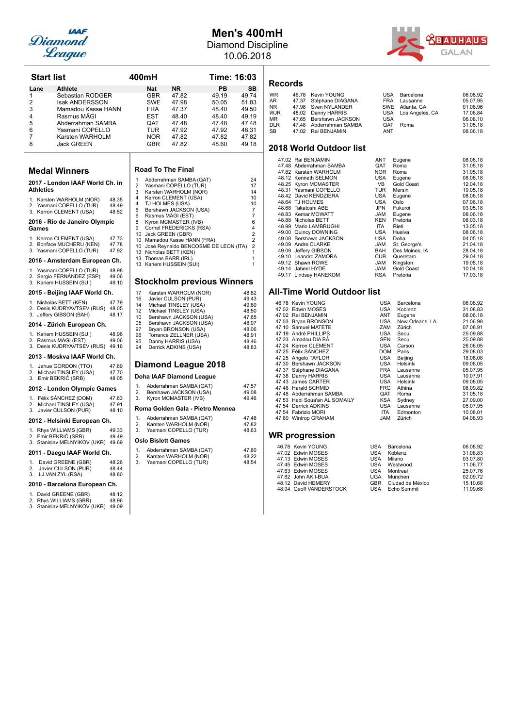# Men's 400mH

Diamond Discipline
10.06.2018

## Start list

400mH — Time: 16:03

| Lane | Athlete | Nat | NR | PB | SB |
|---|---|---|---|---|---|
| 1 | Sebastian RODGER | GBR | 47.82 | 49.19 | 49.74 |
| 2 | Isak ANDERSSON | SWE | 47.98 | 50.05 | 51.83 |
| 3 | Mamadou Kasse HANN | FRA | 47.37 | 48.40 | 49.50 |
| 4 | Rasmus MÄGI | EST | 48.40 | 48.40 | 49.19 |
| 5 | Abderrahman SAMBA | QAT | 47.48 | 47.48 | 47.48 |
| 6 | Yasmani COPELLO | TUR | 47.92 | 47.92 | 48.31 |
| 7 | Karsten WARHOLM | NOR | 47.82 | 47.82 | 47.82 |
| 8 | Jack GREEN | GBR | 47.82 | 48.60 | 49.18 |

## Medal Winners

### 2017 - London IAAF World Ch. in Athletics

1. Karsten WARHOLM (NOR) 48.35
2. Yasmani COPELLO (TUR) 48.49
3. Kerron CLEMENT (USA) 48.52

### 2016 - Rio de Janeiro Olympic Games

1. Kerron CLEMENT (USA) 47.73
2. Bonface MUCHERU (KEN) 47.78
3. Yasmani COPELLO (TUR) 47.92

### 2016 - Amsterdam European Ch.

1. Yasmani COPELLO (TUR) 48.98
2. Sergio FERNÁNDEZ (ESP) 49.06
3. Kariem HUSSEIN (SUI) 49.10

### 2015 - Beijing IAAF World Ch.

1. Nicholas BETT (KEN) 47.79
2. Denis KUDRYAVTSEV (RUS) 48.05
3. Jeffery GIBSON (BAH) 48.17

### 2014 - Zürich European Ch.

1. Kariem HUSSEIN (SUI) 48.96
2. Rasmus MÄGI (EST) 49.06
3. Denis KUDRYAVTSEV (RUS) 49.16

### 2013 - Moskva IAAF World Ch.

1. Jehue GORDON (TTO) 47.69
2. Michael TINSLEY (USA) 47.70
3. Emir BEKRIĆ (SRB) 48.05

### 2012 - London Olympic Games

1. Félix SÁNCHEZ (DOM) 47.63
2. Michael TINSLEY (USA) 47.91
3. Javier CULSON (PUR) 48.10

### 2012 - Helsinki European Ch.

1. Rhys WILLIAMS (GBR) 49.33
2. Emir BEKRIĆ (SRB) 49.49
3. Stanislav MELNYKOV (UKR) 49.69

### 2011 - Daegu IAAF World Ch.

1. David GREENE (GBR) 48.26
2. Javier CULSON (PUR) 48.44
3. LJ VAN ZYL (RSA) 48.80

### 2010 - Barcelona European Ch.

1. David GREENE (GBR) 48.12
2. Rhys WILLIAMS (GBR) 48.96
3. Stanislav MELNYKOV (UKR) 49.09

## Road To The Final

| | Athlete | Points |
|---|---|---|
| 1 | Abderrahman SAMBA (QAT) | 24 |
| 2 | Yasmani COPELLO (TUR) | 17 |
| 3 | Karsten WARHOLM (NOR) | 14 |
| 4 | Kerron CLEMENT (USA) | 10 |
| 4 | TJ HOLMES (USA) | 10 |
| 6 | Bershawn JACKSON (USA) | 7 |
| 6 | Rasmus MÄGI (EST) | 7 |
| 8 | Kyron MCMASTER (IVB) | 6 |
| 9 | Cornel FREDERICKS (RSA) | 4 |
| 10 | Jack GREEN (GBR) | 2 |
| 10 | Mamadou Kasse HANN (FRA) | 2 |
| 10 | José Reynaldo BENCOSME DE LEON (ITA) | 2 |
| 13 | Nicholas BETT (KEN) | 1 |
| 13 | Thomas BARR (IRL) | 1 |
| 13 | Kariem HUSSEIN (SUI) | 1 |

## Stockholm previous Winners

| Year | Athlete | Result |
|---|---|---|
| 17 | Karsten WARHOLM (NOR) | 48.82 |
| 16 | Javier CULSON (PUR) | 49.43 |
| 14 | Michael TINSLEY (USA) | 49.60 |
| 12 | Michael TINSLEY (USA) | 48.50 |
| 10 | Bershawn JACKSON (USA) | 47.65 |
| 05 | Bershawn JACKSON (USA) | 48.07 |
| 97 | Bryan BRONSON (USA) | 48.06 |
| 96 | Torrance ZELLNER (USA) | 48.91 |
| 95 | Danny HARRIS (USA) | 48.46 |
| 94 | Derrick ADKINS (USA) | 48.83 |

## Diamond League 2018

### Doha IAAF Diamond League

1. Abderrahman SAMBA (QAT) 47.57
2. Bershawn JACKSON (USA) 49.08
3. Kyron MCMASTER (IVB) 49.46

### Roma Golden Gala - Pietro Mennea

1. Abderrahman SAMBA (QAT) 47.48
2. Karsten WARHOLM (NOR) 47.82
3. Yasmani COPELLO (TUR) 48.63

### Oslo Bislett Games

1. Abderrahman SAMBA (QAT) 47.60
2. Karsten WARHOLM (NOR) 48.22
3. Yasmani COPELLO (TUR) 48.54

## Records

| | Result | Athlete | Nat | Venue | Date |
|---|---|---|---|---|---|
| WR | 46.78 | Kevin YOUNG | USA | Barcelona | 06.08.92 |
| AR | 47.37 | Stéphane DIAGANA | FRA | Lausanne | 05.07.95 |
| NR | 47.98 | Sven NYLANDER | SWE | Atlanta, GA | 01.08.96 |
| WJR | 48.02 | Danny HARRIS | USA | Los Angeles, CA | 17.06.84 |
| MR | 47.65 | Bershawn JACKSON | USA | | 06.08.10 |
| DLR | 47.48 | Abderrahman SAMBA | QAT | Roma | 31.05.18 |
| SB | 47.02 | Rai BENJAMIN | ANT | | 08.06.18 |

## 2018 World Outdoor list

| Result | Athlete | Nat | Venue | Date |
|---|---|---|---|---|
| 47.02 | Rai BENJAMIN | ANT | Eugene | 08.06.18 |
| 47.48 | Abderrahman SAMBA | QAT | Roma | 31.05.18 |
| 47.82 | Karsten WARHOLM | NOR | Roma | 31.05.18 |
| 48.12 | Kenneth SELMON | USA | Eugene | 08.06.18 |
| 48.25 | Kyron MCMASTER | IVB | Gold Coast | 12.04.18 |
| 48.31 | Yasmani COPELLO | TUR | Mersin | 19.05.18 |
| 48.42 | David KENDZIERA | USA | Eugene | 08.06.18 |
| 48.64 | TJ HOLMES | USA | Oslo | 07.06.18 |
| 48.68 | Takatoshi ABE | JPN | Fukuroi | 03.05.18 |
| 48.83 | Kemar MOWATT | JAM | Eugene | 08.06.18 |
| 48.88 | Nicholas BETT | KEN | Pretoria | 08.03.18 |
| 48.99 | Mario LAMBRUGHI | ITA | Rieti | 13.05.18 |
| 49.00 | Quincy DOWNING | USA | Huelva | 08.06.18 |
| 49.08 | Bershawn JACKSON | USA | Doha | 04.05.18 |
| 49.09 | Andre CLARKE | JAM | St. George's | 21.04.18 |
| 49.09 | Jeffery GIBSON | BAH | Des Moines, IA | 28.04.18 |
| 49.10 | Leandro ZAMORA | CUB | Queretaro | 29.04.18 |
| 49.12 | Shawn ROWE | JAM | Kingston | 19.05.18 |
| 49.14 | Jaheel HYDE | JAM | Gold Coast | 10.04.18 |
| 49.17 | Lindsay HANEKOM | RSA | Pretoria | 17.03.18 |

## All-Time World Outdoor list

| Result | Athlete | Nat | Venue | Date |
|---|---|---|---|---|
| 46.78 | Kevin YOUNG | USA | Barcelona | 06.08.92 |
| 47.02 | Edwin MOSES | USA | Koblenz | 31.08.83 |
| 47.02 | Rai BENJAMIN | ANT | Eugene | 08.06.18 |
| 47.03 | Bryan BRONSON | USA | New Orleans, LA | 21.06.98 |
| 47.10 | Samuel MATETE | ZAM | Zürich | 07.08.91 |
| 47.19 | André PHILLIPS | USA | Seoul | 25.09.88 |
| 47.23 | Amadou DIA BÂ | SEN | Seoul | 25.09.88 |
| 47.24 | Kerron CLEMENT | USA | Carson | 26.06.05 |
| 47.25 | Félix SÁNCHEZ | DOM | Paris | 29.08.03 |
| 47.25 | Angelo TAYLOR | USA | Beijing | 18.08.08 |
| 47.30 | Bershawn JACKSON | USA | Helsinki | 09.08.05 |
| 47.37 | Stéphane DIAGANA | FRA | Lausanne | 05.07.95 |
| 47.38 | Danny HARRIS | USA | Lausanne | 10.07.91 |
| 47.43 | James CARTER | USA | Helsinki | 09.08.05 |
| 47.48 | Harald SCHMID | FRG | Athina | 08.09.82 |
| 47.48 | Abderrahman SAMBA | QAT | Roma | 31.05.18 |
| 47.53 | Hadi Soua'an AL SOMAILY | KSA | Sydney | 27.09.00 |
| 47.54 | Derrick ADKINS | USA | Lausanne | 05.07.95 |
| 47.54 | Fabrizio MORI | ITA | Edmonton | 10.08.01 |
| 47.60 | Wintrop GRAHAM | JAM | Zürich | 04.08.93 |

## WR progression

| Result | Athlete | Nat | Venue | Date |
|---|---|---|---|---|
| 46.78 | Kevin YOUNG | USA | Barcelona | 06.08.92 |
| 47.02 | Edwin MOSES | USA | Koblenz | 31.08.83 |
| 47.13 | Edwin MOSES | USA | Milano | 03.07.80 |
| 47.45 | Edwin MOSES | USA | Westwood | 11.06.77 |
| 47.63 | Edwin MOSES | USA | Montreal | 25.07.76 |
| 47.82 | John AKII-BUA | UGA | München | 02.09.72 |
| 48.12 | David HEMERY | GBR | Ciudad de México | 15.10.68 |
| 48.94 | Geoff VANDERSTOCK | USA | Echo Summit | 11.09.68 |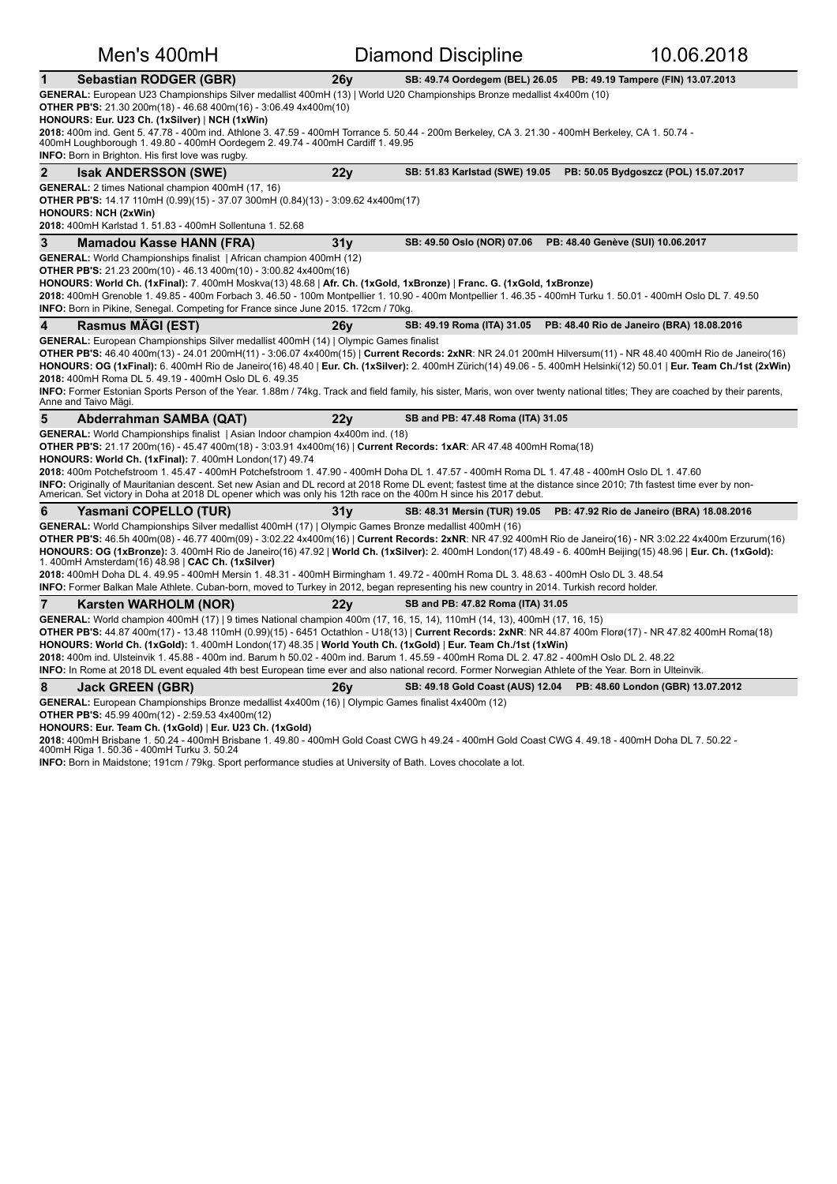# Men's 400mH — Diamond Discipline — 10.06.2018

## 1 Sebastian RODGER (GBR) — 26y — SB: 49.74 Oordegem (BEL) 26.05 — PB: 49.19 Tampere (FIN) 13.07.2013

**GENERAL:** European U23 Championships Silver medallist 400mH (13) | World U20 Championships Bronze medallist 4x400m (10)
**OTHER PB'S:** 21.30 200m(18) - 46.68 400m(16) - 3:06.49 4x400m(10)
**HONOURS: Eur. U23 Ch. (1xSilver)** | **NCH (1xWin)**
**2018:** 400m ind. Gent 5. 47.78 - 400m ind. Athlone 3. 47.59 - 400mH Torrance 5. 50.44 - 200m Berkeley, CA 3. 21.30 - 400mH Berkeley, CA 1. 50.74 - 400mH Loughborough 1. 49.80 - 400mH Oordegem 2. 49.74 - 400mH Cardiff 1. 49.95
**INFO:** Born in Brighton. His first love was rugby.

## 2 Isak ANDERSSON (SWE) — 22y — SB: 51.83 Karlstad (SWE) 19.05 — PB: 50.05 Bydgoszcz (POL) 15.07.2017

**GENERAL:** 2 times National champion 400mH (17, 16)
**OTHER PB'S:** 14.17 110mH (0.99)(15) - 37.07 300mH (0.84)(13) - 3:09.62 4x400m(17)
**HONOURS: NCH (2xWin)**
**2018:** 400mH Karlstad 1. 51.83 - 400mH Sollentuna 1. 52.68

## 3 Mamadou Kasse HANN (FRA) — 31y — SB: 49.50 Oslo (NOR) 07.06 — PB: 48.40 Genève (SUI) 10.06.2017

**GENERAL:** World Championships finalist | African champion 400mH (12)
**OTHER PB'S:** 21.23 200m(10) - 46.13 400m(10) - 3:00.82 4x400m(16)
**HONOURS: World Ch. (1xFinal):** 7. 400mH Moskva(13) 48.68 | **Afr. Ch. (1xGold, 1xBronze)** | **Franc. G. (1xGold, 1xBronze)**
**2018:** 400mH Grenoble 1. 49.85 - 400m Forbach 3. 46.50 - 100m Montpellier 1. 10.90 - 400m Montpellier 1. 46.35 - 400mH Turku 1. 50.01 - 400mH Oslo DL 7. 49.50
**INFO:** Born in Pikine, Senegal. Competing for France since June 2015. 172cm / 70kg.

## 4 Rasmus MÄGI (EST) — 26y — SB: 49.19 Roma (ITA) 31.05 — PB: 48.40 Rio de Janeiro (BRA) 18.08.2016

**GENERAL:** European Championships Silver medallist 400mH (14) | Olympic Games finalist
**OTHER PB'S:** 46.40 400m(13) - 24.01 200mH(11) - 3:06.07 4x400m(15) | **Current Records: 2xNR**: NR 24.01 200mH Hilversum(11) - NR 48.40 400mH Rio de Janeiro(16)
**HONOURS: OG (1xFinal):** 6. 400mH Rio de Janeiro(16) 48.40 | **Eur. Ch. (1xSilver):** 2. 400mH Zürich(14) 49.06 - 5. 400mH Helsinki(12) 50.01 | **Eur. Team Ch./1st (2xWin)**
**2018:** 400mH Roma DL 5. 49.19 - 400mH Oslo DL 6. 49.35
**INFO:** Former Estonian Sports Person of the Year. 1.88m / 74kg. Track and field family, his sister, Maris, won over twenty national titles; They are coached by their parents, Anne and Taivo Mägi.

## 5 Abderrahman SAMBA (QAT) — 22y — SB and PB: 47.48 Roma (ITA) 31.05

**GENERAL:** World Championships finalist | Asian Indoor champion 4x400m ind. (18)
**OTHER PB'S:** 21.17 200m(16) - 45.47 400m(18) - 3:03.91 4x400m(16) | **Current Records: 1xAR**: AR 47.48 400mH Roma(18)
**HONOURS: World Ch. (1xFinal):** 7. 400mH London(17) 49.74
**2018:** 400m Potchefstroom 1. 45.47 - 400mH Potchefstroom 1. 47.90 - 400mH Doha DL 1. 47.57 - 400mH Roma DL 1. 47.48 - 400mH Oslo DL 1. 47.60
**INFO:** Originally of Mauritanian descent. Set new Asian and DL record at 2018 Rome DL event; fastest time at the distance since 2010; 7th fastest time ever by non-American. Set victory in Doha at 2018 DL opener which was only his 12th race on the 400m H since his 2017 debut.

## 6 Yasmani COPELLO (TUR) — 31y — SB: 48.31 Mersin (TUR) 19.05 — PB: 47.92 Rio de Janeiro (BRA) 18.08.2016

**GENERAL:** World Championships Silver medallist 400mH (17) | Olympic Games Bronze medallist 400mH (16)
**OTHER PB'S:** 46.5h 400m(08) - 46.77 400m(09) - 3:02.22 4x400m(16) | **Current Records: 2xNR**: NR 47.92 400mH Rio de Janeiro(16) - NR 3:02.22 4x400m Erzurum(16)
**HONOURS: OG (1xBronze):** 3. 400mH Rio de Janeiro(16) 47.92 | **World Ch. (1xSilver):** 2. 400mH London(17) 48.49 - 6. 400mH Beijing(15) 48.96 | **Eur. Ch. (1xGold):** 1. 400mH Amsterdam(16) 48.98 | **CAC Ch. (1xSilver)**
**2018:** 400mH Doha DL 4. 49.95 - 400mH Mersin 1. 48.31 - 400mH Birmingham 1. 49.72 - 400mH Roma DL 3. 48.63 - 400mH Oslo DL 3. 48.54
**INFO:** Former Balkan Male Athlete. Cuban-born, moved to Turkey in 2012, began representing his new country in 2014. Turkish record holder.

## 7 Karsten WARHOLM (NOR) — 22y — SB and PB: 47.82 Roma (ITA) 31.05

**GENERAL:** World champion 400mH (17) | 9 times National champion 400m (17, 16, 15, 14), 110mH (14, 13), 400mH (17, 16, 15)
**OTHER PB'S:** 44.87 400m(17) - 13.48 110mH (0.99)(15) - 6451 Octathlon - U18(13) | **Current Records: 2xNR**: NR 44.87 400m Florø(17) - NR 47.82 400mH Roma(18)
**HONOURS: World Ch. (1xGold):** 1. 400mH London(17) 48.35 | **World Youth Ch. (1xGold)** | **Eur. Team Ch./1st (1xWin)**
**2018:** 400m ind. Ulsteinvik 1. 45.88 - 400m ind. Barum h 50.02 - 400m ind. Barum 1. 45.59 - 400mH Roma DL 2. 47.82 - 400mH Oslo DL 2. 48.22
**INFO:** In Rome at 2018 DL event equaled 4th best European time ever and also national record. Former Norwegian Athlete of the Year. Born in Ulteinvik.

## 8 Jack GREEN (GBR) — 26y — SB: 49.18 Gold Coast (AUS) 12.04 — PB: 48.60 London (GBR) 13.07.2012

**GENERAL:** European Championships Bronze medallist 4x400m (16) | Olympic Games finalist 4x400m (12)
**OTHER PB'S:** 45.99 400m(12) - 2:59.53 4x400m(12)
**HONOURS: Eur. Team Ch. (1xGold)** | **Eur. U23 Ch. (1xGold)**
**2018:** 400mH Brisbane 1. 50.24 - 400mH Brisbane 1. 49.80 - 400mH Gold Coast CWG h 49.24 - 400mH Gold Coast CWG 4. 49.18 - 400mH Doha DL 7. 50.22 - 400mH Riga 1. 50.36 - 400mH Turku 3. 50.24
**INFO:** Born in Maidstone; 191cm / 79kg. Sport performance studies at University of Bath. Loves chocolate a lot.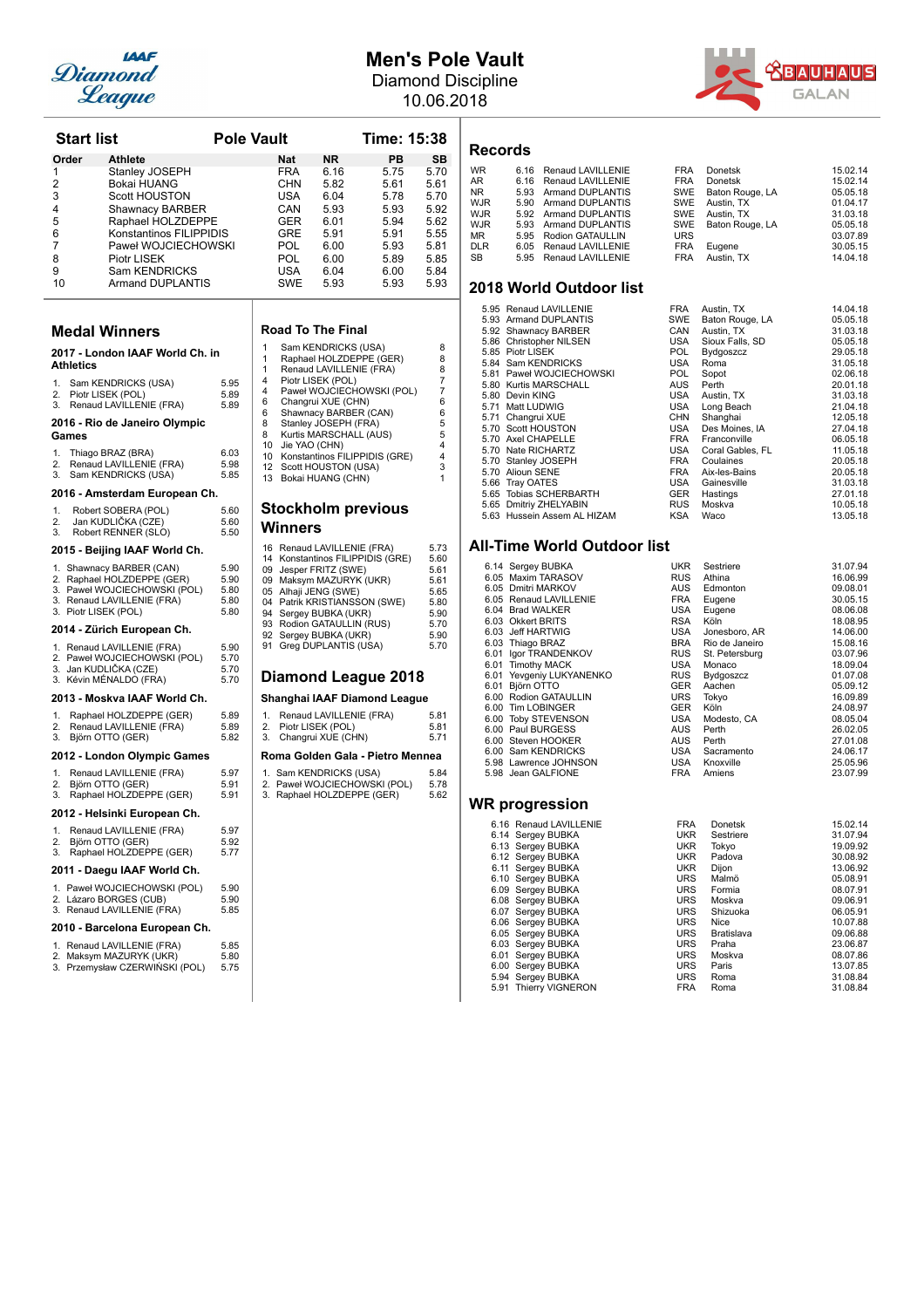# Men's Pole Vault

Diamond Discipline

10.06.2018

## Start list — Pole Vault — Time: 15:38

| Order | Athlete | Nat | NR | PB | SB |
|---|---|---|---|---|---|
| 1 | Stanley JOSEPH | FRA | 6.16 | 5.75 | 5.70 |
| 2 | Bokai HUANG | CHN | 5.82 | 5.61 | 5.61 |
| 3 | Scott HOUSTON | USA | 6.04 | 5.78 | 5.70 |
| 4 | Shawnacy BARBER | CAN | 5.93 | 5.93 | 5.92 |
| 5 | Raphael HOLZDEPPE | GER | 6.01 | 5.94 | 5.62 |
| 6 | Konstantinos FILIPPIDIS | GRE | 5.91 | 5.91 | 5.55 |
| 7 | Paweł WOJCIECHOWSKI | POL | 6.00 | 5.93 | 5.81 |
| 8 | Piotr LISEK | POL | 6.00 | 5.89 | 5.85 |
| 9 | Sam KENDRICKS | USA | 6.04 | 6.00 | 5.84 |
| 10 | Armand DUPLANTIS | SWE | 5.93 | 5.93 | 5.93 |

## Medal Winners

### 2017 - London IAAF World Ch. in Athletics

1. Sam KENDRICKS (USA) 5.95
2. Piotr LISEK (POL) 5.89
3. Renaud LAVILLENIE (FRA) 5.89

### 2016 - Rio de Janeiro Olympic Games

1. Thiago BRAZ (BRA) 6.03
2. Renaud LAVILLENIE (FRA) 5.98
3. Sam KENDRICKS (USA) 5.85

### 2016 - Amsterdam European Ch.

1. Robert SOBERA (POL) 5.60
2. Jan KUDLIČKA (CZE) 5.60
3. Robert RENNER (SLO) 5.50

### 2015 - Beijing IAAF World Ch.

1. Shawnacy BARBER (CAN) 5.90
2. Raphael HOLZDEPPE (GER) 5.90
3. Paweł WOJCIECHOWSKI (POL) 5.80
3. Renaud LAVILLENIE (FRA) 5.80
3. Piotr LISEK (POL) 5.80

### 2014 - Zürich European Ch.

1. Renaud LAVILLENIE (FRA) 5.90
2. Paweł WOJCIECHOWSKI (POL) 5.70
3. Jan KUDLIČKA (CZE) 5.70
3. Kévin MÉNALDO (FRA) 5.70

### 2013 - Moskva IAAF World Ch.

1. Raphael HOLZDEPPE (GER) 5.89
2. Renaud LAVILLENIE (FRA) 5.89
3. Björn OTTO (GER) 5.82

### 2012 - London Olympic Games

1. Renaud LAVILLENIE (FRA) 5.97
2. Björn OTTO (GER) 5.91
3. Raphael HOLZDEPPE (GER) 5.91

### 2012 - Helsinki European Ch.

1. Renaud LAVILLENIE (FRA) 5.97
2. Björn OTTO (GER) 5.92
3. Raphael HOLZDEPPE (GER) 5.77

### 2011 - Daegu IAAF World Ch.

1. Paweł WOJCIECHOWSKI (POL) 5.90
2. Lázaro BORGES (CUB) 5.90
3. Renaud LAVILLENIE (FRA) 5.85

### 2010 - Barcelona European Ch.

1. Renaud LAVILLENIE (FRA) 5.85
2. Maksym MAZURYK (UKR) 5.80
3. Przemysław CZERWIŃSKI (POL) 5.75

## Road To The Final

| | Athlete | Pts |
|---|---|---|
| 1 | Sam KENDRICKS (USA) | 8 |
| 1 | Raphael HOLZDEPPE (GER) | 8 |
| 1 | Renaud LAVILLENIE (FRA) | 8 |
| 4 | Piotr LISEK (POL) | 7 |
| 4 | Paweł WOJCIECHOWSKI (POL) | 7 |
| 6 | Changrui XUE (CHN) | 6 |
| 6 | Shawnacy BARBER (CAN) | 6 |
| 8 | Stanley JOSEPH (FRA) | 5 |
| 8 | Kurtis MARSCHALL (AUS) | 5 |
| 10 | Jie YAO (CHN) | 4 |
| 10 | Konstantinos FILIPPIDIS (GRE) | 4 |
| 12 | Scott HOUSTON (USA) | 3 |
| 13 | Bokai HUANG (CHN) | 1 |

## Stockholm previous Winners

| Year | Athlete | Mark |
|---|---|---|
| 16 | Renaud LAVILLENIE (FRA) | 5.73 |
| 14 | Konstantinos FILIPPIDIS (GRE) | 5.60 |
| 09 | Jesper FRITZ (SWE) | 5.61 |
| 09 | Maksym MAZURYK (UKR) | 5.61 |
| 05 | Alhaji JENG (SWE) | 5.65 |
| 04 | Patrik KRISTIANSSON (SWE) | 5.80 |
| 94 | Sergey BUBKA (UKR) | 5.90 |
| 93 | Rodion GATAULLIN (RUS) | 5.70 |
| 92 | Sergey BUBKA (UKR) | 5.90 |
| 91 | Greg DUPLANTIS (USA) | 5.70 |

## Diamond League 2018

### Shanghai IAAF Diamond League

1. Renaud LAVILLENIE (FRA) 5.81
2. Piotr LISEK (POL) 5.81
3. Changrui XUE (CHN) 5.71

### Roma Golden Gala - Pietro Mennea

1. Sam KENDRICKS (USA) 5.84
2. Paweł WOJCIECHOWSKI (POL) 5.78
3. Raphael HOLZDEPPE (GER) 5.62

## Records

| | Mark | Athlete | Nat | Venue | Date |
|---|---|---|---|---|---|
| WR | 6.16 | Renaud LAVILLENIE | FRA | Donetsk | 15.02.14 |
| AR | 6.16 | Renaud LAVILLENIE | FRA | Donetsk | 15.02.14 |
| NR | 5.93 | Armand DUPLANTIS | SWE | Baton Rouge, LA | 05.05.18 |
| WJR | 5.90 | Armand DUPLANTIS | SWE | Austin, TX | 01.04.17 |
| WJR | 5.92 | Armand DUPLANTIS | SWE | Austin, TX | 31.03.18 |
| WJR | 5.93 | Armand DUPLANTIS | SWE | Baton Rouge, LA | 05.05.18 |
| MR | 5.95 | Rodion GATAULLIN | URS | | 03.07.89 |
| DLR | 6.05 | Renaud LAVILLENIE | FRA | Eugene | 30.05.15 |
| SB | 5.95 | Renaud LAVILLENIE | FRA | Austin, TX | 14.04.18 |

## 2018 World Outdoor list

| Mark | Athlete | Nat | Venue | Date |
|---|---|---|---|---|
| 5.95 | Renaud LAVILLENIE | FRA | Austin, TX | 14.04.18 |
| 5.93 | Armand DUPLANTIS | SWE | Baton Rouge, LA | 05.05.18 |
| 5.92 | Shawnacy BARBER | CAN | Austin, TX | 31.03.18 |
| 5.86 | Christopher NILSEN | USA | Sioux Falls, SD | 05.05.18 |
| 5.85 | Piotr LISEK | POL | Bydgoszcz | 29.05.18 |
| 5.84 | Sam KENDRICKS | USA | Roma | 31.05.18 |
| 5.81 | Paweł WOJCIECHOWSKI | POL | Sopot | 02.06.18 |
| 5.80 | Kurtis MARSCHALL | AUS | Perth | 20.01.18 |
| 5.80 | Devin KING | USA | Austin, TX | 31.03.18 |
| 5.71 | Matt LUDWIG | USA | Long Beach | 21.04.18 |
| 5.71 | Changrui XUE | CHN | Shanghai | 12.05.18 |
| 5.70 | Scott HOUSTON | USA | Des Moines, IA | 27.04.18 |
| 5.70 | Axel CHAPELLE | FRA | Franconville | 06.05.18 |
| 5.70 | Nate RICHARTZ | USA | Coral Gables, FL | 11.05.18 |
| 5.70 | Stanley JOSEPH | FRA | Coulaines | 20.05.18 |
| 5.70 | Alioun SENE | FRA | Aix-les-Bains | 20.05.18 |
| 5.66 | Tray OATES | USA | Gainesville | 31.03.18 |
| 5.65 | Tobias SCHERBARTH | GER | Hastings | 27.01.18 |
| 5.65 | Dmitriy ZHELYABIN | RUS | Moskva | 10.05.18 |
| 5.63 | Hussein Assem AL HIZAM | KSA | Waco | 13.05.18 |

## All-Time World Outdoor list

| Mark | Athlete | Nat | Venue | Date |
|---|---|---|---|---|
| 6.14 | Sergey BUBKA | UKR | Sestriere | 31.07.94 |
| 6.05 | Maxim TARASOV | RUS | Athina | 16.06.99 |
| 6.05 | Dmitri MARKOV | AUS | Edmonton | 09.08.01 |
| 6.05 | Renaud LAVILLENIE | FRA | Eugene | 30.05.15 |
| 6.04 | Brad WALKER | USA | Eugene | 08.06.08 |
| 6.03 | Okkert BRITS | RSA | Köln | 18.08.95 |
| 6.03 | Jeff HARTWIG | USA | Jonesboro, AR | 14.06.00 |
| 6.03 | Thiago BRAZ | BRA | Rio de Janeiro | 15.08.16 |
| 6.01 | Igor TRANDENKOV | RUS | St. Petersburg | 03.07.96 |
| 6.01 | Timothy MACK | USA | Monaco | 18.09.04 |
| 6.01 | Yevgeniy LUKYANENKO | RUS | Bydgoszcz | 01.07.08 |
| 6.01 | Björn OTTO | GER | Aachen | 05.09.12 |
| 6.00 | Rodion GATAULLIN | URS | Tokyo | 16.09.89 |
| 6.00 | Tim LOBINGER | GER | Köln | 24.08.97 |
| 6.00 | Toby STEVENSON | USA | Modesto, CA | 08.05.04 |
| 6.00 | Paul BURGESS | AUS | Perth | 26.02.05 |
| 6.00 | Steven HOOKER | AUS | Perth | 27.01.08 |
| 6.00 | Sam KENDRICKS | USA | Sacramento | 24.06.17 |
| 5.98 | Lawrence JOHNSON | USA | Knoxville | 25.05.96 |
| 5.98 | Jean GALFIONE | FRA | Amiens | 23.07.99 |

## WR progression

| Mark | Athlete | Nat | Venue | Date |
|---|---|---|---|---|
| 6.16 | Renaud LAVILLENIE | FRA | Donetsk | 15.02.14 |
| 6.14 | Sergey BUBKA | UKR | Sestriere | 31.07.94 |
| 6.13 | Sergey BUBKA | UKR | Tokyo | 19.09.92 |
| 6.12 | Sergey BUBKA | UKR | Padova | 30.08.92 |
| 6.11 | Sergey BUBKA | UKR | Dijon | 13.06.92 |
| 6.10 | Sergey BUBKA | URS | Malmö | 05.08.91 |
| 6.09 | Sergey BUBKA | URS | Formia | 08.07.91 |
| 6.08 | Sergey BUBKA | URS | Moskva | 09.06.91 |
| 6.07 | Sergey BUBKA | URS | Shizuoka | 06.05.91 |
| 6.06 | Sergey BUBKA | URS | Nice | 10.07.88 |
| 6.05 | Sergey BUBKA | URS | Bratislava | 09.06.88 |
| 6.03 | Sergey BUBKA | URS | Praha | 23.06.87 |
| 6.01 | Sergey BUBKA | URS | Moskva | 08.07.86 |
| 6.00 | Sergey BUBKA | URS | Paris | 13.07.85 |
| 5.94 | Sergey BUBKA | URS | Roma | 31.08.84 |
| 5.91 | Thierry VIGNERON | FRA | Roma | 31.08.84 |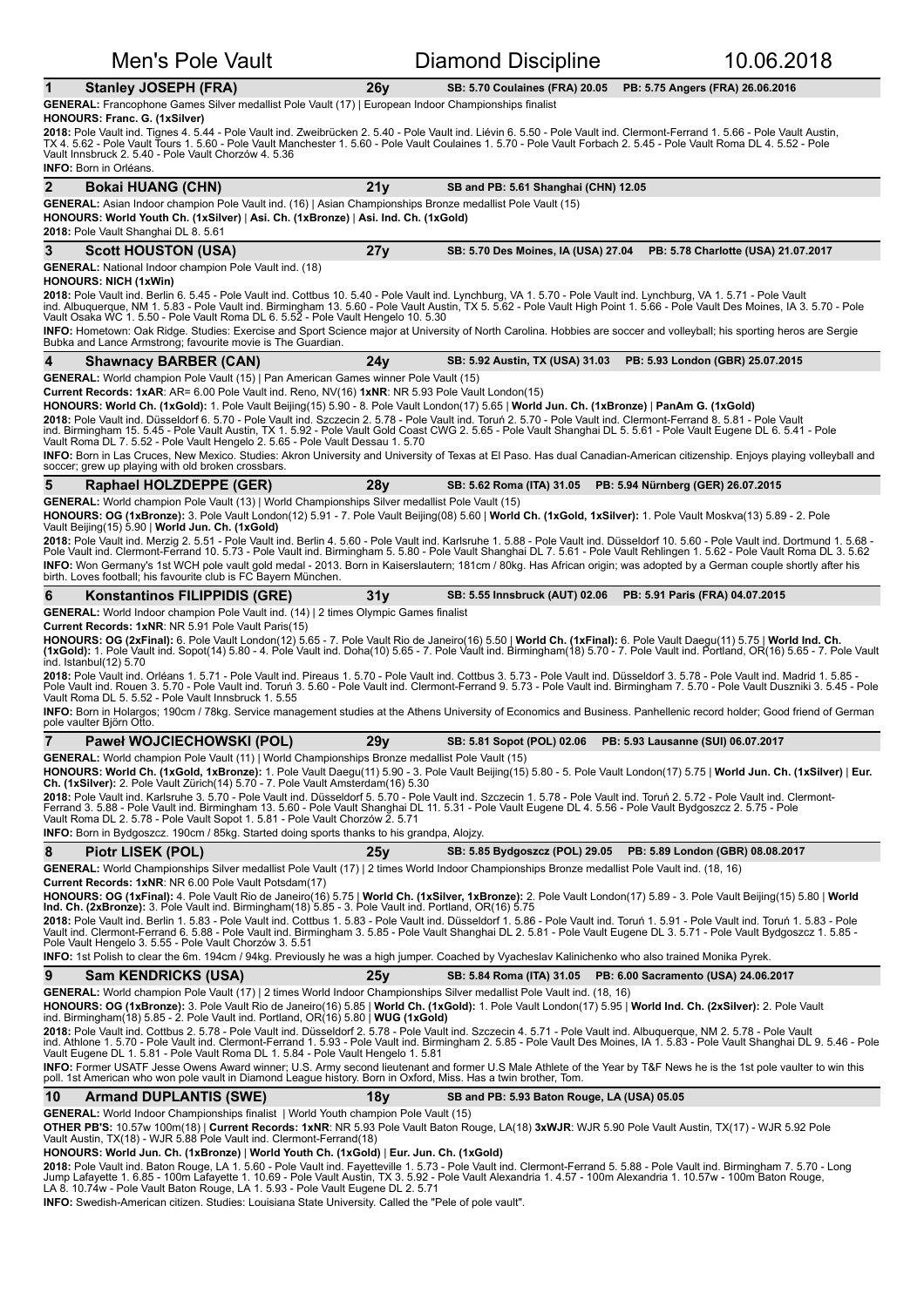# Men's Pole Vault — Diamond Discipline — 10.06.2018

## 1 Stanley JOSEPH (FRA) — 26y — SB: 5.70 Coulaines (FRA) 20.05 — PB: 5.75 Angers (FRA) 26.06.2016

**GENERAL:** Francophone Games Silver medallist Pole Vault (17) | European Indoor Championships finalist

**HONOURS: Franc. G. (1xSilver)**

**2018:** Pole Vault ind. Tignes 4. 5.44 - Pole Vault ind. Zweibrücken 2. 5.40 - Pole Vault ind. Liévin 6. 5.50 - Pole Vault ind. Clermont-Ferrand 1. 5.66 - Pole Vault Austin, TX 4. 5.62 - Pole Vault Tours 1. 5.60 - Pole Vault Manchester 1. 5.60 - Pole Vault Coulaines 1. 5.70 - Pole Vault Forbach 2. 5.45 - Pole Vault Roma DL 4. 5.52 - Pole Vault Innsbruck 2. 5.40 - Pole Vault Chorzów 4. 5.36

**INFO:** Born in Orléans.

## 2 Bokai HUANG (CHN) — 21y — SB and PB: 5.61 Shanghai (CHN) 12.05

**GENERAL:** Asian Indoor champion Pole Vault ind. (16) | Asian Championships Bronze medallist Pole Vault (15)

**HONOURS: World Youth Ch. (1xSilver) | Asi. Ch. (1xBronze) | Asi. Ind. Ch. (1xGold)**

**2018:** Pole Vault Shanghai DL 8. 5.61

## 3 Scott HOUSTON (USA) — 27y — SB: 5.70 Des Moines, IA (USA) 27.04 — PB: 5.78 Charlotte (USA) 21.07.2017

**GENERAL:** National Indoor champion Pole Vault ind. (18)

**HONOURS: NICH (1xWin)**

**2018:** Pole Vault ind. Berlin 6. 5.45 - Pole Vault ind. Cottbus 10. 5.40 - Pole Vault ind. Lynchburg, VA 1. 5.70 - Pole Vault ind. Lynchburg, VA 1. 5.71 - Pole Vault ind. Albuquerque, NM 1. 5.83 - Pole Vault ind. Birmingham 13. 5.60 - Pole Vault Austin, TX 5. 5.62 - Pole Vault High Point 1. 5.66 - Pole Vault Des Moines, IA 3. 5.70 - Pole Vault Osaka WC 1. 5.50 - Pole Vault Roma DL 6. 5.52 - Pole Vault Hengelo 10. 5.30

**INFO:** Hometown: Oak Ridge. Studies: Exercise and Sport Science major at University of North Carolina. Hobbies are soccer and volleyball; his sporting heros are Sergie Bubka and Lance Armstrong; favourite movie is The Guardian.

## 4 Shawnacy BARBER (CAN) — 24y — SB: 5.92 Austin, TX (USA) 31.03 — PB: 5.93 London (GBR) 25.07.2015

**GENERAL:** World champion Pole Vault (15) | Pan American Games winner Pole Vault (15)

**Current Records: 1xAR**: AR= 6.00 Pole Vault ind. Reno, NV(16) **1xNR**: NR 5.93 Pole Vault London(15)

**HONOURS: World Ch. (1xGold):** 1. Pole Vault Beijing(15) 5.90 - 8. Pole Vault London(17) 5.65 | **World Jun. Ch. (1xBronze)** | **PanAm G. (1xGold)**

**2018:** Pole Vault ind. Düsseldorf 6. 5.70 - Pole Vault ind. Szczecin 2. 5.78 - Pole Vault ind. Toruń 2. 5.70 - Pole Vault ind. Clermont-Ferrand 8. 5.81 - Pole Vault ind. Birmingham 15. 5.45 - Pole Vault Austin, TX 1. 5.92 - Pole Vault Gold Coast CWG 2. 5.65 - Pole Vault Shanghai DL 5. 5.61 - Pole Vault Eugene DL 6. 5.41 - Pole Vault Roma DL 7. 5.52 - Pole Vault Hengelo 2. 5.65 - Pole Vault Dessau 1. 5.70

**INFO:** Born in Las Cruces, New Mexico. Studies: Akron University and University of Texas at El Paso. Has dual Canadian-American citizenship. Enjoys playing volleyball and soccer; grew up playing with old broken crossbars.

## 5 Raphael HOLZDEPPE (GER) — 28y — SB: 5.62 Roma (ITA) 31.05 — PB: 5.94 Nürnberg (GER) 26.07.2015

**GENERAL:** World champion Pole Vault (13) | World Championships Silver medallist Pole Vault (15)

**HONOURS: OG (1xBronze):** 3. Pole Vault London(12) 5.91 - 7. Pole Vault Beijing(08) 5.60 | **World Ch. (1xGold, 1xSilver):** 1. Pole Vault Moskva(13) 5.89 - 2. Pole Vault Beijing(15) 5.90 | **World Jun. Ch. (1xGold)**

**2018:** Pole Vault ind. Merzig 2. 5.51 - Pole Vault ind. Berlin 4. 5.60 - Pole Vault ind. Karlsruhe 1. 5.88 - Pole Vault ind. Düsseldorf 10. 5.60 - Pole Vault ind. Dortmund 1. 5.68 - Pole Vault ind. Clermont-Ferrand 10. 5.73 - Pole Vault ind. Birmingham 5. 5.80 - Pole Vault Shanghai DL 7. 5.61 - Pole Vault Rehlingen 1. 5.62 - Pole Vault Roma DL 3. 5.62

**INFO:** Won Germany's 1st WCH pole vault gold medal - 2013. Born in Kaiserslautern; 181cm / 80kg. Has African origin; was adopted by a German couple shortly after his birth. Loves football; his favourite club is FC Bayern München.

## 6 Konstantinos FILIPPIDIS (GRE) — 31y — SB: 5.55 Innsbruck (AUT) 02.06 — PB: 5.91 Paris (FRA) 04.07.2015

**GENERAL:** World Indoor champion Pole Vault ind. (14) | 2 times Olympic Games finalist

**Current Records: 1xNR**: NR 5.91 Pole Vault Paris(15)

**HONOURS: OG (2xFinal):** 6. Pole Vault London(12) 5.65 - 7. Pole Vault Rio de Janeiro(16) 5.50 | **World Ch. (1xFinal):** 6. Pole Vault Daegu(11) 5.75 | **World Ind. Ch. (1xGold):** 1. Pole Vault ind. Sopot(14) 5.80 - 4. Pole Vault ind. Doha(10) 5.65 - 7. Pole Vault ind. Birmingham(18) 5.70 - 7. Pole Vault ind. Portland, OR(16) 5.65 - 7. Pole Vault ind. Istanbul(12) 5.70

**2018:** Pole Vault ind. Orléans 1. 5.71 - Pole Vault ind. Pireaus 1. 5.70 - Pole Vault ind. Cottbus 3. 5.73 - Pole Vault ind. Düsseldorf 3. 5.78 - Pole Vault ind. Madrid 1. 5.85 - Pole Vault ind. Rouen 3. 5.70 - Pole Vault ind. Toruń 3. 5.60 - Pole Vault ind. Clermont-Ferrand 9. 5.73 - Pole Vault ind. Birmingham 7. 5.70 - Pole Vault Duszniki 3. 5.45 - Pole Vault Roma DL 5. 5.52 - Pole Vault Innsbruck 1. 5.55

**INFO:** Born in Holargos; 190cm / 78kg. Service management studies at the Athens University of Economics and Business. Panhellenic record holder; Good friend of German pole vaulter Björn Otto.

## 7 Paweł WOJCIECHOWSKI (POL) — 29y — SB: 5.81 Sopot (POL) 02.06 — PB: 5.93 Lausanne (SUI) 06.07.2017

**GENERAL:** World champion Pole Vault (11) | World Championships Bronze medallist Pole Vault (15)

**HONOURS: World Ch. (1xGold, 1xBronze):** 1. Pole Vault Daegu(11) 5.90 - 3. Pole Vault Beijing(15) 5.80 - 5. Pole Vault London(17) 5.75 | **World Jun. Ch. (1xSilver)** | **Eur. Ch. (1xSilver):** 2. Pole Vault Zürich(14) 5.70 - 7. Pole Vault Amsterdam(16) 5.30

**2018:** Pole Vault ind. Karlsruhe 3. 5.70 - Pole Vault ind. Düsseldorf 5. 5.70 - Pole Vault ind. Szczecin 1. 5.78 - Pole Vault ind. Toruń 2. 5.72 - Pole Vault ind. Clermont-Ferrand 3. 5.88 - Pole Vault ind. Birmingham 13. 5.60 - Pole Vault Shanghai DL 11. 5.31 - Pole Vault Eugene DL 4. 5.56 - Pole Vault Bydgoszcz 2. 5.75 - Pole Vault Roma DL 2. 5.78 - Pole Vault Sopot 1. 5.81 - Pole Vault Chorzów 2. 5.71

**INFO:** Born in Bydgoszcz. 190cm / 85kg. Started doing sports thanks to his grandpa, Alojzy.

## 8 Piotr LISEK (POL) — 25y — SB: 5.85 Bydgoszcz (POL) 29.05 — PB: 5.89 London (GBR) 08.08.2017

**GENERAL:** World Championships Silver medallist Pole Vault (17) | 2 times World Indoor Championships Bronze medallist Pole Vault ind. (18, 16)

**Current Records: 1xNR**: NR 6.00 Pole Vault Potsdam(17)

**HONOURS: OG (1xFinal):** 4. Pole Vault Rio de Janeiro(16) 5.75 | **World Ch. (1xSilver, 1xBronze):** 2. Pole Vault London(17) 5.89 - 3. Pole Vault Beijing(15) 5.80 | **World Ind. Ch. (2xBronze):** 3. Pole Vault ind. Birmingham(18) 5.85 - 3. Pole Vault ind. Portland, OR(16) 5.75

**2018:** Pole Vault ind. Berlin 1. 5.83 - Pole Vault ind. Cottbus 1. 5.83 - Pole Vault ind. Düsseldorf 1. 5.86 - Pole Vault ind. Toruń 1. 5.91 - Pole Vault ind. Toruń 1. 5.83 - Pole Vault ind. Clermont-Ferrand 6. 5.88 - Pole Vault ind. Birmingham 3. 5.85 - Pole Vault Shanghai DL 2. 5.81 - Pole Vault Eugene DL 3. 5.71 - Pole Vault Bydgoszcz 1. 5.85 - Pole Vault Hengelo 3. 5.55 - Pole Vault Chorzów 3. 5.51

**INFO:** 1st Polish to clear the 6m. 194cm / 94kg. Previously he was a high jumper. Coached by Vyacheslav Kalinichenko who also trained Monika Pyrek.

## 9 Sam KENDRICKS (USA) — 25y — SB: 5.84 Roma (ITA) 31.05 — PB: 6.00 Sacramento (USA) 24.06.2017

**GENERAL:** World champion Pole Vault (17) | 2 times World Indoor Championships Silver medallist Pole Vault ind. (18, 16)

**HONOURS: OG (1xBronze):** 3. Pole Vault Rio de Janeiro(16) 5.85 | **World Ch. (1xGold):** 1. Pole Vault London(17) 5.95 | **World Ind. Ch. (2xSilver):** 2. Pole Vault ind. Birmingham(18) 5.85 - 2. Pole Vault ind. Portland, OR(16) 5.80 | **WUG (1xGold)**

**2018:** Pole Vault ind. Cottbus 2. 5.78 - Pole Vault ind. Düsseldorf 2. 5.78 - Pole Vault ind. Szczecin 4. 5.71 - Pole Vault ind. Albuquerque, NM 2. 5.78 - Pole Vault ind. Athlone 1. 5.70 - Pole Vault ind. Clermont-Ferrand 1. 5.93 - Pole Vault ind. Birmingham 2. 5.85 - Pole Vault Des Moines, IA 1. 5.83 - Pole Vault Shanghai DL 9. 5.46 - Pole Vault Eugene DL 1. 5.81 - Pole Vault Roma DL 1. 5.84 - Pole Vault Hengelo 1. 5.81

**INFO:** Former USATF Jesse Owens Award winner; U.S. Army second lieutenant and former U.S Male Athlete of the Year by T&F News he is the 1st pole vaulter to win this poll. 1st American who won pole vault in Diamond League history. Born in Oxford, Miss. Has a twin brother, Tom.

## 10 Armand DUPLANTIS (SWE) — 18y — SB and PB: 5.93 Baton Rouge, LA (USA) 05.05

**GENERAL:** World Indoor Championships finalist | World Youth champion Pole Vault (15)

**OTHER PB'S:** 10.57w 100m(18) | **Current Records: 1xNR**: NR 5.93 Pole Vault Baton Rouge, LA(18) **3xWJR**: WJR 5.90 Pole Vault Austin, TX(17) - WJR 5.92 Pole Vault Austin, TX(18) - WJR 5.88 Pole Vault ind. Clermont-Ferrand(18)

**HONOURS: World Jun. Ch. (1xBronze) | World Youth Ch. (1xGold) | Eur. Jun. Ch. (1xGold)**

**2018:** Pole Vault ind. Baton Rouge, LA 1. 5.60 - Pole Vault ind. Fayetteville 1. 5.73 - Pole Vault ind. Clermont-Ferrand 5. 5.88 - Pole Vault ind. Birmingham 7. 5.70 - Long Jump Lafayette 1. 6.85 - 100m Lafayette 1. 10.69 - Pole Vault Austin, TX 3. 5.92 - Pole Vault Alexandria 1. 4.57 - 100m Alexandria 1. 10.57w - 100m Baton Rouge, LA 8. 10.74w - Pole Vault Baton Rouge, LA 1. 5.93 - Pole Vault Eugene DL 2. 5.71

**INFO:** Swedish-American citizen. Studies: Louisiana State University. Called the "Pele of pole vault".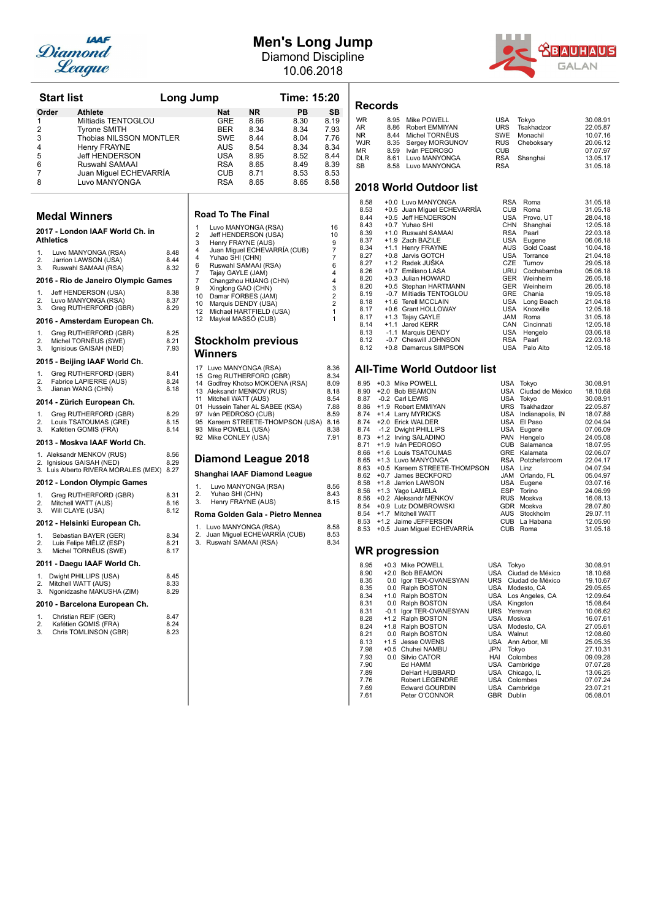# Men's Long Jump

Diamond Discipline

10.06.2018

## Start list — Long Jump — Time: 15:20

| Order | Athlete | Nat | NR | PB | SB |
|---|---|---|---|---|---|
| 1 | Miltiadis TENTOGLOU | GRE | 8.66 | 8.30 | 8.19 |
| 2 | Tyrone SMITH | BER | 8.34 | 8.34 | 7.93 |
| 3 | Thobias NILSSON MONTLER | SWE | 8.44 | 8.04 | 7.76 |
| 4 | Henry FRAYNE | AUS | 8.54 | 8.34 | 8.34 |
| 5 | Jeff HENDERSON | USA | 8.95 | 8.52 | 8.44 |
| 6 | Ruswahl SAMAAI | RSA | 8.65 | 8.49 | 8.39 |
| 7 | Juan Miguel ECHEVARRÍA | CUB | 8.71 | 8.53 | 8.53 |
| 8 | Luvo MANYONGA | RSA | 8.65 | 8.65 | 8.58 |

## Medal Winners

### 2017 - London IAAF World Ch. in Athletics

| | | |
|---|---|---|
| 1. | Luvo MANYONGA (RSA) | 8.48 |
| 2. | Jarrion LAWSON (USA) | 8.44 |
| 3. | Ruswahl SAMAAI (RSA) | 8.32 |

### 2016 - Rio de Janeiro Olympic Games

| | | |
|---|---|---|
| 1. | Jeff HENDERSON (USA) | 8.38 |
| 2. | Luvo MANYONGA (RSA) | 8.37 |
| 3. | Greg RUTHERFORD (GBR) | 8.29 |

### 2016 - Amsterdam European Ch.

| | | |
|---|---|---|
| 1. | Greg RUTHERFORD (GBR) | 8.25 |
| 2. | Michel TORNÉUS (SWE) | 8.21 |
| 3. | Ignisious GAISAH (NED) | 7.93 |

### 2015 - Beijing IAAF World Ch.

| | | |
|---|---|---|
| 1. | Greg RUTHERFORD (GBR) | 8.41 |
| 2. | Fabrice LAPIERRE (AUS) | 8.24 |
| 3. | Jianan WANG (CHN) | 8.18 |

### 2014 - Zürich European Ch.

| | | |
|---|---|---|
| 1. | Greg RUTHERFORD (GBR) | 8.29 |
| 2. | Louis TSATOUMAS (GRE) | 8.15 |
| 3. | Kafétien GOMIS (FRA) | 8.14 |

### 2013 - Moskva IAAF World Ch.

| | | |
|---|---|---|
| 1. | Aleksandr MENKOV (RUS) | 8.56 |
| 2. | Ignisious GAISAH (NED) | 8.29 |
| 3. | Luis Alberto RIVERA MORALES (MEX) | 8.27 |

### 2012 - London Olympic Games

| | | |
|---|---|---|
| 1. | Greg RUTHERFORD (GBR) | 8.31 |
| 2. | Mitchell WATT (AUS) | 8.16 |
| 3. | Will CLAYE (USA) | 8.12 |

### 2012 - Helsinki European Ch.

| | | |
|---|---|---|
| 1. | Sebastian BAYER (GER) | 8.34 |
| 2. | Luis Felipe MÉLIZ (ESP) | 8.21 |
| 3. | Michel TORNÉUS (SWE) | 8.17 |

### 2011 - Daegu IAAF World Ch.

| | | |
|---|---|---|
| 1. | Dwight PHILLIPS (USA) | 8.45 |
| 2. | Mitchell WATT (AUS) | 8.33 |
| 3. | Ngonidzashe MAKUSHA (ZIM) | 8.29 |

### 2010 - Barcelona European Ch.

| | | |
|---|---|---|
| 1. | Christian REIF (GER) | 8.47 |
| 2. | Kafétien GOMIS (FRA) | 8.24 |
| 3. | Chris TOMLINSON (GBR) | 8.23 |

## Road To The Final

| | | |
|---|---|---|
| 1 | Luvo MANYONGA (RSA) | 16 |
| 2 | Jeff HENDERSON (USA) | 10 |
| 3 | Henry FRAYNE (AUS) | 9 |
| 4 | Juan Miguel ECHEVARRÍA (CUB) | 7 |
| 4 | Yuhao SHI (CHN) | 7 |
| 6 | Ruswahl SAMAAI (RSA) | 6 |
| 7 | Tajay GAYLE (JAM) | 4 |
| 7 | Changzhou HUANG (CHN) | 4 |
| 9 | Xinglong GAO (CHN) | 3 |
| 10 | Damar FORBES (JAM) | 2 |
| 10 | Marquis DENDY (USA) | 2 |
| 12 | Michael HARTFIELD (USA) | 1 |
| 12 | Maykel MASSÓ (CUB) | 1 |

## Stockholm previous Winners

| | | |
|---|---|---|
| 17 | Luvo MANYONGA (RSA) | 8.36 |
| 15 | Greg RUTHERFORD (GBR) | 8.34 |
| 14 | Godfrey Khotso MOKOENA (RSA) | 8.09 |
| 13 | Aleksandr MENKOV (RUS) | 8.18 |
| 11 | Mitchell WATT (AUS) | 8.54 |
| 01 | Hussein Taher AL SABEE (KSA) | 7.88 |
| 97 | Iván PEDROSO (CUB) | 8.59 |
| 95 | Kareem STREETE-THOMPSON (USA) | 8.16 |
| 93 | Mike POWELL (USA) | 8.38 |
| 92 | Mike CONLEY (USA) | 7.91 |

## Diamond League 2018

### Shanghai IAAF Diamond League

| | | |
|---|---|---|
| 1. | Luvo MANYONGA (RSA) | 8.56 |
| 2. | Yuhao SHI (CHN) | 8.43 |
| 3. | Henry FRAYNE (AUS) | 8.15 |

### Roma Golden Gala - Pietro Mennea

| | | |
|---|---|---|
| 1. | Luvo MANYONGA (RSA) | 8.58 |
| 2. | Juan Miguel ECHEVARRÍA (CUB) | 8.53 |
| 3. | Ruswahl SAMAAI (RSA) | 8.34 |

## Records

| | | | | | |
|---|---|---|---|---|---|
| WR | 8.95 | Mike POWELL | USA | Tokyo | 30.08.91 |
| AR | 8.86 | Robert EMMIYAN | URS | Tsakhadzor | 22.05.87 |
| NR | 8.44 | Michel TORNÉUS | SWE | Monachil | 10.07.16 |
| WJR | 8.35 | Sergey MORGUNOV | RUS | Cheboksary | 20.06.12 |
| MR | 8.59 | Iván PEDROSO | CUB | | 07.07.97 |
| DLR | 8.61 | Luvo MANYONGA | RSA | Shanghai | 13.05.17 |
| SB | 8.58 | Luvo MANYONGA | RSA | | 31.05.18 |

## 2018 World Outdoor list

| | | | | | |
|---|---|---|---|---|---|
| 8.58 | +0.0 | Luvo MANYONGA | RSA | Roma | 31.05.18 |
| 8.53 | +0.5 | Juan Miguel ECHEVARRÍA | CUB | Roma | 31.05.18 |
| 8.44 | +0.5 | Jeff HENDERSON | USA | Provo, UT | 28.04.18 |
| 8.43 | +0.7 | Yuhao SHI | CHN | Shanghai | 12.05.18 |
| 8.39 | +1.0 | Ruswahl SAMAAI | RSA | Paarl | 22.03.18 |
| 8.37 | +1.9 | Zach BAZILE | USA | Eugene | 06.06.18 |
| 8.34 | +1.1 | Henry FRAYNE | AUS | Gold Coast | 10.04.18 |
| 8.27 | +0.8 | Jarvis GOTCH | USA | Torrance | 21.04.18 |
| 8.27 | +1.2 | Radek JUŠKA | CZE | Turnov | 29.05.18 |
| 8.26 | +0.7 | Emiliano LASA | URU | Cochabamba | 05.06.18 |
| 8.20 | +0.3 | Julian HOWARD | GER | Weinheim | 26.05.18 |
| 8.20 | +0.5 | Stephan HARTMANN | GER | Weinheim | 26.05.18 |
| 8.19 | -0.7 | Miltiadis TENTOGLOU | GRE | Chania | 19.05.18 |
| 8.18 | +1.6 | Terell MCCLAIN | USA | Long Beach | 21.04.18 |
| 8.17 | +0.6 | Grant HOLLOWAY | USA | Knoxville | 12.05.18 |
| 8.17 | +1.3 | Tajay GAYLE | JAM | Roma | 31.05.18 |
| 8.14 | +1.1 | Jared KERR | CAN | Cincinnati | 12.05.18 |
| 8.13 | -1.1 | Marquis DENDY | USA | Hengelo | 03.06.18 |
| 8.12 | -0.7 | Cheswill JOHNSON | RSA | Paarl | 22.03.18 |
| 8.12 | +0.8 | Damarcus SIMPSON | USA | Palo Alto | 12.05.18 |

## All-Time World Outdoor list

| | | | | | |
|---|---|---|---|---|---|
| 8.95 | +0.3 | Mike POWELL | USA | Tokyo | 30.08.91 |
| 8.90 | +2.0 | Bob BEAMON | USA | Ciudad de México | 18.10.68 |
| 8.87 | -0.2 | Carl LEWIS | USA | Tokyo | 30.08.91 |
| 8.86 | +1.9 | Robert EMMIYAN | URS | Tsakhadzor | 22.05.87 |
| 8.74 | +1.4 | Larry MYRICKS | USA | Indianapolis, IN | 18.07.88 |
| 8.74 | +2.0 | Erick WALDER | USA | El Paso | 02.04.94 |
| 8.74 | -1.2 | Dwight PHILLIPS | USA | Eugene | 07.06.09 |
| 8.73 | +1.2 | Irving SALADINO | PAN | Hengelo | 24.05.08 |
| 8.71 | +1.9 | Iván PEDROSO | CUB | Salamanca | 18.07.95 |
| 8.66 | +1.6 | Louis TSATOUMAS | GRE | Kalamata | 02.06.07 |
| 8.65 | +1.3 | Luvo MANYONGA | RSA | Potchefstroom | 22.04.17 |
| 8.63 | +0.5 | Kareem STREETE-THOMPSON | USA | Linz | 04.07.94 |
| 8.62 | +0.7 | James BECKFORD | JAM | Orlando, FL | 05.04.97 |
| 8.58 | +1.8 | Jarrion LAWSON | USA | Eugene | 03.07.16 |
| 8.56 | +1.3 | Yago LAMELA | ESP | Torino | 24.06.99 |
| 8.56 | +0.2 | Aleksandr MENKOV | RUS | Moskva | 16.08.13 |
| 8.54 | +0.9 | Lutz DOMBROWSKI | GDR | Moskva | 28.07.80 |
| 8.54 | +1.7 | Mitchell WATT | AUS | Stockholm | 29.07.11 |
| 8.53 | +1.2 | Jaime JEFFERSON | CUB | La Habana | 12.05.90 |
| 8.53 | +0.5 | Juan Miguel ECHEVARRÍA | CUB | Roma | 31.05.18 |

## WR progression

| | | | | | |
|---|---|---|---|---|---|
| 8.95 | +0.3 | Mike POWELL | USA | Tokyo | 30.08.91 |
| 8.90 | +2.0 | Bob BEAMON | USA | Ciudad de México | 18.10.68 |
| 8.35 | 0.0 | Igor TER-OVANESYAN | URS | Ciudad de México | 19.10.67 |
| 8.35 | 0.0 | Ralph BOSTON | USA | Modesto, CA | 29.05.65 |
| 8.34 | +1.0 | Ralph BOSTON | USA | Los Angeles, CA | 12.09.64 |
| 8.31 | 0.0 | Ralph BOSTON | USA | Kingston | 15.08.64 |
| 8.31 | -0.1 | Igor TER-OVANESYAN | URS | Yerevan | 10.06.62 |
| 8.28 | +1.2 | Ralph BOSTON | USA | Moskva | 16.07.61 |
| 8.24 | +1.8 | Ralph BOSTON | USA | Modesto, CA | 27.05.61 |
| 8.21 | 0.0 | Ralph BOSTON | USA | Walnut | 12.08.60 |
| 8.13 | +1.5 | Jesse OWENS | USA | Ann Arbor, MI | 25.05.35 |
| 7.98 | +0.5 | Chuhei NAMBU | JPN | Tokyo | 27.10.31 |
| 7.93 | 0.0 | Silvio CATOR | HAI | Colombes | 09.09.28 |
| 7.90 | | Ed HAMM | USA | Cambridge | 07.07.28 |
| 7.89 | | DeHart HUBBARD | USA | Chicago, IL | 13.06.25 |
| 7.76 | | Robert LEGENDRE | USA | Colombes | 07.07.24 |
| 7.69 | | Edward GOURDIN | USA | Cambridge | 23.07.21 |
| 7.61 | | Peter O'CONNOR | GBR | Dublin | 05.08.01 |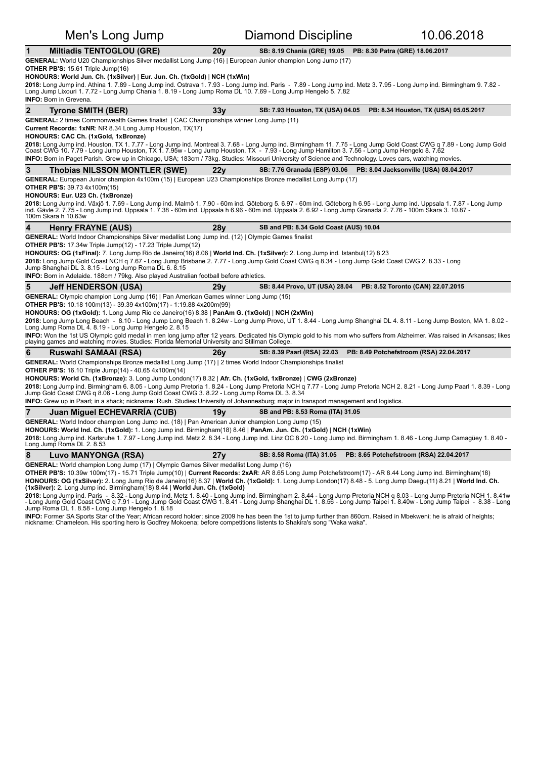# Men's Long Jump — Diamond Discipline — 10.06.2018

## 1 Miltiadis TENTOGLOU (GRE) — 20y — SB: 8.19 Chania (GRE) 19.05 — PB: 8.30 Patra (GRE) 18.06.2017

**GENERAL:** World U20 Championships Silver medallist Long Jump (16) | European Junior champion Long Jump (17)

**OTHER PB'S:** 15.61 Triple Jump(16)

**HONOURS: World Jun. Ch. (1xSilver)** | **Eur. Jun. Ch. (1xGold)** | **NCH (1xWin)**

**2018:** Long Jump ind. Athina 1. 7.89 - Long Jump ind. Ostrava 1. 7.93 - Long Jump ind. Paris - 7.89 - Long Jump ind. Metz 3. 7.95 - Long Jump ind. Birmingham 9. 7.82 - Long Jump Lixouri 1. 7.72 - Long Jump Chania 1. 8.19 - Long Jump Roma DL 10. 7.69 - Long Jump Hengelo 5. 7.82

**INFO:** Born in Grevena.

## 2 Tyrone SMITH (BER) — 33y — SB: 7.93 Houston, TX (USA) 04.05 — PB: 8.34 Houston, TX (USA) 05.05.2017

**GENERAL:** 2 times Commonwealth Games finalist | CAC Championships winner Long Jump (11)

**Current Records: 1xNR**: NR 8.34 Long Jump Houston, TX(17)

**HONOURS: CAC Ch. (1xGold, 1xBronze)**

**2018:** Long Jump ind. Houston, TX 1. 7.77 - Long Jump ind. Montreal 3. 7.68 - Long Jump ind. Birmingham 11. 7.75 - Long Jump Gold Coast CWG q 7.89 - Long Jump Gold Coast CWG 10. 7.79 - Long Jump Houston, TX 1. 7.95w - Long Jump Houston, TX - 7.93 - Long Jump Hamilton 3. 7.56 - Long Jump Hengelo 8. 7.62

**INFO:** Born in Paget Parish. Grew up in Chicago, USA; 183cm / 73kg. Studies: Missouri University of Science and Technology. Loves cars, watching movies.

## 3 Thobias NILSSON MONTLER (SWE) — 22y — SB: 7.76 Granada (ESP) 03.06 — PB: 8.04 Jacksonville (USA) 08.04.2017

**GENERAL:** European Junior champion 4x100m (15) | European U23 Championships Bronze medallist Long Jump (17)

**OTHER PB'S:** 39.73 4x100m(15)

**HONOURS: Eur. U23 Ch. (1xBronze)**

**2018:** Long Jump ind. Växjö 1. 7.69 - Long Jump ind. Malmö 1. 7.90 - 60m ind. Göteborg 5. 6.97 - 60m ind. Göteborg h 6.95 - Long Jump ind. Uppsala 1. 7.87 - Long Jump ind. Gävle 2. 7.75 - Long Jump ind. Uppsala 1. 7.38 - 60m ind. Uppsala h 6.96 - 60m ind. Uppsala 2. 6.92 - Long Jump Granada 2. 7.76 - 100m Skara 3. 10.87 - 100m Skara h 10.63w

## 4 Henry FRAYNE (AUS) — 28y — SB and PB: 8.34 Gold Coast (AUS) 10.04

**GENERAL:** World Indoor Championships Silver medallist Long Jump ind. (12) | Olympic Games finalist

**OTHER PB'S:** 17.34w Triple Jump(12) - 17.23 Triple Jump(12)

**HONOURS: OG (1xFinal):** 7. Long Jump Rio de Janeiro(16) 8.06 | **World Ind. Ch. (1xSilver):** 2. Long Jump ind. Istanbul(12) 8.23

**2018:** Long Jump Gold Coast NCH q 7.67 - Long Jump Brisbane 2. 7.77 - Long Jump Gold Coast CWG q 8.34 - Long Jump Gold Coast CWG 2. 8.33 - Long Jump Shanghai DL 3. 8.15 - Long Jump Roma DL 6. 8.15

**INFO:** Born in Adelaide. 188cm / 79kg. Also played Australian football before athletics.

## 5 Jeff HENDERSON (USA) — 29y — SB: 8.44 Provo, UT (USA) 28.04 — PB: 8.52 Toronto (CAN) 22.07.2015

**GENERAL:** Olympic champion Long Jump (16) | Pan American Games winner Long Jump (15)

**OTHER PB'S:** 10.18 100m(13) - 39.39 4x100m(17) - 1:19.88 4x200m(99)

**HONOURS: OG (1xGold):** 1. Long Jump Rio de Janeiro(16) 8.38 | **PanAm G. (1xGold)** | **NCH (2xWin)**

**2018:** Long Jump Long Beach - 8.10 - Long Jump Long Beach 1. 8.24w - Long Jump Provo, UT 1. 8.44 - Long Jump Shanghai DL 4. 8.11 - Long Jump Boston, MA 1. 8.02 - Long Jump Roma DL 4. 8.19 - Long Jump Hengelo 2. 8.15

**INFO:** Won the 1st US Olympic gold medal in men long jump after 12 years. Dedicated his Olympic gold to his mom who suffers from Alzheimer. Was raised in Arkansas; likes playing games and watching movies. Studies: Florida Memorial University and Stillman College.

## 6 Ruswahl SAMAAI (RSA) — 26y — SB: 8.39 Paarl (RSA) 22.03 — PB: 8.49 Potchefstroom (RSA) 22.04.2017

**GENERAL:** World Championships Bronze medallist Long Jump (17) | 2 times World Indoor Championships finalist

**OTHER PB'S:** 16.10 Triple Jump(14) - 40.65 4x100m(14)

**HONOURS: World Ch. (1xBronze):** 3. Long Jump London(17) 8.32 | **Afr. Ch. (1xGold, 1xBronze)** | **CWG (2xBronze)**

**2018:** Long Jump ind. Birmingham 6. 8.05 - Long Jump Pretoria 1. 8.24 - Long Jump Pretoria NCH q 7.77 - Long Jump Pretoria NCH 2. 8.21 - Long Jump Paarl 1. 8.39 - Long Jump Gold Coast CWG q 8.06 - Long Jump Gold Coast CWG 3. 8.22 - Long Jump Roma DL 3. 8.34

**INFO:** Grew up in Paarl; in a shack; nickname: Rush. Studies:University of Johannesburg; major in transport management and logistics.

## 7 Juan Miguel ECHEVARRÍA (CUB) — 19y — SB and PB: 8.53 Roma (ITA) 31.05

**GENERAL:** World Indoor champion Long Jump ind. (18) | Pan American Junior champion Long Jump (15)

**HONOURS: World Ind. Ch. (1xGold):** 1. Long Jump ind. Birmingham(18) 8.46 | **PanAm. Jun. Ch. (1xGold)** | **NCH (1xWin)**

**2018:** Long Jump ind. Karlsruhe 1. 7.97 - Long Jump ind. Metz 2. 8.34 - Long Jump ind. Linz OC 8.20 - Long Jump ind. Birmingham 1. 8.46 - Long Jump Camagüey 1. 8.40 - Long Jump Roma DL 2. 8.53

## 8 Luvo MANYONGA (RSA) — 27y — SB: 8.58 Roma (ITA) 31.05 — PB: 8.65 Potchefstroom (RSA) 22.04.2017

**GENERAL:** World champion Long Jump (17) | Olympic Games Silver medallist Long Jump (16)

**OTHER PB'S:** 10.39w 100m(17) - 15.71 Triple Jump(10) | **Current Records: 2xAR**: AR 8.65 Long Jump Potchefstroom(17) - AR 8.44 Long Jump ind. Birmingham(18)

**HONOURS: OG (1xSilver):** 2. Long Jump Rio de Janeiro(16) 8.37 | **World Ch. (1xGold):** 1. Long Jump London(17) 8.48 - 5. Long Jump Daegu(11) 8.21 | **World Ind. Ch. (1xSilver):** 2. Long Jump ind. Birmingham(18) 8.44 | **World Jun. Ch. (1xGold)**

**2018:** Long Jump ind. Paris - 8.32 - Long Jump ind. Metz 1. 8.40 - Long Jump ind. Birmingham 2. 8.44 - Long Jump Pretoria NCH q 8.03 - Long Jump Pretoria NCH 1. 8.41w - Long Jump Gold Coast CWG q 7.91 - Long Jump Gold Coast CWG 1. 8.41 - Long Jump Shanghai DL 1. 8.56 - Long Jump Taipei 1. 8.40w - Long Jump Taipei - 8.38 - Long Jump Roma DL 1. 8.58 - Long Jump Hengelo 1. 8.18

**INFO:** Former SA Sports Star of the Year; African record holder; since 2009 he has been the 1st to jump further than 860cm. Raised in Mbekweni; he is afraid of heights; nickname: Chameleon. His sporting hero is Godfrey Mokoena; before competitions listents to Shakira's song "Waka waka".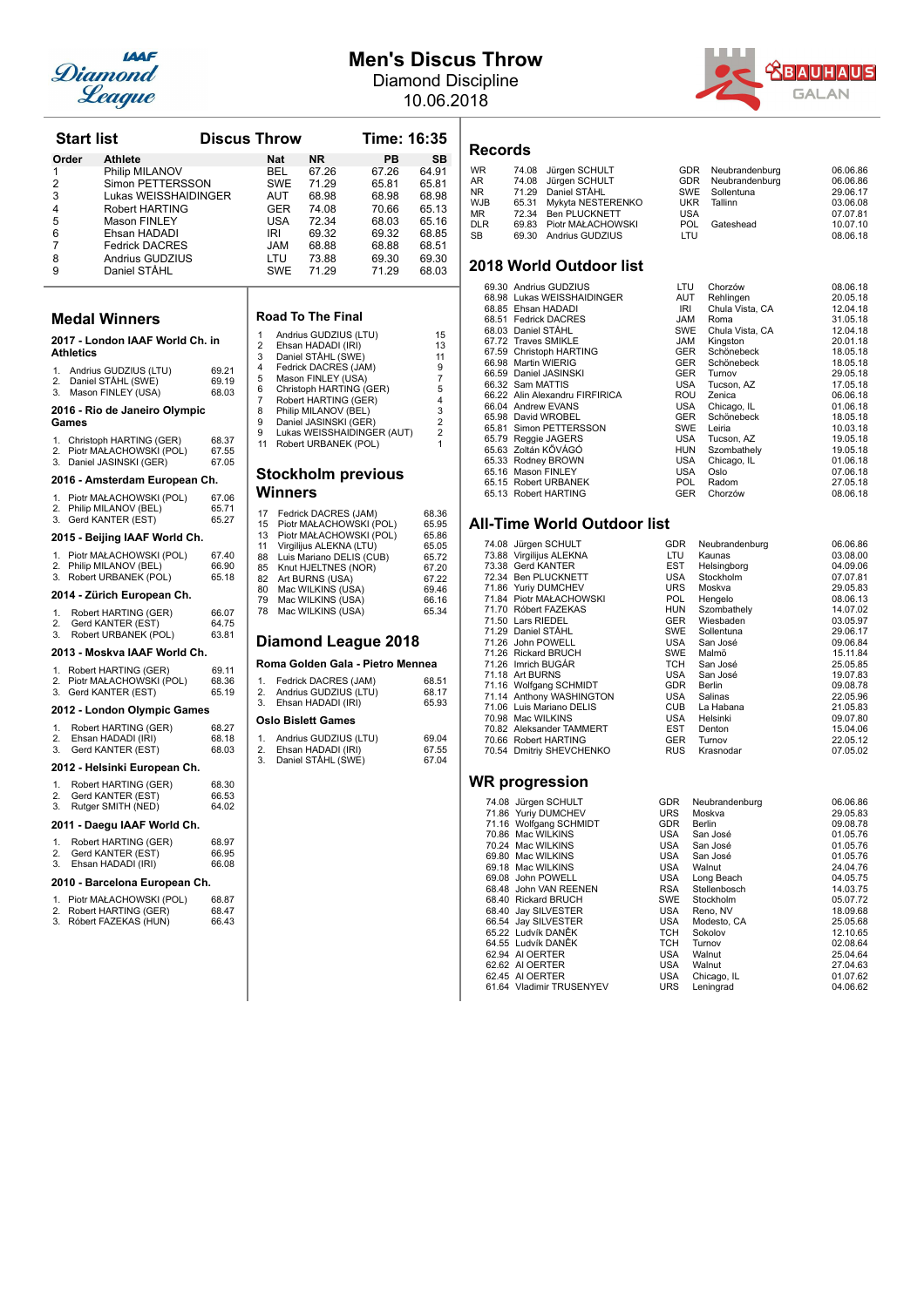# Men's Discus Throw

Diamond Discipline

10.06.2018

## Start list — Discus Throw — Time: 16:35

| Order | Athlete | Nat | NR | PB | SB |
|---|---|---|---|---|---|
| 1 | Philip MILANOV | BEL | 67.26 | 67.26 | 64.91 |
| 2 | Simon PETTERSSON | SWE | 71.29 | 65.81 | 65.81 |
| 3 | Lukas WEISSHAIDINGER | AUT | 68.98 | 68.98 | 68.98 |
| 4 | Robert HARTING | GER | 74.08 | 70.66 | 65.13 |
| 5 | Mason FINLEY | USA | 72.34 | 68.03 | 65.16 |
| 6 | Ehsan HADADI | IRI | 69.32 | 69.32 | 68.85 |
| 7 | Fedrick DACRES | JAM | 68.88 | 68.88 | 68.51 |
| 8 | Andrius GUDZIUS | LTU | 73.88 | 69.30 | 69.30 |
| 9 | Daniel STÅHL | SWE | 71.29 | 71.29 | 68.03 |

## Medal Winners

### 2017 - London IAAF World Ch. in Athletics

1. Andrius GUDZIUS (LTU) 69.21
2. Daniel STÅHL (SWE) 69.19
3. Mason FINLEY (USA) 68.03

### 2016 - Rio de Janeiro Olympic Games

1. Christoph HARTING (GER) 68.37
2. Piotr MAŁACHOWSKI (POL) 67.55
3. Daniel JASINSKI (GER) 67.05

### 2016 - Amsterdam European Ch.

1. Piotr MAŁACHOWSKI (POL) 67.06
2. Philip MILANOV (BEL) 65.71
3. Gerd KANTER (EST) 65.27

### 2015 - Beijing IAAF World Ch.

1. Piotr MAŁACHOWSKI (POL) 67.40
2. Philip MILANOV (BEL) 66.90
3. Robert URBANEK (POL) 65.18

### 2014 - Zürich European Ch.

1. Robert HARTING (GER) 66.07
2. Gerd KANTER (EST) 64.75
3. Robert URBANEK (POL) 63.81

### 2013 - Moskva IAAF World Ch.

1. Robert HARTING (GER) 69.11
2. Piotr MAŁACHOWSKI (POL) 68.36
3. Gerd KANTER (EST) 65.19

### 2012 - London Olympic Games

1. Robert HARTING (GER) 68.27
2. Ehsan HADADI (IRI) 68.18
3. Gerd KANTER (EST) 68.03

### 2012 - Helsinki European Ch.

1. Robert HARTING (GER) 68.30
2. Gerd KANTER (EST) 66.53
3. Rutger SMITH (NED) 64.02

### 2011 - Daegu IAAF World Ch.

1. Robert HARTING (GER) 68.97
2. Gerd KANTER (EST) 66.95
3. Ehsan HADADI (IRI) 66.08

### 2010 - Barcelona European Ch.

1. Piotr MAŁACHOWSKI (POL) 68.87
2. Robert HARTING (GER) 68.47
3. Róbert FAZEKAS (HUN) 66.43

## Road To The Final

| | Athlete | Points |
|---|---|---|
| 1 | Andrius GUDZIUS (LTU) | 15 |
| 2 | Ehsan HADADI (IRI) | 13 |
| 3 | Daniel STÅHL (SWE) | 11 |
| 4 | Fedrick DACRES (JAM) | 9 |
| 5 | Mason FINLEY (USA) | 7 |
| 6 | Christoph HARTING (GER) | 5 |
| 7 | Robert HARTING (GER) | 4 |
| 8 | Philip MILANOV (BEL) | 3 |
| 9 | Daniel JASINSKI (GER) | 2 |
| 9 | Lukas WEISSHAIDINGER (AUT) | 2 |
| 11 | Robert URBANEK (POL) | 1 |

## Stockholm previous Winners

| Year | Athlete | Mark |
|---|---|---|
| 17 | Fedrick DACRES (JAM) | 68.36 |
| 15 | Piotr MAŁACHOWSKI (POL) | 65.95 |
| 13 | Piotr MAŁACHOWSKI (POL) | 65.86 |
| 11 | Virgilijus ALEKNA (LTU) | 65.05 |
| 88 | Luis Mariano DELIS (CUB) | 65.72 |
| 85 | Knut HJELTNES (NOR) | 67.20 |
| 82 | Art BURNS (USA) | 67.22 |
| 80 | Mac WILKINS (USA) | 69.46 |
| 79 | Mac WILKINS (USA) | 66.16 |
| 78 | Mac WILKINS (USA) | 65.34 |

## Diamond League 2018

### Roma Golden Gala - Pietro Mennea

1. Fedrick DACRES (JAM) 68.51
2. Andrius GUDZIUS (LTU) 68.17
3. Ehsan HADADI (IRI) 65.93

### Oslo Bislett Games

1. Andrius GUDZIUS (LTU) 69.04
2. Ehsan HADADI (IRI) 67.55
3. Daniel STÅHL (SWE) 67.04

## Records

| | Mark | Athlete | Nat | Venue | Date |
|---|---|---|---|---|---|
| WR | 74.08 | Jürgen SCHULT | GDR | Neubrandenburg | 06.06.86 |
| AR | 74.08 | Jürgen SCHULT | GDR | Neubrandenburg | 06.06.86 |
| NR | 71.29 | Daniel STÅHL | SWE | Sollentuna | 29.06.17 |
| WJB | 65.31 | Mykyta NESTERENKO | UKR | Tallinn | 03.06.08 |
| MR | 72.34 | Ben PLUCKNETT | USA | | 07.07.81 |
| DLR | 69.83 | Piotr MAŁACHOWSKI | POL | Gateshead | 10.07.10 |
| SB | 69.30 | Andrius GUDZIUS | LTU | | 08.06.18 |

## 2018 World Outdoor list

| Mark | Athlete | Nat | Venue | Date |
|---|---|---|---|---|
| 69.30 | Andrius GUDZIUS | LTU | Chorzów | 08.06.18 |
| 68.98 | Lukas WEISSHAIDINGER | AUT | Rehlingen | 20.05.18 |
| 68.85 | Ehsan HADADI | IRI | Chula Vista, CA | 12.04.18 |
| 68.51 | Fedrick DACRES | JAM | Roma | 31.05.18 |
| 68.03 | Daniel STÅHL | SWE | Chula Vista, CA | 12.04.18 |
| 67.72 | Traves SMIKLE | JAM | Kingston | 20.01.18 |
| 67.59 | Christoph HARTING | GER | Schönebeck | 18.05.18 |
| 66.98 | Martin WIERIG | GER | Schönebeck | 18.05.18 |
| 66.59 | Daniel JASINSKI | GER | Turnov | 29.05.18 |
| 66.32 | Sam MATTIS | USA | Tucson, AZ | 17.05.18 |
| 66.22 | Alin Alexandru FIRFIRICA | ROU | Zenica | 06.06.18 |
| 66.04 | Andrew EVANS | USA | Chicago, IL | 01.06.18 |
| 65.98 | David WROBEL | GER | Schönebeck | 18.05.18 |
| 65.81 | Simon PETTERSSON | SWE | Leiria | 10.03.18 |
| 65.79 | Reggie JAGERS | USA | Tucson, AZ | 19.05.18 |
| 65.63 | Zoltán KŐVÁGÓ | HUN | Szombathely | 19.05.18 |
| 65.33 | Rodney BROWN | USA | Chicago, IL | 01.06.18 |
| 65.16 | Mason FINLEY | USA | Oslo | 07.06.18 |
| 65.15 | Robert URBANEK | POL | Radom | 27.05.18 |
| 65.13 | Robert HARTING | GER | Chorzów | 08.06.18 |

## All-Time World Outdoor list

| Mark | Athlete | Nat | Venue | Date |
|---|---|---|---|---|
| 74.08 | Jürgen SCHULT | GDR | Neubrandenburg | 06.06.86 |
| 73.88 | Virgilijus ALEKNA | LTU | Kaunas | 03.08.00 |
| 73.38 | Gerd KANTER | EST | Helsingborg | 04.09.06 |
| 72.34 | Ben PLUCKNETT | USA | Stockholm | 07.07.81 |
| 71.86 | Yuriy DUMCHEV | URS | Moskva | 29.05.83 |
| 71.84 | Piotr MAŁACHOWSKI | POL | Hengelo | 08.06.13 |
| 71.70 | Róbert FAZEKAS | HUN | Szombathely | 14.07.02 |
| 71.50 | Lars RIEDEL | GER | Wiesbaden | 03.05.97 |
| 71.29 | Daniel STÅHL | SWE | Sollentuna | 29.06.17 |
| 71.26 | John POWELL | USA | San José | 09.06.84 |
| 71.26 | Rickard BRUCH | SWE | Malmö | 15.11.84 |
| 71.26 | Imrich BUGÁR | TCH | San José | 25.05.85 |
| 71.18 | Art BURNS | USA | San José | 19.07.83 |
| 71.16 | Wolfgang SCHMIDT | GDR | Berlin | 09.08.78 |
| 71.14 | Anthony WASHINGTON | USA | Salinas | 22.05.96 |
| 71.06 | Luis Mariano DELIS | CUB | La Habana | 21.05.83 |
| 70.98 | Mac WILKINS | USA | Helsinki | 09.07.80 |
| 70.82 | Aleksander TAMMERT | EST | Denton | 15.04.06 |
| 70.66 | Robert HARTING | GER | Turnov | 22.05.12 |
| 70.54 | Dmitriy SHEVCHENKO | RUS | Krasnodar | 07.05.02 |

## WR progression

| Mark | Athlete | Nat | Venue | Date |
|---|---|---|---|---|
| 74.08 | Jürgen SCHULT | GDR | Neubrandenburg | 06.06.86 |
| 71.86 | Yuriy DUMCHEV | URS | Moskva | 29.05.83 |
| 71.16 | Wolfgang SCHMIDT | GDR | Berlin | 09.08.78 |
| 70.86 | Mac WILKINS | USA | San José | 01.05.76 |
| 70.24 | Mac WILKINS | USA | San José | 01.05.76 |
| 69.80 | Mac WILKINS | USA | San José | 01.05.76 |
| 69.18 | Mac WILKINS | USA | Walnut | 24.04.76 |
| 69.08 | John POWELL | USA | Long Beach | 04.05.75 |
| 68.48 | John VAN REENEN | RSA | Stellenbosch | 14.03.75 |
| 68.40 | Rickard BRUCH | SWE | Stockholm | 05.07.72 |
| 68.40 | Jay SILVESTER | USA | Reno, NV | 18.09.68 |
| 66.54 | Jay SILVESTER | USA | Modesto, CA | 25.05.68 |
| 65.22 | Ludvík DANĚK | TCH | Sokolov | 12.10.65 |
| 64.55 | Ludvík DANĚK | TCH | Turnov | 02.08.64 |
| 62.94 | Al OERTER | USA | Walnut | 25.04.64 |
| 62.62 | Al OERTER | USA | Walnut | 27.04.63 |
| 62.45 | Al OERTER | USA | Chicago, IL | 01.07.62 |
| 61.64 | Vladimir TRUSENYEV | URS | Leningrad | 04.06.62 |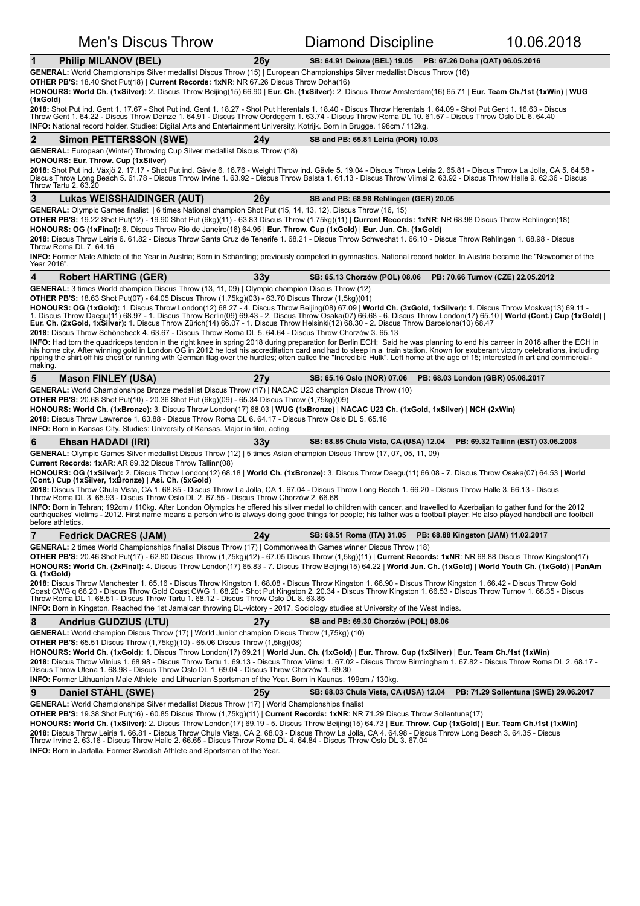# Men's Discus Throw — Diamond Discipline — 10.06.2018

## 1 Philip MILANOV (BEL) — 26y — SB: 64.91 Deinze (BEL) 19.05 — PB: 67.26 Doha (QAT) 06.05.2016

**GENERAL:** World Championships Silver medallist Discus Throw (15) | European Championships Silver medallist Discus Throw (16)

**OTHER PB'S:** 18.40 Shot Put(18) | **Current Records: 1xNR**: NR 67.26 Discus Throw Doha(16)

**HONOURS: World Ch. (1xSilver):** 2. Discus Throw Beijing(15) 66.90 | **Eur. Ch. (1xSilver):** 2. Discus Throw Amsterdam(16) 65.71 | **Eur. Team Ch./1st (1xWin)** | **WUG (1xGold)**

**2018:** Shot Put ind. Gent 1. 17.67 - Shot Put ind. Gent 1. 18.27 - Shot Put Herentals 1. 18.40 - Discus Throw Herentals 1. 64.09 - Shot Put Gent 1. 16.63 - Discus Throw Gent 1. 64.22 - Discus Throw Deinze 1. 64.91 - Discus Throw Oordegem 1. 63.74 - Discus Throw Roma DL 10. 61.57 - Discus Throw Oslo DL 6. 64.40

**INFO:** National record holder. Studies: Digital Arts and Entertainment University, Kotrijk. Born in Brugge. 198cm / 112kg.

## 2 Simon PETTERSSON (SWE) — 24y — SB and PB: 65.81 Leiria (POR) 10.03

**GENERAL:** European (Winter) Throwing Cup Silver medallist Discus Throw (18)

**HONOURS: Eur. Throw. Cup (1xSilver)**

**2018:** Shot Put ind. Växjö 2. 17.17 - Shot Put ind. Gävle 6. 16.76 - Weight Throw ind. Gävle 5. 19.04 - Discus Throw Leiria 2. 65.81 - Discus Throw La Jolla, CA 5. 64.58 - Discus Throw Long Beach 5. 61.78 - Discus Throw Irvine 1. 63.92 - Discus Throw Balsta 1. 61.13 - Discus Throw Viimsi 2. 63.92 - Discus Throw Halle 9. 62.36 - Discus Throw Tartu 2. 63.20

## 3 Lukas WEISSHAIDINGER (AUT) — 26y — SB and PB: 68.98 Rehlingen (GER) 20.05

**GENERAL:** Olympic Games finalist | 6 times National champion Shot Put (15, 14, 13, 12), Discus Throw (16, 15)

**OTHER PB'S:** 19.22 Shot Put(12) - 19.90 Shot Put (6kg)(11) - 63.83 Discus Throw (1,75kg)(11) | **Current Records: 1xNR**: NR 68.98 Discus Throw Rehlingen(18)

**HONOURS: OG (1xFinal):** 6. Discus Throw Rio de Janeiro(16) 64.95 | **Eur. Throw. Cup (1xGold)** | **Eur. Jun. Ch. (1xGold)**

**2018:** Discus Throw Leiria 6. 61.82 - Discus Throw Santa Cruz de Tenerife 1. 68.21 - Discus Throw Schwechat 1. 66.10 - Discus Throw Rehlingen 1. 68.98 - Discus Throw Roma DL 7. 64.16

**INFO:** Former Male Athlete of the Year in Austria; Born in Schärding; previously competed in gymnastics. National record holder. In Austria became the "Newcomer of the Year 2016".

## 4 Robert HARTING (GER) — 33y — SB: 65.13 Chorzów (POL) 08.06 — PB: 70.66 Turnov (CZE) 22.05.2012

**GENERAL:** 3 times World champion Discus Throw (13, 11, 09) | Olympic champion Discus Throw (12)

**OTHER PB'S:** 18.63 Shot Put(07) - 64.05 Discus Throw (1,75kg)(03) - 63.70 Discus Throw (1,5kg)(01)

**HONOURS: OG (1xGold):** 1. Discus Throw London(12) 68.27 - 4. Discus Throw Beijing(08) 67.09 | **World Ch. (3xGold, 1xSilver):** 1. Discus Throw Moskva(13) 69.11 - 1. Discus Throw Daegu(11) 68.97 - 1. Discus Throw Berlin(09) 69.43 - 2. Discus Throw Osaka(07) 66.68 - 6. Discus Throw London(17) 65.10 | **World (Cont.) Cup (1xGold)** | **Eur. Ch. (2xGold, 1xSilver):** 1. Discus Throw Zürich(14) 66.07 - 1. Discus Throw Helsinki(12) 68.30 - 2. Discus Throw Barcelona(10) 68.47

**2018:** Discus Throw Schönebeck 4. 63.67 - Discus Throw Roma DL 5. 64.64 - Discus Throw Chorzów 3. 65.13

**INFO:** Had torn the quadriceps tendon in the right knee in spring 2018 during preparation for Berlin ECH; Said he was planning to end his carreer in 2018 afher the ECH in his home city. After winning gold in London OG in 2012 he lost his accreditation card and had to sleep in a train station. Known for exuberant victory celebrations, including ripping the shirt off his chest or running with German flag over the hurdles; often called the "Incredible Hulk". Left home at the age of 15; interested in art and commercial-making.

## 5 Mason FINLEY (USA) — 27y — SB: 65.16 Oslo (NOR) 07.06 — PB: 68.03 London (GBR) 05.08.2017

**GENERAL:** World Championships Bronze medallist Discus Throw (17) | NACAC U23 champion Discus Throw (10)

**OTHER PB'S:** 20.68 Shot Put(10) - 20.36 Shot Put (6kg)(09) - 65.34 Discus Throw (1,75kg)(09)

**HONOURS: World Ch. (1xBronze):** 3. Discus Throw London(17) 68.03 | **WUG (1xBronze)** | **NACAC U23 Ch. (1xGold, 1xSilver)** | **NCH (2xWin)**

**2018:** Discus Throw Lawrence 1. 63.88 - Discus Throw Roma DL 6. 64.17 - Discus Throw Oslo DL 5. 65.16

**INFO:** Born in Kansas City. Studies: University of Kansas. Major in film, acting.

## 6 Ehsan HADADI (IRI) — 33y — SB: 68.85 Chula Vista, CA (USA) 12.04 — PB: 69.32 Tallinn (EST) 03.06.2008

**GENERAL:** Olympic Games Silver medallist Discus Throw (12) | 5 times Asian champion Discus Throw (17, 07, 05, 11, 09)

**Current Records: 1xAR**: AR 69.32 Discus Throw Tallinn(08)

**HONOURS: OG (1xSilver):** 2. Discus Throw London(12) 68.18 | **World Ch. (1xBronze):** 3. Discus Throw Daegu(11) 66.08 - 7. Discus Throw Osaka(07) 64.53 | **World (Cont.) Cup (1xSilver, 1xBronze)** | **Asi. Ch. (5xGold)**

**2018:** Discus Throw Chula Vista, CA 1. 68.85 - Discus Throw La Jolla, CA 1. 67.04 - Discus Throw Long Beach 1. 66.20 - Discus Throw Halle 3. 66.13 - Discus Throw Roma DL 3. 65.93 - Discus Throw Oslo DL 2. 67.55 - Discus Throw Chorzów 2. 66.68

**INFO:** Born in Tehran; 192cm / 110kg. After London Olympics he offered his silver medal to children with cancer, and travelled to Azerbaijan to gather fund for the 2012 earthquakes' victims - 2012. First name means a person who is always doing good things for people; his father was a football player. He also played handball and football before athletics.

## 7 Fedrick DACRES (JAM) — 24y — SB: 68.51 Roma (ITA) 31.05 — PB: 68.88 Kingston (JAM) 11.02.2017

**GENERAL:** 2 times World Championships finalist Discus Throw (17) | Commonwealth Games winner Discus Throw (18)

**OTHER PB'S:** 20.46 Shot Put(17) - 62.80 Discus Throw (1,75kg)(12) - 67.05 Discus Throw (1,5kg)(11) | **Current Records: 1xNR**: NR 68.88 Discus Throw Kingston(17)

**HONOURS: World Ch. (2xFinal):** 4. Discus Throw London(17) 65.83 - 7. Discus Throw Beijing(15) 64.22 | **World Jun. Ch. (1xGold)** | **World Youth Ch. (1xGold)** | **PanAm G. (1xGold)**

**2018:** Discus Throw Manchester 1. 65.16 - Discus Throw Kingston 1. 68.08 - Discus Throw Kingston 1. 66.90 - Discus Throw Kingston 1. 66.42 - Discus Throw Gold Coast CWG q 66.20 - Discus Throw Gold Coast CWG 1. 68.20 - Shot Put Kingston 2. 20.34 - Discus Throw Kingston 1. 66.53 - Discus Throw Turnov 1. 68.35 - Discus Throw Roma DL 1. 68.51 - Discus Throw Tartu 1. 68.12 - Discus Throw Oslo DL 8. 63.85

**INFO:** Born in Kingston. Reached the 1st Jamaican throwing DL-victory - 2017. Sociology studies at University of the West Indies.

## 8 Andrius GUDZIUS (LTU) — 27y — SB and PB: 69.30 Chorzów (POL) 08.06

**GENERAL:** World champion Discus Throw (17) | World Junior champion Discus Throw (1,75kg) (10)

**OTHER PB'S:** 65.51 Discus Throw (1,75kg)(10) - 65.06 Discus Throw (1,5kg)(08)

**HONOURS: World Ch. (1xGold):** 1. Discus Throw London(17) 69.21 | **World Jun. Ch. (1xGold)** | **Eur. Throw. Cup (1xSilver)** | **Eur. Team Ch./1st (1xWin)**

**2018:** Discus Throw Vilnius 1. 68.98 - Discus Throw Tartu 1. 69.13 - Discus Throw Viimsi 1. 67.02 - Discus Throw Birmingham 1. 67.82 - Discus Throw Roma DL 2. 68.17 - Discus Throw Utena 1. 68.98 - Discus Throw Oslo DL 1. 69.04 - Discus Throw Chorzów 1. 69.30

**INFO:** Former Lithuanian Male Athlete and Lithuanian Sportsman of the Year. Born in Kaunas. 199cm / 130kg.

## 9 Daniel STÅHL (SWE) — 25y — SB: 68.03 Chula Vista, CA (USA) 12.04 — PB: 71.29 Sollentuna (SWE) 29.06.2017

**GENERAL:** World Championships Silver medallist Discus Throw (17) | World Championships finalist

**OTHER PB'S:** 19.38 Shot Put(16) - 60.85 Discus Throw (1,75kg)(11) | **Current Records: 1xNR**: NR 71.29 Discus Throw Sollentuna(17)

**HONOURS: World Ch. (1xSilver):** 2. Discus Throw London(17) 69.19 - 5. Discus Throw Beijing(15) 64.73 | **Eur. Throw. Cup (1xGold)** | **Eur. Team Ch./1st (1xWin)**

**2018:** Discus Throw Leiria 1. 66.81 - Discus Throw Chula Vista, CA 2. 68.03 - Discus Throw La Jolla, CA 4. 64.98 - Discus Throw Long Beach 3. 64.35 - Discus Throw Irvine 2. 63.16 - Discus Throw Halle 2. 66.65 - Discus Throw Roma DL 4. 64.84 - Discus Throw Oslo DL 3. 67.04

**INFO:** Born in Jarfalla. Former Swedish Athlete and Sportsman of the Year.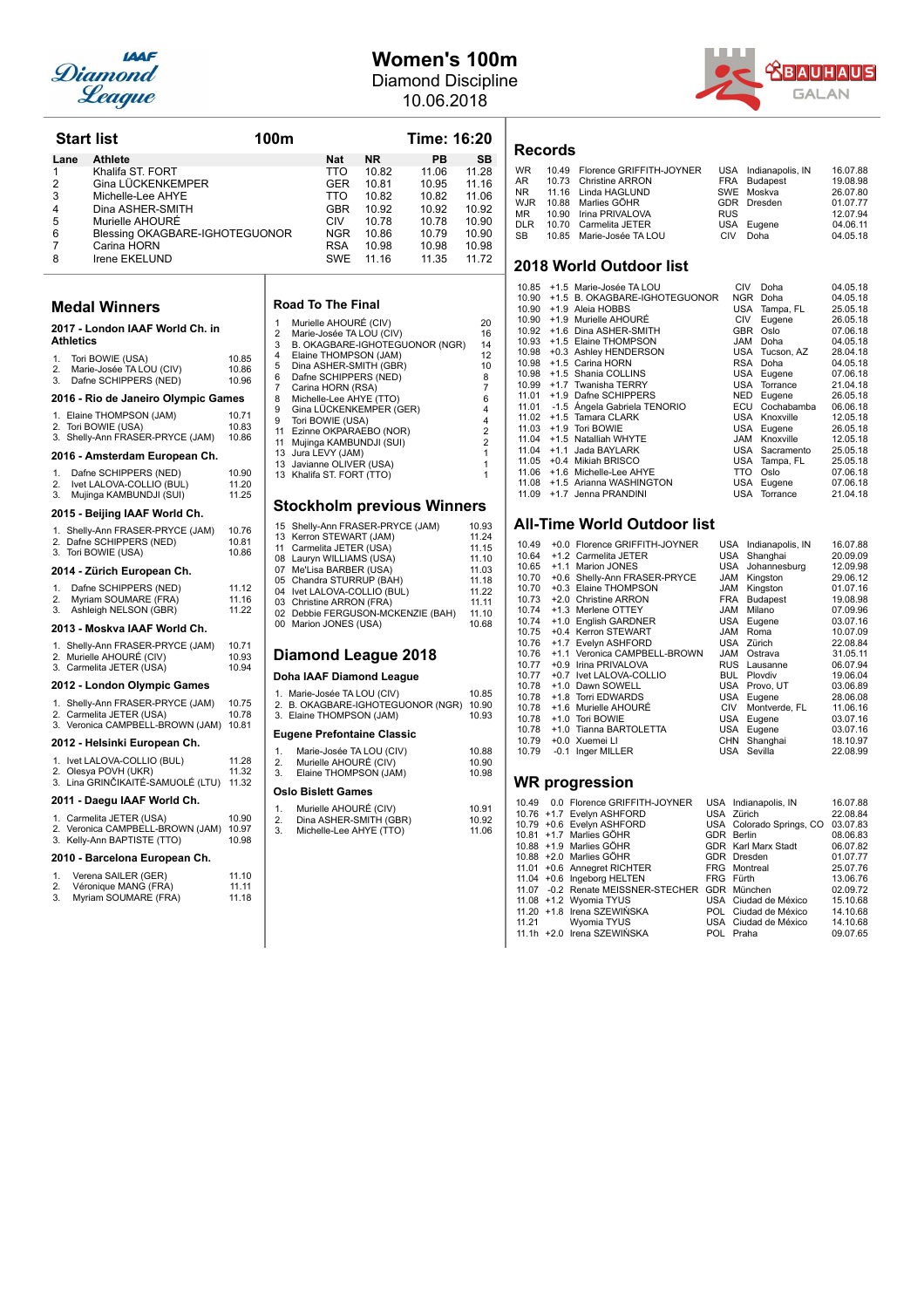# Women's 100m

Diamond Discipline
10.06.2018

## Start list — 100m — Time: 16:20

| Lane | Athlete | Nat | NR | PB | SB |
|---|---|---|---|---|---|
| 1 | Khalifa ST. FORT | TTO | 10.82 | 11.06 | 11.28 |
| 2 | Gina LÜCKENKEMPER | GER | 10.81 | 10.95 | 11.16 |
| 3 | Michelle-Lee AHYE | TTO | 10.82 | 10.82 | 11.06 |
| 4 | Dina ASHER-SMITH | GBR | 10.92 | 10.92 | 10.92 |
| 5 | Murielle AHOURÉ | CIV | 10.78 | 10.78 | 10.90 |
| 6 | Blessing OKAGBARE-IGHOTEGUONOR | NGR | 10.86 | 10.79 | 10.90 |
| 7 | Carina HORN | RSA | 10.98 | 10.98 | 10.98 |
| 8 | Irene EKELUND | SWE | 11.16 | 11.35 | 11.72 |

## Medal Winners

### 2017 - London IAAF World Ch. in Athletics

1. Tori BOWIE (USA) 10.85
2. Marie-Josée TA LOU (CIV) 10.86
3. Dafne SCHIPPERS (NED) 10.96

### 2016 - Rio de Janeiro Olympic Games

1. Elaine THOMPSON (JAM) 10.71
2. Tori BOWIE (USA) 10.83
3. Shelly-Ann FRASER-PRYCE (JAM) 10.86

### 2016 - Amsterdam European Ch.

1. Dafne SCHIPPERS (NED) 10.90
2. Ivet LALOVA-COLLIO (BUL) 11.20
3. Mujinga KAMBUNDJI (SUI) 11.25

### 2015 - Beijing IAAF World Ch.

1. Shelly-Ann FRASER-PRYCE (JAM) 10.76
2. Dafne SCHIPPERS (NED) 10.81
3. Tori BOWIE (USA) 10.86

### 2014 - Zürich European Ch.

1. Dafne SCHIPPERS (NED) 11.12
2. Myriam SOUMARE (FRA) 11.16
3. Ashleigh NELSON (GBR) 11.22

### 2013 - Moskva IAAF World Ch.

1. Shelly-Ann FRASER-PRYCE (JAM) 10.71
2. Murielle AHOURE (CIV) 10.93
3. Carmelita JETER (USA) 10.94

### 2012 - London Olympic Games

1. Shelly-Ann FRASER-PRYCE (JAM) 10.75
2. Carmelita JETER (USA) 10.78
3. Veronica CAMPBELL-BROWN (JAM) 10.81

### 2012 - Helsinki European Ch.

1. Ivet LALOVA-COLLIO (BUL) 11.28
2. Olesya POVH (UKR) 11.32
3. Lina GRINČIKAITĖ-SAMUOLĖ (LTU) 11.32

### 2011 - Daegu IAAF World Ch.

1. Carmelita JETER (USA) 10.90
2. Veronica CAMPBELL-BROWN (JAM) 10.97
3. Kelly-Ann BAPTISTE (TTO) 10.98

### 2010 - Barcelona European Ch.

1. Verena SAILER (GER) 11.10
2. Véronique MANG (FRA) 11.11
3. Myriam SOUMARE (FRA) 11.18

## Road To The Final

| | Athlete | Points |
|---|---|---|
| 1 | Murielle AHOURÉ (CIV) | 20 |
| 2 | Marie-Josée TA LOU (CIV) | 16 |
| 3 | B. OKAGBARE-IGHOTEGUONOR (NGR) | 14 |
| 4 | Elaine THOMPSON (JAM) | 12 |
| 5 | Dina ASHER-SMITH (GBR) | 10 |
| 6 | Dafne SCHIPPERS (NED) | 8 |
| 7 | Carina HORN (RSA) | 7 |
| 8 | Michelle-Lee AHYE (TTO) | 6 |
| 9 | Gina LÜCKENKEMPER (GER) | 4 |
| 9 | Tori BOWIE (USA) | 4 |
| 11 | Ezinne OKPARAEBO (NOR) | 2 |
| 11 | Mujinga KAMBUNDJI (SUI) | 2 |
| 13 | Jura LEVY (JAM) | 1 |
| 13 | Javianne OLIVER (USA) | 1 |
| 13 | Khalifa ST. FORT (TTO) | 1 |

## Stockholm previous Winners

| Year | Athlete | Result |
|---|---|---|
| 15 | Shelly-Ann FRASER-PRYCE (JAM) | 10.93 |
| 13 | Kerron STEWART (JAM) | 11.24 |
| 11 | Carmelita JETER (USA) | 11.15 |
| 08 | Lauryn WILLIAMS (USA) | 11.10 |
| 07 | Me'Lisa BARBER (USA) | 11.03 |
| 05 | Chandra STURRUP (BAH) | 11.18 |
| 04 | Ivet LALOVA-COLLIO (BUL) | 11.22 |
| 03 | Christine ARRON (FRA) | 11.11 |
| 02 | Debbie FERGUSON-MCKENZIE (BAH) | 11.10 |
| 00 | Marion JONES (USA) | 10.68 |

## Diamond League 2018

### Doha IAAF Diamond League

1. Marie-Josée TA LOU (CIV) 10.85
2. B. OKAGBARE-IGHOTEGUONOR (NGR) 10.90
3. Elaine THOMPSON (JAM) 10.93

### Eugene Prefontaine Classic

1. Marie-Josée TA LOU (CIV) 10.88
2. Murielle AHOURÉ (CIV) 10.90
3. Elaine THOMPSON (JAM) 10.98

### Oslo Bislett Games

1. Murielle AHOURÉ (CIV) 10.91
2. Dina ASHER-SMITH (GBR) 10.92
3. Michelle-Lee AHYE (TTO) 11.06

## Records

| | Result | Athlete | Nat | Venue | Date |
|---|---|---|---|---|---|
| WR | 10.49 | Florence GRIFFITH-JOYNER | USA | Indianapolis, IN | 16.07.88 |
| AR | 10.73 | Christine ARRON | FRA | Budapest | 19.08.98 |
| NR | 11.16 | Linda HAGLUND | SWE | Moskva | 26.07.80 |
| WJR | 10.88 | Marlies GÖHR | GDR | Dresden | 01.07.77 |
| MR | 10.90 | Irina PRIVALOVA | RUS | | 12.07.94 |
| DLR | 10.70 | Carmelita JETER | USA | Eugene | 04.06.11 |
| SB | 10.85 | Marie-Josée TA LOU | CIV | Doha | 04.05.18 |

## 2018 World Outdoor list

| Result | Wind | Athlete | Nat | Venue | Date |
|---|---|---|---|---|---|
| 10.85 | +1.5 | Marie-Josée TA LOU | CIV | Doha | 04.05.18 |
| 10.90 | +1.5 | B. OKAGBARE-IGHOTEGUONOR | NGR | Doha | 04.05.18 |
| 10.90 | +1.9 | Aleia HOBBS | USA | Tampa, FL | 25.05.18 |
| 10.90 | +1.9 | Murielle AHOURÉ | CIV | Eugene | 26.05.18 |
| 10.92 | +1.6 | Dina ASHER-SMITH | GBR | Oslo | 07.06.18 |
| 10.93 | +1.5 | Elaine THOMPSON | JAM | Doha | 04.05.18 |
| 10.98 | +0.3 | Ashley HENDERSON | USA | Tucson, AZ | 28.04.18 |
| 10.98 | +1.5 | Carina HORN | RSA | Doha | 04.05.18 |
| 10.98 | +1.5 | Shania COLLINS | USA | Eugene | 07.06.18 |
| 10.99 | +1.7 | Twanisha TERRY | USA | Torrance | 21.04.18 |
| 11.01 | +1.9 | Dafne SCHIPPERS | NED | Eugene | 26.05.18 |
| 11.01 | -1.5 | Ángela Gabriela TENORIO | ECU | Cochabamba | 06.06.18 |
| 11.02 | +1.5 | Tamara CLARK | USA | Knoxville | 12.05.18 |
| 11.03 | +1.9 | Tori BOWIE | USA | Eugene | 26.05.18 |
| 11.04 | +1.5 | Natallia WHYTE | JAM | Knoxville | 12.05.18 |
| 11.04 | +1.1 | Jada BAYLARK | USA | Sacramento | 25.05.18 |
| 11.05 | +0.4 | Mikiah BRISCO | USA | Tampa, FL | 25.05.18 |
| 11.06 | +1.6 | Michelle-Lee AHYE | TTO | Oslo | 07.06.18 |
| 11.08 | +1.5 | Arianna WASHINGTON | USA | Eugene | 07.06.18 |
| 11.09 | +1.7 | Jenna PRANDINI | USA | Torrance | 21.04.18 |

## All-Time World Outdoor list

| Result | Wind | Athlete | Nat | Venue | Date |
|---|---|---|---|---|---|
| 10.49 | +0.0 | Florence GRIFFITH-JOYNER | USA | Indianapolis, IN | 16.07.88 |
| 10.64 | +1.2 | Carmelita JETER | USA | Shanghai | 20.09.09 |
| 10.65 | +1.1 | Marion JONES | USA | Johannesburg | 12.09.98 |
| 10.70 | +0.6 | Shelly-Ann FRASER-PRYCE | JAM | Kingston | 29.06.12 |
| 10.70 | +0.3 | Elaine THOMPSON | JAM | Kingston | 01.07.16 |
| 10.73 | +2.0 | Christine ARRON | FRA | Budapest | 19.08.98 |
| 10.74 | +1.3 | Merlene OTTEY | JAM | Milano | 07.09.96 |
| 10.74 | +1.0 | English GARDNER | USA | Eugene | 03.07.16 |
| 10.75 | +0.4 | Kerron STEWART | JAM | Roma | 10.07.09 |
| 10.76 | +1.7 | Evelyn ASHFORD | USA | Zürich | 22.08.84 |
| 10.76 | +1.1 | Veronica CAMPBELL-BROWN | JAM | Ostrava | 31.05.11 |
| 10.77 | +0.9 | Irina PRIVALOVA | RUS | Lausanne | 06.07.94 |
| 10.77 | +0.7 | Ivet LALOVA-COLLIO | BUL | Plovdiv | 19.06.04 |
| 10.78 | +1.0 | Dawn SOWELL | USA | Provo, UT | 03.06.89 |
| 10.78 | +1.8 | Torri EDWARDS | USA | Eugene | 28.06.08 |
| 10.78 | +1.6 | Murielle AHOURÉ | CIV | Montverde, FL | 11.06.16 |
| 10.78 | +1.0 | Tori BOWIE | USA | Eugene | 03.07.16 |
| 10.78 | +1.0 | Tianna BARTOLETTA | USA | Eugene | 03.07.16 |
| 10.79 | +0.0 | Xuemei LI | CHN | Shanghai | 18.10.97 |
| 10.79 | -0.1 | Inger MILLER | USA | Sevilla | 22.08.99 |

## WR progression

| Result | Wind | Athlete | Nat | Venue | Date |
|---|---|---|---|---|---|
| 10.49 | 0.0 | Florence GRIFFITH-JOYNER | USA | Indianapolis, IN | 16.07.88 |
| 10.76 | +1.7 | Evelyn ASHFORD | USA | Zürich | 22.08.84 |
| 10.79 | +0.6 | Evelyn ASHFORD | USA | Colorado Springs, CO | 03.07.83 |
| 10.81 | +1.7 | Marlies GÖHR | GDR | Berlin | 08.06.83 |
| 10.88 | +1.9 | Marlies GÖHR | GDR | Karl Marx Stadt | 06.07.82 |
| 10.88 | +2.0 | Marlies GÖHR | GDR | Dresden | 01.07.77 |
| 11.01 | +0.6 | Annegret RICHTER | FRG | Montreal | 25.07.76 |
| 11.04 | +0.6 | Ingeborg HELTEN | FRG | Fürth | 13.06.76 |
| 11.07 | -0.2 | Renate MEISSNER-STECHER | GDR | München | 02.09.72 |
| 11.08 | +1.2 | Wyomia TYUS | USA | Ciudad de México | 15.10.68 |
| 11.20 | +1.8 | Irena SZEWIŃSKA | POL | Ciudad de México | 14.10.68 |
| 11.21 | | Wyomia TYUS | USA | Ciudad de México | 14.10.68 |
| 11.1h | +2.0 | Irena SZEWIŃSKA | POL | Praha | 09.07.65 |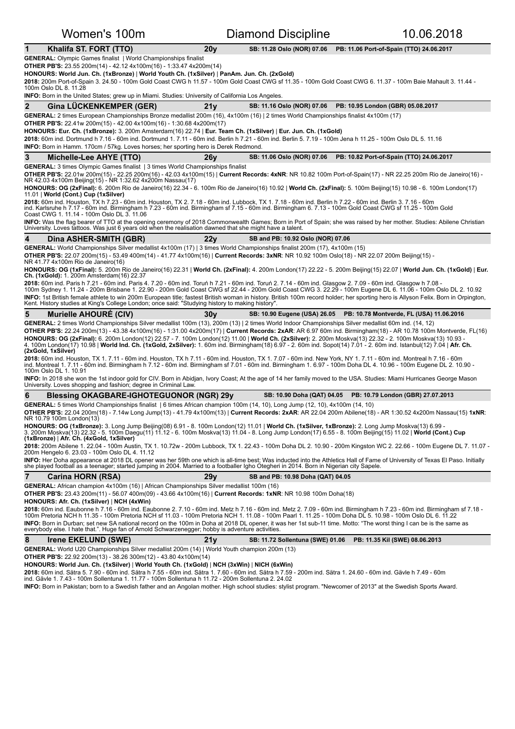# Women's 100m — Diamond Discipline — 10.06.2018

## 1 Khalifa ST. FORT (TTO) — 20y — SB: 11.28 Oslo (NOR) 07.06 — PB: 11.06 Port-of-Spain (TTO) 24.06.2017

**GENERAL:** Olympic Games finalist | World Championships finalist

**OTHER PB'S:** 23.55 200m(14) - 42.12 4x100m(16) - 1:33.47 4x200m(14)

**HONOURS: World Jun. Ch. (1xBronze)** | **World Youth Ch. (1xSilver)** | **PanAm. Jun. Ch. (2xGold)**

**2018:** 200m Port-of-Spain 3. 24.50 - 100m Gold Coast CWG h 11.57 - 100m Gold Coast CWG sf 11.35 - 100m Gold Coast CWG 6. 11.37 - 100m Baie Mahault 3. 11.44 - 100m Oslo DL 8. 11.28

**INFO:** Born in the United States; grew up in Miami. Studies: University of California Los Angeles.

## 2 Gina LÜCKENKEMPER (GER) — 21y — SB: 11.16 Oslo (NOR) 07.06 — PB: 10.95 London (GBR) 05.08.2017

**GENERAL:** 2 times European Championships Bronze medallist 200m (16), 4x100m (16) | 2 times World Championships finalist 4x100m (17)

**OTHER PB'S:** 22.41w 200m(15) - 42.00 4x100m(16) - 1:30.68 4x200m(17)

**HONOURS: Eur. Ch. (1xBronze):** 3. 200m Amsterdam(16) 22.74 | **Eur. Team Ch. (1xSilver)** | **Eur. Jun. Ch. (1xGold)**

**2018:** 60m ind. Dortmund h 7.16 - 60m ind. Dortmund 1. 7.11 - 60m ind. Berlin h 7.21 - 60m ind. Berlin 5. 7.19 - 100m Jena h 11.25 - 100m Oslo DL 5. 11.16

**INFO:** Born in Hamm. 170cm / 57kg. Loves horses; her sporting hero is Derek Redmond.

## 3 Michelle-Lee AHYE (TTO) — 26y — SB: 11.06 Oslo (NOR) 07.06 — PB: 10.82 Port-of-Spain (TTO) 24.06.2017

**GENERAL:** 3 times Olympic Games finalist | 3 times World Championships finalist

**OTHER PB'S:** 22.01w 200m(15) - 22.25 200m(16) - 42.03 4x100m(15) | **Current Records: 4xNR**: NR 10.82 100m Port-of-Spain(17) - NR 22.25 200m Rio de Janeiro(16) - NR 42.03 4x100m Beijing(15) - NR 1:32.62 4x200m Nassau(17)

**HONOURS: OG (2xFinal):** 6. 200m Rio de Janeiro(16) 22.34 - 6. 100m Rio de Janeiro(16) 10.92 | **World Ch. (2xFinal):** 5. 100m Beijing(15) 10.98 - 6. 100m London(17) 11.01 | **World (Cont.) Cup (1xSilver)**

**2018:** 60m ind. Houston, TX h 7.23 - 60m ind. Houston, TX 2. 7.18 - 60m ind. Lubbock, TX 1. 7.18 - 60m ind. Berlin h 7.22 - 60m ind. Berlin 3. 7.16 - 60m ind. Karlsruhe h 7.17 - 60m ind. Birmingham h 7.23 - 60m ind. Birmingham sf 7.15 - 60m ind. Birmingham 6. 7.13 - 100m Gold Coast CWG sf 11.25 - 100m Gold Coast CWG 1. 11.14 - 100m Oslo DL 3. 11.06

**INFO:** Was the flag bearer of TTO at the opening ceremony of 2018 Commonwealth Games; Born in Port of Spain; she was raised by her mother. Studies: Abilene Christian University. Loves tattoos. Was just 6 years old when the realisation dawned that she might have a talent.

## 4 Dina ASHER-SMITH (GBR) — 22y — SB and PB: 10.92 Oslo (NOR) 07.06

**GENERAL:** World Championships Silver medallist 4x100m (17) | 3 times World Championships finalist 200m (17), 4x100m (15)

**OTHER PB'S:** 22.07 200m(15) - 53.49 400m(14) - 41.77 4x100m(16) | **Current Records: 3xNR**: NR 10.92 100m Oslo(18) - NR 22.07 200m Beijing(15) - NR 41.77 4x100m Rio de Janeiro(16)

**HONOURS: OG (1xFinal):** 5. 200m Rio de Janeiro(16) 22.31 | **World Ch. (2xFinal):** 4. 200m London(17) 22.22 - 5. 200m Beijing(15) 22.07 | **World Jun. Ch. (1xGold)** | **Eur. Ch. (1xGold):** 1. 200m Amsterdam(16) 22.37

**2018:** 60m ind. Paris h 7.21 - 60m ind. Paris 4. 7.20 - 60m ind. Toruń h 7.21 - 60m ind. Toruń 2. 7.14 - 60m ind. Glasgow 2. 7.09 - 60m ind. Glasgow h 7.08 - 100m Sydney 1. 11.24 - 200m Brisbane 1. 22.90 - 200m Gold Coast CWG sf 22.44 - 200m Gold Coast CWG 3. 22.29 - 100m Eugene DL 6. 11.06 - 100m Oslo DL 2. 10.92

**INFO:** 1st British female athlete to win 200m European title; fastest British woman in history. British 100m record holder; her sporting hero is Allyson Felix. Born in Orpington, Kent. History studies at King's College London; once said: "Studying history to making history".

## 5 Murielle AHOURÉ (CIV) — 30y — SB: 10.90 Eugene (USA) 26.05 — PB: 10.78 Montverde, FL (USA) 11.06.2016

**GENERAL:** 2 times World Championships Silver medallist 100m (13), 200m (13) | 2 times World Indoor Championships Silver medallist 60m ind. (14, 12)

**OTHER PB'S:** 22.24 200m(13) - 43.38 4x100m(16) - 1:31.00 4x200m(17) | **Current Records: 2xAR**: AR 6.97 60m ind. Birmingham(18) - AR 10.78 100m Montverde, FL(16)

**HONOURS: OG (2xFinal):** 6. 200m London(12) 22.57 - 7. 100m London(12) 11.00 | **World Ch. (2xSilver):** 2. 200m Moskva(13) 22.32 - 2. 100m Moskva(13) 10.93 - 4. 100m London(17) 10.98 | **World Ind. Ch. (1xGold, 2xSilver):** 1. 60m ind. Birmingham(18) 6.97 - 2. 60m ind. Sopot(14) 7.01 - 2. 60m ind. Istanbul(12) 7.04 | **Afr. Ch. (2xGold, 1xSilver)**

**2018:** 60m ind. Houston, TX 1. 7.11 - 60m ind. Houston, TX h 7.11 - 60m ind. Houston, TX 1. 7.07 - 60m ind. New York, NY 1. 7.11 - 60m ind. Montreal h 7.16 - 60m ind. Montreal 1. 7.11 - 60m ind. Birmingham h 7.12 - 60m ind. Birmingham sf 7.01 - 60m ind. Birmingham 1. 6.97 - 100m Doha DL 4. 10.96 - 100m Eugene DL 2. 10.90 - 100m Oslo DL 1. 10.91

**INFO:** In 2018 she won the 1st indoor gold for CIV. Born in Abidjan, Ivory Coast; At the age of 14 her family moved to the USA. Studies: Miami Hurricanes George Mason University. Loves shopping and fashion; degree in Criminal Law.

## 6 Blessing OKAGBARE-IGHOTEGUONOR (NGR) — 29y — SB: 10.90 Doha (QAT) 04.05 — PB: 10.79 London (GBR) 27.07.2013

**GENERAL:** 5 times World Championships finalist | 6 times African champion 100m (14, 10), Long Jump (12, 10), 4x100m (14, 10)

**OTHER PB'S:** 22.04 200m(18) - 7.14w Long Jump(13) - 41.79 4x100m(13) | **Current Records: 2xAR**: AR 22.04 200m Abilene(18) - AR 1:30.52 4x200m Nassau(15) **1xNR**: NR 10.79 100m London(13)

**HONOURS: OG (1xBronze):** 3. Long Jump Beijing(08) 6.91 - 8. 100m London(12) 11.01 | **World Ch. (1xSilver, 1xBronze):** 2. Long Jump Moskva(13) 6.99 - 3. 200m Moskva(13) 22.32 - 5. 100m Daegu(11) 11.12 - 6. 100m Moskva(13) 11.04 - 8. Long Jump London(17) 6.55 - 8. 100m Beijing(15) 11.02 | **World (Cont.) Cup (1xBronze)** | **Afr. Ch. (4xGold, 1xSilver)**

**2018:** 200m Abilene 1. 22.04 - 100m Austin, TX 1. 10.72w - 200m Lubbock, TX 1. 22.43 - 100m Doha DL 2. 10.90 - 200m Kingston WC 2. 22.66 - 100m Eugene DL 7. 11.07 - 200m Hengelo 6. 23.03 - 100m Oslo DL 4. 11.12

**INFO:** Her Doha appearance at 2018 DL opener was her 59th one which is all-time best; Was inducted into the Athletics Hall of Fame of University of Texas El Paso. Initially she played football as a teenager; started jumping in 2004. Married to a footballer Igho Otegheri in 2014. Born in Nigerian city Sapele.

## 7 Carina HORN (RSA) — 29y — SB and PB: 10.98 Doha (QAT) 04.05

**GENERAL:** African champion 4x100m (16) | African Championships Silver medallist 100m (16)

**OTHER PB'S:** 23.43 200m(11) - 56.07 400m(09) - 43.66 4x100m(16) | **Current Records: 1xNR**: NR 10.98 100m Doha(18)

**HONOURS: Afr. Ch. (1xSilver)** | **NCH (4xWin)**

**2018:** 60m ind. Eaubonne h 7.16 - 60m ind. Eaubonne 2. 7.10 - 60m ind. Metz h 7.16 - 60m ind. Metz 2. 7.09 - 60m ind. Birmingham h 7.23 - 60m ind. Birmingham sf 7.18 - 100m Pretoria NCH h 11.35 - 100m Pretoria NCH sf 11.03 - 100m Pretoria NCH 1. 11.08 - 100m Paarl 1. 11.25 - 100m Doha DL 5. 10.98 - 100m Oslo DL 6. 11.22

**INFO:** Born in Durban; set new SA national record on the 100m in Doha at 2018 DL opener, it was her 1st sub-11 time. Motto: "The worst thing I can be is the same as everybody else. I hate that.". Huge fan of Arnold Schwarzenegger; hobby is adventure activities.

## 8 Irene EKELUND (SWE) — 21y — SB: 11.72 Sollentuna (SWE) 01.06 — PB: 11.35 Kil (SWE) 08.06.2013

**GENERAL:** World U20 Championships Silver medallist 200m (14) | World Youth champion 200m (13)

**OTHER PB'S:** 22.92 200m(13) - 38.26 300m(12) - 43.80 4x100m(14)

**HONOURS: World Jun. Ch. (1xSilver)** | **World Youth Ch. (1xGold)** | **NCH (3xWin)** | **NICH (6xWin)**

**2018:** 60m ind. Sätra 5. 7.90 - 60m ind. Sätra h 7.55 - 60m ind. Sätra 1. 7.60 - 60m ind. Sätra h 7.59 - 200m ind. Sätra 1. 24.60 - 60m ind. Gävle h 7.49 - 60m ind. Gävle 1. 7.43 - 100m Sollentuna 1. 11.77 - 100m Sollentuna h 11.72 - 200m Sollentuna 2. 24.02

**INFO:** Born in Pakistan; born to a Swedish father and an Angolan mother. High school studies: stylist program. "Newcomer of 2013" at the Swedish Sports Award.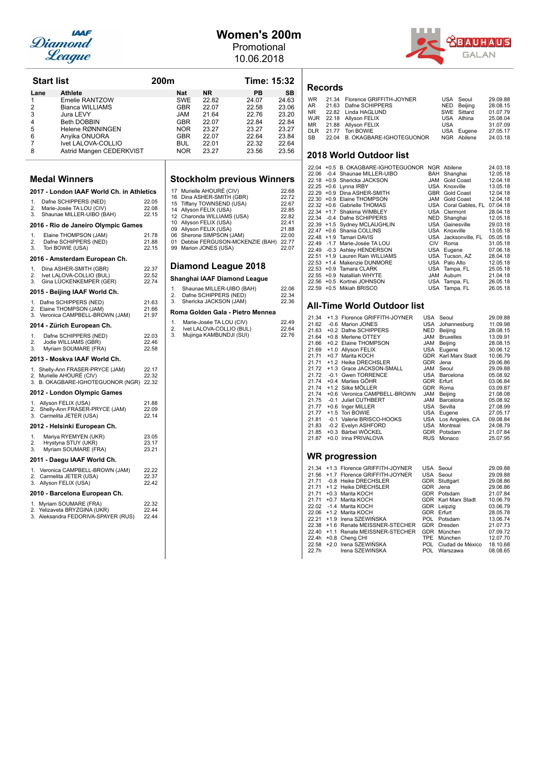# Women's 200m

Promotional
10.06.2018

## Start list

200m — Time: 15:32

| Lane | Athlete | Nat | NR | PB | SB |
|---|---|---|---|---|---|
| 1 | Emelie RANTZOW | SWE | 22.82 | 24.07 | 24.63 |
| 2 | Bianca WILLIAMS | GBR | 22.07 | 22.58 | 23.06 |
| 3 | Jura LEVY | JAM | 21.64 | 22.76 | 23.20 |
| 4 | Beth DOBBIN | GBR | 22.07 | 22.84 | 22.84 |
| 5 | Helene RØNNINGEN | NOR | 23.27 | 23.27 | 23.27 |
| 6 | Anyika ONUORA | GBR | 22.07 | 22.64 | 23.84 |
| 7 | Ivet LALOVA-COLLIO | BUL | 22.01 | 22.32 | 22.64 |
| 8 | Astrid Mangen CEDERKVIST | NOR | 23.27 | 23.56 | 23.56 |

## Medal Winners

### 2017 - London IAAF World Ch. in Athletics

1. Dafne SCHIPPERS (NED) 22.05
2. Marie-Josée TA LOU (CIV) 22.08
3. Shaunae MILLER-UIBO (BAH) 22.15

### 2016 - Rio de Janeiro Olympic Games

1. Elaine THOMPSON (JAM) 21.78
2. Dafne SCHIPPERS (NED) 21.88
3. Tori BOWIE (USA) 22.15

### 2016 - Amsterdam European Ch.

1. Dina ASHER-SMITH (GBR) 22.37
2. Ivet LALOVA-COLLIO (BUL) 22.52
3. Gina LÜCKENKEMPER (GER) 22.74

### 2015 - Beijing IAAF World Ch.

1. Dafne SCHIPPERS (NED) 21.63
2. Elaine THOMPSON (JAM) 21.66
3. Veronica CAMPBELL-BROWN (JAM) 21.97

### 2014 - Zürich European Ch.

1. Dafne SCHIPPERS (NED) 22.03
2. Jodie WILLIAMS (GBR) 22.46
3. Myriam SOUMARE (FRA) 22.58

### 2013 - Moskva IAAF World Ch.

1. Shelly-Ann FRASER-PRYCE (JAM) 22.17
2. Murielle AHOURÉ (CIV) 22.32
3. B. OKAGBARE-IGHOTEGUONOR (NGR) 22.32

### 2012 - London Olympic Games

1. Allyson FELIX (USA) 21.88
2. Shelly-Ann FRASER-PRYCE (JAM) 22.09
3. Carmelita JETER (USA) 22.14

### 2012 - Helsinki European Ch.

1. Mariya RYEMYEN (UKR) 23.05
2. Hrystyna STUY (UKR) 23.17
3. Myriam SOUMARE (FRA) 23.21

### 2011 - Daegu IAAF World Ch.

1. Veronica CAMPBELL-BROWN (JAM) 22.22
2. Carmelita JETER (USA) 22.37
3. Allyson FELIX (USA) 22.42

### 2010 - Barcelona European Ch.

1. Myriam SOUMARE (FRA) 22.32
2. Yelizaveta BRYZGINA (UKR) 22.44
3. Aleksandra FEDORIVA-SPAYER (RUS) 22.44

## Stockholm previous Winners

| Year | Athlete | Result |
|---|---|---|
| 17 | Murielle AHOURÉ (CIV) | 22.68 |
| 16 | Dina ASHER-SMITH (GBR) | 22.72 |
| 15 | Tiffany TOWNSEND (USA) | 22.67 |
| 14 | Allyson FELIX (USA) | 22.85 |
| 12 | Charonda WILLIAMS (USA) | 22.82 |
| 10 | Allyson FELIX (USA) | 22.41 |
| 09 | Allyson FELIX (USA) | 21.88 |
| 06 | Sherone SIMPSON (JAM) | 22.00 |
| 01 | Debbie FERGUSON-MCKENZIE (BAH) | 22.77 |
| 99 | Marion JONES (USA) | 22.07 |

## Diamond League 2018

### Shanghai IAAF Diamond League

1. Shaunae MILLER-UIBO (BAH) 22.06
2. Dafne SCHIPPERS (NED) 22.34
3. Shericka JACKSON (JAM) 22.36

### Roma Golden Gala - Pietro Mennea

1. Marie-Josée TA LOU (CIV) 22.49
2. Ivet LALOVA-COLLIO (BUL) 22.64
3. Mujinga KAMBUNDJI (SUI) 22.76

## Records

| | Result | Athlete | Nat | Venue | Date |
|---|---|---|---|---|---|
| WR | 21.34 | Florence GRIFFITH-JOYNER | USA | Seoul | 29.09.88 |
| AR | 21.63 | Dafne SCHIPPERS | NED | Beijing | 28.08.15 |
| NR | 22.82 | Linda HAGLUND | SWE | Sittard | 01.07.79 |
| WJR | 22.18 | Allyson FELIX | USA | Athina | 25.08.04 |
| MR | 21.88 | Allyson FELIX | USA | | 31.07.09 |
| DLR | 21.77 | Tori BOWIE | USA | Eugene | 27.05.17 |
| SB | 22.04 | B. OKAGBARE-IGHOTEGUONOR | NGR | Abilene | 24.03.18 |

## 2018 World Outdoor list

| Result | Wind | Athlete | Nat | Venue | Date |
|---|---|---|---|---|---|
| 22.04 | +0.5 | B. OKAGBARE-IGHOTEGUONOR | NGR | Abilene | 24.03.18 |
| 22.06 | -0.4 | Shaunae MILLER-UIBO | BAH | Shanghai | 12.05.18 |
| 22.18 | +0.9 | Shericka JACKSON | JAM | Gold Coast | 12.04.18 |
| 22.25 | +0.6 | Lynna IRBY | USA | Knoxville | 13.05.18 |
| 22.29 | +0.9 | Dina ASHER-SMITH | GBR | Gold Coast | 12.04.18 |
| 22.30 | +0.9 | Elaine THOMPSON | JAM | Gold Coast | 12.04.18 |
| 22.32 | +0.6 | Gabrielle THOMAS | USA | Coral Gables, FL | 07.04.18 |
| 22.34 | +1.7 | Shakima WIMBLEY | USA | Clermont | 28.04.18 |
| 22.34 | -0.4 | Dafne SCHIPPERS | NED | Shanghai | 12.05.18 |
| 22.39 | +1.5 | Sydney MCLAUGHLIN | USA | Gainesville | 29.03.18 |
| 22.47 | +0.6 | Shania COLLINS | USA | Knoxville | 13.05.18 |
| 22.48 | +1.9 | Tamari DAVIS | USA | Jacksonville, FL | 05.05.18 |
| 22.49 | -1.7 | Marie-Josée TA LOU | CIV | Roma | 31.05.18 |
| 22.49 | -0.3 | Ashley HENDERSON | USA | Eugene | 07.06.18 |
| 22.51 | +1.9 | Lauren Rain WILLIAMS | USA | Tucson, AZ | 28.04.18 |
| 22.53 | +1.4 | Makenzie DUNMORE | USA | Palo Alto | 12.05.18 |
| 22.53 | +0.9 | Tamara CLARK | USA | Tampa, FL | 25.05.18 |
| 22.55 | +0.9 | Natalliah WHYTE | JAM | Auburn | 21.04.18 |
| 22.56 | +0.5 | Kortnei JOHNSON | USA | Tampa, FL | 26.05.18 |
| 22.59 | +0.5 | Mikiah BRISCO | USA | Tampa, FL | 26.05.18 |

## All-Time World Outdoor list

| Result | Wind | Athlete | Nat | Venue | Date |
|---|---|---|---|---|---|
| 21.34 | +1.3 | Florence GRIFFITH-JOYNER | USA | Seoul | 29.09.88 |
| 21.62 | -0.6 | Marion JONES | USA | Johannesburg | 11.09.98 |
| 21.63 | +0.2 | Dafne SCHIPPERS | NED | Beijing | 28.08.15 |
| 21.64 | +0.8 | Merlene OTTEY | JAM | Bruxelles | 13.09.91 |
| 21.66 | +0.2 | Elaine THOMPSON | JAM | Beijing | 28.08.15 |
| 21.69 | +1.0 | Allyson FELIX | USA | Eugene | 30.06.12 |
| 21.71 | +0.7 | Marita KOCH | GDR | Karl Marx Stadt | 10.06.79 |
| 21.71 | +1.2 | Heike DRECHSLER | GDR | Jena | 29.06.86 |
| 21.72 | +1.3 | Grace JACKSON-SMALL | JAM | Seoul | 29.09.88 |
| 21.72 | -0.1 | Gwen TORRENCE | USA | Barcelona | 05.08.92 |
| 21.74 | +0.4 | Marlies GÖHR | GDR | Erfurt | 03.06.84 |
| 21.74 | +1.2 | Silke MÖLLER | GDR | Roma | 03.09.87 |
| 21.74 | +0.6 | Veronica CAMPBELL-BROWN | JAM | Beijing | 21.08.08 |
| 21.75 | -0.1 | Juliet CUTHBERT | JAM | Barcelona | 05.08.92 |
| 21.77 | +0.6 | Inger MILLER | USA | Sevilla | 27.08.99 |
| 21.77 | +1.5 | Tori BOWIE | USA | Eugene | 27.05.17 |
| 21.81 | -0.1 | Valerie BRISCO-HOOKS | USA | Los Angeles, CA | 09.08.84 |
| 21.83 | -0.2 | Evelyn ASHFORD | USA | Montreal | 24.08.79 |
| 21.85 | +0.3 | Bärbel WÖCKEL | GDR | Potsdam | 21.07.84 |
| 21.87 | +0.0 | Irina PRIVALOVA | RUS | Monaco | 25.07.95 |

## WR progression

| Result | Wind | Athlete | Nat | Venue | Date |
|---|---|---|---|---|---|
| 21.34 | +1.3 | Florence GRIFFITH-JOYNER | USA | Seoul | 29.09.88 |
| 21.56 | +1.7 | Florence GRIFFITH-JOYNER | USA | Seoul | 29.09.88 |
| 21.71 | -0.8 | Heike DRECHSLER | GDR | Stuttgart | 29.08.86 |
| 21.71 | +1.2 | Heike DRECHSLER | GDR | Jena | 29.06.86 |
| 21.71 | +0.3 | Marita KOCH | GDR | Potsdam | 21.07.84 |
| 21.71 | +0.7 | Marita KOCH | GDR | Karl Marx Stadt | 10.06.79 |
| 22.02 | -1.4 | Marita KOCH | GDR | Leipzig | 03.06.79 |
| 22.06 | +1.2 | Marita KOCH | GDR | Erfurt | 28.05.78 |
| 22.21 | +1.9 | Irena SZEWIŃSKA | POL | Potsdam | 13.06.74 |
| 22.38 | +1.6 | Renate MEISSNER-STECHER | GDR | Dresden | 21.07.73 |
| 22.40 | +1.1 | Renate MEISSNER-STECHER | GDR | München | 07.09.72 |
| 22.4h | +0.8 | Cheng CHI | TPE | München | 12.07.70 |
| 22.58 | +2.0 | Irena SZEWIŃSKA | POL | Ciudad de México | 18.10.68 |
| 22.7h | | Irena SZEWIŃSKA | POL | Warszawa | 08.08.65 |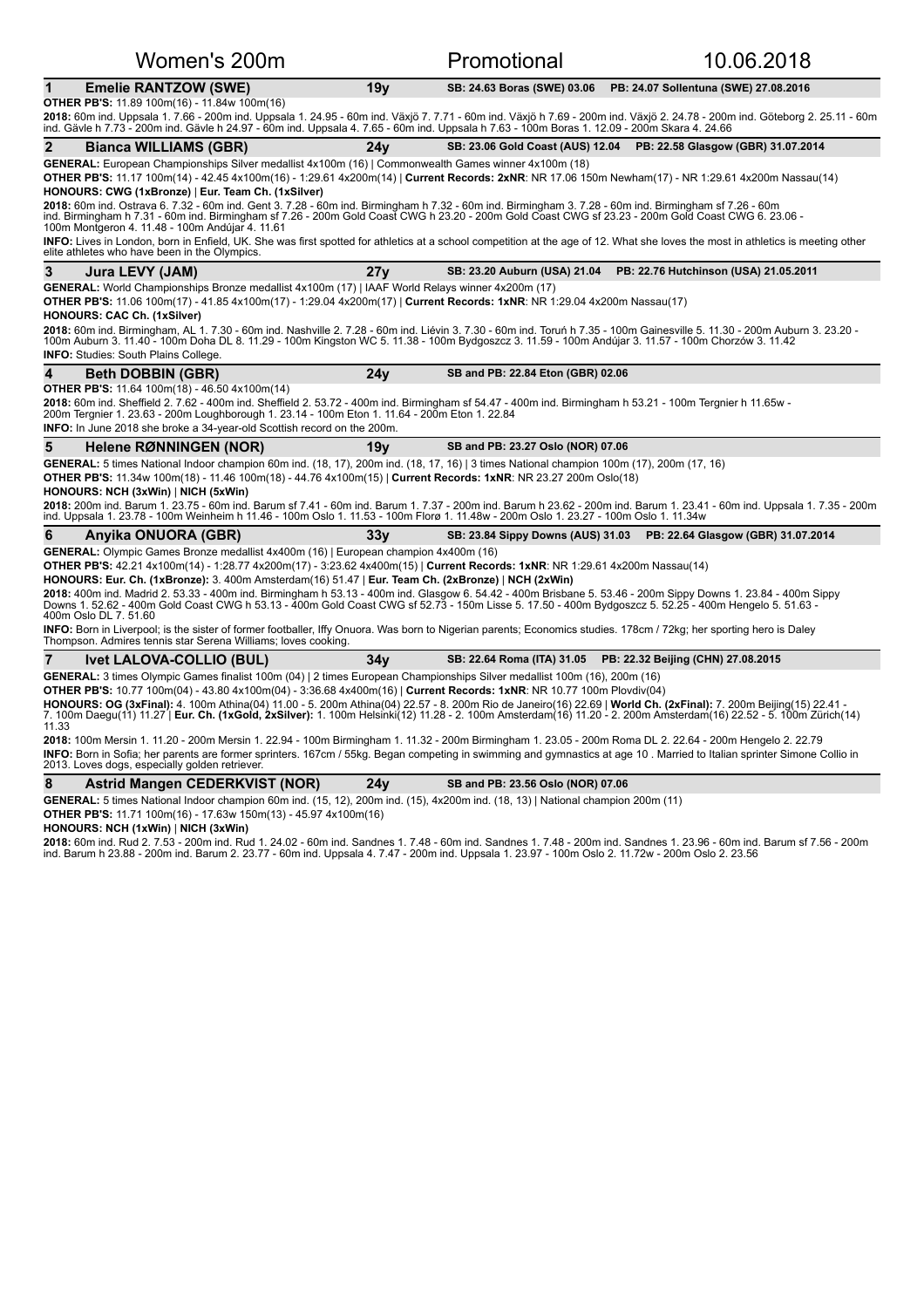# Women's 200m — Promotional — 10.06.2018

## 1 Emelie RANTZOW (SWE) — 19y — SB: 24.63 Boras (SWE) 03.06 — PB: 24.07 Sollentuna (SWE) 27.08.2016

**OTHER PB'S:** 11.89 100m(16) - 11.84w 100m(16)

**2018:** 60m ind. Uppsala 1. 7.66 - 200m ind. Uppsala 1. 24.95 - 60m ind. Växjö 7. 7.71 - 60m ind. Växjö h 7.69 - 200m ind. Växjö 2. 24.78 - 200m ind. Göteborg 2. 25.11 - 60m ind. Gävle h 7.73 - 200m ind. Gävle h 24.97 - 60m ind. Uppsala 4. 7.65 - 60m ind. Uppsala h 7.63 - 100m Boras 1. 12.09 - 200m Skara 4. 24.66

## 2 Bianca WILLIAMS (GBR) — 24y — SB: 23.06 Gold Coast (AUS) 12.04 — PB: 22.58 Glasgow (GBR) 31.07.2014

**GENERAL:** European Championships Silver medallist 4x100m (16) | Commonwealth Games winner 4x100m (18)

**OTHER PB'S:** 11.17 100m(14) - 42.45 4x100m(16) - 1:29.61 4x200m(14) | **Current Records: 2xNR**: NR 17.06 150m Newham(17) - NR 1:29.61 4x200m Nassau(14)

**HONOURS: CWG (1xBronze)** | **Eur. Team Ch. (1xSilver)**

**2018:** 60m ind. Ostrava 6. 7.32 - 60m ind. Gent 3. 7.28 - 60m ind. Birmingham h 7.32 - 60m ind. Birmingham 3. 7.28 - 60m ind. Birmingham sf 7.26 - 60m ind. Birmingham h 7.31 - 60m ind. Birmingham sf 7.26 - 200m Gold Coast CWG h 23.20 - 200m Gold Coast CWG sf 23.23 - 200m Gold Coast CWG 6. 23.06 - 100m Montgeron 4. 11.48 - 100m Andújar 4. 11.61

**INFO:** Lives in London, born in Enfield, UK. She was first spotted for athletics at a school competition at the age of 12. What she loves the most in athletics is meeting other elite athletes who have been in the Olympics.

## 3 Jura LEVY (JAM) — 27y — SB: 23.20 Auburn (USA) 21.04 — PB: 22.76 Hutchinson (USA) 21.05.2011

**GENERAL:** World Championships Bronze medallist 4x100m (17) | IAAF World Relays winner 4x200m (17)

**OTHER PB'S:** 11.06 100m(17) - 41.85 4x100m(17) - 1:29.04 4x200m(17) | **Current Records: 1xNR**: NR 1:29.04 4x200m Nassau(17)

**HONOURS: CAC Ch. (1xSilver)**

**2018:** 60m ind. Birmingham, AL 1. 7.30 - 60m ind. Nashville 2. 7.28 - 60m ind. Liévin 3. 7.30 - 60m ind. Toruń h 7.35 - 100m Gainesville 5. 11.30 - 200m Auburn 3. 23.20 - 100m Auburn 3. 11.40 - 100m Doha DL 8. 11.29 - 100m Kingston WC 5. 11.38 - 100m Bydgoszcz 3. 11.59 - 100m Andújar 3. 11.57 - 100m Chorzów 3. 11.42

**INFO:** Studies: South Plains College.

## 4 Beth DOBBIN (GBR) — 24y — SB and PB: 22.84 Eton (GBR) 02.06

**OTHER PB'S:** 11.64 100m(18) - 46.50 4x100m(14)

**2018:** 60m ind. Sheffield 2. 7.62 - 400m ind. Sheffield 2. 53.72 - 400m ind. Birmingham sf 54.47 - 400m ind. Birmingham h 53.21 - 100m Tergnier h 11.65w - 200m Tergnier 1. 23.63 - 200m Loughborough 1. 23.14 - 100m Eton 1. 11.64 - 200m Eton 1. 22.84

**INFO:** In June 2018 she broke a 34-year-old Scottish record on the 200m.

## 5 Helene RØNNINGEN (NOR) — 19y — SB and PB: 23.27 Oslo (NOR) 07.06

**GENERAL:** 5 times National Indoor champion 60m ind. (18, 17), 200m ind. (18, 17, 16) | 3 times National champion 100m (17), 200m (17, 16)

**OTHER PB'S:** 11.34w 100m(18) - 11.46 100m(18) - 44.76 4x100m(15) | **Current Records: 1xNR**: NR 23.27 200m Oslo(18)

**HONOURS: NCH (3xWin)** | **NICH (5xWin)**

**2018:** 200m ind. Barum 1. 23.75 - 60m ind. Barum sf 7.41 - 60m ind. Barum 1. 7.37 - 200m ind. Barum h 23.62 - 200m ind. Barum 1. 23.41 - 60m ind. Uppsala 1. 7.35 - 200m ind. Uppsala 1. 23.78 - 100m Weinheim h 11.46 - 100m Oslo 1. 11.53 - 100m Florø 1. 11.48w - 200m Oslo 1. 23.27 - 100m Oslo 1. 11.34w

## 6 Anyika ONUORA (GBR) — 33y — SB: 23.84 Sippy Downs (AUS) 31.03 — PB: 22.64 Glasgow (GBR) 31.07.2014

**GENERAL:** Olympic Games Bronze medallist 4x400m (16) | European champion 4x400m (16)

**OTHER PB'S:** 42.21 4x100m(14) - 1:28.77 4x200m(17) - 3:23.62 4x400m(15) | **Current Records: 1xNR**: NR 1:29.61 4x200m Nassau(14)

**HONOURS: Eur. Ch. (1xBronze):** 3. 400m Amsterdam(16) 51.47 | **Eur. Team Ch. (2xBronze)** | **NCH (2xWin)**

**2018:** 400m ind. Madrid 2. 53.33 - 400m ind. Birmingham h 53.13 - 400m ind. Glasgow 6. 54.42 - 400m Brisbane 5. 53.46 - 200m Sippy Downs 1. 23.84 - 400m Sippy Downs 1. 52.62 - 400m Gold Coast CWG h 53.13 - 400m Gold Coast CWG sf 52.73 - 150m Lisse 5. 17.50 - 400m Bydgoszcz 5. 52.25 - 400m Hengelo 5. 51.63 - 400m Oslo DL 7. 51.60

**INFO:** Born in Liverpool; is the sister of former footballer, Iffy Onuora. Was born to Nigerian parents; Economics studies. 178cm / 72kg; her sporting hero is Daley Thompson. Admires tennis star Serena Williams; loves cooking.

## 7 Ivet LALOVA-COLLIO (BUL) — 34y — SB: 22.64 Roma (ITA) 31.05 — PB: 22.32 Beijing (CHN) 27.08.2015

**GENERAL:** 3 times Olympic Games finalist 100m (04) | 2 times European Championships Silver medallist 100m (16), 200m (16)

**OTHER PB'S:** 10.77 100m(04) - 43.80 4x100m(04) - 3:36.68 4x400m(16) | **Current Records: 1xNR**: NR 10.77 100m Plovdiv(04)

**HONOURS: OG (3xFinal):** 4. 100m Athina(04) 11.00 - 5. 200m Athina(04) 22.57 - 8. 200m Rio de Janeiro(16) 22.69 | **World Ch. (2xFinal):** 7. 200m Beijing(15) 22.41 - 7. 100m Daegu(11) 11.27 | **Eur. Ch. (1xGold, 2xSilver):** 1. 100m Helsinki(12) 11.28 - 2. 100m Amsterdam(16) 11.20 - 2. 200m Amsterdam(16) 22.52 - 5. 100m Zürich(14) 11.33

**2018:** 100m Mersin 1. 11.20 - 200m Mersin 1. 22.94 - 100m Birmingham 1. 11.32 - 200m Birmingham 1. 23.05 - 200m Roma DL 2. 22.64 - 200m Hengelo 2. 22.79

**INFO:** Born in Sofia; her parents are former sprinters. 167cm / 55kg. Began competing in swimming and gymnastics at age 10 . Married to Italian sprinter Simone Collio in 2013. Loves dogs, especially golden retriever.

## 8 Astrid Mangen CEDERKVIST (NOR) — 24y — SB and PB: 23.56 Oslo (NOR) 07.06

**GENERAL:** 5 times National Indoor champion 60m ind. (15, 12), 200m ind. (15), 4x200m ind. (18, 13) | National champion 200m (11)

**OTHER PB'S:** 11.71 100m(16) - 17.63w 150m(13) - 45.97 4x100m(16)

**HONOURS: NCH (1xWin)** | **NICH (3xWin)**

**2018:** 60m ind. Rud 2. 7.53 - 200m ind. Rud 1. 24.02 - 60m ind. Sandnes 1. 7.48 - 60m ind. Sandnes 1. 7.48 - 200m ind. Sandnes 1. 23.96 - 60m ind. Barum sf 7.56 - 200m ind. Barum h 23.88 - 200m ind. Barum 2. 23.77 - 60m ind. Uppsala 4. 7.47 - 200m ind. Uppsala 1. 23.97 - 100m Oslo 2. 11.72w - 200m Oslo 2. 23.56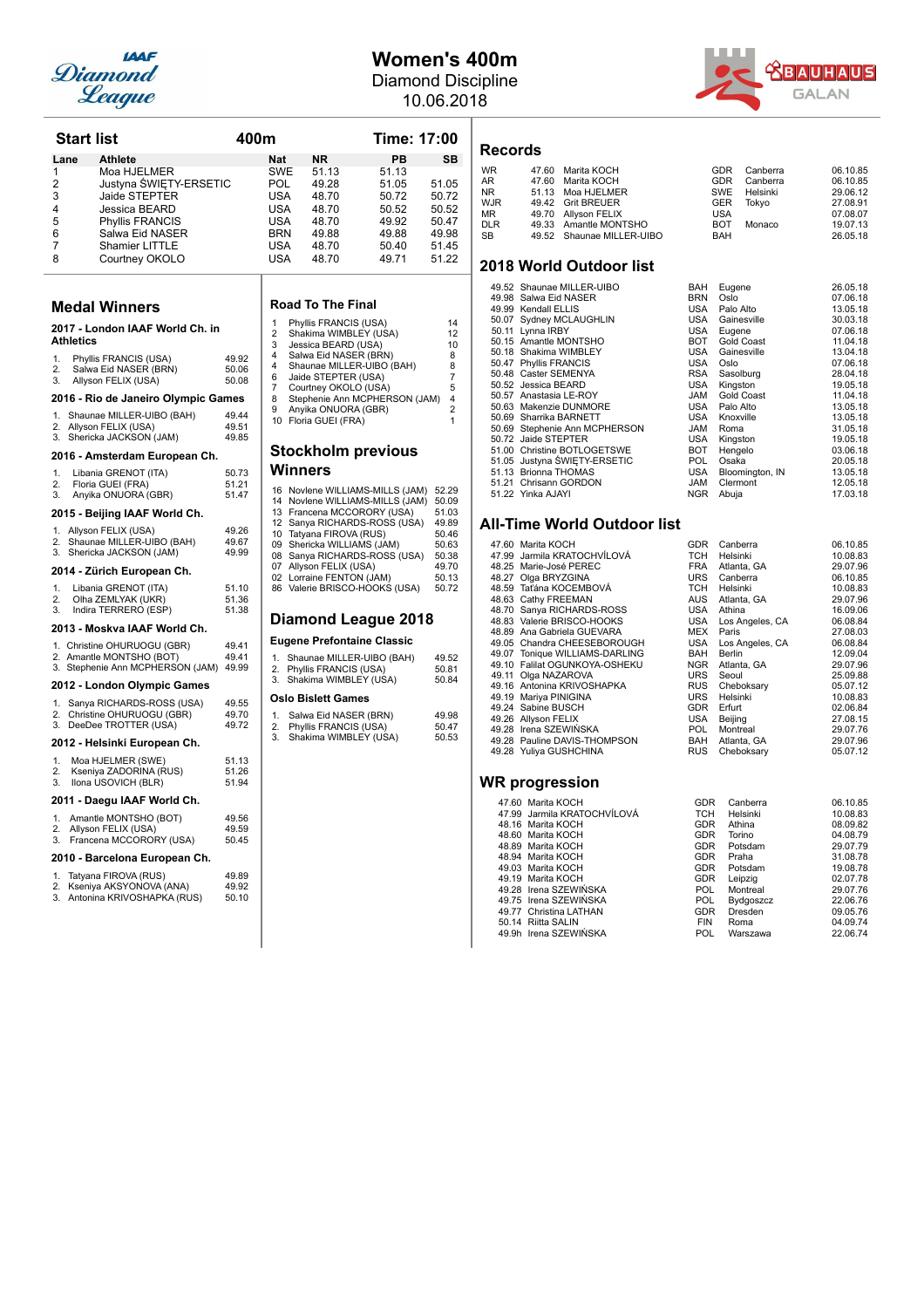# Women's 400m

Diamond Discipline

10.06.2018

## Start list — 400m — Time: 17:00

| Lane | Athlete | Nat | NR | PB | SB |
|---|---|---|---|---|---|
| 1 | Moa HJELMER | SWE | 51.13 | 51.13 | |
| 2 | Justyna ŚWIĘTY-ERSETIC | POL | 49.28 | 51.05 | 51.05 |
| 3 | Jaide STEPTER | USA | 48.70 | 50.72 | 50.72 |
| 4 | Jessica BEARD | USA | 48.70 | 50.52 | 50.52 |
| 5 | Phyllis FRANCIS | USA | 48.70 | 49.92 | 50.47 |
| 6 | Salwa Eid NASER | BRN | 49.88 | 49.88 | 49.98 |
| 7 | Shamier LITTLE | USA | 48.70 | 50.40 | 51.45 |
| 8 | Courtney OKOLO | USA | 48.70 | 49.71 | 51.22 |

## Medal Winners

### 2017 - London IAAF World Ch. in Athletics

1. Phyllis FRANCIS (USA) 49.92
2. Salwa Eid NASER (BRN) 50.06
3. Allyson FELIX (USA) 50.08

### 2016 - Rio de Janeiro Olympic Games

1. Shaunae MILLER-UIBO (BAH) 49.44
2. Allyson FELIX (USA) 49.51
3. Shericka JACKSON (JAM) 49.85

### 2016 - Amsterdam European Ch.

1. Libania GRENOT (ITA) 50.73
2. Floria GUEI (FRA) 51.21
3. Anyika ONUORA (GBR) 51.47

### 2015 - Beijing IAAF World Ch.

1. Allyson FELIX (USA) 49.26
2. Shaunae MILLER-UIBO (BAH) 49.67
3. Shericka JACKSON (JAM) 49.99

### 2014 - Zürich European Ch.

1. Libania GRENOT (ITA) 51.10
2. Olha ZEMLYAK (UKR) 51.36
3. Indira TERRERO (ESP) 51.38

### 2013 - Moskva IAAF World Ch.

1. Christine OHURUOGU (GBR) 49.41
2. Amantle MONTSHO (BOT) 49.41
3. Stephenie Ann MCPHERSON (JAM) 49.99

### 2012 - London Olympic Games

1. Sanya RICHARDS-ROSS (USA) 49.55
2. Christine OHURUOGU (GBR) 49.70
3. DeeDee TROTTER (USA) 49.72

### 2012 - Helsinki European Ch.

1. Moa HJELMER (SWE) 51.13
2. Kseniya ZADORINA (RUS) 51.26
3. Ilona USOVICH (BLR) 51.94

### 2011 - Daegu IAAF World Ch.

1. Amantle MONTSHO (BOT) 49.56
2. Allyson FELIX (USA) 49.59
3. Francena MCCORORY (USA) 50.45

### 2010 - Barcelona European Ch.

1. Tatyana FIROVA (RUS) 49.89
2. Kseniya AKSYONOVA (ANA) 49.92
3. Antonina KRIVOSHAPKA (RUS) 50.10

## Road To The Final

| | Athlete | Pts |
|---|---|---|
| 1 | Phyllis FRANCIS (USA) | 14 |
| 2 | Shakima WIMBLEY (USA) | 12 |
| 3 | Jessica BEARD (USA) | 10 |
| 4 | Salwa Eid NASER (BRN) | 8 |
| 4 | Shaunae MILLER-UIBO (BAH) | 8 |
| 6 | Jaide STEPTER (USA) | 7 |
| 7 | Courtney OKOLO (USA) | 5 |
| 8 | Stephenie Ann MCPHERSON (JAM) | 4 |
| 9 | Anyika ONUORA (GBR) | 2 |
| 10 | Floria GUEI (FRA) | 1 |

## Stockholm previous Winners

| Year | Athlete | Result |
|---|---|---|
| 16 | Novlene WILLIAMS-MILLS (JAM) | 52.29 |
| 14 | Novlene WILLIAMS-MILLS (JAM) | 50.09 |
| 13 | Francena MCCORORY (USA) | 51.03 |
| 12 | Sanya RICHARDS-ROSS (USA) | 49.89 |
| 10 | Tatyana FIROVA (RUS) | 50.46 |
| 09 | Shericka WILLIAMS (JAM) | 50.63 |
| 08 | Sanya RICHARDS-ROSS (USA) | 50.38 |
| 07 | Allyson FELIX (USA) | 49.70 |
| 02 | Lorraine FENTON (JAM) | 50.13 |
| 86 | Valerie BRISCO-HOOKS (USA) | 50.72 |

## Diamond League 2018

### Eugene Prefontaine Classic

1. Shaunae MILLER-UIBO (BAH) 49.52
2. Phyllis FRANCIS (USA) 50.81
3. Shakima WIMBLEY (USA) 50.84

### Oslo Bislett Games

1. Salwa Eid NASER (BRN) 49.98
2. Phyllis FRANCIS (USA) 50.47
3. Shakima WIMBLEY (USA) 50.53

## Records

| | Result | Athlete | Nat | Venue | Date |
|---|---|---|---|---|---|
| WR | 47.60 | Marita KOCH | GDR | Canberra | 06.10.85 |
| AR | 47.60 | Marita KOCH | GDR | Canberra | 06.10.85 |
| NR | 51.13 | Moa HJELMER | SWE | Helsinki | 29.06.12 |
| WJR | 49.42 | Grit BREUER | GER | Tokyo | 27.08.91 |
| MR | 49.70 | Allyson FELIX | USA | | 07.08.07 |
| DLR | 49.33 | Amantle MONTSHO | BOT | Monaco | 19.07.13 |
| SB | 49.52 | Shaunae MILLER-UIBO | BAH | | 26.05.18 |

## 2018 World Outdoor list

| Result | Athlete | Nat | Venue | Date |
|---|---|---|---|---|
| 49.52 | Shaunae MILLER-UIBO | BAH | Eugene | 26.05.18 |
| 49.98 | Salwa Eid NASER | BRN | Oslo | 07.06.18 |
| 49.99 | Kendall ELLIS | USA | Palo Alto | 13.05.18 |
| 50.07 | Sydney MCLAUGHLIN | USA | Gainesville | 30.03.18 |
| 50.11 | Lynna IRBY | USA | Eugene | 07.06.18 |
| 50.15 | Amantle MONTSHO | BOT | Gold Coast | 11.04.18 |
| 50.18 | Shakima WIMBLEY | USA | Gainesville | 13.04.18 |
| 50.47 | Phyllis FRANCIS | USA | Oslo | 07.06.18 |
| 50.48 | Caster SEMENYA | RSA | Sasolburg | 28.04.18 |
| 50.52 | Jessica BEARD | USA | Kingston | 19.05.18 |
| 50.57 | Anastasia LE-ROY | JAM | Gold Coast | 11.04.18 |
| 50.63 | Makenzie DUNMORE | USA | Palo Alto | 13.05.18 |
| 50.69 | Sharrika BARNETT | USA | Knoxville | 13.05.18 |
| 50.69 | Stephenie Ann MCPHERSON | JAM | Roma | 31.05.18 |
| 50.72 | Jaide STEPTER | USA | Kingston | 19.05.18 |
| 51.00 | Christine BOTLOGETSWE | BOT | Hengelo | 03.06.18 |
| 51.05 | Justyna ŚWIĘTY-ERSETIC | POL | Osaka | 20.05.18 |
| 51.13 | Brionna THOMAS | USA | Bloomington, IN | 13.05.18 |
| 51.21 | Chrisann GORDON | JAM | Clermont | 12.05.18 |
| 51.22 | Yinka AJAYI | NGR | Abuja | 17.03.18 |

## All-Time World Outdoor list

| Result | Athlete | Nat | Venue | Date |
|---|---|---|---|---|
| 47.60 | Marita KOCH | GDR | Canberra | 06.10.85 |
| 47.99 | Jarmila KRATOCHVÍLOVÁ | TCH | Helsinki | 10.08.83 |
| 48.25 | Marie-José PEREC | FRA | Atlanta, GA | 29.07.96 |
| 48.27 | Olga BRYZGINA | URS | Canberra | 06.10.85 |
| 48.59 | Taťána KOCEMBOVÁ | TCH | Helsinki | 10.08.83 |
| 48.63 | Cathy FREEMAN | AUS | Atlanta, GA | 29.07.96 |
| 48.70 | Sanya RICHARDS-ROSS | USA | Athina | 16.09.06 |
| 48.83 | Valerie BRISCO-HOOKS | USA | Los Angeles, CA | 06.08.84 |
| 48.89 | Ana Gabriela GUEVARA | MEX | Paris | 27.08.03 |
| 49.05 | Chandra CHEESEBOROUGH | USA | Los Angeles, CA | 06.08.84 |
| 49.07 | Tonique WILLIAMS-DARLING | BAH | Berlin | 12.09.04 |
| 49.10 | Falilat OGUNKOYA-OSHEKU | NGR | Atlanta, GA | 29.07.96 |
| 49.11 | Olga NAZAROVA | URS | Seoul | 25.09.88 |
| 49.16 | Antonina KRIVOSHAPKA | RUS | Cheboksary | 05.07.12 |
| 49.19 | Mariya PINIGINA | URS | Helsinki | 10.08.83 |
| 49.24 | Sabine BUSCH | GDR | Erfurt | 02.06.84 |
| 49.26 | Allyson FELIX | USA | Beijing | 27.08.15 |
| 49.28 | Irena SZEWIŃSKA | POL | Montreal | 29.07.76 |
| 49.28 | Pauline DAVIS-THOMPSON | BAH | Atlanta, GA | 29.07.96 |
| 49.28 | Yuliya GUSHCHINA | RUS | Cheboksary | 05.07.12 |

## WR progression

| Result | Athlete | Nat | Venue | Date |
|---|---|---|---|---|
| 47.60 | Marita KOCH | GDR | Canberra | 06.10.85 |
| 47.99 | Jarmila KRATOCHVÍLOVÁ | TCH | Helsinki | 10.08.83 |
| 48.16 | Marita KOCH | GDR | Athina | 08.09.82 |
| 48.60 | Marita KOCH | GDR | Torino | 04.08.79 |
| 48.89 | Marita KOCH | GDR | Potsdam | 29.07.79 |
| 48.94 | Marita KOCH | GDR | Praha | 31.08.78 |
| 49.03 | Marita KOCH | GDR | Potsdam | 19.08.78 |
| 49.19 | Marita KOCH | GDR | Leipzig | 02.07.78 |
| 49.28 | Irena SZEWIŃSKA | POL | Montreal | 29.07.76 |
| 49.75 | Irena SZEWIŃSKA | POL | Bydgoszcz | 22.06.76 |
| 49.77 | Christina LATHAN | GDR | Dresden | 09.05.76 |
| 50.14 | Riitta SALIN | FIN | Roma | 04.09.74 |
| 49.9h | Irena SZEWIŃSKA | POL | Warszawa | 22.06.74 |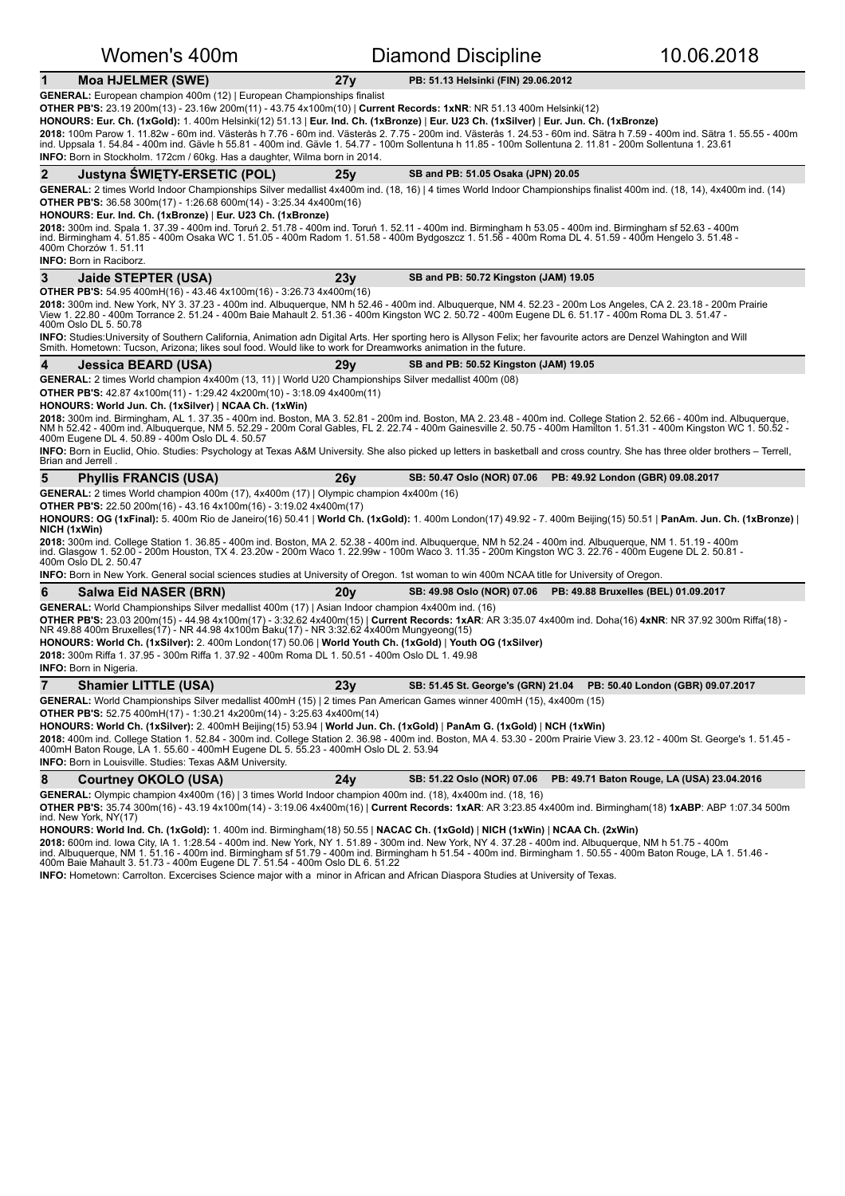# Women's 400m — Diamond Discipline — 10.06.2018

## 1 Moa HJELMER (SWE) — 27y — PB: 51.13 Helsinki (FIN) 29.06.2012

**GENERAL:** European champion 400m (12) | European Championships finalist

**OTHER PB'S:** 23.19 200m(13) - 23.16w 200m(11) - 43.75 4x100m(10) | **Current Records: 1xNR**: NR 51.13 400m Helsinki(12)

**HONOURS: Eur. Ch. (1xGold):** 1. 400m Helsinki(12) 51.13 | **Eur. Ind. Ch. (1xBronze)** | **Eur. U23 Ch. (1xSilver)** | **Eur. Jun. Ch. (1xBronze)**

**2018:** 100m Parow 1. 11.82w - 60m ind. Västerås h 7.76 - 60m ind. Västerås 2. 7.75 - 200m ind. Västerås 1. 24.53 - 60m ind. Sätra h 7.59 - 400m ind. Sätra 1. 55.55 - 400m ind. Uppsala 1. 54.84 - 400m ind. Gävle h 55.81 - 400m ind. Gävle 1. 54.77 - 100m Sollentuna h 11.85 - 100m Sollentuna 2. 11.81 - 200m Sollentuna 1. 23.61

**INFO:** Born in Stockholm. 172cm / 60kg. Has a daughter, Wilma born in 2014.

## 2 Justyna ŚWIĘTY-ERSETIC (POL) — 25y — SB and PB: 51.05 Osaka (JPN) 20.05

**GENERAL:** 2 times World Indoor Championships Silver medallist 4x400m ind. (18, 16) | 4 times World Indoor Championships finalist 400m ind. (18, 14), 4x400m ind. (14)

**OTHER PB'S:** 36.58 300m(17) - 1:26.68 600m(14) - 3:25.34 4x400m(16)

**HONOURS: Eur. Ind. Ch. (1xBronze)** | **Eur. U23 Ch. (1xBronze)**

**2018:** 300m ind. Spala 1. 37.39 - 400m ind. Toruń 2. 51.78 - 400m ind. Toruń 1. 52.11 - 400m ind. Birmingham h 53.05 - 400m ind. Birmingham sf 52.63 - 400m ind. Birmingham 4. 51.85 - 400m Osaka WC 1. 51.05 - 400m Radom 1. 51.58 - 400m Bydgoszcz 1. 51.56 - 400m Roma DL 4. 51.59 - 400m Hengelo 3. 51.48 - 400m Chorzów 1. 51.11

**INFO:** Born in Raciborz.

## 3 Jaide STEPTER (USA) — 23y — SB and PB: 50.72 Kingston (JAM) 19.05

**OTHER PB'S:** 54.95 400mH(16) - 43.46 4x100m(16) - 3:26.73 4x400m(16)

**2018:** 300m ind. New York, NY 3. 37.23 - 400m ind. Albuquerque, NM h 52.46 - 400m ind. Albuquerque, NM 4. 52.23 - 200m Los Angeles, CA 2. 23.18 - 200m Prairie View 1. 22.80 - 400m Torrance 2. 51.24 - 400m Baie Mahault 2. 51.36 - 400m Kingston WC 2. 50.72 - 400m Eugene DL 6. 51.17 - 400m Roma DL 3. 51.47 - 400m Oslo DL 5. 50.78

**INFO:** Studies:University of Southern California, Animation adn Digital Arts. Her sporting hero is Allyson Felix; her favourite actors are Denzel Wahington and Will Smith. Hometown: Tucson, Arizona; likes soul food. Would like to work for Dreamworks animation in the future.

## 4 Jessica BEARD (USA) — 29y — SB and PB: 50.52 Kingston (JAM) 19.05

**GENERAL:** 2 times World champion 4x400m (13, 11) | World U20 Championships Silver medallist 400m (08)

**OTHER PB'S:** 42.87 4x100m(11) - 1:29.42 4x200m(10) - 3:18.09 4x400m(11)

**HONOURS: World Jun. Ch. (1xSilver)** | **NCAA Ch. (1xWin)**

**2018:** 300m ind. Birmingham, AL 1. 37.35 - 400m ind. Boston, MA 3. 52.81 - 200m ind. Boston, MA 2. 23.48 - 400m ind. College Station 2. 52.66 - 400m ind. Albuquerque, NM h 52.42 - 400m ind. Albuquerque, NM 5. 52.29 - 200m Coral Gables, FL 2. 22.74 - 400m Gainesville 2. 50.75 - 400m Hamilton 1. 51.31 - 400m Kingston WC 1. 50.52 - 400m Eugene DL 4. 50.89 - 400m Oslo DL 4. 50.57

**INFO:** Born in Euclid, Ohio. Studies: Psychology at Texas A&M University. She also picked up letters in basketball and cross country. She has three older brothers – Terrell, Brian and Jerrell .

## 5 Phyllis FRANCIS (USA) — 26y — SB: 50.47 Oslo (NOR) 07.06 — PB: 49.92 London (GBR) 09.08.2017

**GENERAL:** 2 times World champion 400m (17), 4x400m (17) | Olympic champion 4x400m (16)

**OTHER PB'S:** 22.50 200m(16) - 43.16 4x100m(16) - 3:19.02 4x400m(17)

**HONOURS: OG (1xFinal):** 5. 400m Rio de Janeiro(16) 50.41 | **World Ch. (1xGold):** 1. 400m London(17) 49.92 - 7. 400m Beijing(15) 50.51 | **PanAm. Jun. Ch. (1xBronze)** | **NICH (1xWin)**

**2018:** 300m ind. College Station 1. 36.85 - 400m ind. Boston, MA 2. 52.38 - 400m ind. Albuquerque, NM h 52.24 - 400m ind. Albuquerque, NM 1. 51.19 - 400m ind. Glasgow 1. 52.00 - 200m Houston, TX 4. 23.20w - 200m Waco 1. 22.99w - 100m Waco 3. 11.35 - 200m Kingston WC 3. 22.76 - 400m Eugene DL 2. 50.81 - 400m Oslo DL 2. 50.47

**INFO:** Born in New York. General social sciences studies at University of Oregon. 1st woman to win 400m NCAA title for University of Oregon.

## 6 Salwa Eid NASER (BRN) — 20y — SB: 49.98 Oslo (NOR) 07.06 — PB: 49.88 Bruxelles (BEL) 01.09.2017

**GENERAL:** World Championships Silver medallist 400m (17) | Asian Indoor champion 4x400m ind. (16)

**OTHER PB'S:** 23.03 200m(15) - 44.98 4x100m(17) - 3:32.62 4x400m(15) | **Current Records: 1xAR**: AR 3:35.07 4x400m ind. Doha(16) **4xNR**: NR 37.92 300m Riffa(18) - NR 49.88 400m Bruxelles(17) - NR 44.98 4x100m Baku(17) - NR 3:32.62 4x400m Mungyeong(15)

**HONOURS: World Ch. (1xSilver):** 2. 400m London(17) 50.06 | **World Youth Ch. (1xGold)** | **Youth OG (1xSilver)**

**2018:** 300m Riffa 1. 37.95 - 300m Riffa 1. 37.92 - 400m Roma DL 1. 50.51 - 400m Oslo DL 1. 49.98

**INFO:** Born in Nigeria.

## 7 Shamier LITTLE (USA) — 23y — SB: 51.45 St. George's (GRN) 21.04 — PB: 50.40 London (GBR) 09.07.2017

**GENERAL:** World Championships Silver medallist 400mH (15) | 2 times Pan American Games winner 400mH (15), 4x400m (15)

**OTHER PB'S:** 52.75 400mH(17) - 1:30.21 4x200m(14) - 3:25.63 4x400m(14)

**HONOURS: World Ch. (1xSilver):** 2. 400mH Beijing(15) 53.94 | **World Jun. Ch. (1xGold)** | **PanAm G. (1xGold)** | **NCH (1xWin)**

**2018:** 400m ind. College Station 1. 52.84 - 300m ind. College Station 2. 36.98 - 400m ind. Boston, MA 4. 53.30 - 200m Prairie View 3. 23.12 - 400m St. George's 1. 51.45 - 400mH Baton Rouge, LA 1. 55.60 - 400mH Eugene DL 5. 55.23 - 400mH Oslo DL 2. 53.94

**INFO:** Born in Louisville. Studies: Texas A&M University.

## 8 Courtney OKOLO (USA) — 24y — SB: 51.22 Oslo (NOR) 07.06 — PB: 49.71 Baton Rouge, LA (USA) 23.04.2016

**GENERAL:** Olympic champion 4x400m (16) | 3 times World Indoor champion 400m ind. (18), 4x400m ind. (18, 16)

**OTHER PB'S:** 35.74 300m(16) - 43.19 4x100m(14) - 3:19.06 4x400m(16) | **Current Records: 1xAR**: AR 3:23.85 4x400m ind. Birmingham(18) **1xABP**: ABP 1:07.34 500m ind. New York, NY(17)

**HONOURS: World Ind. Ch. (1xGold):** 1. 400m ind. Birmingham(18) 50.55 | **NACAC Ch. (1xGold)** | **NICH (1xWin)** | **NCAA Ch. (2xWin)**

**2018:** 600m ind. Iowa City, IA 1. 1:28.54 - 400m ind. New York, NY 1. 51.89 - 300m ind. New York, NY 4. 37.28 - 400m ind. Albuquerque, NM h 51.75 - 400m ind. Albuquerque, NM 1. 51.16 - 400m ind. Birmingham sf 51.79 - 400m ind. Birmingham h 51.54 - 400m ind. Birmingham 1. 50.55 - 400m Baton Rouge, LA 1. 51.46 - 400m Baie Mahault 3. 51.73 - 400m Eugene DL 7. 51.54 - 400m Oslo DL 6. 51.22

**INFO:** Hometown: Carrolton. Excercises Science major with a minor in African and African Diaspora Studies at University of Texas.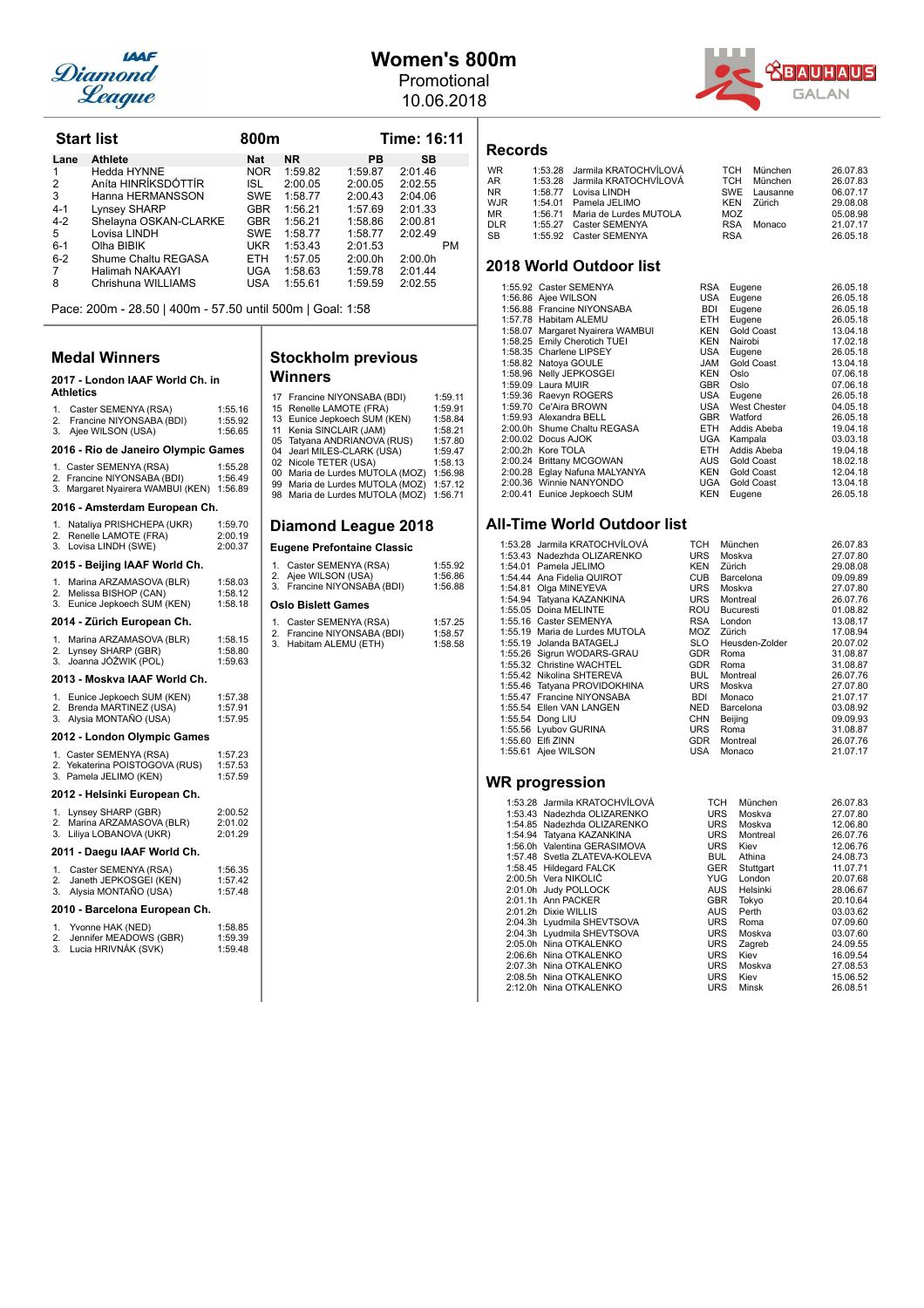# Women's 800m

Promotional
10.06.2018

## Start list

**800m** — **Time: 16:11**

| Lane | Athlete | Nat | NR | PB | SB |
|---|---|---|---|---|---|
| 1 | Hedda HYNNE | NOR | 1:59.82 | 1:59.87 | 2:01.46 |
| 2 | Aníta HINRIKSDÓTTIR | ISL | 2:00.05 | 2:00.05 | 2:02.55 |
| 3 | Hanna HERMANSSON | SWE | 1:58.77 | 2:00.43 | 2:04.06 |
| 4-1 | Lynsey SHARP | GBR | 1:56.21 | 1:57.69 | 2:01.33 |
| 4-2 | Shelayna OSKAN-CLARKE | GBR | 1:56.21 | 1:58.86 | 2:00.81 |
| 5 | Lovisa LINDH | SWE | 1:58.77 | 1:58.77 | 2:02.49 |
| 6-1 | Olha BIBIK | UKR | 1:53.43 | 2:01.53 | PM |
| 6-2 | Shume Chaltu REGASA | ETH | 1:57.05 | 2:00.0h | 2:00.0h |
| 7 | Halimah NAKAAYI | UGA | 1:58.63 | 1:59.78 | 2:01.44 |
| 8 | Chrishuna WILLIAMS | USA | 1:55.61 | 1:59.59 | 2:02.55 |

Pace: 200m - 28.50 | 400m - 57.50 until 500m | Goal: 1:58

## Medal Winners

### 2017 - London IAAF World Ch. in Athletics

1. Caster SEMENYA (RSA) 1:55.16
2. Francine NIYONSABA (BDI) 1:55.92
3. Ajee WILSON (USA) 1:56.65

### 2016 - Rio de Janeiro Olympic Games

1. Caster SEMENYA (RSA) 1:55.28
2. Francine NIYONSABA (BDI) 1:56.49
3. Margaret Nyairera WAMBUI (KEN) 1:56.89

### 2016 - Amsterdam European Ch.

1. Nataliya PRISHCHEPA (UKR) 1:59.70
2. Renelle LAMOTE (FRA) 2:00.19
3. Lovisa LINDH (SWE) 2:00.37

### 2015 - Beijing IAAF World Ch.

1. Marina ARZAMASOVA (BLR) 1:58.03
2. Melissa BISHOP (CAN) 1:58.12
3. Eunice Jepkoech SUM (KEN) 1:58.18

### 2014 - Zürich European Ch.

1. Marina ARZAMASOVA (BLR) 1:58.15
2. Lynsey SHARP (GBR) 1:58.80
3. Joanna JÓŹWIK (POL) 1:59.63

### 2013 - Moskva IAAF World Ch.

1. Eunice Jepkoech SUM (KEN) 1:57.38
2. Brenda MARTINEZ (USA) 1:57.91
3. Alysia MONTAÑO (USA) 1:57.95

### 2012 - London Olympic Games

1. Caster SEMENYA (RSA) 1:57.23
2. Yekaterina POISTOGOVA (RUS) 1:57.53
3. Pamela JELIMO (KEN) 1:57.59

### 2012 - Helsinki European Ch.

1. Lynsey SHARP (GBR) 2:00.52
2. Marina ARZAMASOVA (BLR) 2:01.02
3. Liliya LOBANOVA (UKR) 2:01.29

### 2011 - Daegu IAAF World Ch.

1. Caster SEMENYA (RSA) 1:56.35
2. Janeth JEPKOSGEI (KEN) 1:57.42
3. Alysia MONTAÑO (USA) 1:57.48

### 2010 - Barcelona European Ch.

1. Yvonne HAK (NED) 1:58.85
2. Jennifer MEADOWS (GBR) 1:59.39
3. Lucia HRIVNÁK (SVK) 1:59.48

## Stockholm previous Winners

| Year | Athlete | Time |
|---|---|---|
| 17 | Francine NIYONSABA (BDI) | 1:59.11 |
| 15 | Renelle LAMOTE (FRA) | 1:59.91 |
| 13 | Eunice Jepkoech SUM (KEN) | 1:58.84 |
| 11 | Kenia SINCLAIR (JAM) | 1:58.21 |
| 05 | Tatyana ANDRIANOVA (RUS) | 1:57.80 |
| 04 | Jearl MILES-CLARK (USA) | 1:59.47 |
| 02 | Nicole TETER (USA) | 1:58.13 |
| 00 | Maria de Lurdes MUTOLA (MOZ) | 1:56.98 |
| 99 | Maria de Lurdes MUTOLA (MOZ) | 1:57.12 |
| 98 | Maria de Lurdes MUTOLA (MOZ) | 1:56.71 |

## Diamond League 2018

### Eugene Prefontaine Classic

1. Caster SEMENYA (RSA) 1:55.92
2. Ajee WILSON (USA) 1:56.86
3. Francine NIYONSABA (BDI) 1:56.88

### Oslo Bislett Games

1. Caster SEMENYA (RSA) 1:57.25
2. Francine NIYONSABA (BDI) 1:58.57
3. Habitam ALEMU (ETH) 1:58.58

## Records

| | Time | Athlete | Nat | Venue | Date |
|---|---|---|---|---|---|
| WR | 1:53.28 | Jarmila KRATOCHVÍLOVÁ | TCH | München | 26.07.83 |
| AR | 1:53.28 | Jarmila KRATOCHVÍLOVÁ | TCH | München | 26.07.83 |
| NR | 1:58.77 | Lovisa LINDH | SWE | Lausanne | 06.07.17 |
| WJR | 1:54.01 | Pamela JELIMO | KEN | Zürich | 29.08.08 |
| MR | 1:56.71 | Maria de Lurdes MUTOLA | MOZ | | 05.08.98 |
| DLR | 1:55.27 | Caster SEMENYA | RSA | Monaco | 21.07.17 |
| SB | 1:55.92 | Caster SEMENYA | RSA | | 26.05.18 |

## 2018 World Outdoor list

| Time | Athlete | Nat | Venue | Date |
|---|---|---|---|---|
| 1:55.92 | Caster SEMENYA | RSA | Eugene | 26.05.18 |
| 1:56.86 | Ajee WILSON | USA | Eugene | 26.05.18 |
| 1:56.88 | Francine NIYONSABA | BDI | Eugene | 26.05.18 |
| 1:57.78 | Habitam ALEMU | ETH | Eugene | 26.05.18 |
| 1:58.07 | Margaret Nyairera WAMBUI | KEN | Gold Coast | 13.04.18 |
| 1:58.25 | Emily Cherotich TUEI | KEN | Nairobi | 17.02.18 |
| 1:58.35 | Charlene LIPSEY | USA | Eugene | 26.05.18 |
| 1:58.82 | Natoya GOULE | JAM | Gold Coast | 13.04.18 |
| 1:58.96 | Nelly JEPKOSGEI | KEN | Oslo | 07.06.18 |
| 1:59.09 | Laura MUIR | GBR | Oslo | 07.06.18 |
| 1:59.36 | Raevyn ROGERS | USA | Eugene | 26.05.18 |
| 1:59.70 | Ce'Aira BROWN | USA | West Chester | 04.05.18 |
| 1:59.93 | Alexandra BELL | GBR | Watford | 26.05.18 |
| 2:00.0h | Shume Chaltu REGASA | ETH | Addis Abeba | 19.04.18 |
| 2:00.02 | Docus AJOK | UGA | Kampala | 03.03.18 |
| 2:00.2h | Kore TOLA | ETH | Addis Abeba | 19.04.18 |
| 2:00.24 | Brittany MCGOWAN | AUS | Gold Coast | 18.02.18 |
| 2:00.28 | Eglay Nafuna MALANYA | KEN | Gold Coast | 12.04.18 |
| 2:00.36 | Winnie NANYONDO | UGA | Gold Coast | 13.04.18 |
| 2:00.41 | Eunice Jepkoech SUM | KEN | Eugene | 26.05.18 |

## All-Time World Outdoor list

| Time | Athlete | Nat | Venue | Date |
|---|---|---|---|---|
| 1:53.28 | Jarmila KRATOCHVÍLOVÁ | TCH | München | 26.07.83 |
| 1:53.43 | Nadezhda OLIZARENKO | URS | Moskva | 27.07.80 |
| 1:54.01 | Pamela JELIMO | KEN | Zürich | 29.08.08 |
| 1:54.44 | Ana Fidelia QUIROT | CUB | Barcelona | 09.09.89 |
| 1:54.81 | Olga MINEYEVA | URS | Moskva | 27.07.80 |
| 1:54.94 | Tatyana KAZANKINA | URS | Montreal | 26.07.76 |
| 1:55.05 | Doina MELINTE | ROU | Bucuresti | 01.08.82 |
| 1:55.16 | Caster SEMENYA | RSA | London | 13.08.17 |
| 1:55.19 | Maria de Lurdes MUTOLA | MOZ | Zürich | 17.08.94 |
| 1:55.19 | Jolanda BATAGELJ | SLO | Heusden-Zolder | 20.07.02 |
| 1:55.26 | Sigrun WODARS-GRAU | GDR | Roma | 31.08.87 |
| 1:55.32 | Christine WACHTEL | GDR | Roma | 31.08.87 |
| 1:55.42 | Nikolina SHTEREVA | BUL | Montreal | 26.07.76 |
| 1:55.46 | Tatyana PROVIDOKHINA | URS | Moskva | 27.07.80 |
| 1:55.47 | Francine NIYONSABA | BDI | Monaco | 21.07.17 |
| 1:55.54 | Ellen VAN LANGEN | NED | Barcelona | 03.08.92 |
| 1:55.54 | Dong LIU | CHN | Beijing | 09.09.93 |
| 1:55.56 | Lyubov GURINA | URS | Roma | 31.08.87 |
| 1:55.60 | Elfi ZINN | GDR | Montreal | 26.07.76 |
| 1:55.61 | Ajee WILSON | USA | Monaco | 21.07.17 |

## WR progression

| Time | Athlete | Nat | Venue | Date |
|---|---|---|---|---|
| 1:53.28 | Jarmila KRATOCHVÍLOVÁ | TCH | München | 26.07.83 |
| 1:53.43 | Nadezhda OLIZARENKO | URS | Moskva | 27.07.80 |
| 1:54.85 | Nadezhda OLIZARENKO | URS | Moskva | 12.06.80 |
| 1:54.94 | Tatyana KAZANKINA | URS | Montreal | 26.07.76 |
| 1:56.0h | Valentina GERASIMOVA | URS | Kiev | 12.06.76 |
| 1:57.48 | Svetla ZLATEVA-KOLEVA | BUL | Athina | 24.08.73 |
| 1:58.45 | Hildegard FALCK | GER | Stuttgart | 11.07.71 |
| 2:00.5h | Vera NIKOLIĆ | YUG | London | 20.07.68 |
| 2:01.0h | Judy POLLOCK | AUS | Helsinki | 28.06.67 |
| 2:01.1h | Ann PACKER | GBR | Tokyo | 20.10.64 |
| 2:01.2h | Dixie WILLIS | AUS | Perth | 03.03.62 |
| 2:04.3h | Lyudmila SHEVTSOVA | URS | Roma | 07.09.60 |
| 2:04.3h | Lyudmila SHEVTSOVA | URS | Moskva | 03.07.60 |
| 2:05.0h | Nina OTKALENKO | URS | Zagreb | 24.09.55 |
| 2:06.6h | Nina OTKALENKO | URS | Kiev | 16.09.54 |
| 2:07.3h | Nina OTKALENKO | URS | Moskva | 27.08.53 |
| 2:08.5h | Nina OTKALENKO | URS | Kiev | 15.06.52 |
| 2:12.0h | Nina OTKALENKO | URS | Minsk | 26.08.51 |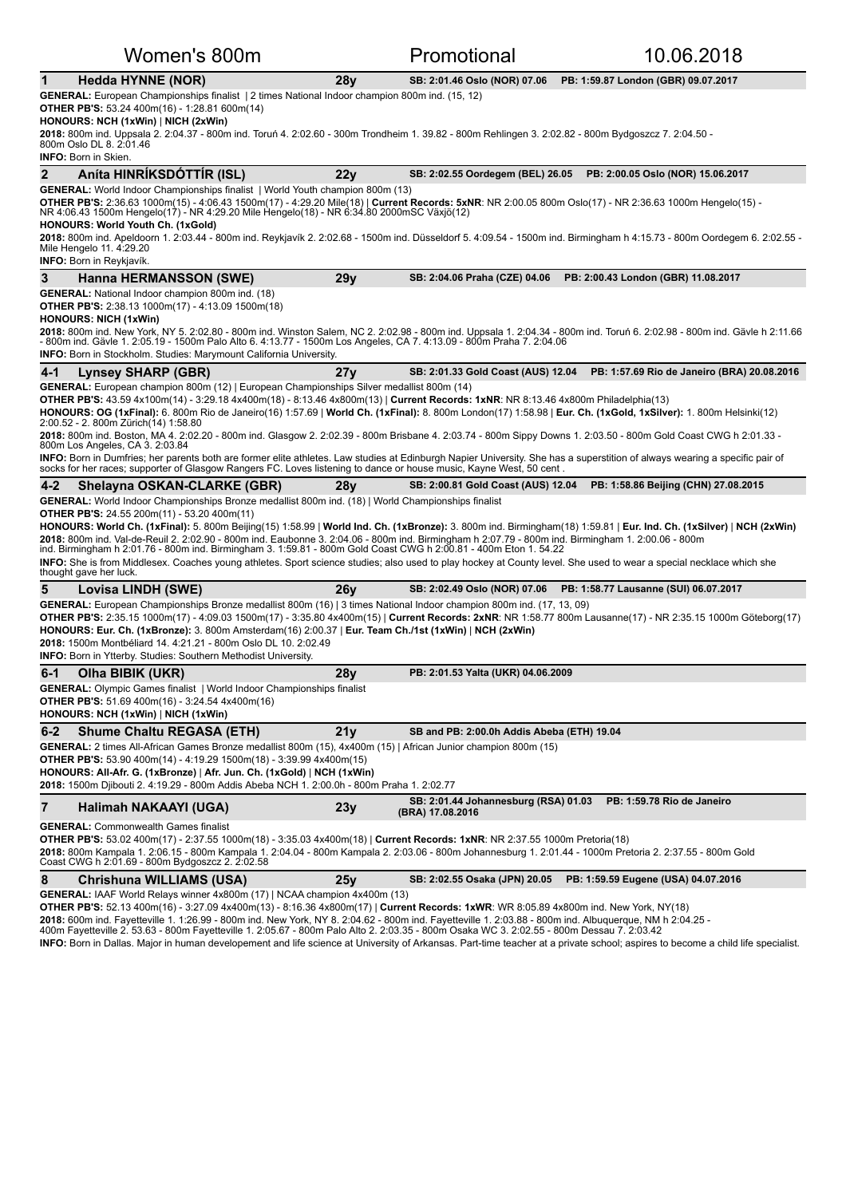# Women's 800m — Promotional — 10.06.2018

## 1 Hedda HYNNE (NOR) — 28y — SB: 2:01.46 Oslo (NOR) 07.06 — PB: 1:59.87 London (GBR) 09.07.2017

**GENERAL:** European Championships finalist | 2 times National Indoor champion 800m ind. (15, 12)
**OTHER PB'S:** 53.24 400m(16) - 1:28.81 600m(14)
**HONOURS: NCH (1xWin)** | **NICH (2xWin)**
**2018:** 800m ind. Uppsala 2. 2:04.37 - 800m ind. Toruń 4. 2:02.60 - 300m Trondheim 1. 39.82 - 800m Rehlingen 3. 2:02.82 - 800m Bydgoszcz 7. 2:04.50 - 800m Oslo DL 8. 2:01.46
**INFO:** Born in Skien.

## 2 Aníta HINRÍKSDÓTTÍR (ISL) — 22y — SB: 2:02.55 Oordegem (BEL) 26.05 — PB: 2:00.05 Oslo (NOR) 15.06.2017

**GENERAL:** World Indoor Championships finalist | World Youth champion 800m (13)
**OTHER PB'S:** 2:36.63 1000m(15) - 4:06.43 1500m(17) - 4:29.20 Mile(18) | **Current Records: 5xNR**: NR 2:00.05 800m Oslo(17) - NR 2:36.63 1000m Hengelo(15) - NR 4:06.43 1500m Hengelo(17) - NR 4:29.20 Mile Hengelo(18) - NR 6:34.80 2000mSC Växjö(12)
**HONOURS: World Youth Ch. (1xGold)**
**2018:** 800m ind. Apeldoorn 1. 2:03.44 - 800m ind. Reykjavík 2. 2:02.68 - 1500m ind. Düsseldorf 5. 4:09.54 - 1500m ind. Birmingham h 4:15.73 - 800m Oordegem 6. 2:02.55 - Mile Hengelo 11. 4:29.20
**INFO:** Born in Reykjavík.

## 3 Hanna HERMANSSON (SWE) — 29y — SB: 2:04.06 Praha (CZE) 04.06 — PB: 2:00.43 London (GBR) 11.08.2017

**GENERAL:** National Indoor champion 800m ind. (18)
**OTHER PB'S:** 2:38.13 1000m(17) - 4:13.09 1500m(18)
**HONOURS: NICH (1xWin)**
**2018:** 800m ind. New York, NY 5. 2:02.80 - 800m ind. Winston Salem, NC 2. 2:02.98 - 800m ind. Uppsala 1. 2:04.34 - 800m ind. Toruń 6. 2:02.98 - 800m ind. Gävle h 2:11.66 - 800m ind. Gävle 1. 2:05.19 - 1500m Palo Alto 6. 4:13.77 - 1500m Los Angeles, CA 7. 4:13.09 - 800m Praha 7. 2:04.06
**INFO:** Born in Stockholm. Studies: Marymount California University.

## 4-1 Lynsey SHARP (GBR) — 27y — SB: 2:01.33 Gold Coast (AUS) 12.04 — PB: 1:57.69 Rio de Janeiro (BRA) 20.08.2016

**GENERAL:** European champion 800m (12) | European Championships Silver medallist 800m (14)
**OTHER PB'S:** 43.59 4x100m(14) - 3:29.18 4x400m(18) - 8:13.46 4x800m(13) | **Current Records: 1xNR**: NR 8:13.46 4x800m Philadelphia(13)
**HONOURS: OG (1xFinal):** 6. 800m Rio de Janeiro(16) 1:57.69 | **World Ch. (1xFinal):** 8. 800m London(17) 1:58.98 | **Eur. Ch. (1xGold, 1xSilver):** 1. 800m Helsinki(12) 2:00.52 - 2. 800m Zürich(14) 1:58.80
**2018:** 800m ind. Boston, MA 4. 2:02.20 - 800m ind. Glasgow 2. 2:02.39 - 800m Brisbane 4. 2:03.74 - 800m Sippy Downs 1. 2:03.50 - 800m Gold Coast CWG h 2:01.33 - 800m Los Angeles, CA 3. 2:03.84
**INFO:** Born in Dumfries; her parents both are former elite athletes. Law studies at Edinburgh Napier University. She has a superstition of always wearing a specific pair of socks for her races; supporter of Glasgow Rangers FC. Loves listening to dance or house music, Kayne West, 50 cent .

## 4-2 Shelayna OSKAN-CLARKE (GBR) — 28y — SB: 2:00.81 Gold Coast (AUS) 12.04 — PB: 1:58.86 Beijing (CHN) 27.08.2015

**GENERAL:** World Indoor Championships Bronze medallist 800m ind. (18) | World Championships finalist
**OTHER PB'S:** 24.55 200m(11) - 53.20 400m(11)
**HONOURS: World Ch. (1xFinal):** 5. 800m Beijing(15) 1:58.99 | **World Ind. Ch. (1xBronze):** 3. 800m ind. Birmingham(18) 1:59.81 | **Eur. Ind. Ch. (1xSilver)** | **NCH (2xWin)**
**2018:** 800m ind. Val-de-Reuil 2. 2:02.90 - 800m ind. Eaubonne 3. 2:04.06 - 800m ind. Birmingham h 2:07.79 - 800m ind. Birmingham 1. 2:00.06 - 800m ind. Birmingham h 2:01.76 - 800m ind. Birmingham 3. 1:59.81 - 800m Gold Coast CWG h 2:00.81 - 400m Eton 1. 54.22
**INFO:** She is from Middlesex. Coaches young athletes. Sport science studies; also used to play hockey at County level. She used to wear a special necklace which she thought gave her luck.

## 5 Lovisa LINDH (SWE) — 26y — SB: 2:02.49 Oslo (NOR) 07.06 — PB: 1:58.77 Lausanne (SUI) 06.07.2017

**GENERAL:** European Championships Bronze medallist 800m (16) | 3 times National Indoor champion 800m ind. (17, 13, 09)
**OTHER PB'S:** 2:35.15 1000m(17) - 4:09.03 1500m(17) - 3:35.80 4x400m(15) | **Current Records: 2xNR**: NR 1:58.77 800m Lausanne(17) - NR 2:35.15 1000m Göteborg(17)
**HONOURS: Eur. Ch. (1xBronze):** 3. 800m Amsterdam(16) 2:00.37 | **Eur. Team Ch./1st (1xWin)** | **NCH (2xWin)**
**2018:** 1500m Montbéliard 14. 4:21.21 - 800m Oslo DL 10. 2:02.49
**INFO:** Born in Ytterby. Studies: Southern Methodist University.

## 6-1 Olha BIBIK (UKR) — 28y — PB: 2:01.53 Yalta (UKR) 04.06.2009

**GENERAL:** Olympic Games finalist | World Indoor Championships finalist
**OTHER PB'S:** 51.69 400m(16) - 3:24.54 4x400m(16)
**HONOURS: NCH (1xWin)** | **NICH (1xWin)**

## 6-2 Shume Chaltu REGASA (ETH) — 21y — SB and PB: 2:00.0h Addis Abeba (ETH) 19.04

**GENERAL:** 2 times All-African Games Bronze medallist 800m (15), 4x400m (15) | African Junior champion 800m (15)
**OTHER PB'S:** 53.90 400m(14) - 4:19.29 1500m(18) - 3:39.99 4x400m(15)
**HONOURS: All-Afr. G. (1xBronze)** | **Afr. Jun. Ch. (1xGold)** | **NCH (1xWin)**
**2018:** 1500m Djibouti 2. 4:19.29 - 800m Addis Abeba NCH 1. 2:00.0h - 800m Praha 1. 2:02.77

## 7 Halimah NAKAAYI (UGA) — 23y — SB: 2:01.44 Johannesburg (RSA) 01.03 — PB: 1:59.78 Rio de Janeiro (BRA) 17.08.2016

**GENERAL:** Commonwealth Games finalist
**OTHER PB'S:** 53.02 400m(17) - 2:37.55 1000m(18) - 3:35.03 4x400m(18) | **Current Records: 1xNR**: NR 2:37.55 1000m Pretoria(18)
**2018:** 800m Kampala 1. 2:06.15 - 800m Kampala 1. 2:04.04 - 800m Kampala 2. 2:03.06 - 800m Johannesburg 1. 2:01.44 - 1000m Pretoria 2. 2:37.55 - 800m Gold Coast CWG h 2:01.69 - 800m Bydgoszcz 2. 2:02.58

## 8 Chrishuna WILLIAMS (USA) — 25y — SB: 2:02.55 Osaka (JPN) 20.05 — PB: 1:59.59 Eugene (USA) 04.07.2016

**GENERAL:** IAAF World Relays winner 4x800m (17) | NCAA champion 4x400m (13)
**OTHER PB'S:** 52.13 400m(16) - 3:27.09 4x400m(13) - 8:16.36 4x800m(17) | **Current Records: 1xWR**: WR 8:05.89 4x800m ind. New York, NY(18)
**2018:** 600m ind. Fayetteville 1. 1:26.99 - 800m ind. New York, NY 8. 2:04.62 - 800m ind. Fayetteville 1. 2:03.88 - 800m ind. Albuquerque, NM h 2:04.25 - 400m Fayetteville 2. 53.63 - 800m Fayetteville 1. 2:05.67 - 800m Palo Alto 2. 2:03.35 - 800m Osaka WC 3. 2:02.55 - 800m Dessau 7. 2:03.42
**INFO:** Born in Dallas. Major in human developement and life science at University of Arkansas. Part-time teacher at a private school; aspires to become a child life specialist.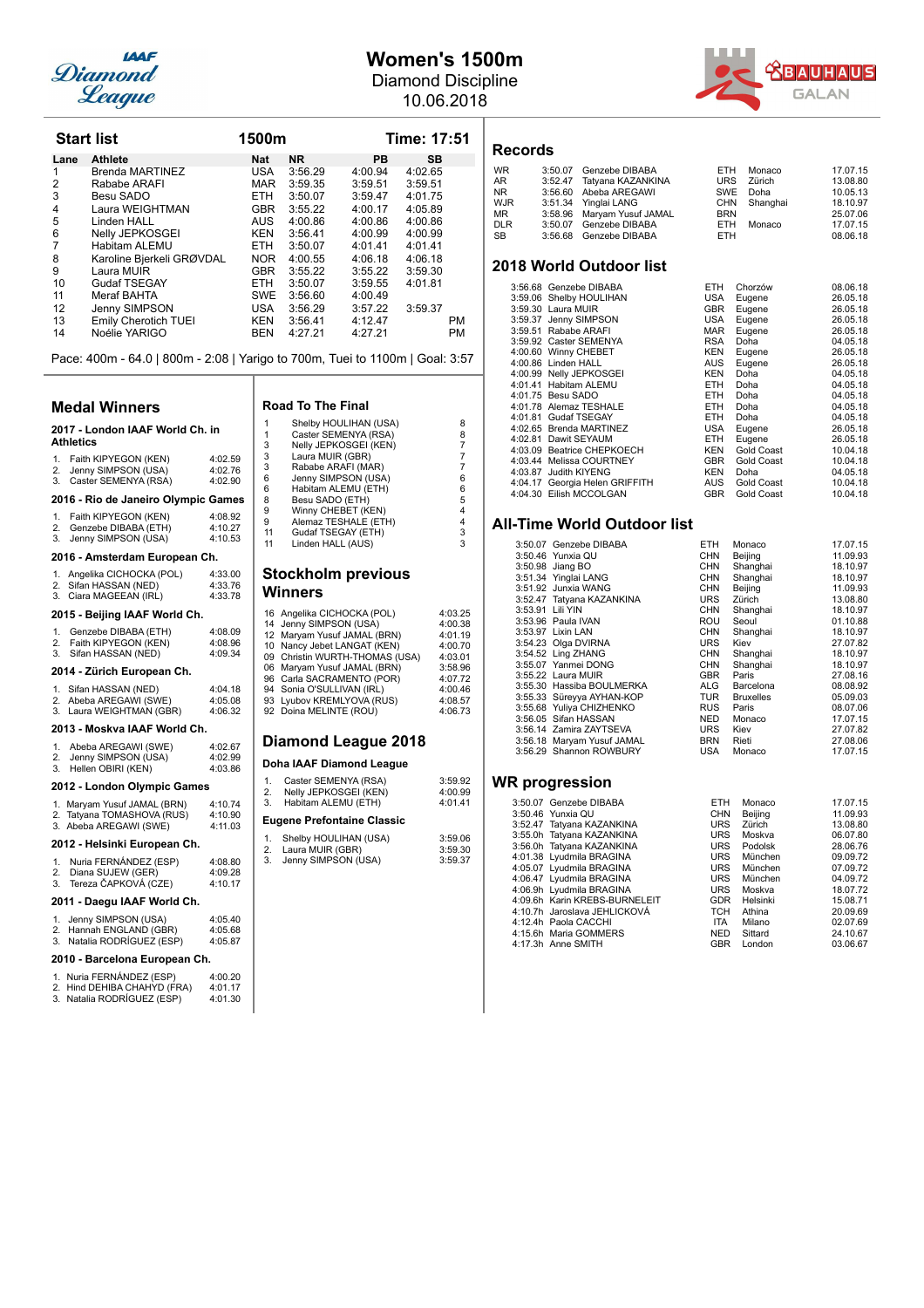# Women's 1500m

Diamond Discipline

10.06.2018

## Start list

1500m — Time: 17:51

| Lane | Athlete | Nat | NR | PB | SB |
|---|---|---|---|---|---|
| 1 | Brenda MARTINEZ | USA | 3:56.29 | 4:00.94 | 4:02.65 |
| 2 | Rababe ARAFI | MAR | 3:59.35 | 3:59.51 | 3:59.51 |
| 3 | Besu SADO | ETH | 3:50.07 | 3:59.47 | 4:01.75 |
| 4 | Laura WEIGHTMAN | GBR | 3:55.22 | 4:00.17 | 4:05.89 |
| 5 | Linden HALL | AUS | 4:00.86 | 4:00.86 | 4:00.86 |
| 6 | Nelly JEPKOSGEI | KEN | 3:56.41 | 4:00.99 | 4:00.99 |
| 7 | Habitam ALEMU | ETH | 3:50.07 | 4:01.41 | 4:01.41 |
| 8 | Karoline Bjerkeli GRØVDAL | NOR | 4:00.55 | 4:06.18 | 4:06.18 |
| 9 | Laura MUIR | GBR | 3:55.22 | 3:55.22 | 3:59.30 |
| 10 | Gudaf TSEGAY | ETH | 3:50.07 | 3:59.55 | 4:01.81 |
| 11 | Meraf BAHTA | SWE | 3:56.60 | 4:00.49 | |
| 12 | Jenny SIMPSON | USA | 3:56.29 | 3:57.22 | 3:59.37 |
| 13 | Emily Cherotich TUEI | KEN | 3:56.41 | 4:12.47 | PM |
| 14 | Noélie YARIGO | BEN | 4:27.21 | 4:27.21 | PM |

Pace: 400m - 64.0 | 800m - 2:08 | Yarigo to 700m, Tuei to 1100m | Goal: 3:57

## Medal Winners

### 2017 - London IAAF World Ch. in Athletics

1. Faith KIPYEGON (KEN) 4:02.59
2. Jenny SIMPSON (USA) 4:02.76
3. Caster SEMENYA (RSA) 4:02.90

### 2016 - Rio de Janeiro Olympic Games

1. Faith KIPYEGON (KEN) 4:08.92
2. Genzebe DIBABA (ETH) 4:10.27
3. Jenny SIMPSON (USA) 4:10.53

### 2016 - Amsterdam European Ch.

1. Angelika CICHOCKA (POL) 4:33.00
2. Sifan HASSAN (NED) 4:33.76
3. Ciara MAGEEAN (IRL) 4:33.78

### 2015 - Beijing IAAF World Ch.

1. Genzebe DIBABA (ETH) 4:08.09
2. Faith KIPYEGON (KEN) 4:08.96
3. Sifan HASSAN (NED) 4:09.34

### 2014 - Zürich European Ch.

1. Sifan HASSAN (NED) 4:04.18
2. Abeba AREGAWI (SWE) 4:05.08
3. Laura WEIGHTMAN (GBR) 4:06.32

### 2013 - Moskva IAAF World Ch.

1. Abeba AREGAWI (SWE) 4:02.67
2. Jenny SIMPSON (USA) 4:02.99
3. Hellen OBIRI (KEN) 4:03.86

### 2012 - London Olympic Games

1. Maryam Yusuf JAMAL (BRN) 4:10.74
2. Tatyana TOMASHOVA (RUS) 4:10.90
3. Abeba AREGAWI (SWE) 4:11.03

### 2012 - Helsinki European Ch.

1. Nuria FERNÁNDEZ (ESP) 4:08.80
2. Diana SUJEW (GER) 4:09.28
3. Tereza ČAPKOVÁ (CZE) 4:10.17

### 2011 - Daegu IAAF World Ch.

1. Jenny SIMPSON (USA) 4:05.40
2. Hannah ENGLAND (GBR) 4:05.68
3. Natalia RODRÍGUEZ (ESP) 4:05.87

### 2010 - Barcelona European Ch.

1. Nuria FERNÁNDEZ (ESP) 4:00.20
2. Hind DEHIBA CHAHYD (FRA) 4:01.17
3. Natalia RODRÍGUEZ (ESP) 4:01.30

## Road To The Final

| Pos | Athlete | Pts |
|---|---|---|
| 1 | Shelby HOULIHAN (USA) | 8 |
| 1 | Caster SEMENYA (RSA) | 8 |
| 3 | Nelly JEPKOSGEI (KEN) | 7 |
| 3 | Laura MUIR (GBR) | 7 |
| 3 | Rababe ARAFI (MAR) | 7 |
| 6 | Jenny SIMPSON (USA) | 6 |
| 6 | Habitam ALEMU (ETH) | 6 |
| 8 | Besu SADO (ETH) | 5 |
| 9 | Winny CHEBET (KEN) | 4 |
| 9 | Alemaz TESHALE (ETH) | 4 |
| 11 | Gudaf TSEGAY (ETH) | 3 |
| 11 | Linden HALL (AUS) | 3 |

## Stockholm previous Winners

| Year | Athlete | Result |
|---|---|---|
| 16 | Angelika CICHOCKA (POL) | 4:03.25 |
| 14 | Jenny SIMPSON (USA) | 4:00.38 |
| 12 | Maryam Yusuf JAMAL (BRN) | 4:01.19 |
| 10 | Nancy Jebet LANGAT (KEN) | 4:00.70 |
| 09 | Christin WURTH-THOMAS (USA) | 4:03.01 |
| 06 | Maryam Yusuf JAMAL (BRN) | 3:58.96 |
| 96 | Carla SACRAMENTO (POR) | 4:07.72 |
| 94 | Sonia O'SULLIVAN (IRL) | 4:00.46 |
| 93 | Lyubov KREMLYOVA (RUS) | 4:08.57 |
| 92 | Doina MELINTE (ROU) | 4:06.73 |

## Diamond League 2018

### Doha IAAF Diamond League

1. Caster SEMENYA (RSA) 3:59.92
2. Nelly JEPKOSGEI (KEN) 4:00.99
3. Habitam ALEMU (ETH) 4:01.41

### Eugene Prefontaine Classic

1. Shelby HOULIHAN (USA) 3:59.06
2. Laura MUIR (GBR) 3:59.30
3. Jenny SIMPSON (USA) 3:59.37

## Records

| | Result | Athlete | Nat | Venue | Date |
|---|---|---|---|---|---|
| WR | 3:50.07 | Genzebe DIBABA | ETH | Monaco | 17.07.15 |
| AR | 3:52.47 | Tatyana KAZANKINA | URS | Zürich | 13.08.80 |
| NR | 3:56.60 | Abeba AREGAWI | SWE | Doha | 10.05.13 |
| WJR | 3:51.34 | Yinglai LANG | CHN | Shanghai | 18.10.97 |
| MR | 3:58.96 | Maryam Yusuf JAMAL | BRN | | 25.07.06 |
| DLR | 3:50.07 | Genzebe DIBABA | ETH | Monaco | 17.07.15 |
| SB | 3:56.68 | Genzebe DIBABA | ETH | | 08.06.18 |

## 2018 World Outdoor list

| Result | Athlete | Nat | Venue | Date |
|---|---|---|---|---|
| 3:56.68 | Genzebe DIBABA | ETH | Chorzów | 08.06.18 |
| 3:59.06 | Shelby HOULIHAN | USA | Eugene | 26.05.18 |
| 3:59.30 | Laura MUIR | GBR | Eugene | 26.05.18 |
| 3:59.37 | Jenny SIMPSON | USA | Eugene | 26.05.18 |
| 3:59.51 | Rababe ARAFI | MAR | Eugene | 26.05.18 |
| 3:59.92 | Caster SEMENYA | RSA | Doha | 04.05.18 |
| 4:00.60 | Winny CHEBET | KEN | Eugene | 26.05.18 |
| 4:00.86 | Linden HALL | AUS | Eugene | 26.05.18 |
| 4:00.99 | Nelly JEPKOSGEI | KEN | Doha | 04.05.18 |
| 4:01.41 | Habitam ALEMU | ETH | Doha | 04.05.18 |
| 4:01.75 | Besu SADO | ETH | Doha | 04.05.18 |
| 4:01.78 | Alemaz TESHALE | ETH | Doha | 04.05.18 |
| 4:01.81 | Gudaf TSEGAY | ETH | Doha | 04.05.18 |
| 4:02.65 | Brenda MARTINEZ | USA | Eugene | 26.05.18 |
| 4:02.81 | Dawit SEYAUM | ETH | Eugene | 26.05.18 |
| 4:03.09 | Beatrice CHEPKOECH | KEN | Gold Coast | 10.04.18 |
| 4:03.44 | Melissa COURTNEY | GBR | Gold Coast | 10.04.18 |
| 4:03.87 | Judith KIYENG | KEN | Doha | 04.05.18 |
| 4:04.17 | Georgia Helen GRIFFITH | AUS | Gold Coast | 10.04.18 |
| 4:04.30 | Eilish MCCOLGAN | GBR | Gold Coast | 10.04.18 |

## All-Time World Outdoor list

| Result | Athlete | Nat | Venue | Date |
|---|---|---|---|---|
| 3:50.07 | Genzebe DIBABA | ETH | Monaco | 17.07.15 |
| 3:50.46 | Yunxia QU | CHN | Beijing | 11.09.93 |
| 3:50.98 | Jiang BO | CHN | Shanghai | 18.10.97 |
| 3:51.34 | Yinglai LANG | CHN | Shanghai | 18.10.97 |
| 3:51.92 | Junxia WANG | CHN | Beijing | 11.09.93 |
| 3:52.47 | Tatyana KAZANKINA | URS | Zürich | 13.08.80 |
| 3:53.91 | Lili YIN | CHN | Shanghai | 18.10.97 |
| 3:53.96 | Paula IVAN | ROU | Seoul | 01.10.88 |
| 3:53.97 | Lixin LAN | CHN | Shanghai | 18.10.97 |
| 3:54.23 | Olga DVIRNA | URS | Kiev | 27.07.82 |
| 3:54.52 | Ling ZHANG | CHN | Shanghai | 18.10.97 |
| 3:55.07 | Yanmei DONG | CHN | Shanghai | 18.10.97 |
| 3:55.22 | Laura MUIR | GBR | Paris | 27.08.16 |
| 3:55.30 | Hassiba BOULMERKA | ALG | Barcelona | 08.08.92 |
| 3:55.33 | Süreyya AYHAN-KOP | TUR | Bruxelles | 05.09.03 |
| 3:55.68 | Yuliya CHIZHENKO | RUS | Paris | 08.07.06 |
| 3:56.05 | Sifan HASSAN | NED | Monaco | 17.07.15 |
| 3:56.14 | Zamira ZAYTSEVA | URS | Kiev | 27.07.82 |
| 3:56.18 | Maryam Yusuf JAMAL | BRN | Rieti | 27.08.06 |
| 3:56.29 | Shannon ROWBURY | USA | Monaco | 17.07.15 |

## WR progression

| Result | Athlete | Nat | Venue | Date |
|---|---|---|---|---|
| 3:50.07 | Genzebe DIBABA | ETH | Monaco | 17.07.15 |
| 3:50.46 | Yunxia QU | CHN | Beijing | 11.09.93 |
| 3:52.47 | Tatyana KAZANKINA | URS | Zürich | 13.08.80 |
| 3:55.0h | Tatyana KAZANKINA | URS | Moskva | 06.07.80 |
| 3:56.0h | Tatyana KAZANKINA | URS | Podolsk | 28.06.76 |
| 4:01.38 | Lyudmila BRAGINA | URS | München | 09.09.72 |
| 4:05.07 | Lyudmila BRAGINA | URS | München | 07.09.72 |
| 4:06.47 | Lyudmila BRAGINA | URS | München | 04.09.72 |
| 4:06.9h | Lyudmila BRAGINA | URS | Moskva | 18.07.72 |
| 4:09.6h | Karin KREBS-BURNELEIT | GDR | Helsinki | 15.08.71 |
| 4:10.7h | Jaroslava JEHLIČKOVÁ | TCH | Athina | 20.09.69 |
| 4:12.4h | Paola CACCHI | ITA | Milano | 02.07.69 |
| 4:15.6h | Maria GOMMERS | NED | Sittard | 24.10.67 |
| 4:17.3h | Anne SMITH | GBR | London | 03.06.67 |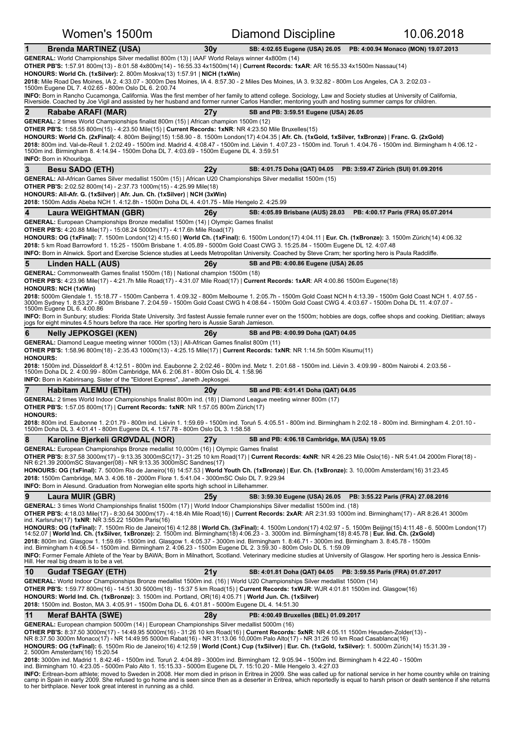# Women's 1500m — Diamond Discipline — 10.06.2018

## 1 Brenda MARTINEZ (USA) — 30y — SB: 4:02.65 Eugene (USA) 26.05 — PB: 4:00.94 Monaco (MON) 19.07.2013

**GENERAL:** World Championships Silver medallist 800m (13) | IAAF World Relays winner 4x800m (14)
**OTHER PB'S:** 1:57.91 800m(13) - 8:01.58 4x800m(14) - 16:55.33 4x1500m(14) | **Current Records: 1xAR**: AR 16:55.33 4x1500m Nassau(14)
**HONOURS: World Ch. (1xSilver):** 2. 800m Moskva(13) 1:57.91 | **NICH (1xWin)**
**2018:** Mile Road Des Moines, IA 2. 4:33.07 - 3000m Des Moines, IA 4. 8:57.30 - 2 Miles Des Moines, IA 3. 9:32.82 - 800m Los Angeles, CA 3. 2:02.03 - 1500m Eugene DL 7. 4:02.65 - 800m Oslo DL 6. 2:00.74
**INFO:** Born in Rancho Cucamonga, California. Was the first member of her family to attend college. Sociology, Law and Society studies at University of California, Riverside. Coached by Joe Vigil and assisted by her husband and former runner Carlos Handler; mentoring youth and hosting summer camps for children.

## 2 Rababe ARAFI (MAR) — 27y — SB and PB: 3:59.51 Eugene (USA) 26.05

**GENERAL:** 2 times World Championships finalist 800m (15) | African champion 1500m (12)
**OTHER PB'S:** 1:58.55 800m(15) - 4:23.50 Mile(15) | **Current Records: 1xNR**: NR 4:23.50 Mile Bruxelles(15)
**HONOURS: World Ch. (2xFinal):** 4. 800m Beijing(15) 1:58.90 - 8. 1500m London(17) 4:04.35 | **Afr. Ch. (1xGold, 1xSilver, 1xBronze)** | **Franc. G. (2xGold)**
**2018:** 800m ind. Val-de-Reuil 1. 2:02.49 - 1500m ind. Madrid 4. 4:08.47 - 1500m ind. Liévin 1. 4:07.23 - 1500m ind. Toruń 1. 4:04.76 - 1500m ind. Birmingham h 4:06.12 - 1500m ind. Birmingham 8. 4:14.94 - 1500m Doha DL 7. 4:03.69 - 1500m Eugene DL 4. 3:59.51
**INFO:** Born in Khouribga.

## 3 Besu SADO (ETH) — 22y — SB: 4:01.75 Doha (QAT) 04.05 — PB: 3:59.47 Zürich (SUI) 01.09.2016

**GENERAL:** All-African Games Silver medallist 1500m (15) | African U20 Championships Silver medallist 1500m (15)
**OTHER PB'S:** 2:02.52 800m(14) - 2:37.73 1000m(15) - 4:25.99 Mile(18)
**HONOURS: All-Afr. G. (1xSilver)** | **Afr. Jun. Ch. (1xSilver)** | **NCH (3xWin)**
**2018:** 1500m Addis Abeba NCH 1. 4:12.8h - 1500m Doha DL 4. 4:01.75 - Mile Hengelo 2. 4:25.99

## 4 Laura WEIGHTMAN (GBR) — 26y — SB: 4:05.89 Brisbane (AUS) 28.03 — PB: 4:00.17 Paris (FRA) 05.07.2014

**GENERAL:** European Championships Bronze medallist 1500m (14) | Olympic Games finalist
**OTHER PB'S:** 4:20.88 Mile(17) - 15:08.24 5000m(17) - 4:17.6h Mile Road(17)
**HONOURS: OG (1xFinal):** 7. 1500m London(12) 4:15.60 | **World Ch. (1xFinal):** 6. 1500m London(17) 4:04.11 | **Eur. Ch. (1xBronze):** 3. 1500m Zürich(14) 4:06.32
**2018:** 5 km Road Barrowford 1. 15:25 - 1500m Brisbane 1. 4:05.89 - 5000m Gold Coast CWG 3. 15:25.84 - 1500m Eugene DL 12. 4:07.48
**INFO:** Born in Alnwick. Sport and Exercise Science studies at Leeds Metropolitan University. Coached by Steve Cram; her sporting hero is Paula Radcliffe.

## 5 Linden HALL (AUS) — 26y — SB and PB: 4:00.86 Eugene (USA) 26.05

**GENERAL:** Commonwealth Games finalist 1500m (18) | National champion 1500m (18)
**OTHER PB'S:** 4:23.96 Mile(17) - 4:21.7h Mile Road(17) - 4:31.07 Mile Road(17) | **Current Records: 1xAR**: AR 4:00.86 1500m Eugene(18)
**HONOURS: NCH (1xWin)**
**2018:** 5000m Glendale 1. 15:18.77 - 1500m Canberra 1. 4:09.32 - 800m Melbourne 1. 2:05.7h - 1500m Gold Coast NCH h 4:13.39 - 1500m Gold Coast NCH 1. 4:07.55 - 3000m Sydney 1. 8:53.27 - 800m Brisbane 7. 2:04.59 - 1500m Gold Coast CWG h 4:08.64 - 1500m Gold Coast CWG 4. 4:03.67 - 1500m Doha DL 11. 4:07.07 - 1500m Eugene DL 6. 4:00.86
**INFO:** Born in Sunbury; studies: Florida State University. 3rd fastest Aussie female runner ever on the 1500m; hobbies are dogs, coffee shops and cooking. Dietitian; always jogs for eight minutes 4.5 hours before tha race. Her sporting hero is Aussie Sarah Jamieson.

## 6 Nelly JEPKOSGEI (KEN) — 26y — SB and PB: 4:00.99 Doha (QAT) 04.05

**GENERAL:** Diamond League meeting winner 1000m (13) | All-African Games finalist 800m (11)
**OTHER PB'S:** 1:58.96 800m(18) - 2:35.43 1000m(13) - 4:25.15 Mile(17) | **Current Records: 1xNR**: NR 1:14.5h 500m Kisumu(11)
**HONOURS:**
**2018:** 1500m ind. Düsseldorf 8. 4:12.51 - 800m ind. Eaubonne 2. 2:02.46 - 800m ind. Metz 1. 2:01.68 - 1500m ind. Liévin 3. 4:09.99 - 800m Nairobi 4. 2:03.56 - 1500m Doha DL 2. 4:00.99 - 800m Cambridge, MA 6. 2:06.81 - 800m Oslo DL 4. 1:58.96
**INFO:** Born in Kabirirsang. Sister of the "Eldoret Express", Janeth Jepkosgei.

## 7 Habitam ALEMU (ETH) — 20y — SB and PB: 4:01.41 Doha (QAT) 04.05

**GENERAL:** 2 times World Indoor Championships finalist 800m ind. (18) | Diamond League meeting winner 800m (17)
**OTHER PB'S:** 1:57.05 800m(17) | **Current Records: 1xNR**: NR 1:57.05 800m Zürich(17)
**HONOURS:**
**2018:** 800m ind. Eaubonne 1. 2:01.79 - 800m ind. Liévin 1. 1:59.69 - 1500m ind. Toruń 5. 4:05.51 - 800m ind. Birmingham h 2:02.18 - 800m ind. Birmingham 4. 2:01.10 - 1500m Doha DL 3. 4:01.41 - 800m Eugene DL 4. 1:57.78 - 800m Oslo DL 3. 1:58.58

## 8 Karoline Bjerkeli GRØVDAL (NOR) — 27y — SB and PB: 4:06.18 Cambridge, MA (USA) 19.05

**GENERAL:** European Championships Bronze medallist 10,000m (16) | Olympic Games finalist
**OTHER PB'S:** 8:37.58 3000m(17) - 9:13.35 3000mSC(17) - 31:25 10 km Road(17) | **Current Records: 4xNR**: NR 4:26.23 Mile Oslo(16) - NR 5:41.04 2000m Florø(18) - NR 6:21.39 2000mSC Stavanger(08) - NR 9:13.35 3000mSC Sandnes(17)
**HONOURS: OG (1xFinal):** 7. 5000m Rio de Janeiro(16) 14:57.53 | **World Youth Ch. (1xBronze)** | **Eur. Ch. (1xBronze):** 3. 10,000m Amsterdam(16) 31:23.45
**2018:** 1500m Cambridge, MA 3. 4:06.18 - 2000m Florø 1. 5:41.04 - 3000mSC Oslo DL 7. 9:29.94
**INFO:** Born in Alesund. Graduation from Norwegian elite sports high school in Lillehammer.

## 9 Laura MUIR (GBR) — 25y — SB: 3:59.30 Eugene (USA) 26.05 — PB: 3:55.22 Paris (FRA) 27.08.2016

**GENERAL:** 3 times World Championships finalist 1500m (17) | World Indoor Championships Silver medallist 1500m ind. (18)
**OTHER PB'S:** 4:18.03 Mile(17) - 8:30.64 3000m(17) - 4:18.4h Mile Road(17) | **Current Records: 2xAR**: AR 2:31.93 1000m ind. Birmingham(17) - AR 8:26.41 3000m ind. Karlsruhe(17) **1xNR**: NR 3:55.22 1500m Paris(16)
**HONOURS: OG (1xFinal):** 7. 1500m Rio de Janeiro(16) 4:12.88 | **World Ch. (3xFinal):** 4. 1500m London(17) 4:02.97 - 5. 1500m Beijing(15) 4:11.48 - 6. 5000m London(17) 14:52.07 | **World Ind. Ch. (1xSilver, 1xBronze):** 2. 1500m ind. Birmingham(18) 4:06.23 - 3. 3000m ind. Birmingham(18) 8:45.78 | **Eur. Ind. Ch. (2xGold)**
**2018:** 800m ind. Glasgow 1. 1:59.69 - 1500m ind. Glasgow 1. 4:05.37 - 3000m ind. Birmingham 1. 8:46.71 - 3000m ind. Birmingham 3. 8:45.78 - 1500m ind. Birmingham h 4:06.54 - 1500m ind. Birmingham 2. 4:06.23 - 1500m Eugene DL 2. 3:59.30 - 800m Oslo DL 5. 1:59.09
**INFO:** Former Female Athlete of the Year by BAWA; Born in Milnathort, Scotland. Veterinary medicine studies at University of Glasgow. Her sporting hero is Jessica Ennis-Hill. Her real big dream is to be a vet.

## 10 Gudaf TSEGAY (ETH) — 21y — SB: 4:01.81 Doha (QAT) 04.05 — PB: 3:59.55 Paris (FRA) 01.07.2017

**GENERAL:** World Indoor Championships Bronze medallist 1500m ind. (16) | World U20 Championships Silver medallist 1500m (14)
**OTHER PB'S:** 1:59.77 800m(16) - 14:51.30 5000m(18) - 15:37 5 km Road(15) | **Current Records: 1xWJR**: WJR 4:01.81 1500m ind. Glasgow(16)
**HONOURS: World Ind. Ch. (1xBronze):** 3. 1500m ind. Portland, OR(16) 4:05.71 | **World Jun. Ch. (1xSilver)**
**2018:** 1500m ind. Boston, MA 3. 4:05.91 - 1500m Doha DL 6. 4:01.81 - 5000m Eugene DL 4. 14:51.30

## 11 Meraf BAHTA (SWE) — 28y — PB: 4:00.49 Bruxelles (BEL) 01.09.2017

**GENERAL:** European champion 5000m (14) | European Championships Silver medallist 5000m (16)
**OTHER PB'S:** 8:37.50 3000m(17) - 14:49.95 5000m(16) - 31:26 10 km Road(16) | **Current Records: 5xNR**: NR 4:05.11 1500m Heusden-Zolder(13) - NR 8:37.50 3000m Monaco(17) - NR 14:49.95 5000m Rabat(16) - NR 31:13.06 10,000m Palo Alto(17) - NR 31:26 10 km Road Casablanca(16)
**HONOURS: OG (1xFinal):** 6. 1500m Rio de Janeiro(16) 4:12.59 | **World (Cont.) Cup (1xSilver)** | **Eur. Ch. (1xGold, 1xSilver):** 1. 5000m Zürich(14) 15:31.39 - 2. 5000m Amsterdam(16) 15:20.54
**2018:** 3000m ind. Madrid 1. 8:42.46 - 1500m ind. Toruń 2. 4:04.89 - 3000m ind. Birmingham 12. 9:05.94 - 1500m ind. Birmingham h 4:22.40 - 1500m ind. Birmingham 10. 4:23.05 - 5000m Palo Alto 1. 15:15.33 - 5000m Eugene DL 7. 15:10.20 - Mile Hengelo 3. 4:27.03
**INFO:** Eritrean-born athlete; moved to Sweden in 2008. Her mom died in prison in Eritrea in 2009. She was called up for national service in her home country while on training camp in Spain in early 2009. She refused to go home and is seen since then as a deserter in Eritrea, which reportedly is equal to harsh prison or death sentence if she returns to her birthplace. Never took great interest in running as a child.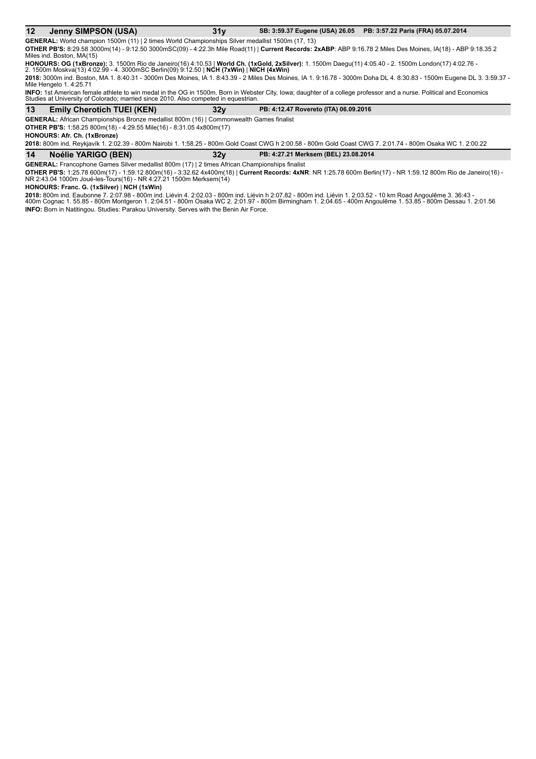## 12 Jenny SIMPSON (USA) 31y SB: 3:59.37 Eugene (USA) 26.05 PB: 3:57.22 Paris (FRA) 05.07.2014

**GENERAL:** World champion 1500m (11) | 2 times World Championships Silver medallist 1500m (17, 13)

**OTHER PB'S:** 8:29.58 3000m(14) - 9:12.50 3000mSC(09) - 4:22.3h Mile Road(11) | **Current Records: 2xABP**: ABP 9:16.78 2 Miles Des Moines, IA(18) - ABP 9:18.35 2 Miles ind. Boston, MA(15)

**HONOURS: OG (1xBronze):** 3. 1500m Rio de Janeiro(16) 4:10.53 | **World Ch. (1xGold, 2xSilver):** 1. 1500m Daegu(11) 4:05.40 - 2. 1500m London(17) 4:02.76 - 2. 1500m Moskva(13) 4:02.99 - 4. 3000mSC Berlin(09) 9:12.50 | **NCH (7xWin)** | **NICH (4xWin)**

**2018:** 3000m ind. Boston, MA 1. 8:40.31 - 3000m Des Moines, IA 1. 8:43.39 - 2 Miles Des Moines, IA 1. 9:16.78 - 3000m Doha DL 4. 8:30.83 - 1500m Eugene DL 3. 3:59.37 - Mile Hengelo 1. 4:25.71

**INFO:** 1st American female athlete to win medal in the OG in 1500m. Born in Webster City, Iowa; daughter of a college professor and a nurse. Political and Economics Studies at University of Colorado; married since 2010. Also competed in equestrian.

## 13 Emily Cherotich TUEI (KEN) 32y PB: 4:12.47 Rovereto (ITA) 06.09.2016

**GENERAL:** African Championships Bronze medallist 800m (16) | Commonwealth Games finalist

**OTHER PB'S:** 1:58.25 800m(18) - 4:29.55 Mile(16) - 8:31.05 4x800m(17)

**HONOURS: Afr. Ch. (1xBronze)**

**2018:** 800m ind. Reykjavík 1. 2:02.39 - 800m Nairobi 1. 1:58.25 - 800m Gold Coast CWG h 2:00.58 - 800m Gold Coast CWG 7. 2:01.74 - 800m Osaka WC 1. 2:00.22

## 14 Noélie YARIGO (BEN) 32y PB: 4:27.21 Merksem (BEL) 23.08.2014

**GENERAL:** Francophone Games Silver medallist 800m (17) | 2 times African Championships finalist

**OTHER PB'S:** 1:25.78 600m(17) - 1:59.12 800m(16) - 3:32.62 4x400m(18) | **Current Records: 4xNR**: NR 1:25.78 600m Berlin(17) - NR 1:59.12 800m Rio de Janeiro(16) - NR 2:43.04 1000m Joué-les-Tours(16) - NR 4:27.21 1500m Merksem(14)

**HONOURS: Franc. G. (1xSilver)** | **NCH (1xWin)**

**2018:** 800m ind. Eaubonne 7. 2:07.98 - 800m ind. Liévin 4. 2:02.03 - 800m ind. Liévin h 2:07.82 - 800m ind. Liévin 1. 2:03.52 - 10 km Road Angoulême 3. 36:43 - 400m Cognac 1. 55.85 - 800m Montgeron 1. 2:04.51 - 800m Osaka WC 2. 2:01.97 - 800m Birmingham 1. 2:04.65 - 400m Angoulême 1. 53.85 - 800m Dessau 1. 2:01.56

**INFO:** Born in Natitingou. Studies: Parakou University. Serves with the Benin Air Force.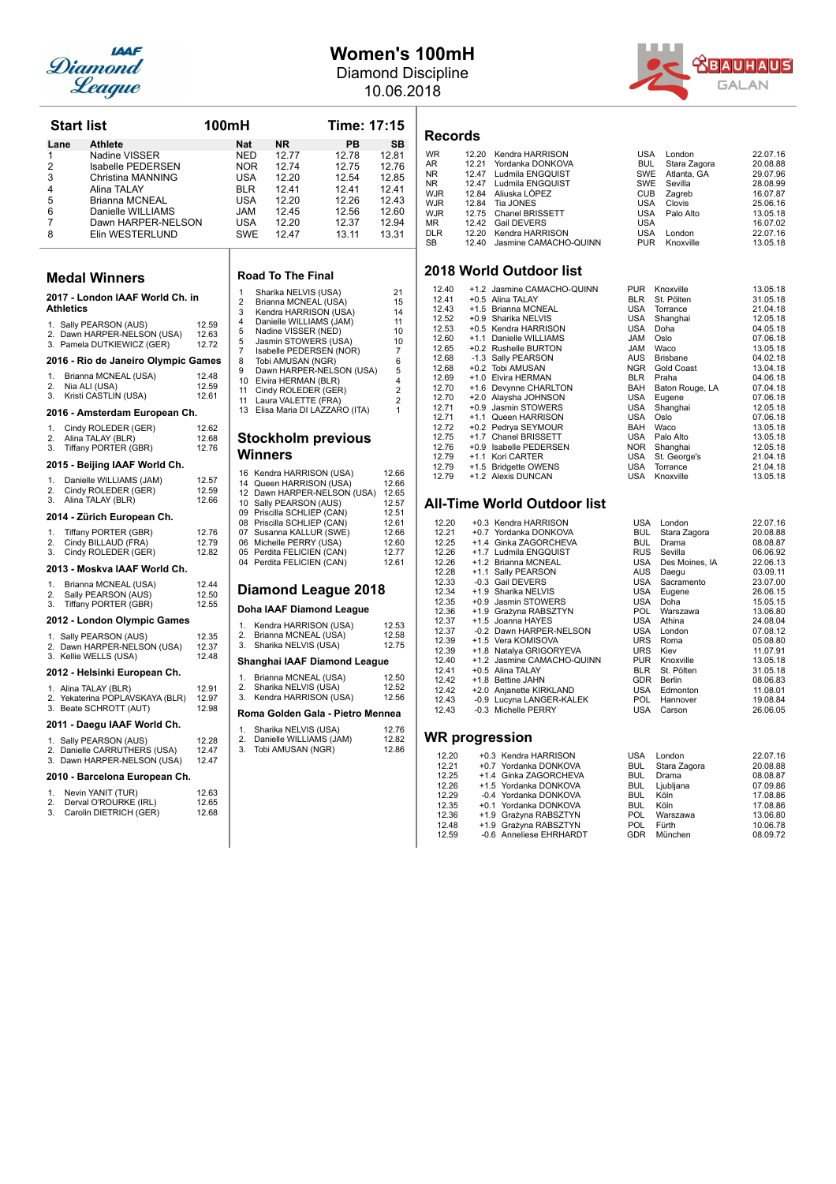# Women's 100mH

Diamond Discipline
10.06.2018

## Start list — 100mH — Time: 17:15

| Lane | Athlete | Nat | NR | PB | SB |
|---|---|---|---|---|---|
| 1 | Nadine VISSER | NED | 12.77 | 12.78 | 12.81 |
| 2 | Isabelle PEDERSEN | NOR | 12.74 | 12.75 | 12.76 |
| 3 | Christina MANNING | USA | 12.20 | 12.54 | 12.85 |
| 4 | Alina TALAY | BLR | 12.41 | 12.41 | 12.41 |
| 5 | Brianna MCNEAL | USA | 12.20 | 12.26 | 12.43 |
| 6 | Danielle WILLIAMS | JAM | 12.45 | 12.56 | 12.60 |
| 7 | Dawn HARPER-NELSON | USA | 12.20 | 12.37 | 12.94 |
| 8 | Elin WESTERLUND | SWE | 12.47 | 13.11 | 13.31 |

## Medal Winners

### 2017 - London IAAF World Ch. in Athletics

1. Sally PEARSON (AUS) 12.59
2. Dawn HARPER-NELSON (USA) 12.63
3. Pamela DUTKIEWICZ (GER) 12.72

### 2016 - Rio de Janeiro Olympic Games

1. Brianna MCNEAL (USA) 12.48
2. Nia ALI (USA) 12.59
3. Kristi CASTLIN (USA) 12.61

### 2016 - Amsterdam European Ch.

1. Cindy ROLEDER (GER) 12.62
2. Alina TALAY (BLR) 12.68
3. Tiffany PORTER (GBR) 12.76

### 2015 - Beijing IAAF World Ch.

1. Danielle WILLIAMS (JAM) 12.57
2. Cindy ROLEDER (GER) 12.59
3. Alina TALAY (BLR) 12.66

### 2014 - Zürich European Ch.

1. Tiffany PORTER (GBR) 12.76
2. Cindy BILLAUD (FRA) 12.79
3. Cindy ROLEDER (GER) 12.82

### 2013 - Moskva IAAF World Ch.

1. Brianna MCNEAL (USA) 12.44
2. Sally PEARSON (AUS) 12.50
3. Tiffany PORTER (GBR) 12.55

### 2012 - London Olympic Games

1. Sally PEARSON (AUS) 12.35
2. Dawn HARPER-NELSON (USA) 12.37
3. Kellie WELLS (USA) 12.48

### 2012 - Helsinki European Ch.

1. Alina TALAY (BLR) 12.91
2. Yekaterina POPLAVSKAYA (BLR) 12.97
3. Beate SCHROTT (AUT) 12.98

### 2011 - Daegu IAAF World Ch.

1. Sally PEARSON (AUS) 12.28
2. Danielle CARRUTHERS (USA) 12.47
3. Dawn HARPER-NELSON (USA) 12.47

### 2010 - Barcelona European Ch.

1. Nevin YANIT (TUR) 12.63
2. Derval O'ROURKE (IRL) 12.65
3. Carolin DIETRICH (GER) 12.68

## Road To The Final

| | Athlete | Pts |
|---|---|---|
| 1 | Sharika NELVIS (USA) | 21 |
| 2 | Brianna MCNEAL (USA) | 15 |
| 3 | Kendra HARRISON (USA) | 14 |
| 4 | Danielle WILLIAMS (JAM) | 11 |
| 5 | Nadine VISSER (NED) | 10 |
| 5 | Jasmin STOWERS (USA) | 10 |
| 7 | Isabelle PEDERSEN (NOR) | 7 |
| 8 | Tobi AMUSAN (NGR) | 6 |
| 9 | Dawn HARPER-NELSON (USA) | 5 |
| 10 | Elvira HERMAN (BLR) | 4 |
| 11 | Cindy ROLEDER (GER) | 2 |
| 11 | Laura VALETTE (FRA) | 2 |
| 13 | Elisa Maria DI LAZZARO (ITA) | 1 |

## Stockholm previous Winners

| Year | Athlete | Result |
|---|---|---|
| 16 | Kendra HARRISON (USA) | 12.66 |
| 14 | Queen HARRISON (USA) | 12.66 |
| 12 | Dawn HARPER-NELSON (USA) | 12.65 |
| 10 | Sally PEARSON (AUS) | 12.57 |
| 09 | Priscilla SCHLIEP (CAN) | 12.51 |
| 08 | Priscilla SCHLIEP (CAN) | 12.61 |
| 07 | Susanna KALLUR (SWE) | 12.66 |
| 06 | Michelle PERRY (USA) | 12.60 |
| 05 | Perdita FELICIEN (CAN) | 12.77 |
| 04 | Perdita FELICIEN (CAN) | 12.61 |

## Diamond League 2018

### Doha IAAF Diamond League

1. Kendra HARRISON (USA) 12.53
2. Brianna MCNEAL (USA) 12.58
3. Sharika NELVIS (USA) 12.75

### Shanghai IAAF Diamond League

1. Brianna MCNEAL (USA) 12.50
2. Sharika NELVIS (USA) 12.52
3. Kendra HARRISON (USA) 12.56

### Roma Golden Gala - Pietro Mennea

1. Sharika NELVIS (USA) 12.76
2. Danielle WILLIAMS (JAM) 12.82
3. Tobi AMUSAN (NGR) 12.86

## Records

| | Result | Athlete | Nat | Venue | Date |
|---|---|---|---|---|---|
| WR | 12.20 | Kendra HARRISON | USA | London | 22.07.16 |
| AR | 12.21 | Yordanka DONKOVA | BUL | Stara Zagora | 20.08.88 |
| NR | 12.47 | Ludmila ENGQUIST | SWE | Atlanta, GA | 29.07.96 |
| NR | 12.47 | Ludmila ENGQUIST | SWE | Sevilla | 28.08.99 |
| WJR | 12.84 | Aliuska LÓPEZ | CUB | Zagreb | 16.07.87 |
| WJR | 12.84 | Tia JONES | USA | Clovis | 25.06.16 |
| WJR | 12.75 | Chanel BRISSETT | USA | Palo Alto | 13.05.18 |
| MR | 12.42 | Gail DEVERS | USA | | 16.07.02 |
| DLR | 12.20 | Kendra HARRISON | USA | London | 22.07.16 |
| SB | 12.40 | Jasmine CAMACHO-QUINN | PUR | Knoxville | 13.05.18 |

## 2018 World Outdoor list

| Result | Wind | Athlete | Nat | Venue | Date |
|---|---|---|---|---|---|
| 12.40 | +1.2 | Jasmine CAMACHO-QUINN | PUR | Knoxville | 13.05.18 |
| 12.41 | +0.5 | Alina TALAY | BLR | St. Pölten | 31.05.18 |
| 12.43 | +1.5 | Brianna MCNEAL | USA | Torrance | 21.04.18 |
| 12.52 | +0.9 | Sharika NELVIS | USA | Shanghai | 12.05.18 |
| 12.53 | +0.5 | Kendra HARRISON | USA | Doha | 04.05.18 |
| 12.60 | +1.1 | Danielle WILLIAMS | JAM | Oslo | 07.06.18 |
| 12.65 | +0.2 | Rushelle BURTON | JAM | Waco | 13.05.18 |
| 12.68 | -1.3 | Sally PEARSON | AUS | Brisbane | 04.02.18 |
| 12.68 | +0.2 | Tobi AMUSAN | NGR | Gold Coast | 13.04.18 |
| 12.69 | +1.0 | Elvira HERMAN | BLR | Praha | 04.06.18 |
| 12.70 | +1.6 | Devynne CHARLTON | BAH | Baton Rouge, LA | 07.04.18 |
| 12.70 | +2.0 | Alaysha JOHNSON | USA | Eugene | 07.06.18 |
| 12.71 | +0.9 | Jasmin STOWERS | USA | Shanghai | 12.05.18 |
| 12.71 | +1.1 | Queen HARRISON | USA | Oslo | 07.06.18 |
| 12.72 | +0.2 | Pedrya SEYMOUR | BAH | Waco | 13.05.18 |
| 12.75 | +1.7 | Chanel BRISSETT | USA | Palo Alto | 13.05.18 |
| 12.76 | +0.9 | Isabelle PEDERSEN | NOR | Shanghai | 12.05.18 |
| 12.79 | +1.1 | Kori CARTER | USA | St. George's | 21.04.18 |
| 12.79 | +1.5 | Bridgette OWENS | USA | Torrance | 21.04.18 |
| 12.79 | +1.2 | Alexis DUNCAN | USA | Knoxville | 13.05.18 |

## All-Time World Outdoor list

| Result | Wind | Athlete | Nat | Venue | Date |
|---|---|---|---|---|---|
| 12.20 | +0.3 | Kendra HARRISON | USA | London | 22.07.16 |
| 12.21 | +0.7 | Yordanka DONKOVA | BUL | Stara Zagora | 20.08.88 |
| 12.25 | +1.4 | Ginka ZAGORCHEVA | BUL | Drama | 08.08.87 |
| 12.26 | +1.7 | Ludmila ENGQUIST | RUS | Sevilla | 06.06.92 |
| 12.26 | +1.2 | Brianna MCNEAL | USA | Des Moines, IA | 22.06.13 |
| 12.28 | +1.1 | Sally PEARSON | AUS | Daegu | 03.09.11 |
| 12.33 | -0.3 | Gail DEVERS | USA | Sacramento | 23.07.00 |
| 12.34 | +1.9 | Sharika NELVIS | USA | Eugene | 26.06.15 |
| 12.35 | +0.9 | Jasmin STOWERS | USA | Doha | 15.05.15 |
| 12.36 | +1.9 | Grażyna RABSZTYN | POL | Warszawa | 13.06.80 |
| 12.37 | +1.5 | Joanna HAYES | USA | Athina | 24.08.04 |
| 12.37 | -0.2 | Dawn HARPER-NELSON | USA | London | 07.08.12 |
| 12.39 | +1.5 | Vera KOMISOVA | URS | Roma | 05.08.80 |
| 12.39 | +1.8 | Natalya GRIGORYEVA | URS | Kiev | 11.07.91 |
| 12.40 | +1.2 | Jasmine CAMACHO-QUINN | PUR | Knoxville | 13.05.18 |
| 12.41 | +0.5 | Alina TALAY | BLR | St. Pölten | 31.05.18 |
| 12.42 | +1.8 | Bettine JAHN | GDR | Berlin | 08.06.83 |
| 12.42 | +2.0 | Anjanette KIRKLAND | USA | Edmonton | 11.08.01 |
| 12.43 | -0.9 | Lucyna LANGER-KALEK | POL | Hannover | 19.08.84 |
| 12.43 | -0.3 | Michelle PERRY | USA | Carson | 26.06.05 |

## WR progression

| Result | Wind | Athlete | Nat | Venue | Date |
|---|---|---|---|---|---|
| 12.20 | +0.3 | Kendra HARRISON | USA | London | 22.07.16 |
| 12.21 | +0.7 | Yordanka DONKOVA | BUL | Stara Zagora | 20.08.88 |
| 12.25 | +1.4 | Ginka ZAGORCHEVA | BUL | Drama | 08.08.87 |
| 12.26 | +1.5 | Yordanka DONKOVA | BUL | Ljubljana | 07.09.86 |
| 12.29 | -0.4 | Yordanka DONKOVA | BUL | Köln | 17.08.86 |
| 12.35 | +0.1 | Yordanka DONKOVA | BUL | Köln | 17.08.86 |
| 12.36 | +1.9 | Grażyna RABSZTYN | POL | Warszawa | 13.06.80 |
| 12.48 | +1.9 | Grażyna RABSZTYN | POL | Fürth | 10.06.78 |
| 12.59 | -0.6 | Anneliese EHRHARDT | GDR | München | 08.09.72 |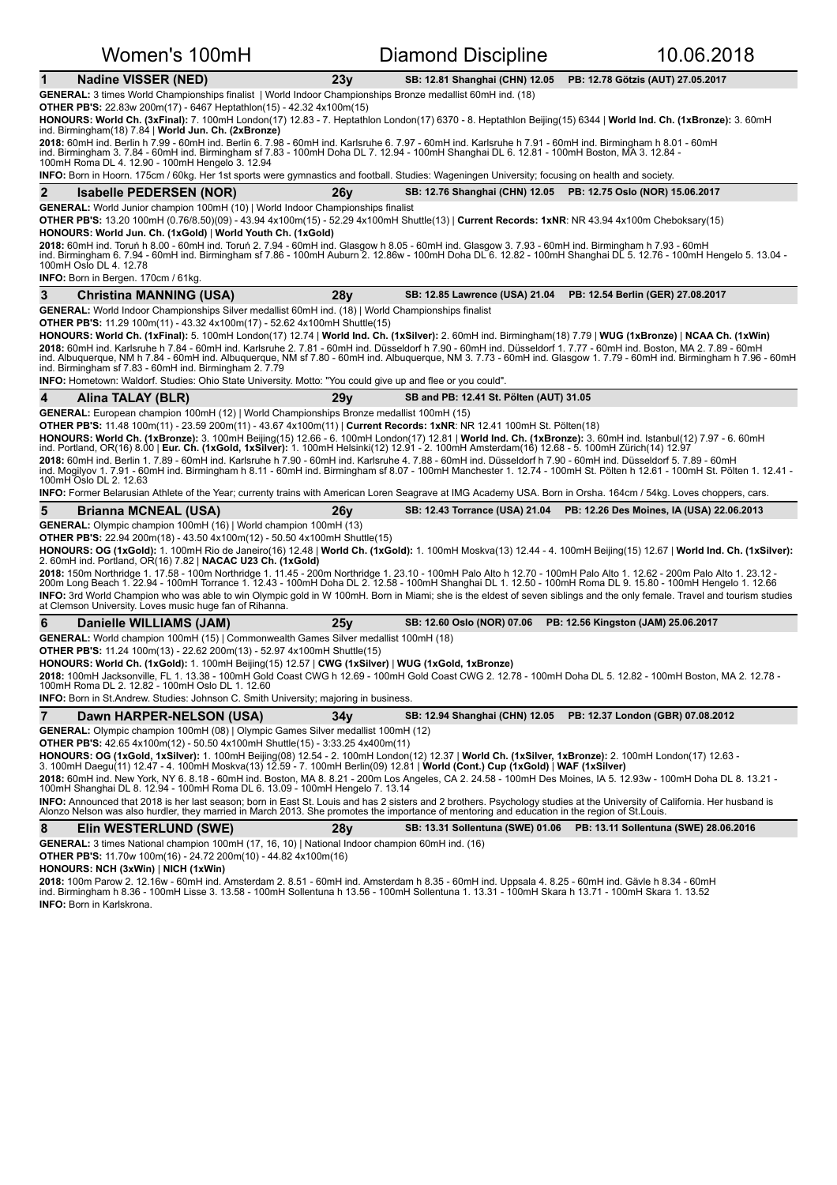# Women's 100mH — Diamond Discipline — 10.06.2018

## 1 Nadine VISSER (NED) — 23y — SB: 12.81 Shanghai (CHN) 12.05 — PB: 12.78 Götzis (AUT) 27.05.2017

**GENERAL:** 3 times World Championships finalist | World Indoor Championships Bronze medallist 60mH ind. (18)

**OTHER PB'S:** 22.83w 200m(17) - 6467 Heptathlon(15) - 42.32 4x100m(15)

**HONOURS: World Ch. (3xFinal):** 7. 100mH London(17) 12.83 - 7. Heptathlon London(17) 6370 - 8. Heptathlon Beijing(15) 6344 | **World Ind. Ch. (1xBronze):** 3. 60mH ind. Birmingham(18) 7.84 | **World Jun. Ch. (2xBronze)**

**2018:** 60mH ind. Berlin h 7.99 - 60mH ind. Berlin 6. 7.98 - 60mH ind. Karlsruhe 6. 7.97 - 60mH ind. Karlsruhe h 7.91 - 60mH ind. Birmingham h 8.01 - 60mH ind. Birmingham 3. 7.84 - 60mH ind. Birmingham sf 7.83 - 100mH Doha DL 7. 12.94 - 100mH Shanghai DL 6. 12.81 - 100mH Boston, MA 3. 12.84 - 100mH Roma DL 4. 12.90 - 100mH Hengelo 3. 12.94

**INFO:** Born in Hoorn. 175cm / 60kg. Her 1st sports were gymnastics and football. Studies: Wageningen University; focusing on health and society.

## 2 Isabelle PEDERSEN (NOR) — 26y — SB: 12.76 Shanghai (CHN) 12.05 — PB: 12.75 Oslo (NOR) 15.06.2017

**GENERAL:** World Junior champion 100mH (10) | World Indoor Championships finalist

**OTHER PB'S:** 13.20 100mH (0.76/8.50)(09) - 43.94 4x100m(15) - 52.29 4x100mH Shuttle(13) | **Current Records: 1xNR**: NR 43.94 4x100m Cheboksary(15)

**HONOURS: World Jun. Ch. (1xGold)** | **World Youth Ch. (1xGold)**

**2018:** 60mH ind. Toruń h 8.00 - 60mH ind. Toruń 2. 7.94 - 60mH ind. Glasgow h 8.05 - 60mH ind. Glasgow 3. 7.93 - 60mH ind. Birmingham h 7.93 - 60mH ind. Birmingham 6. 7.94 - 60mH ind. Birmingham sf 7.86 - 100mH Auburn 2. 12.86w - 100mH Doha DL 6. 12.82 - 100mH Shanghai DL 5. 12.76 - 100mH Hengelo 5. 13.04 - 100mH Oslo DL 4. 12.78

**INFO:** Born in Bergen. 170cm / 61kg.

## 3 Christina MANNING (USA) — 28y — SB: 12.85 Lawrence (USA) 21.04 — PB: 12.54 Berlin (GER) 27.08.2017

**GENERAL:** World Indoor Championships Silver medallist 60mH ind. (18) | World Championships finalist

**OTHER PB'S:** 11.29 100m(11) - 43.32 4x100m(17) - 52.62 4x100mH Shuttle(15)

**HONOURS: World Ch. (1xFinal):** 5. 100mH London(17) 12.74 | **World Ind. Ch. (1xSilver):** 2. 60mH ind. Birmingham(18) 7.79 | **WUG (1xBronze)** | **NCAA Ch. (1xWin)**

**2018:** 60mH ind. Karlsruhe h 7.84 - 60mH ind. Karlsruhe 2. 7.81 - 60mH ind. Düsseldorf h 7.90 - 60mH ind. Düsseldorf 1. 7.77 - 60mH ind. Boston, MA 2. 7.89 - 60mH ind. Albuquerque, NM h 7.84 - 60mH ind. Albuquerque, NM sf 7.80 - 60mH ind. Albuquerque, NM 3. 7.73 - 60mH ind. Glasgow 1. 7.79 - 60mH ind. Birmingham h 7.96 - 60mH ind. Birmingham sf 7.83 - 60mH ind. Birmingham 2. 7.79

**INFO:** Hometown: Waldorf. Studies: Ohio State University. Motto: "You could give up and flee or you could".

## 4 Alina TALAY (BLR) — 29y — SB and PB: 12.41 St. Pölten (AUT) 31.05

**GENERAL:** European champion 100mH (12) | World Championships Bronze medallist 100mH (15)

**OTHER PB'S:** 11.48 100m(11) - 23.59 200m(11) - 43.67 4x100m(11) | **Current Records: 1xNR**: NR 12.41 100mH St. Pölten(18)

**HONOURS: World Ch. (1xBronze):** 3. 100mH Beijing(15) 12.66 - 6. 100mH London(17) 12.81 | **World Ind. Ch. (1xBronze):** 3. 60mH ind. Istanbul(12) 7.97 - 6. 60mH ind. Portland, OR(16) 8.00 | **Eur. Ch. (1xGold, 1xSilver):** 1. 100mH Helsinki(12) 12.91 - 2. 100mH Amsterdam(16) 12.68 - 5. 100mH Zürich(14) 12.97

**2018:** 60mH ind. Berlin 1. 7.89 - 60mH ind. Karlsruhe h 7.90 - 60mH ind. Karlsruhe 4. 7.88 - 60mH ind. Düsseldorf h 7.90 - 60mH ind. Düsseldorf 5. 7.89 - 60mH ind. Mogilyov 1. 7.91 - 60mH ind. Birmingham h 8.11 - 60mH ind. Birmingham sf 8.07 - 100mH Manchester 1. 12.74 - 100mH St. Pölten h 12.61 - 100mH St. Pölten 1. 12.41 - 100mH Oslo DL 2. 12.63

**INFO:** Former Belarusian Athlete of the Year; currenty trains with American Loren Seagrave at IMG Academy USA. Born in Orsha. 164cm / 54kg. Loves choppers, cars.

## 5 Brianna MCNEAL (USA) — 26y — SB: 12.43 Torrance (USA) 21.04 — PB: 12.26 Des Moines, IA (USA) 22.06.2013

**GENERAL:** Olympic champion 100mH (16) | World champion 100mH (13)

**OTHER PB'S:** 22.94 200m(18) - 43.50 4x100m(12) - 50.50 4x100mH Shuttle(15)

**HONOURS: OG (1xGold):** 1. 100mH Rio de Janeiro(16) 12.48 | **World Ch. (1xGold):** 1. 100mH Moskva(13) 12.44 - 4. 100mH Beijing(15) 12.67 | **World Ind. Ch. (1xSilver):** 2. 60mH ind. Portland, OR(16) 7.82 | **NACAC U23 Ch. (1xGold)**

**2018:** 150m Northridge 1. 17.58 - 100m Northridge 1. 11.45 - 200m Northridge 1. 23.10 - 100mH Palo Alto h 12.70 - 100mH Palo Alto 1. 12.62 - 200m Palo Alto 1. 23.12 - 200m Long Beach 1. 22.94 - 100mH Torrance 1. 12.43 - 100mH Doha DL 2. 12.58 - 100mH Shanghai DL 1. 12.50 - 100mH Roma DL 9. 15.80 - 100mH Hengelo 1. 12.66

**INFO:** 3rd World Champion who was able to win Olympic gold in W 100mH. Born in Miami; she is the eldest of seven siblings and the only female. Travel and tourism studies at Clemson University. Loves music huge fan of Rihanna.

## 6 Danielle WILLIAMS (JAM) — 25y — SB: 12.60 Oslo (NOR) 07.06 — PB: 12.56 Kingston (JAM) 25.06.2017

**GENERAL:** World champion 100mH (15) | Commonwealth Games Silver medallist 100mH (18)

**OTHER PB'S:** 11.24 100m(13) - 22.62 200m(13) - 52.97 4x100mH Shuttle(15)

**HONOURS: World Ch. (1xGold):** 1. 100mH Beijing(15) 12.57 | **CWG (1xSilver)** | **WUG (1xGold, 1xBronze)**

**2018:** 100mH Jacksonville, FL 1. 13.38 - 100mH Gold Coast CWG h 12.69 - 100mH Gold Coast CWG 2. 12.78 - 100mH Doha DL 5. 12.82 - 100mH Boston, MA 2. 12.78 - 100mH Roma DL 2. 12.82 - 100mH Oslo DL 1. 12.60

**INFO:** Born in St.Andrew. Studies: Johnson C. Smith University; majoring in business.

## 7 Dawn HARPER-NELSON (USA) — 34y — SB: 12.94 Shanghai (CHN) 12.05 — PB: 12.37 London (GBR) 07.08.2012

**GENERAL:** Olympic champion 100mH (08) | Olympic Games Silver medallist 100mH (12)

**OTHER PB'S:** 42.65 4x100m(12) - 50.50 4x100mH Shuttle(15) - 3:33.25 4x400m(11)

**HONOURS: OG (1xGold, 1xSilver):** 1. 100mH Beijing(08) 12.54 - 2. 100mH London(12) 12.37 | **World Ch. (1xSilver, 1xBronze):** 2. 100mH London(17) 12.63 - 3. 100mH Daegu(11) 12.47 - 4. 100mH Moskva(13) 12.59 - 7. 100mH Berlin(09) 12.81 | **World (Cont.) Cup (1xGold)** | **WAF (1xSilver)**

**2018:** 60mH ind. New York, NY 6. 8.18 - 60mH ind. Boston, MA 8. 8.21 - 200m Los Angeles, CA 2. 24.58 - 100mH Des Moines, IA 5. 12.93w - 100mH Doha DL 8. 13.21 - 100mH Shanghai DL 8. 12.94 - 100mH Roma DL 6. 13.09 - 100mH Hengelo 7. 13.14

**INFO:** Announced that 2018 is her last season; born in East St. Louis and has 2 sisters and 2 brothers. Psychology studies at the University of California. Her husband is Alonzo Nelson was also hurdler, they married in March 2013. She promotes the importance of mentoring and education in the region of St.Louis.

## 8 Elin WESTERLUND (SWE) — 28y — SB: 13.31 Sollentuna (SWE) 01.06 — PB: 13.11 Sollentuna (SWE) 28.06.2016

**GENERAL:** 3 times National champion 100mH (17, 16, 10) | National Indoor champion 60mH ind. (16)

**OTHER PB'S:** 11.70w 100m(16) - 24.72 200m(10) - 44.82 4x100m(16)

**HONOURS: NCH (3xWin)** | **NICH (1xWin)**

**2018:** 100m Parow 2. 12.16w - 60mH ind. Amsterdam 2. 8.51 - 60mH ind. Amsterdam h 8.35 - 60mH ind. Uppsala 4. 8.25 - 60mH ind. Gävle h 8.34 - 60mH ind. Birmingham h 8.36 - 100mH Lisse 3. 13.58 - 100mH Sollentuna h 13.56 - 100mH Sollentuna 1. 13.31 - 100mH Skara h 13.71 - 100mH Skara 1. 13.52

**INFO:** Born in Karlskrona.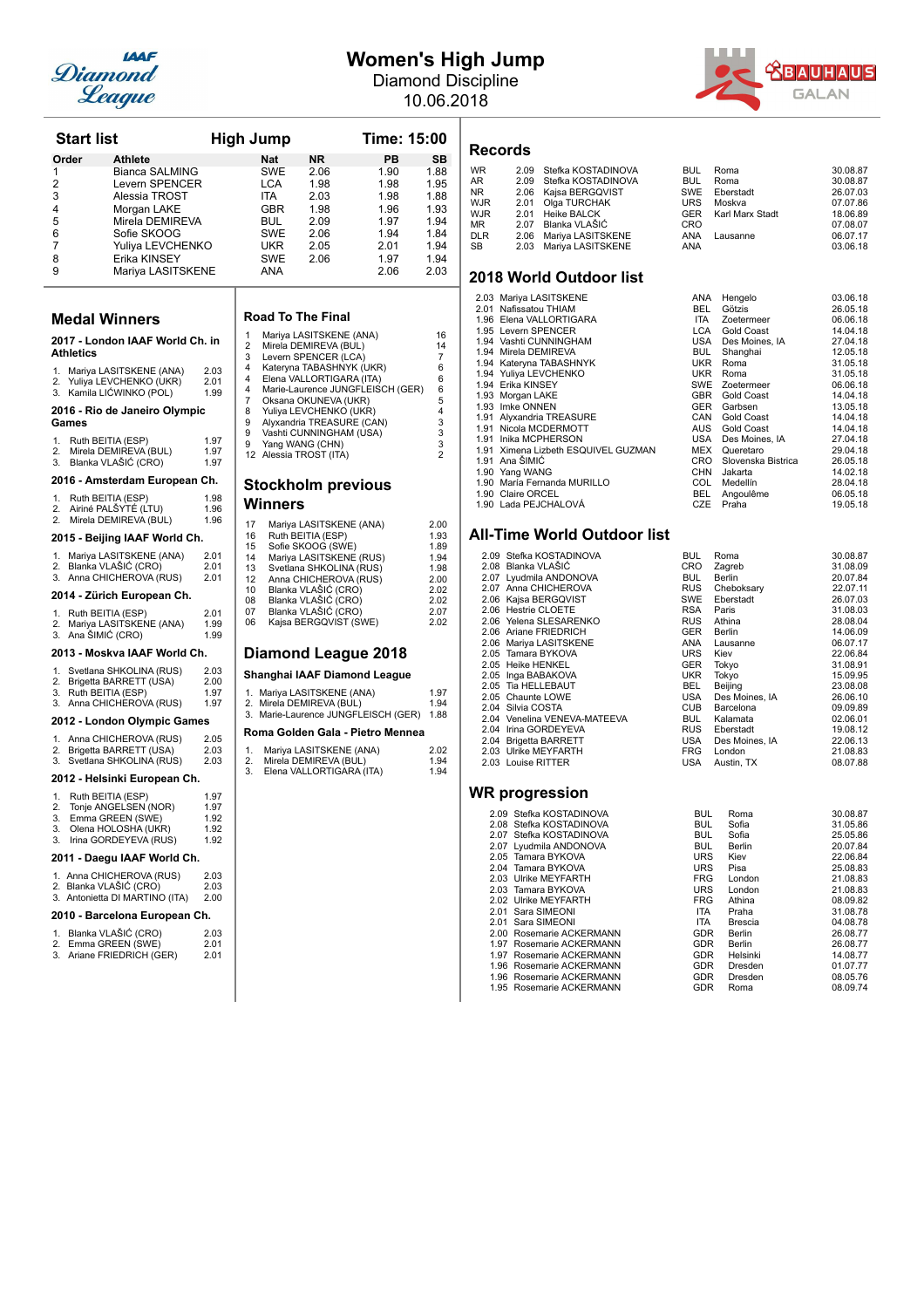# Women's High Jump

Diamond Discipline

10.06.2018

## Start list — High Jump — Time: 15:00

| Order | Athlete | Nat | NR | PB | SB |
|---|---|---|---|---|---|
| 1 | Bianca SALMING | SWE | 2.06 | 1.90 | 1.88 |
| 2 | Levern SPENCER | LCA | 1.98 | 1.98 | 1.95 |
| 3 | Alessia TROST | ITA | 2.03 | 1.98 | 1.88 |
| 4 | Morgan LAKE | GBR | 1.98 | 1.96 | 1.93 |
| 5 | Mirela DEMIREVA | BUL | 2.09 | 1.97 | 1.94 |
| 6 | Sofie SKOOG | SWE | 2.06 | 1.94 | 1.84 |
| 7 | Yuliya LEVCHENKO | UKR | 2.05 | 2.01 | 1.94 |
| 8 | Erika KINSEY | SWE | 2.06 | 1.97 | 1.94 |
| 9 | Mariya LASITSKENE | ANA | | 2.06 | 2.03 |

## Medal Winners

### 2017 - London IAAF World Ch. in Athletics

1. Mariya LASITSKENE (ANA) 2.03
2. Yuliya LEVCHENKO (UKR) 2.01
3. Kamila LIĆWINKO (POL) 1.99

### 2016 - Rio de Janeiro Olympic Games

1. Ruth BEITIA (ESP) 1.97
2. Mirela DEMIREVA (BUL) 1.97
3. Blanka VLAŠIĆ (CRO) 1.97

### 2016 - Amsterdam European Ch.

1. Ruth BEITIA (ESP) 1.98
2. Airinė PALŠYTĖ (LTU) 1.96
2. Mirela DEMIREVA (BUL) 1.96

### 2015 - Beijing IAAF World Ch.

1. Mariya LASITSKENE (ANA) 2.01
2. Blanka VLAŠIĆ (CRO) 2.01
3. Anna CHICHEROVA (RUS) 2.01

### 2014 - Zürich European Ch.

1. Ruth BEITIA (ESP) 2.01
2. Mariya LASITSKENE (ANA) 1.99
3. Ana ŠIMIĆ (CRO) 1.99

### 2013 - Moskva IAAF World Ch.

1. Svetlana SHKOLINA (RUS) 2.03
2. Brigetta BARRETT (USA) 2.00
3. Ruth BEITIA (ESP) 1.97
3. Anna CHICHEROVA (RUS) 1.97

### 2012 - London Olympic Games

1. Anna CHICHEROVA (RUS) 2.05
2. Brigetta BARRETT (USA) 2.03
3. Svetlana SHKOLINA (RUS) 2.03

### 2012 - Helsinki European Ch.

1. Ruth BEITIA (ESP) 1.97
2. Tonje ANGELSEN (NOR) 1.97
3. Emma GREEN (SWE) 1.92
3. Olena HOLOSHA (UKR) 1.92
3. Irina GORDEYEVA (RUS) 1.92

### 2011 - Daegu IAAF World Ch.

1. Anna CHICHEROVA (RUS) 2.03
2. Blanka VLAŠIĆ (CRO) 2.03
3. Antonietta DI MARTINO (ITA) 2.00

### 2010 - Barcelona European Ch.

1. Blanka VLAŠIĆ (CRO) 2.03
2. Emma GREEN (SWE) 2.01
3. Ariane FRIEDRICH (GER) 2.01

## Road To The Final

| | | |
|---|---|---|
| 1 | Mariya LASITSKENE (ANA) | 16 |
| 2 | Mirela DEMIREVA (BUL) | 14 |
| 3 | Levern SPENCER (LCA) | 7 |
| 4 | Kateryna TABASHNYK (UKR) | 6 |
| 4 | Elena VALLORTIGARA (ITA) | 6 |
| 4 | Marie-Laurence JUNGFLEISCH (GER) | 6 |
| 7 | Oksana OKUNEVA (UKR) | 5 |
| 8 | Yuliya LEVCHENKO (UKR) | 4 |
| 9 | Alyxandria TREASURE (CAN) | 3 |
| 9 | Vashti CUNNINGHAM (USA) | 3 |
| 9 | Yang WANG (CHN) | 3 |
| 12 | Alessia TROST (ITA) | 2 |

## Stockholm previous Winners

| | | |
|---|---|---|
| 17 | Mariya LASITSKENE (ANA) | 2.00 |
| 16 | Ruth BEITIA (ESP) | 1.93 |
| 15 | Sofie SKOOG (SWE) | 1.89 |
| 14 | Mariya LASITSKENE (RUS) | 1.94 |
| 13 | Svetlana SHKOLINA (RUS) | 1.98 |
| 12 | Anna CHICHEROVA (RUS) | 2.00 |
| 10 | Blanka VLAŠIĆ (CRO) | 2.02 |
| 08 | Blanka VLAŠIĆ (CRO) | 2.02 |
| 07 | Blanka VLAŠIĆ (CRO) | 2.07 |
| 06 | Kajsa BERGQVIST (SWE) | 2.02 |

## Diamond League 2018

### Shanghai IAAF Diamond League

1. Mariya LASITSKENE (ANA) 1.97
2. Mirela DEMIREVA (BUL) 1.94
3. Marie-Laurence JUNGFLEISCH (GER) 1.88

### Roma Golden Gala - Pietro Mennea

1. Mariya LASITSKENE (ANA) 2.02
2. Mirela DEMIREVA (BUL) 1.94
3. Elena VALLORTIGARA (ITA) 1.94

## Records

| | | | | | |
|---|---|---|---|---|---|
| WR | 2.09 | Stefka KOSTADINOVA | BUL | Roma | 30.08.87 |
| AR | 2.09 | Stefka KOSTADINOVA | BUL | Roma | 30.08.87 |
| NR | 2.06 | Kajsa BERGQVIST | SWE | Eberstadt | 26.07.03 |
| WJR | 2.01 | Olga TURCHAK | URS | Moskva | 07.07.86 |
| WJR | 2.01 | Heike BALCK | GER | Karl Marx Stadt | 18.06.89 |
| MR | 2.07 | Blanka VLAŠIĆ | CRO | | 07.08.07 |
| DLR | 2.06 | Mariya LASITSKENE | ANA | Lausanne | 06.07.17 |
| SB | 2.03 | Mariya LASITSKENE | ANA | | 03.06.18 |

## 2018 World Outdoor list

| | | | | |
|---|---|---|---|---|
| 2.03 | Mariya LASITSKENE | ANA | Hengelo | 03.06.18 |
| 2.01 | Nafissatou THIAM | BEL | Götzis | 26.05.18 |
| 1.96 | Elena VALLORTIGARA | ITA | Zoetermeer | 06.06.18 |
| 1.95 | Levern SPENCER | LCA | Gold Coast | 14.04.18 |
| 1.94 | Vashti CUNNINGHAM | USA | Des Moines, IA | 27.04.18 |
| 1.94 | Mirela DEMIREVA | BUL | Shanghai | 12.05.18 |
| 1.94 | Kateryna TABASHNYK | UKR | Roma | 31.05.18 |
| 1.94 | Yuliya LEVCHENKO | UKR | Roma | 31.05.18 |
| 1.94 | Erika KINSEY | SWE | Zoetermeer | 06.06.18 |
| 1.93 | Morgan LAKE | GBR | Gold Coast | 14.04.18 |
| 1.93 | Imke ONNEN | GER | Garbsen | 13.05.18 |
| 1.91 | Alyxandria TREASURE | CAN | Gold Coast | 14.04.18 |
| 1.91 | Nicola MCDERMOTT | AUS | Gold Coast | 14.04.18 |
| 1.91 | Inika MCPHERSON | USA | Des Moines, IA | 27.04.18 |
| 1.91 | Ximena Lizbeth ESQUIVEL GUZMAN | MEX | Queretaro | 29.04.18 |
| 1.91 | Ana ŠIMIĆ | CRO | Slovenska Bistrica | 26.05.18 |
| 1.90 | Yang WANG | CHN | Jakarta | 14.02.18 |
| 1.90 | María Fernanda MURILLO | COL | Medellín | 28.04.18 |
| 1.90 | Claire ORCEL | BEL | Angoulême | 06.05.18 |
| 1.90 | Lada PEJCHALOVÁ | CZE | Praha | 19.05.18 |

## All-Time World Outdoor list

| | | | | |
|---|---|---|---|---|
| 2.09 | Stefka KOSTADINOVA | BUL | Roma | 30.08.87 |
| 2.08 | Blanka VLAŠIĆ | CRO | Zagreb | 31.08.09 |
| 2.07 | Lyudmila ANDONOVA | BUL | Berlin | 20.07.84 |
| 2.07 | Anna CHICHEROVA | RUS | Cheboksary | 22.07.11 |
| 2.06 | Kajsa BERGQVIST | SWE | Eberstadt | 26.07.03 |
| 2.06 | Hestrie CLOETE | RSA | Paris | 31.08.03 |
| 2.06 | Yelena SLESARENKO | RUS | Athina | 28.08.04 |
| 2.06 | Ariane FRIEDRICH | GER | Berlin | 14.06.09 |
| 2.06 | Mariya LASITSKENE | ANA | Lausanne | 06.07.17 |
| 2.05 | Tamara BYKOVA | URS | Kiev | 22.06.84 |
| 2.05 | Heike HENKEL | GER | Tokyo | 31.08.91 |
| 2.05 | Inga BABAKOVA | UKR | Tokyo | 15.09.95 |
| 2.05 | Tia HELLEBAUT | BEL | Beijing | 23.08.08 |
| 2.05 | Chaunte LOWE | USA | Des Moines, IA | 26.06.10 |
| 2.04 | Silvia COSTA | CUB | Barcelona | 09.09.89 |
| 2.04 | Venelina VENEVA-MATEEVA | BUL | Kalamata | 02.06.01 |
| 2.04 | Irina GORDEYEVA | RUS | Eberstadt | 19.08.12 |
| 2.04 | Brigetta BARRETT | USA | Des Moines, IA | 22.06.13 |
| 2.03 | Ulrike MEYFARTH | FRG | London | 21.08.83 |
| 2.03 | Louise RITTER | USA | Austin, TX | 08.07.88 |

## WR progression

| | | | | |
|---|---|---|---|---|
| 2.09 | Stefka KOSTADINOVA | BUL | Roma | 30.08.87 |
| 2.08 | Stefka KOSTADINOVA | BUL | Sofia | 31.05.86 |
| 2.07 | Stefka KOSTADINOVA | BUL | Sofia | 25.05.86 |
| 2.07 | Lyudmila ANDONOVA | BUL | Berlin | 20.07.84 |
| 2.05 | Tamara BYKOVA | URS | Kiev | 22.06.84 |
| 2.04 | Tamara BYKOVA | URS | Pisa | 25.08.83 |
| 2.03 | Ulrike MEYFARTH | FRG | London | 21.08.83 |
| 2.03 | Tamara BYKOVA | URS | London | 21.08.83 |
| 2.02 | Ulrike MEYFARTH | FRG | Athina | 08.09.82 |
| 2.01 | Sara SIMEONI | ITA | Praha | 31.08.78 |
| 2.01 | Sara SIMEONI | ITA | Brescia | 04.08.78 |
| 2.00 | Rosemarie ACKERMANN | GDR | Berlin | 26.08.77 |
| 1.97 | Rosemarie ACKERMANN | GDR | Berlin | 26.08.77 |
| 1.97 | Rosemarie ACKERMANN | GDR | Helsinki | 14.08.77 |
| 1.96 | Rosemarie ACKERMANN | GDR | Dresden | 01.07.77 |
| 1.96 | Rosemarie ACKERMANN | GDR | Dresden | 08.05.76 |
| 1.95 | Rosemarie ACKERMANN | GDR | Roma | 08.09.74 |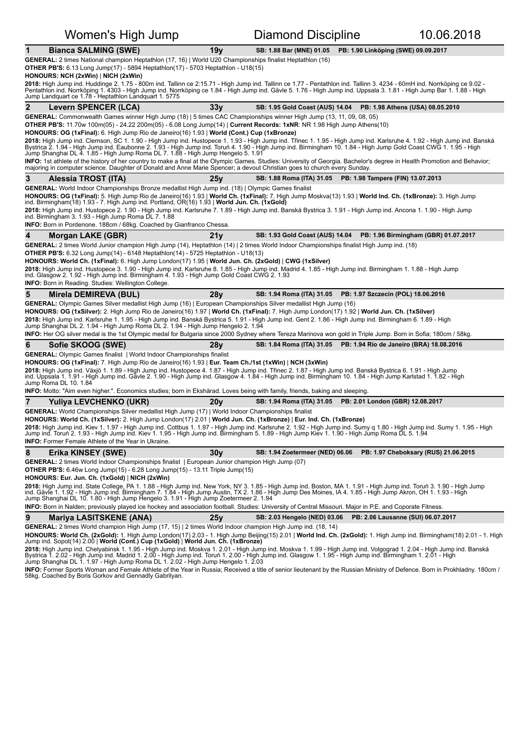# Women's High Jump — Diamond Discipline — 10.06.2018

## 1 Bianca SALMING (SWE) — 19y — SB: 1.88 Bar (MNE) 01.05 — PB: 1.90 Linköping (SWE) 09.09.2017

**GENERAL:** 2 times National champion Heptathlon (17, 16) | World U20 Championships finalist Heptathlon (16)
**OTHER PB'S:** 6.13 Long Jump(17) - 5894 Heptathlon(17) - 5703 Heptathlon - U18(15)
**HONOURS: NCH (2xWin)** | **NICH (2xWin)**
**2018:** High Jump ind. Huddinge 2. 1.75 - 800m ind. Tallinn ce 2:15.71 - High Jump ind. Tallinn ce 1.77 - Pentathlon ind. Tallinn 3. 4234 - 60mH ind. Norrköping ce 9.02 - Pentathlon ind. Norrköping 1. 4303 - High Jump ind. Norrköping ce 1.84 - High Jump ind. Gävle 5. 1.76 - High Jump ind. Uppsala 3. 1.81 - High Jump Bar 1. 1.88 - High Jump Landquart ce 1.78 - Heptathlon Landquart 1. 5775

## 2 Levern SPENCER (LCA) — 33y — SB: 1.95 Gold Coast (AUS) 14.04 — PB: 1.98 Athens (USA) 08.05.2010

**GENERAL:** Commonwealth Games winner High Jump (18) | 5 times CAC Championships winner High Jump (13, 11, 09, 08, 05)
**OTHER PB'S:** 11.70w 100m(05) - 24.22 200m(05) - 6.08 Long Jump(14) | **Current Records: 1xNR**: NR 1.98 High Jump Athens(10)
**HONOURS: OG (1xFinal):** 6. High Jump Rio de Janeiro(16) 1.93 | **World (Cont.) Cup (1xBronze)**
**2018:** High Jump ind. Clemson, SC 1. 1.90 - High Jump ind. Hustopece 1. 1.93 - High Jump ind. Třinec 1. 1.95 - High Jump ind. Karlsruhe 4. 1.92 - High Jump ind. Banská Bystrica 2. 1.94 - High Jump ind. Eaubonne 2. 1.93 - High Jump ind. Toruń 4. 1.90 - High Jump ind. Birmingham 10. 1.84 - High Jump Gold Coast CWG 1. 1.95 - High Jump Shanghai DL 4. 1.85 - High Jump Roma DL 7. 1.88 - High Jump Hengelo 5. 1.91
**INFO:** 1st athlete of the history of her country to make a final at the Olympic Games. Studies: University of Georgia. Bachelor's degree in Health Promotion and Behavior; majoring in computer science. Daughter of Donald and Anne Marie Spencer; a devout Christian goes to church every Sunday.

## 3 Alessia TROST (ITA) — 25y — SB: 1.88 Roma (ITA) 31.05 — PB: 1.98 Tampere (FIN) 13.07.2013

**GENERAL:** World Indoor Championships Bronze medallist High Jump ind. (18) | Olympic Games finalist
**HONOURS: OG (1xFinal):** 5. High Jump Rio de Janeiro(16) 1.93 | **World Ch. (1xFinal):** 7. High Jump Moskva(13) 1.93 | **World Ind. Ch. (1xBronze):** 3. High Jump ind. Birmingham(18) 1.93 - 7. High Jump ind. Portland, OR(16) 1.93 | **World Jun. Ch. (1xGold)**
**2018:** High Jump ind. Hustopece 2. 1.90 - High Jump ind. Karlsruhe 7. 1.89 - High Jump ind. Banská Bystrica 3. 1.91 - High Jump ind. Ancona 1. 1.90 - High Jump ind. Birmingham 3. 1.93 - High Jump Roma DL 7. 1.88
**INFO:** Born in Pordenone. 188cm / 68kg. Coached by Gianfranco Chessa.

## 4 Morgan LAKE (GBR) — 21y — SB: 1.93 Gold Coast (AUS) 14.04 — PB: 1.96 Birmingham (GBR) 01.07.2017

**GENERAL:** 2 times World Junior champion High Jump (14), Heptathlon (14) | 2 times World Indoor Championships finalist High Jump ind. (18)
**OTHER PB'S:** 6.32 Long Jump(14) - 6148 Heptathlon(14) - 5725 Heptathlon - U18(13)
**HONOURS: World Ch. (1xFinal):** 6. High Jump London(17) 1.95 | **World Jun. Ch. (2xGold)** | **CWG (1xSilver)**
**2018:** High Jump ind. Hustopece 3. 1.90 - High Jump ind. Karlsruhe 8. 1.85 - High Jump ind. Madrid 4. 1.85 - High Jump ind. Birmingham 1. 1.88 - High Jump ind. Glasgow 2. 1.92 - High Jump ind. Birmingham 4. 1.93 - High Jump Gold Coast CWG 2. 1.93
**INFO:** Born in Reading. Studies: Wellington College.

## 5 Mirela DEMIREVA (BUL) — 28y — SB: 1.94 Roma (ITA) 31.05 — PB: 1.97 Szczecin (POL) 18.06.2016

**GENERAL:** Olympic Games Silver medallist High Jump (16) | European Championships Silver medallist High Jump (16)
**HONOURS: OG (1xSilver):** 2. High Jump Rio de Janeiro(16) 1.97 | **World Ch. (1xFinal):** 7. High Jump London(17) 1.92 | **World Jun. Ch. (1xSilver)**
**2018:** High Jump ind. Karlsruhe 1. 1.95 - High Jump ind. Banská Bystrica 5. 1.91 - High Jump ind. Gent 2. 1.86 - High Jump ind. Birmingham 6. 1.89 - High Jump Shanghai DL 2. 1.94 - High Jump Roma DL 2. 1.94 - High Jump Hengelo 2. 1.94
**INFO:** Her OG silver medal is the 1st Olympic medal for Bulgaria since 2000 Sydney where Tereza Marinova won gold in Triple Jump. Born in Sofia; 180cm / 58kg.

## 6 Sofie SKOOG (SWE) — 28y — SB: 1.84 Roma (ITA) 31.05 — PB: 1.94 Rio de Janeiro (BRA) 18.08.2016

**GENERAL:** Olympic Games finalist | World Indoor Championships finalist
**HONOURS: OG (1xFinal):** 7. High Jump Rio de Janeiro(16) 1.93 | **Eur. Team Ch./1st (1xWin)** | **NCH (3xWin)**
**2018:** High Jump ind. Växjö 1. 1.89 - High Jump ind. Hustopece 4. 1.87 - High Jump ind. Třinec 2. 1.87 - High Jump ind. Banská Bystrica 6. 1.91 - High Jump ind. Uppsala 1. 1.91 - High Jump ind. Gävle 2. 1.90 - High Jump ind. Glasgow 4. 1.84 - High Jump ind. Birmingham 10. 1.84 - High Jump Karlstad 1. 1.82 - High Jump Roma DL 10. 1.84
**INFO:** Motto: "Aim even higher.". Economics studies; born in Ekshärad. Loves being with family, friends, baking and sleeping.

## 7 Yuliya LEVCHENKO (UKR) — 20y — SB: 1.94 Roma (ITA) 31.05 — PB: 2.01 London (GBR) 12.08.2017

**GENERAL:** World Championships Silver medallist High Jump (17) | World Indoor Championships finalist
**HONOURS: World Ch. (1xSilver):** 2. High Jump London(17) 2.01 | **World Jun. Ch. (1xBronze)** | **Eur. Ind. Ch. (1xBronze)**
**2018:** High Jump ind. Kiev 1. 1.97 - High Jump ind. Cottbus 1. 1.97 - High Jump ind. Karlsruhe 2. 1.92 - High Jump ind. Sumy q 1.80 - High Jump ind. Sumy 1. 1.95 - High Jump ind. Toruń 2. 1.93 - High Jump ind. Kiev 1. 1.95 - High Jump ind. Birmingham 5. 1.89 - High Jump Kiev 1. 1.90 - High Jump Roma DL 5. 1.94
**INFO:** Former Female Athlete of the Year in Ukraine.

## 8 Erika KINSEY (SWE) — 30y — SB: 1.94 Zoetermeer (NED) 06.06 — PB: 1.97 Cheboksary (RUS) 21.06.2015

**GENERAL:** 2 times World Indoor Championships finalist | European Junior champion High Jump (07)
**OTHER PB'S:** 6.46w Long Jump(15) - 6.28 Long Jump(15) - 13.11 Triple Jump(15)
**HONOURS: Eur. Jun. Ch. (1xGold)** | **NICH (2xWin)**
**2018:** High Jump ind. State College, PA 1. 1.88 - High Jump ind. New York, NY 3. 1.85 - High Jump ind. Boston, MA 1. 1.91 - High Jump ind. Toruń 3. 1.90 - High Jump ind. Gävle 1. 1.92 - High Jump ind. Birmingham 7. 1.84 - High Jump Austin, TX 2. 1.86 - High Jump Des Moines, IA 4. 1.85 - High Jump Akron, OH 1. 1.93 - High Jump Shanghai DL 10. 1.80 - High Jump Hengelo 3. 1.91 - High Jump Zoetermeer 2. 1.94
**INFO:** Born in Nalden; previously played ice hockey and association football. Studies: University of Central Missouri. Major in P.E. and Coporate Fitness.

## 9 Mariya LASITSKENE (ANA) — 25y — SB: 2.03 Hengelo (NED) 03.06 — PB: 2.06 Lausanne (SUI) 06.07.2017

**GENERAL:** 2 times World champion High Jump (17, 15) | 2 times World Indoor champion High Jump ind. (18, 14)
**HONOURS: World Ch. (2xGold):** 1. High Jump London(17) 2.03 - 1. High Jump Beijing(15) 2.01 | **World Ind. Ch. (2xGold):** 1. High Jump ind. Birmingham(18) 2.01 - 1. High Jump ind. Sopot(14) 2.00 | **World (Cont.) Cup (1xGold)** | **World Jun. Ch. (1xBronze)**
**2018:** High Jump ind. Chelyabinsk 1. 1.95 - High Jump ind. Moskva 1. 2.01 - High Jump ind. Moskva 1. 1.99 - High Jump ind. Volgograd 1. 2.04 - High Jump ind. Banská Bystrica 1. 2.02 - High Jump ind. Madrid 1. 2.00 - High Jump ind. Toruń 1. 2.00 - High Jump ind. Glasgow 1. 1.95 - High Jump ind. Birmingham 1. 2.01 - High Jump Shanghai DL 1. 1.97 - High Jump Roma DL 1. 2.02 - High Jump Hengelo 1. 2.03
**INFO:** Former Sports Woman and Female Athlete of the Year in Russia; Received a title of senior lieutenant by the Russian Ministry of Defence. Born in Prokhladny. 180cm / 58kg. Coached by Boris Gorkov and Gennadly Gabrilyan.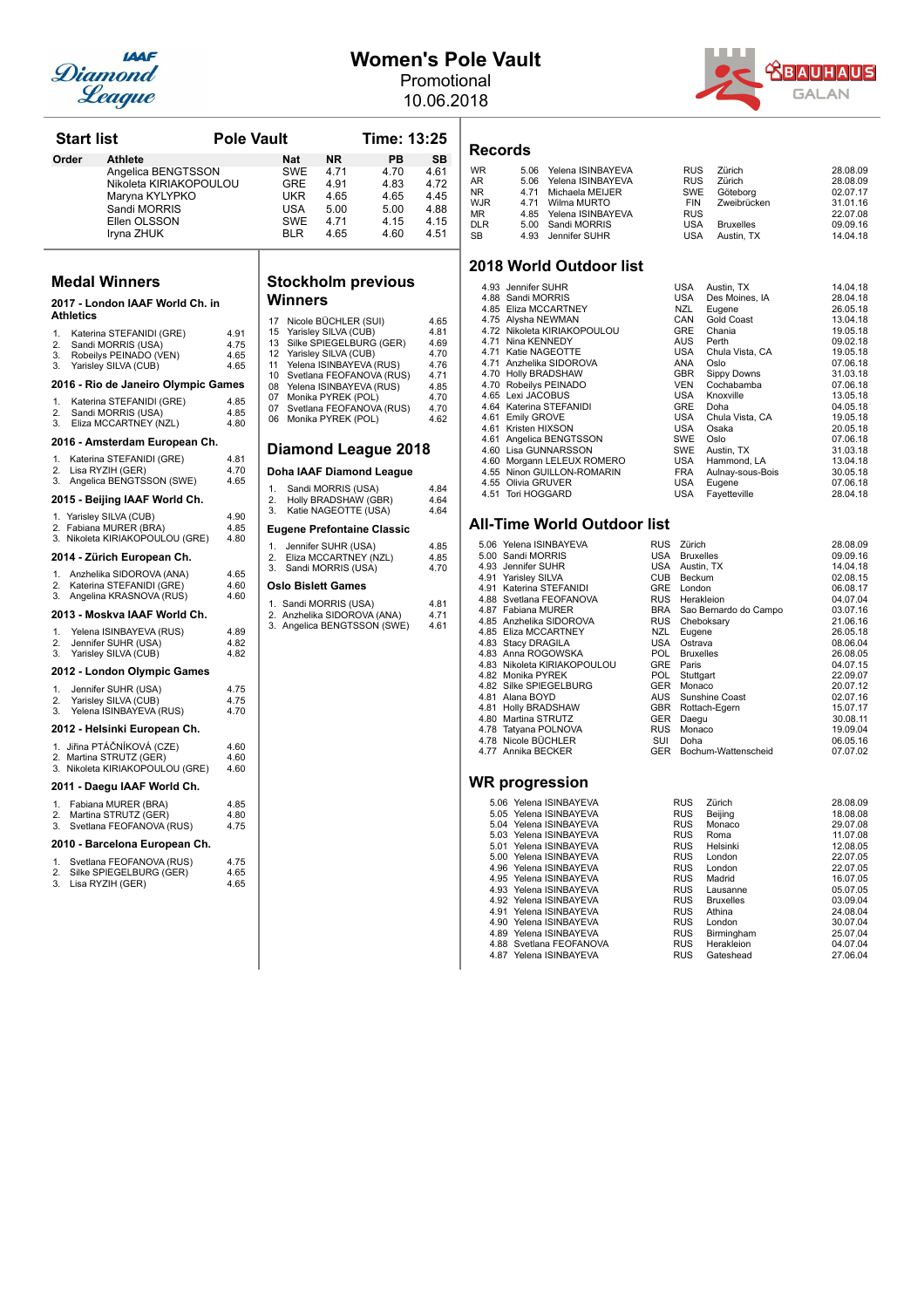# Women's Pole Vault

Promotional

10.06.2018

## Start list

**Pole Vault** — **Time: 13:25**

| Order | Athlete | Nat | NR | PB | SB |
|---|---|---|---|---|---|
| | Angelica BENGTSSON | SWE | 4.71 | 4.70 | 4.61 |
| | Nikoleta KIRIAKOPOULOU | GRE | 4.91 | 4.83 | 4.72 |
| | Maryna KYLYPKO | UKR | 4.65 | 4.65 | 4.45 |
| | Sandi MORRIS | USA | 5.00 | 5.00 | 4.88 |
| | Ellen OLSSON | SWE | 4.71 | 4.15 | 4.15 |
| | Iryna ZHUK | BLR | 4.65 | 4.60 | 4.51 |

## Medal Winners

### 2017 - London IAAF World Ch. in Athletics

1. Katerina STEFANIDI (GRE) 4.91
2. Sandi MORRIS (USA) 4.75
3. Robeilys PEINADO (VEN) 4.65
3. Yarisley SILVA (CUB) 4.65

### 2016 - Rio de Janeiro Olympic Games

1. Katerina STEFANIDI (GRE) 4.85
2. Sandi MORRIS (USA) 4.85
3. Eliza MCCARTNEY (NZL) 4.80

### 2016 - Amsterdam European Ch.

1. Katerina STEFANIDI (GRE) 4.81
2. Lisa RYZIH (GER) 4.70
3. Angelica BENGTSSON (SWE) 4.65

### 2015 - Beijing IAAF World Ch.

1. Yarisley SILVA (CUB) 4.90
2. Fabiana MURER (BRA) 4.85
3. Nikoleta KIRIAKOPOULOU (GRE) 4.80

### 2014 - Zürich European Ch.

1. Anzhelika SIDOROVA (ANA) 4.65
2. Katerina STEFANIDI (GRE) 4.60
3. Angelina KRASNOVA (RUS) 4.60

### 2013 - Moskva IAAF World Ch.

1. Yelena ISINBAYEVA (RUS) 4.89
2. Jennifer SUHR (USA) 4.82
3. Yarisley SILVA (CUB) 4.82

### 2012 - London Olympic Games

1. Jennifer SUHR (USA) 4.75
2. Yarisley SILVA (CUB) 4.75
3. Yelena ISINBAYEVA (RUS) 4.70

### 2012 - Helsinki European Ch.

1. Jiřina PTÁČNÍKOVÁ (CZE) 4.60
2. Martina STRUTZ (GER) 4.60
3. Nikoleta KIRIAKOPOULOU (GRE) 4.60

### 2011 - Daegu IAAF World Ch.

1. Fabiana MURER (BRA) 4.85
2. Martina STRUTZ (GER) 4.80
3. Svetlana FEOFANOVA (RUS) 4.75

### 2010 - Barcelona European Ch.

1. Svetlana FEOFANOVA (RUS) 4.75
2. Silke SPIEGELBURG (GER) 4.65
3. Lisa RYZIH (GER) 4.65

## Stockholm previous Winners

| Year | Athlete | Mark |
|---|---|---|
| 17 | Nicole BÜCHLER (SUI) | 4.65 |
| 15 | Yarisley SILVA (CUB) | 4.81 |
| 13 | Silke SPIEGELBURG (GER) | 4.69 |
| 12 | Yarisley SILVA (CUB) | 4.70 |
| 11 | Yelena ISINBAYEVA (RUS) | 4.76 |
| 10 | Svetlana FEOFANOVA (RUS) | 4.71 |
| 08 | Yelena ISINBAYEVA (RUS) | 4.85 |
| 07 | Monika PYREK (POL) | 4.70 |
| 07 | Svetlana FEOFANOVA (RUS) | 4.70 |
| 06 | Monika PYREK (POL) | 4.62 |

## Diamond League 2018

### Doha IAAF Diamond League

1. Sandi MORRIS (USA) 4.84
2. Holly BRADSHAW (GBR) 4.64
3. Katie NAGEOTTE (USA) 4.64

### Eugene Prefontaine Classic

1. Jennifer SUHR (USA) 4.85
2. Eliza MCCARTNEY (NZL) 4.85
3. Sandi MORRIS (USA) 4.70

### Oslo Bislett Games

1. Sandi MORRIS (USA) 4.81
2. Anzhelika SIDOROVA (ANA) 4.71
3. Angelica BENGTSSON (SWE) 4.61

## Records

| Record | Mark | Athlete | Nat | Venue | Date |
|---|---|---|---|---|---|
| WR | 5.06 | Yelena ISINBAYEVA | RUS | Zürich | 28.08.09 |
| AR | 5.06 | Yelena ISINBAYEVA | RUS | Zürich | 28.08.09 |
| NR | 4.71 | Michaela MEIJER | SWE | Göteborg | 02.07.17 |
| WJR | 4.71 | Wilma MURTO | FIN | Zweibrücken | 31.01.16 |
| MR | 4.85 | Yelena ISINBAYEVA | RUS | | 22.07.08 |
| DLR | 5.00 | Sandi MORRIS | USA | Bruxelles | 09.09.16 |
| SB | 4.93 | Jennifer SUHR | USA | Austin, TX | 14.04.18 |

## 2018 World Outdoor list

| Mark | Athlete | Nat | Venue | Date |
|---|---|---|---|---|
| 4.93 | Jennifer SUHR | USA | Austin, TX | 14.04.18 |
| 4.88 | Sandi MORRIS | USA | Des Moines, IA | 28.04.18 |
| 4.85 | Eliza MCCARTNEY | NZL | Eugene | 26.05.18 |
| 4.75 | Alysha NEWMAN | CAN | Gold Coast | 13.04.18 |
| 4.72 | Nikoleta KIRIAKOPOULOU | GRE | Chania | 19.05.18 |
| 4.71 | Nina KENNEDY | AUS | Perth | 09.02.18 |
| 4.71 | Katie NAGEOTTE | USA | Chula Vista, CA | 19.05.18 |
| 4.71 | Anzhelika SIDOROVA | ANA | Oslo | 07.06.18 |
| 4.70 | Holly BRADSHAW | GBR | Sippy Downs | 31.03.18 |
| 4.70 | Robeilys PEINADO | VEN | Cochabamba | 07.06.18 |
| 4.65 | Lexi JACOBUS | USA | Knoxville | 13.05.18 |
| 4.64 | Katerina STEFANIDI | GRE | Doha | 04.05.18 |
| 4.61 | Emily GROVE | USA | Chula Vista, CA | 19.05.18 |
| 4.61 | Kristen HIXSON | USA | Osaka | 20.05.18 |
| 4.61 | Angelica BENGTSSON | SWE | Oslo | 07.06.18 |
| 4.60 | Lisa GUNNARSSON | SWE | Austin, TX | 31.03.18 |
| 4.60 | Morgann LELEUX ROMERO | USA | Hammond, LA | 13.04.18 |
| 4.55 | Ninon GUILLON-ROMARIN | FRA | Aulnay-sous-Bois | 30.05.18 |
| 4.55 | Olivia GRUVER | USA | Eugene | 07.06.18 |
| 4.51 | Tori HOGGARD | USA | Fayetteville | 28.04.18 |

## All-Time World Outdoor list

| Mark | Athlete | Nat | Venue | Date |
|---|---|---|---|---|
| 5.06 | Yelena ISINBAYEVA | RUS | Zürich | 28.08.09 |
| 5.00 | Sandi MORRIS | USA | Bruxelles | 09.09.16 |
| 4.93 | Jennifer SUHR | USA | Austin, TX | 14.04.18 |
| 4.91 | Yarisley SILVA | CUB | Beckum | 02.08.15 |
| 4.91 | Katerina STEFANIDI | GRE | London | 06.08.17 |
| 4.88 | Svetlana FEOFANOVA | RUS | Herakleion | 04.07.04 |
| 4.87 | Fabiana MURER | BRA | Sao Bernardo do Campo | 03.07.16 |
| 4.85 | Anzhelika SIDOROVA | RUS | Cheboksary | 21.06.16 |
| 4.85 | Eliza MCCARTNEY | NZL | Eugene | 26.05.18 |
| 4.83 | Stacy DRAGILA | USA | Ostrava | 08.06.04 |
| 4.83 | Anna ROGOWSKA | POL | Bruxelles | 26.08.05 |
| 4.83 | Nikoleta KIRIAKOPOULOU | GRE | Paris | 04.07.15 |
| 4.82 | Monika PYREK | POL | Stuttgart | 22.09.07 |
| 4.82 | Silke SPIEGELBURG | GER | Monaco | 20.07.12 |
| 4.81 | Alana BOYD | AUS | Sunshine Coast | 02.07.16 |
| 4.81 | Holly BRADSHAW | GBR | Rottach-Egern | 15.07.17 |
| 4.80 | Martina STRUTZ | GER | Daegu | 30.08.11 |
| 4.78 | Tatyana POLNOVA | RUS | Monaco | 19.09.04 |
| 4.78 | Nicole BÜCHLER | SUI | Doha | 06.05.16 |
| 4.77 | Annika BECKER | GER | Bochum-Wattenscheid | 07.07.02 |

## WR progression

| Mark | Athlete | Nat | Venue | Date |
|---|---|---|---|---|
| 5.06 | Yelena ISINBAYEVA | RUS | Zürich | 28.08.09 |
| 5.05 | Yelena ISINBAYEVA | RUS | Beijing | 18.08.08 |
| 5.04 | Yelena ISINBAYEVA | RUS | Monaco | 29.07.08 |
| 5.03 | Yelena ISINBAYEVA | RUS | Roma | 11.07.08 |
| 5.01 | Yelena ISINBAYEVA | RUS | Helsinki | 12.08.05 |
| 5.00 | Yelena ISINBAYEVA | RUS | London | 22.07.05 |
| 4.96 | Yelena ISINBAYEVA | RUS | London | 22.07.05 |
| 4.95 | Yelena ISINBAYEVA | RUS | Madrid | 16.07.05 |
| 4.93 | Yelena ISINBAYEVA | RUS | Lausanne | 05.07.05 |
| 4.92 | Yelena ISINBAYEVA | RUS | Bruxelles | 03.09.04 |
| 4.91 | Yelena ISINBAYEVA | RUS | Athina | 24.08.04 |
| 4.90 | Yelena ISINBAYEVA | RUS | London | 30.07.04 |
| 4.89 | Yelena ISINBAYEVA | RUS | Birmingham | 25.07.04 |
| 4.88 | Svetlana FEOFANOVA | RUS | Herakleion | 04.07.04 |
| 4.87 | Yelena ISINBAYEVA | RUS | Gateshead | 27.06.04 |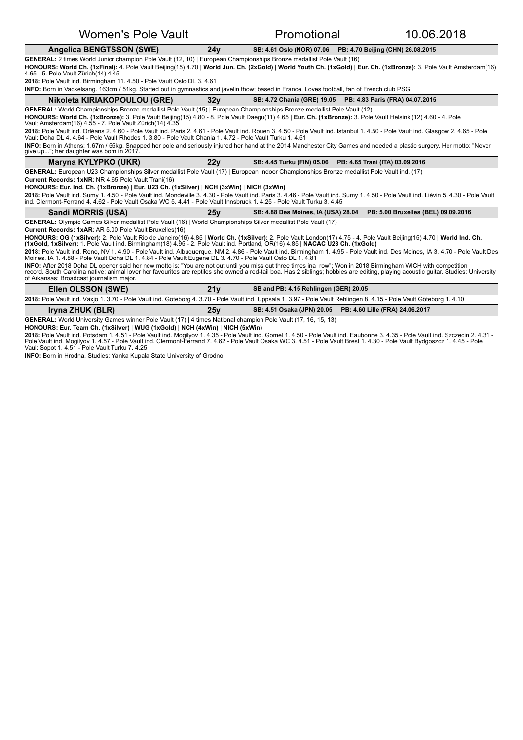# Women's Pole Vault — Promotional — 10.06.2018

## Angelica BENGTSSON (SWE) — 24y — SB: 4.61 Oslo (NOR) 07.06 — PB: 4.70 Beijing (CHN) 26.08.2015

**GENERAL:** 2 times World Junior champion Pole Vault (12, 10) | European Championships Bronze medallist Pole Vault (16)

**HONOURS: World Ch. (1xFinal):** 4. Pole Vault Beijing(15) 4.70 | **World Jun. Ch. (2xGold)** | **World Youth Ch. (1xGold)** | **Eur. Ch. (1xBronze):** 3. Pole Vault Amsterdam(16) 4.65 - 5. Pole Vault Zürich(14) 4.45

**2018:** Pole Vault ind. Birmingham 11. 4.50 - Pole Vault Oslo DL 3. 4.61

**INFO:** Born in Vackelsang. 163cm / 51kg. Started out in gymnastics and javelin thow; based in France. Loves football, fan of French club PSG.

## Nikoleta KIRIAKOPOULOU (GRE) — 32y — SB: 4.72 Chania (GRE) 19.05 — PB: 4.83 Paris (FRA) 04.07.2015

**GENERAL:** World Championships Bronze medallist Pole Vault (15) | European Championships Bronze medallist Pole Vault (12)

**HONOURS: World Ch. (1xBronze):** 3. Pole Vault Beijing(15) 4.80 - 8. Pole Vault Daegu(11) 4.65 | **Eur. Ch. (1xBronze):** 3. Pole Vault Helsinki(12) 4.60 - 4. Pole Vault Amsterdam(16) 4.55 - 7. Pole Vault Zürich(14) 4.35

**2018:** Pole Vault ind. Orléans 2. 4.60 - Pole Vault ind. Paris 2. 4.61 - Pole Vault ind. Rouen 3. 4.50 - Pole Vault ind. Istanbul 1. 4.50 - Pole Vault ind. Glasgow 2. 4.65 - Pole Vault Doha DL 4. 4.64 - Pole Vault Rhodes 1. 3.80 - Pole Vault Chania 1. 4.72 - Pole Vault Turku 1. 4.51

**INFO:** Born in Athens; 1.67m / 55kg. Snapped her pole and seriously injured her hand at the 2014 Manchester City Games and needed a plastic surgery. Her motto: "Never give up..."; her daughter was born in 2017.

## Maryna KYLYPKO (UKR) — 22y — SB: 4.45 Turku (FIN) 05.06 — PB: 4.65 Trani (ITA) 03.09.2016

**GENERAL:** European U23 Championships Silver medallist Pole Vault (17) | European Indoor Championships Bronze medallist Pole Vault ind. (17)

**Current Records: 1xNR**: NR 4.65 Pole Vault Trani(16)

**HONOURS: Eur. Ind. Ch. (1xBronze)** | **Eur. U23 Ch. (1xSilver)** | **NCH (3xWin)** | **NICH (3xWin)**

**2018:** Pole Vault ind. Sumy 1. 4.50 - Pole Vault ind. Mondeville 3. 4.30 - Pole Vault ind. Paris 3. 4.46 - Pole Vault ind. Sumy 1. 4.50 - Pole Vault ind. Liévin 5. 4.30 - Pole Vault ind. Clermont-Ferrand 4. 4.62 - Pole Vault Osaka WC 5. 4.41 - Pole Vault Innsbruck 1. 4.25 - Pole Vault Turku 3. 4.45

## Sandi MORRIS (USA) — 25y — SB: 4.88 Des Moines, IA (USA) 28.04 — PB: 5.00 Bruxelles (BEL) 09.09.2016

**GENERAL:** Olympic Games Silver medallist Pole Vault (16) | World Championships Silver medallist Pole Vault (17)

**Current Records: 1xAR**: AR 5.00 Pole Vault Bruxelles(16)

**HONOURS: OG (1xSilver):** 2. Pole Vault Rio de Janeiro(16) 4.85 | **World Ch. (1xSilver):** 2. Pole Vault London(17) 4.75 - 4. Pole Vault Beijing(15) 4.70 | **World Ind. Ch. (1xGold, 1xSilver):** 1. Pole Vault ind. Birmingham(18) 4.95 - 2. Pole Vault ind. Portland, OR(16) 4.85 | **NACAC U23 Ch. (1xGold)**

**2018:** Pole Vault ind. Reno, NV 1. 4.90 - Pole Vault ind. Albuquerque, NM 2. 4.86 - Pole Vault ind. Birmingham 1. 4.95 - Pole Vault ind. Des Moines, IA 3. 4.70 - Pole Vault Des Moines, IA 1. 4.88 - Pole Vault Doha DL 1. 4.84 - Pole Vault Eugene DL 3. 4.70 - Pole Vault Oslo DL 1. 4.81

**INFO:** After 2018 Doha DL opener said her new motto is: "You are not out until you miss out three times ina row"; Won in 2018 Birmingham WICH with competition record. South Carolina native; animal lover her favourites are reptiles she owned a red-tail boa. Has 2 siblings; hobbies are editing, playing acoustic guitar. Studies: University of Arkansas; Broadcast journalism major.

## Ellen OLSSON (SWE) — 21y — SB and PB: 4.15 Rehlingen (GER) 20.05

**2018:** Pole Vault ind. Växjö 1. 3.70 - Pole Vault ind. Göteborg 4. 3.70 - Pole Vault ind. Uppsala 1. 3.97 - Pole Vault Rehlingen 8. 4.15 - Pole Vault Göteborg 1. 4.10

## Iryna ZHUK (BLR) — 25y — SB: 4.51 Osaka (JPN) 20.05 — PB: 4.60 Lille (FRA) 24.06.2017

**GENERAL:** World University Games winner Pole Vault (17) | 4 times National champion Pole Vault (17, 16, 15, 13)

**HONOURS: Eur. Team Ch. (1xSilver)** | **WUG (1xGold)** | **NCH (4xWin)** | **NICH (5xWin)**

**2018:** Pole Vault ind. Potsdam 1. 4.51 - Pole Vault ind. Mogilyov 1. 4.35 - Pole Vault ind. Gomel 1. 4.50 - Pole Vault ind. Eaubonne 3. 4.35 - Pole Vault ind. Szczecin 2. 4.31 - Pole Vault ind. Mogilyov 1. 4.57 - Pole Vault ind. Clermont-Ferrand 7. 4.62 - Pole Vault Osaka WC 3. 4.51 - Pole Vault Brest 1. 4.30 - Pole Vault Bydgoszcz 1. 4.45 - Pole Vault Sopot 1. 4.51 - Pole Vault Turku 7. 4.25

**INFO:** Born in Hrodna. Studies: Yanka Kupala State University of Grodno.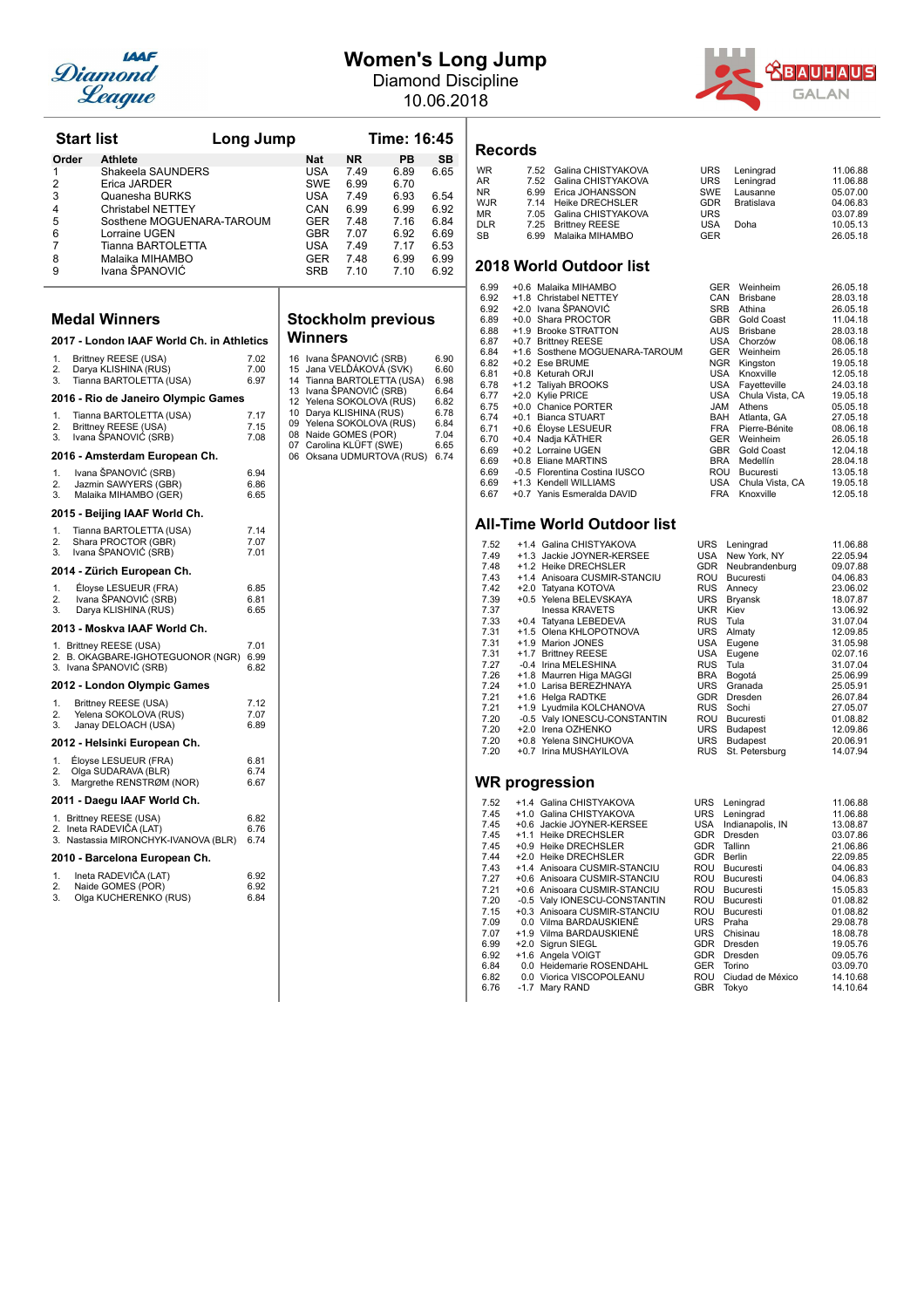# Women's Long Jump

Diamond Discipline

10.06.2018

## Start list — Long Jump — Time: 16:45

| Order | Athlete | Nat | NR | PB | SB |
|---|---|---|---|---|---|
| 1 | Shakeela SAUNDERS | USA | 7.49 | 6.89 | 6.65 |
| 2 | Erica JARDER | SWE | 6.99 | 6.70 | |
| 3 | Quanesha BURKS | USA | 7.49 | 6.93 | 6.54 |
| 4 | Christabel NETTEY | CAN | 6.99 | 6.99 | 6.92 |
| 5 | Sosthene MOGUENARA-TAROUM | GER | 7.48 | 7.16 | 6.84 |
| 6 | Lorraine UGEN | GBR | 7.07 | 6.92 | 6.69 |
| 7 | Tianna BARTOLETTA | USA | 7.49 | 7.17 | 6.53 |
| 8 | Malaika MIHAMBO | GER | 7.48 | 6.99 | 6.99 |
| 9 | Ivana ŠPANOVIĆ | SRB | 7.10 | 7.10 | 6.92 |

## Medal Winners

### 2017 - London IAAF World Ch. in Athletics

1. Brittney REESE (USA) 7.02
2. Darya KLISHINA (RUS) 7.00
3. Tianna BARTOLETTA (USA) 6.97

### 2016 - Rio de Janeiro Olympic Games

1. Tianna BARTOLETTA (USA) 7.17
2. Brittney REESE (USA) 7.15
3. Ivana ŠPANOVIĆ (SRB) 7.08

### 2016 - Amsterdam European Ch.

1. Ivana ŠPANOVIĆ (SRB) 6.94
2. Jazmin SAWYERS (GBR) 6.86
3. Malaika MIHAMBO (GER) 6.65

### 2015 - Beijing IAAF World Ch.

1. Tianna BARTOLETTA (USA) 7.14
2. Shara PROCTOR (GBR) 7.07
3. Ivana ŠPANOVIĆ (SRB) 7.01

### 2014 - Zürich European Ch.

1. Éloyse LESUEUR (FRA) 6.85
2. Ivana ŠPANOVIĆ (SRB) 6.81
3. Darya KLISHINA (RUS) 6.65

### 2013 - Moskva IAAF World Ch.

1. Brittney REESE (USA) 7.01
2. B. OKAGBARE-IGHOTEGUONOR (NGR) 6.99
3. Ivana ŠPANOVIĆ (SRB) 6.82

### 2012 - London Olympic Games

1. Brittney REESE (USA) 7.12
2. Yelena SOKOLOVA (RUS) 7.07
3. Janay DELOACH (USA) 6.89

### 2012 - Helsinki European Ch.

1. Éloyse LESUEUR (FRA) 6.81
2. Olga SUDARAVA (BLR) 6.74
3. Margrethe RENSTRØM (NOR) 6.67

### 2011 - Daegu IAAF World Ch.

1. Brittney REESE (USA) 6.82
2. Ineta RADEVIČA (LAT) 6.76
3. Nastassia MIRONCHYK-IVANOVA (BLR) 6.74

### 2010 - Barcelona European Ch.

1. Ineta RADEVIČA (LAT) 6.92
2. Naide GOMES (POR) 6.92
3. Olga KUCHERENKO (RUS) 6.84

## Stockholm previous Winners

| Year | Athlete | Mark |
|---|---|---|
| 16 | Ivana ŠPANOVIĆ (SRB) | 6.90 |
| 15 | Jana VELĎÁKOVÁ (SVK) | 6.60 |
| 14 | Tianna BARTOLETTA (USA) | 6.98 |
| 13 | Ivana ŠPANOVIĆ (SRB) | 6.64 |
| 12 | Yelena SOKOLOVA (RUS) | 6.82 |
| 10 | Darya KLISHINA (RUS) | 6.78 |
| 09 | Yelena SOKOLOVA (RUS) | 6.84 |
| 08 | Naide GOMES (POR) | 7.04 |
| 07 | Carolina KLÜFT (SWE) | 6.65 |
| 06 | Oksana UDMURTOVA (RUS) | 6.74 |

## Records

| | Mark | Athlete | Nat | Venue | Date |
|---|---|---|---|---|---|
| WR | 7.52 | Galina CHISTYAKOVA | URS | Leningrad | 11.06.88 |
| AR | 7.52 | Galina CHISTYAKOVA | URS | Leningrad | 11.06.88 |
| NR | 6.99 | Erica JOHANSSON | SWE | Lausanne | 05.07.00 |
| WJR | 7.14 | Heike DRECHSLER | GDR | Bratislava | 04.06.83 |
| MR | 7.05 | Galina CHISTYAKOVA | URS | | 03.07.89 |
| DLR | 7.25 | Brittney REESE | USA | Doha | 10.05.13 |
| SB | 6.99 | Malaika MIHAMBO | GER | | 26.05.18 |

## 2018 World Outdoor list

| Mark | Wind | Athlete | Nat | Venue | Date |
|---|---|---|---|---|---|
| 6.99 | +0.6 | Malaika MIHAMBO | GER | Weinheim | 26.05.18 |
| 6.92 | +1.8 | Christabel NETTEY | CAN | Brisbane | 28.03.18 |
| 6.92 | +2.0 | Ivana ŠPANOVIĆ | SRB | Athina | 26.05.18 |
| 6.89 | +0.0 | Shara PROCTOR | GBR | Gold Coast | 11.04.18 |
| 6.88 | +1.9 | Brooke STRATTON | AUS | Brisbane | 28.03.18 |
| 6.87 | +0.7 | Brittney REESE | USA | Chorzów | 08.06.18 |
| 6.84 | +1.6 | Sosthene MOGUENARA-TAROUM | GER | Weinheim | 26.05.18 |
| 6.82 | +0.2 | Ese BRUME | NGR | Kingston | 19.05.18 |
| 6.81 | +0.8 | Keturah ORJI | USA | Knoxville | 12.05.18 |
| 6.78 | +1.2 | Taliyah BROOKS | USA | Fayetteville | 24.03.18 |
| 6.77 | +2.0 | Kylie PRICE | USA | Chula Vista, CA | 19.05.18 |
| 6.75 | +0.0 | Chanice PORTER | JAM | Athens | 05.05.18 |
| 6.74 | +0.1 | Bianca STUART | BAH | Atlanta, GA | 27.05.18 |
| 6.71 | +0.6 | Éloyse LESUEUR | FRA | Pierre-Bénite | 08.06.18 |
| 6.70 | +0.4 | Nadja KÄTHER | GER | Weinheim | 26.05.18 |
| 6.69 | +0.2 | Lorraine UGEN | GBR | Gold Coast | 12.04.18 |
| 6.69 | +0.8 | Eliane MARTINS | BRA | Medellín | 28.04.18 |
| 6.69 | -0.5 | Florentina Costina IUSCO | ROU | Bucuresti | 13.05.18 |
| 6.69 | +1.3 | Kendell WILLIAMS | USA | Chula Vista, CA | 19.05.18 |
| 6.67 | +0.7 | Yanis Esmeralda DAVID | FRA | Knoxville | 12.05.18 |

## All-Time World Outdoor list

| Mark | Wind | Athlete | Nat | Venue | Date |
|---|---|---|---|---|---|
| 7.52 | +1.4 | Galina CHISTYAKOVA | URS | Leningrad | 11.06.88 |
| 7.49 | +1.3 | Jackie JOYNER-KERSEE | USA | New York, NY | 22.05.94 |
| 7.48 | +1.2 | Heike DRECHSLER | GDR | Neubrandenburg | 09.07.88 |
| 7.43 | +1.4 | Anisoara CUSMIR-STANCIU | ROU | Bucuresti | 04.06.83 |
| 7.42 | +2.0 | Tatyana KOTOVA | RUS | Annecy | 23.06.02 |
| 7.39 | +0.5 | Yelena BELEVSKAYA | URS | Bryansk | 18.07.87 |
| 7.37 | | Inessa KRAVETS | UKR | Kiev | 13.06.92 |
| 7.33 | +0.4 | Tatyana LEBEDEVA | RUS | Tula | 31.07.04 |
| 7.31 | +1.5 | Olena KHLOPOTNOVA | URS | Almaty | 12.09.85 |
| 7.31 | +1.9 | Marion JONES | USA | Eugene | 31.05.98 |
| 7.31 | +1.7 | Brittney REESE | USA | Eugene | 02.07.16 |
| 7.27 | -0.4 | Irina MELESHINA | RUS | Tula | 31.07.04 |
| 7.26 | +1.8 | Maurren Higa MAGGI | BRA | Bogotá | 25.06.99 |
| 7.24 | +1.0 | Larisa BEREZHNAYA | URS | Granada | 25.05.91 |
| 7.21 | +1.6 | Helga RADTKE | GDR | Dresden | 26.07.84 |
| 7.21 | +1.9 | Lyudmila KOLCHANOVA | RUS | Sochi | 27.05.07 |
| 7.20 | -0.5 | Valy IONESCU-CONSTANTIN | ROU | Bucuresti | 01.08.82 |
| 7.20 | +2.0 | Irena OZHENKO | URS | Budapest | 12.09.86 |
| 7.20 | +0.8 | Yelena SINCHUKOVA | URS | Budapest | 20.06.91 |
| 7.20 | +0.7 | Irina MUSHAYILOVA | RUS | St. Petersburg | 14.07.94 |

## WR progression

| Mark | Wind | Athlete | Nat | Venue | Date |
|---|---|---|---|---|---|
| 7.52 | +1.4 | Galina CHISTYAKOVA | URS | Leningrad | 11.06.88 |
| 7.45 | +1.0 | Galina CHISTYAKOVA | URS | Leningrad | 11.06.88 |
| 7.45 | +0.6 | Jackie JOYNER-KERSEE | USA | Indianapolis, IN | 13.08.87 |
| 7.45 | +1.1 | Heike DRECHSLER | GDR | Dresden | 03.07.86 |
| 7.45 | +0.9 | Heike DRECHSLER | GDR | Tallinn | 21.06.86 |
| 7.44 | +2.0 | Heike DRECHSLER | GDR | Berlin | 22.09.85 |
| 7.43 | +1.4 | Anisoara CUSMIR-STANCIU | ROU | Bucuresti | 04.06.83 |
| 7.27 | +0.6 | Anisoara CUSMIR-STANCIU | ROU | Bucuresti | 04.06.83 |
| 7.21 | +0.6 | Anisoara CUSMIR-STANCIU | ROU | Bucuresti | 15.05.83 |
| 7.20 | -0.5 | Valy IONESCU-CONSTANTIN | ROU | Bucuresti | 01.08.82 |
| 7.15 | +0.3 | Anisoara CUSMIR-STANCIU | ROU | Bucuresti | 01.08.82 |
| 7.09 | 0.0 | Vilma BARDAUSKIENĖ | URS | Praha | 29.08.78 |
| 7.07 | +1.9 | Vilma BARDAUSKIENĖ | URS | Chisinau | 18.08.78 |
| 6.99 | +2.0 | Sigrun SIEGL | GDR | Dresden | 19.05.76 |
| 6.92 | +1.6 | Angela VOIGT | GDR | Dresden | 09.05.76 |
| 6.84 | 0.0 | Heidemarie ROSENDAHL | GER | Torino | 03.09.70 |
| 6.82 | 0.0 | Viorica VISCOPOLEANU | ROU | Ciudad de México | 14.10.68 |
| 6.76 | -1.7 | Mary RAND | GBR | Tokyo | 14.10.64 |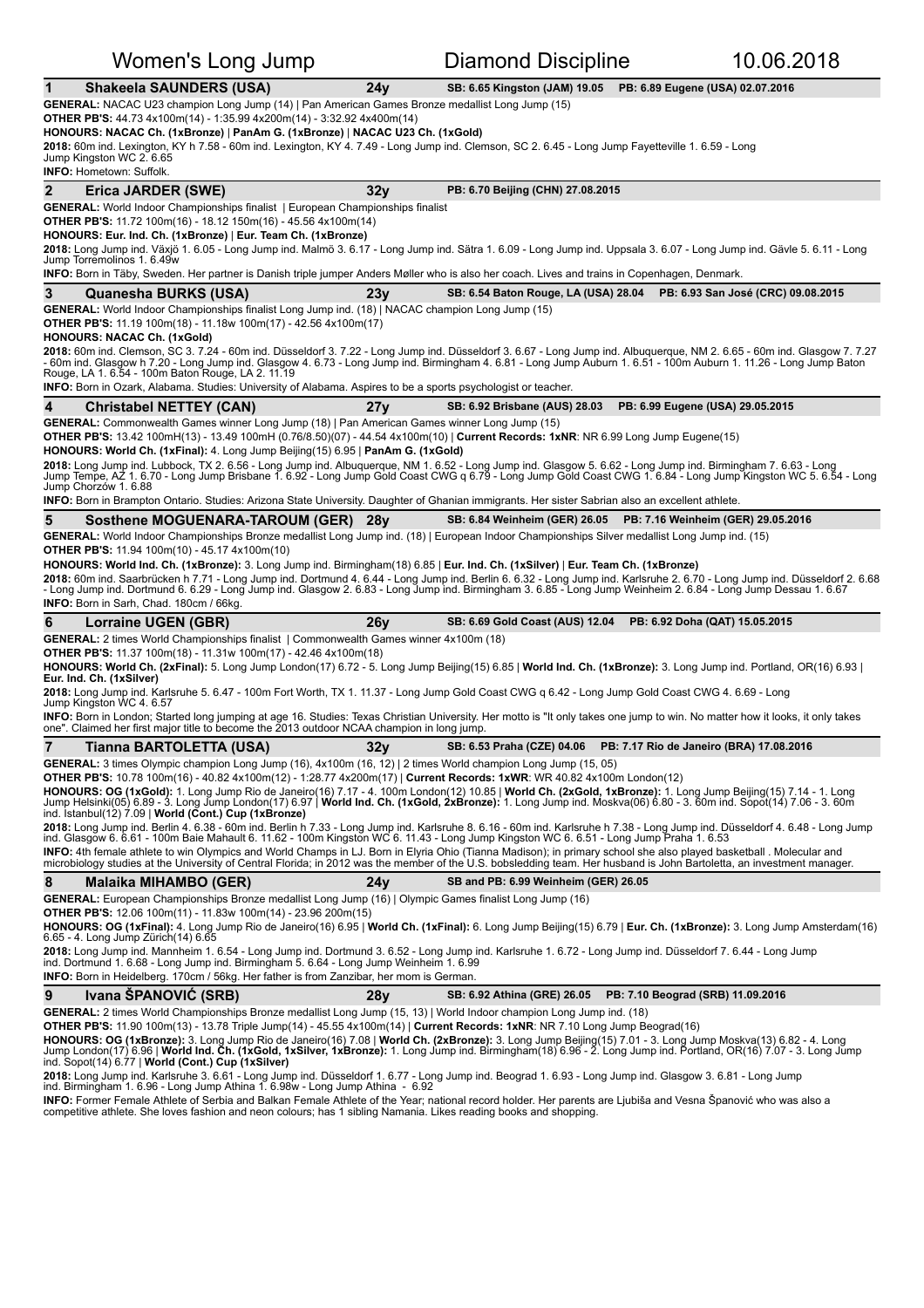# Women's Long Jump — Diamond Discipline — 10.06.2018

## 1 Shakeela SAUNDERS (USA) — 24y
**SB: 6.65 Kingston (JAM) 19.05 PB: 6.89 Eugene (USA) 02.07.2016**

**GENERAL:** NACAC U23 champion Long Jump (14) | Pan American Games Bronze medallist Long Jump (15)
**OTHER PB'S:** 44.73 4x100m(14) - 1:35.99 4x200m(14) - 3:32.92 4x400m(14)
**HONOURS: NACAC Ch. (1xBronze)** | **PanAm G. (1xBronze)** | **NACAC U23 Ch. (1xGold)**
**2018:** 60m ind. Lexington, KY h 7.58 - 60m ind. Lexington, KY 4. 7.49 - Long Jump ind. Clemson, SC 2. 6.45 - Long Jump Fayetteville 1. 6.59 - Long Jump Kingston WC 2. 6.65
**INFO:** Hometown: Suffolk.

## 2 Erica JARDER (SWE) — 32y
**PB: 6.70 Beijing (CHN) 27.08.2015**

**GENERAL:** World Indoor Championships finalist | European Championships finalist
**OTHER PB'S:** 11.72 100m(16) - 18.12 150m(16) - 45.56 4x100m(14)
**HONOURS: Eur. Ind. Ch. (1xBronze)** | **Eur. Team Ch. (1xBronze)**
**2018:** Long Jump ind. Växjö 1. 6.05 - Long Jump ind. Malmö 3. 6.17 - Long Jump ind. Sätra 1. 6.09 - Long Jump ind. Uppsala 3. 6.07 - Long Jump ind. Gävle 5. 6.11 - Long Jump Torremolinos 1. 6.49w
**INFO:** Born in Täby, Sweden. Her partner is Danish triple jumper Anders Møller who is also her coach. Lives and trains in Copenhagen, Denmark.

## 3 Quanesha BURKS (USA) — 23y
**SB: 6.54 Baton Rouge, LA (USA) 28.04 PB: 6.93 San José (CRC) 09.08.2015**

**GENERAL:** World Indoor Championships finalist Long Jump ind. (18) | NACAC champion Long Jump (15)
**OTHER PB'S:** 11.19 100m(18) - 11.18w 100m(17) - 42.56 4x100m(17)
**HONOURS: NACAC Ch. (1xGold)**
**2018:** 60m ind. Clemson, SC 3. 7.24 - 60m ind. Düsseldorf 3. 7.22 - Long Jump ind. Düsseldorf 3. 6.67 - Long Jump ind. Albuquerque, NM 2. 6.65 - 60m ind. Glasgow 7. 7.27 - 60m ind. Glasgow h 7.20 - Long Jump ind. Glasgow 4. 6.73 - Long Jump ind. Birmingham 4. 6.81 - Long Jump Auburn 1. 6.51 - 100m Auburn 1. 11.26 - Long Jump Baton Rouge, LA 1. 6.54 - 100m Baton Rouge, LA 2. 11.19
**INFO:** Born in Ozark, Alabama. Studies: University of Alabama. Aspires to be a sports psychologist or teacher.

## 4 Christabel NETTEY (CAN) — 27y
**SB: 6.92 Brisbane (AUS) 28.03 PB: 6.99 Eugene (USA) 29.05.2015**

**GENERAL:** Commonwealth Games winner Long Jump (18) | Pan American Games winner Long Jump (15)
**OTHER PB'S:** 13.42 100mH(13) - 13.49 100mH (0.76/8.50)(07) - 44.54 4x100m(10) | **Current Records: 1xNR**: NR 6.99 Long Jump Eugene(15)
**HONOURS: World Ch. (1xFinal):** 4. Long Jump Beijing(15) 6.95 | **PanAm G. (1xGold)**
**2018:** Long Jump ind. Lubbock, TX 2. 6.56 - Long Jump ind. Albuquerque, NM 1. 6.52 - Long Jump ind. Glasgow 5. 6.62 - Long Jump ind. Birmingham 7. 6.63 - Long Jump Tempe, AZ 1. 6.70 - Long Jump Brisbane 1. 6.92 - Long Jump Gold Coast CWG q 6.79 - Long Jump Gold Coast CWG 1. 6.84 - Long Jump Kingston WC 5. 6.54 - Long Jump Chorzów 1. 6.88
**INFO:** Born in Brampton Ontario. Studies: Arizona State University. Daughter of Ghanian immigrants. Her sister Sabrian also an excellent athlete.

## 5 Sosthene MOGUENARA-TAROUM (GER) — 28y
**SB: 6.84 Weinheim (GER) 26.05 PB: 7.16 Weinheim (GER) 29.05.2016**

**GENERAL:** World Indoor Championships Bronze medallist Long Jump ind. (18) | European Indoor Championships Silver medallist Long Jump ind. (15)
**OTHER PB'S:** 11.94 100m(10) - 45.17 4x100m(10)
**HONOURS: World Ind. Ch. (1xBronze):** 3. Long Jump ind. Birmingham(18) 6.85 | **Eur. Ind. Ch. (1xSilver)** | **Eur. Team Ch. (1xBronze)**
**2018:** 60m ind. Saarbrücken h 7.71 - Long Jump ind. Dortmund 4. 6.44 - Long Jump ind. Berlin 6. 6.32 - Long Jump ind. Karlsruhe 2. 6.70 - Long Jump ind. Düsseldorf 2. 6.68 - Long Jump ind. Dortmund 6. 6.29 - Long Jump ind. Glasgow 2. 6.83 - Long Jump ind. Birmingham 3. 6.85 - Long Jump Weinheim 2. 6.84 - Long Jump Dessau 1. 6.67
**INFO:** Born in Sarh, Chad. 180cm / 66kg.

## 6 Lorraine UGEN (GBR) — 26y
**SB: 6.69 Gold Coast (AUS) 12.04 PB: 6.92 Doha (QAT) 15.05.2015**

**GENERAL:** 2 times World Championships finalist | Commonwealth Games winner 4x100m (18)
**OTHER PB'S:** 11.37 100m(18) - 11.31w 100m(17) - 42.46 4x100m(18)
**HONOURS: World Ch. (2xFinal):** 5. Long Jump London(17) 6.72 - 5. Long Jump Beijing(15) 6.85 | **World Ind. Ch. (1xBronze):** 3. Long Jump ind. Portland, OR(16) 6.93 | **Eur. Ind. Ch. (1xSilver)**
**2018:** Long Jump ind. Karlsruhe 5. 6.47 - 100m Fort Worth, TX 1. 11.37 - Long Jump Gold Coast CWG q 6.42 - Long Jump Gold Coast CWG 4. 6.69 - Long Jump Kingston WC 4. 6.57
**INFO:** Born in London; Started long jumping at age 16. Studies: Texas Christian University. Her motto is "It only takes one jump to win. No matter how it looks, it only takes one". Claimed her first major title to become the 2013 outdoor NCAA champion in long jump.

## 7 Tianna BARTOLETTA (USA) — 32y
**SB: 6.53 Praha (CZE) 04.06 PB: 7.17 Rio de Janeiro (BRA) 17.08.2016**

**GENERAL:** 3 times Olympic champion Long Jump (16), 4x100m (16, 12) | 2 times World champion Long Jump (15, 05)
**OTHER PB'S:** 10.78 100m(16) - 40.82 4x100m(12) - 1:28.77 4x200m(17) | **Current Records: 1xWR**: WR 40.82 4x100m London(12)
**HONOURS: OG (1xGold):** 1. Long Jump Rio de Janeiro(16) 7.17 - 4. 100m London(12) 10.85 | **World Ch. (2xGold, 1xBronze):** 1. Long Jump Beijing(15) 7.14 - 1. Long Jump Helsinki(05) 6.89 - 3. Long Jump London(17) 6.97 | **World Ind. Ch. (1xGold, 2xBronze):** 1. Long Jump ind. Moskva(06) 6.80 - 3. 60m ind. Sopot(14) 7.06 - 3. 60m ind. Istanbul(12) 7.09 | **World (Cont.) Cup (1xBronze)**
**2018:** Long Jump ind. Berlin 4. 6.38 - 60m ind. Berlin h 7.33 - Long Jump ind. Karlsruhe 8. 6.16 - 60m ind. Karlsruhe h 7.38 - Long Jump ind. Düsseldorf 4. 6.48 - Long Jump ind. Glasgow 6. 6.61 - 100m Baie Mahault 6. 11.62 - 100m Kingston WC 6. 11.43 - Long Jump Kingston WC 6. 6.51 - Long Jump Praha 1. 6.53
**INFO:** 4th female athlete to win Olympics and World Champs in LJ. Born in Elyria Ohio (Tianna Madison); in primary school she also played basketball . Molecular and microbiology studies at the University of Central Florida; in 2012 was the member of the U.S. bobsledding team. Her husband is John Bartoletta, an investment manager.

## 8 Malaika MIHAMBO (GER) — 24y
**SB and PB: 6.99 Weinheim (GER) 26.05**

**GENERAL:** European Championships Bronze medallist Long Jump (16) | Olympic Games finalist Long Jump (16)
**OTHER PB'S:** 12.06 100m(11) - 11.83w 100m(14) - 23.96 200m(15)
**HONOURS: OG (1xFinal):** 4. Long Jump Rio de Janeiro(16) 6.95 | **World Ch. (1xFinal):** 6. Long Jump Beijing(15) 6.79 | **Eur. Ch. (1xBronze):** 3. Long Jump Amsterdam(16) 6.65 - 4. Long Jump Zürich(14) 6.65
**2018:** Long Jump ind. Mannheim 1. 6.54 - Long Jump ind. Dortmund 3. 6.52 - Long Jump ind. Karlsruhe 1. 6.72 - Long Jump ind. Düsseldorf 7. 6.44 - Long Jump ind. Dortmund 1. 6.68 - Long Jump ind. Birmingham 5. 6.64 - Long Jump Weinheim 1. 6.99
**INFO:** Born in Heidelberg. 170cm / 56kg. Her father is from Zanzibar, her mom is German.

## 9 Ivana ŠPANOVIĆ (SRB) — 28y
**SB: 6.92 Athina (GRE) 26.05 PB: 7.10 Beograd (SRB) 11.09.2016**

**GENERAL:** 2 times World Championships Bronze medallist Long Jump (15, 13) | World Indoor champion Long Jump ind. (18)
**OTHER PB'S:** 11.90 100m(13) - 13.78 Triple Jump(14) - 45.55 4x100m(14) - 23.96 200m(15) | **Current Records: 1xNR**: NR 7.10 Long Jump Beograd(16)
**HONOURS: OG (1xBronze):** 3. Long Jump Rio de Janeiro(16) 7.08 | **World Ch. (2xBronze):** 3. Long Jump Beijing(15) 7.01 - 3. Long Jump Moskva(13) 6.82 - 4. Long Jump London(17) 6.96 | **World Ind. Ch. (1xGold, 1xSilver, 1xBronze):** 1. Long Jump ind. Birmingham(18) 6.96 - 2. Long Jump ind. Portland, OR(16) 7.07 - 3. Long Jump ind. Sopot(14) 6.77 | **World (Cont.) Cup (1xSilver)**
**2018:** Long Jump ind. Karlsruhe 3. 6.61 - Long Jump ind. Düsseldorf 1. 6.77 - Long Jump ind. Beograd 1. 6.93 - Long Jump ind. Glasgow 3. 6.81 - Long Jump ind. Birmingham 1. 6.96 - Long Jump Athina 1. 6.98w - Long Jump Athina - 6.92
**INFO:** Former Female Athlete of Serbia and Balkan Female Athlete of the Year; national record holder. Her parents are Ljubiša and Vesna Španović who was also a competitive athlete. She loves fashion and neon colours; has 1 sibling Namania. Likes reading books and shopping.